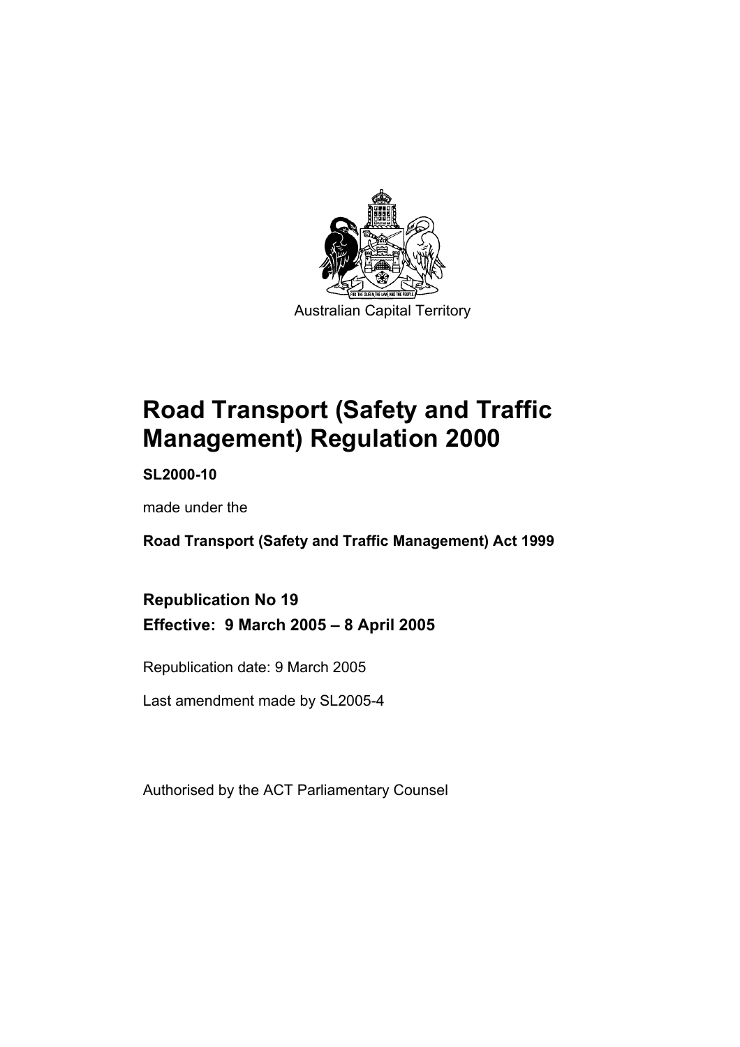Australian Capital Territory

# Road Transport (Safety and Traffic Management) Regulation 2000

**SL2000-10**

made under the

**Road Transport (Safety and Traffic Management) Act 1999**

**Republication No 19**
**Effective: 9 March 2005 – 8 April 2005**

Republication date: 9 March 2005

Last amendment made by SL2005-4

Authorised by the ACT Parliamentary Counsel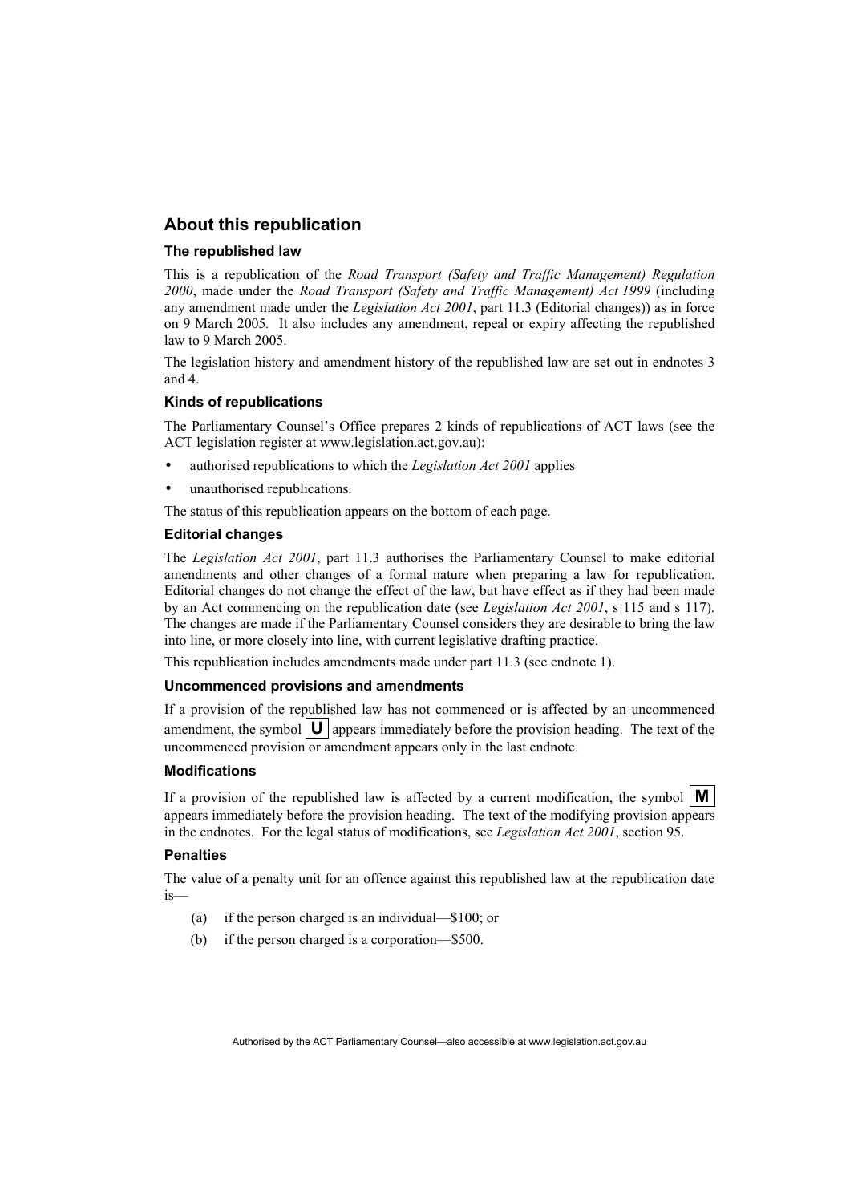## About this republication

### The republished law

This is a republication of the *Road Transport (Safety and Traffic Management) Regulation 2000*, made under the *Road Transport (Safety and Traffic Management) Act 1999* (including any amendment made under the *Legislation Act 2001*, part 11.3 (Editorial changes)) as in force on 9 March 2005. It also includes any amendment, repeal or expiry affecting the republished law to 9 March 2005.

The legislation history and amendment history of the republished law are set out in endnotes 3 and 4.

### Kinds of republications

The Parliamentary Counsel's Office prepares 2 kinds of republications of ACT laws (see the ACT legislation register at www.legislation.act.gov.au):

- authorised republications to which the *Legislation Act 2001* applies
- unauthorised republications.

The status of this republication appears on the bottom of each page.

### Editorial changes

The *Legislation Act 2001*, part 11.3 authorises the Parliamentary Counsel to make editorial amendments and other changes of a formal nature when preparing a law for republication. Editorial changes do not change the effect of the law, but have effect as if they had been made by an Act commencing on the republication date (see *Legislation Act 2001*, s 115 and s 117). The changes are made if the Parliamentary Counsel considers they are desirable to bring the law into line, or more closely into line, with current legislative drafting practice.

This republication includes amendments made under part 11.3 (see endnote 1).

### Uncommenced provisions and amendments

If a provision of the republished law has not commenced or is affected by an uncommenced amendment, the symbol **U** appears immediately before the provision heading. The text of the uncommenced provision or amendment appears only in the last endnote.

### Modifications

If a provision of the republished law is affected by a current modification, the symbol **M** appears immediately before the provision heading. The text of the modifying provision appears in the endnotes. For the legal status of modifications, see *Legislation Act 2001*, section 95.

### Penalties

The value of a penalty unit for an offence against this republished law at the republication date is—

(a) if the person charged is an individual—$100; or

(b) if the person charged is a corporation—$500.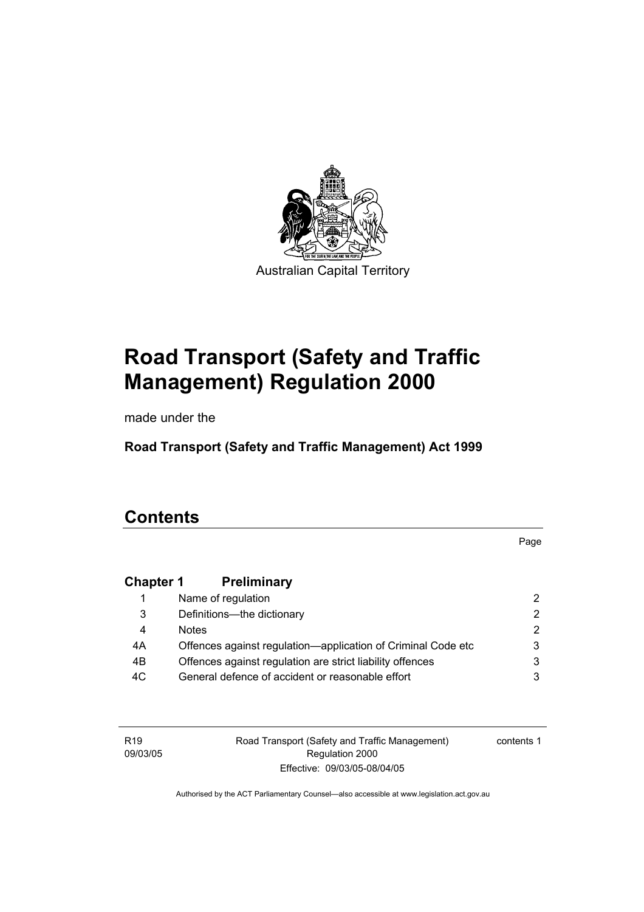Australian Capital Territory

# Road Transport (Safety and Traffic Management) Regulation 2000

made under the

**Road Transport (Safety and Traffic Management) Act 1999**

## Contents

| | | Page |
|---|---|---|
| **Chapter 1** | **Preliminary** | |
| 1 | Name of regulation | 2 |
| 3 | Definitions—the dictionary | 2 |
| 4 | Notes | 2 |
| 4A | Offences against regulation—application of Criminal Code etc | 3 |
| 4B | Offences against regulation are strict liability offences | 3 |
| 4C | General defence of accident or reasonable effort | 3 |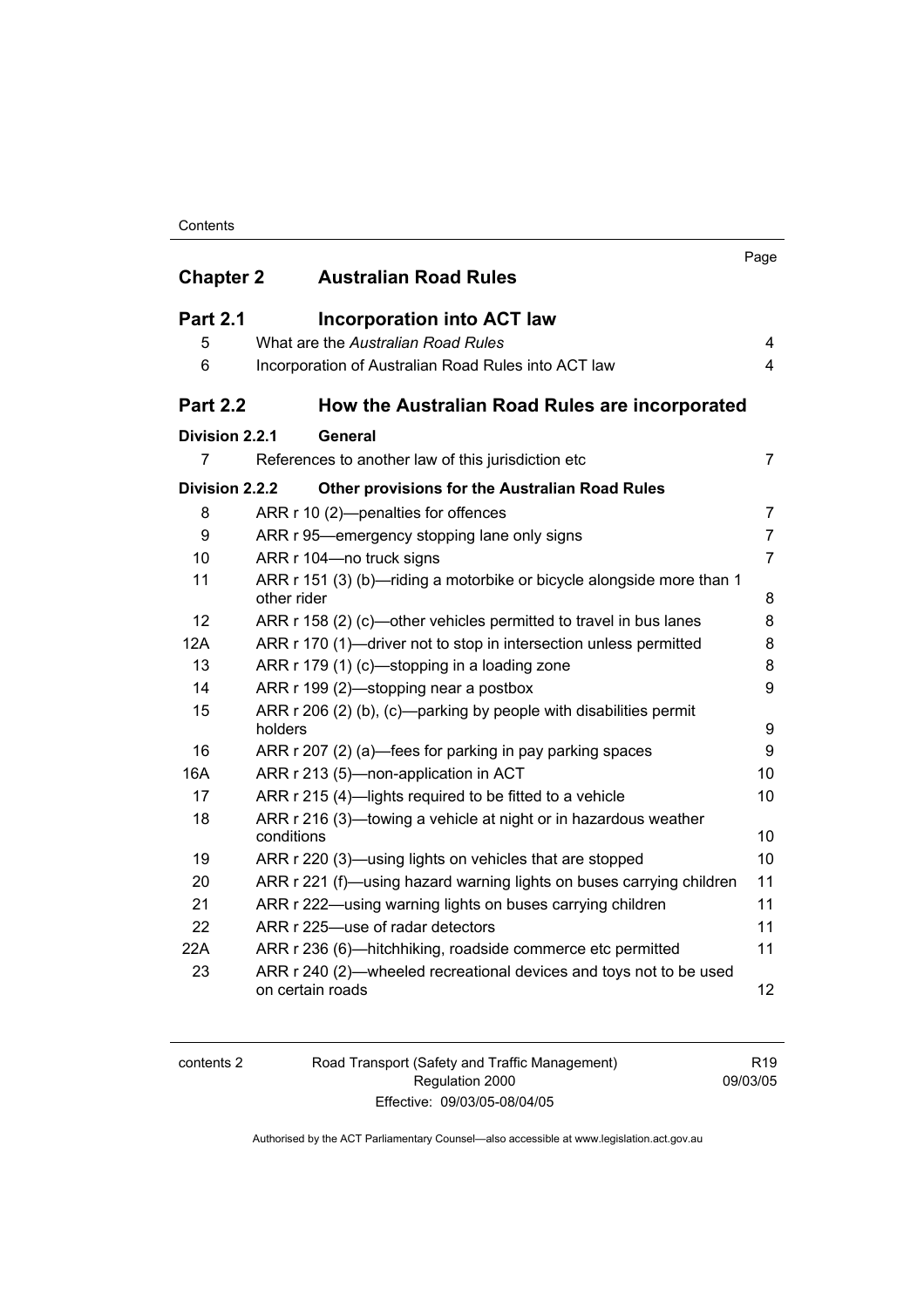| | | Page |
|---|---|---|
| **Chapter 2** | **Australian Road Rules** | |
| **Part 2.1** | **Incorporation into ACT law** | |
| 5 | What are the *Australian Road Rules* | 4 |
| 6 | Incorporation of Australian Road Rules into ACT law | 4 |
| **Part 2.2** | **How the Australian Road Rules are incorporated** | |
| **Division 2.2.1** | **General** | |
| 7 | References to another law of this jurisdiction etc | 7 |
| **Division 2.2.2** | **Other provisions for the Australian Road Rules** | |
| 8 | ARR r 10 (2)—penalties for offences | 7 |
| 9 | ARR r 95—emergency stopping lane only signs | 7 |
| 10 | ARR r 104—no truck signs | 7 |
| 11 | ARR r 151 (3) (b)—riding a motorbike or bicycle alongside more than 1 other rider | 8 |
| 12 | ARR r 158 (2) (c)—other vehicles permitted to travel in bus lanes | 8 |
| 12A | ARR r 170 (1)—driver not to stop in intersection unless permitted | 8 |
| 13 | ARR r 179 (1) (c)—stopping in a loading zone | 8 |
| 14 | ARR r 199 (2)—stopping near a postbox | 9 |
| 15 | ARR r 206 (2) (b), (c)—parking by people with disabilities permit holders | 9 |
| 16 | ARR r 207 (2) (a)—fees for parking in pay parking spaces | 9 |
| 16A | ARR r 213 (5)—non-application in ACT | 10 |
| 17 | ARR r 215 (4)—lights required to be fitted to a vehicle | 10 |
| 18 | ARR r 216 (3)—towing a vehicle at night or in hazardous weather conditions | 10 |
| 19 | ARR r 220 (3)—using lights on vehicles that are stopped | 10 |
| 20 | ARR r 221 (f)—using hazard warning lights on buses carrying children | 11 |
| 21 | ARR r 222—using warning lights on buses carrying children | 11 |
| 22 | ARR r 225—use of radar detectors | 11 |
| 22A | ARR r 236 (6)—hitchhiking, roadside commerce etc permitted | 11 |
| 23 | ARR r 240 (2)—wheeled recreational devices and toys not to be used on certain roads | 12 |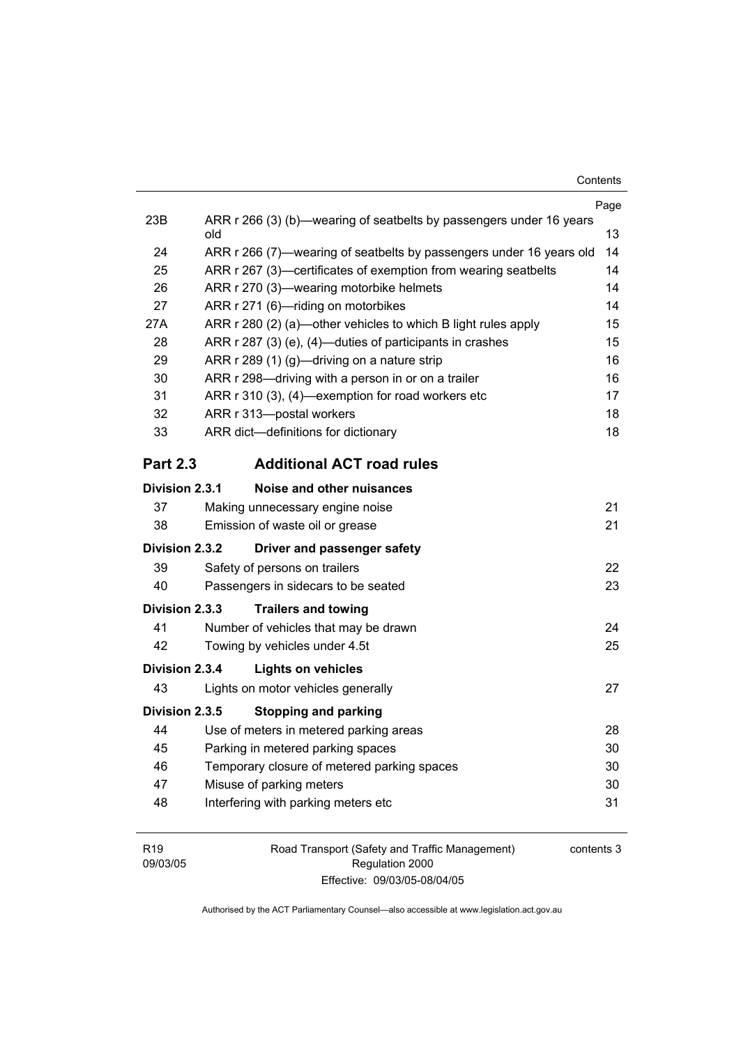| | | Page |
|---|---|---|
| 23B | ARR r 266 (3) (b)—wearing of seatbelts by passengers under 16 years old | 13 |
| 24 | ARR r 266 (7)—wearing of seatbelts by passengers under 16 years old | 14 |
| 25 | ARR r 267 (3)—certificates of exemption from wearing seatbelts | 14 |
| 26 | ARR r 270 (3)—wearing motorbike helmets | 14 |
| 27 | ARR r 271 (6)—riding on motorbikes | 14 |
| 27A | ARR r 280 (2) (a)—other vehicles to which B light rules apply | 15 |
| 28 | ARR r 287 (3) (e), (4)—duties of participants in crashes | 15 |
| 29 | ARR r 289 (1) (g)—driving on a nature strip | 16 |
| 30 | ARR r 298—driving with a person in or on a trailer | 16 |
| 31 | ARR r 310 (3), (4)—exemption for road workers etc | 17 |
| 32 | ARR r 313—postal workers | 18 |
| 33 | ARR dict—definitions for dictionary | 18 |

## Part 2.3 Additional ACT road rules

**Division 2.3.1 Noise and other nuisances**

| | | |
|---|---|---|
| 37 | Making unnecessary engine noise | 21 |
| 38 | Emission of waste oil or grease | 21 |

**Division 2.3.2 Driver and passenger safety**

| | | |
|---|---|---|
| 39 | Safety of persons on trailers | 22 |
| 40 | Passengers in sidecars to be seated | 23 |

**Division 2.3.3 Trailers and towing**

| | | |
|---|---|---|
| 41 | Number of vehicles that may be drawn | 24 |
| 42 | Towing by vehicles under 4.5t | 25 |

**Division 2.3.4 Lights on vehicles**

| | | |
|---|---|---|
| 43 | Lights on motor vehicles generally | 27 |

**Division 2.3.5 Stopping and parking**

| | | |
|---|---|---|
| 44 | Use of meters in metered parking areas | 28 |
| 45 | Parking in metered parking spaces | 30 |
| 46 | Temporary closure of metered parking spaces | 30 |
| 47 | Misuse of parking meters | 30 |
| 48 | Interfering with parking meters etc | 31 |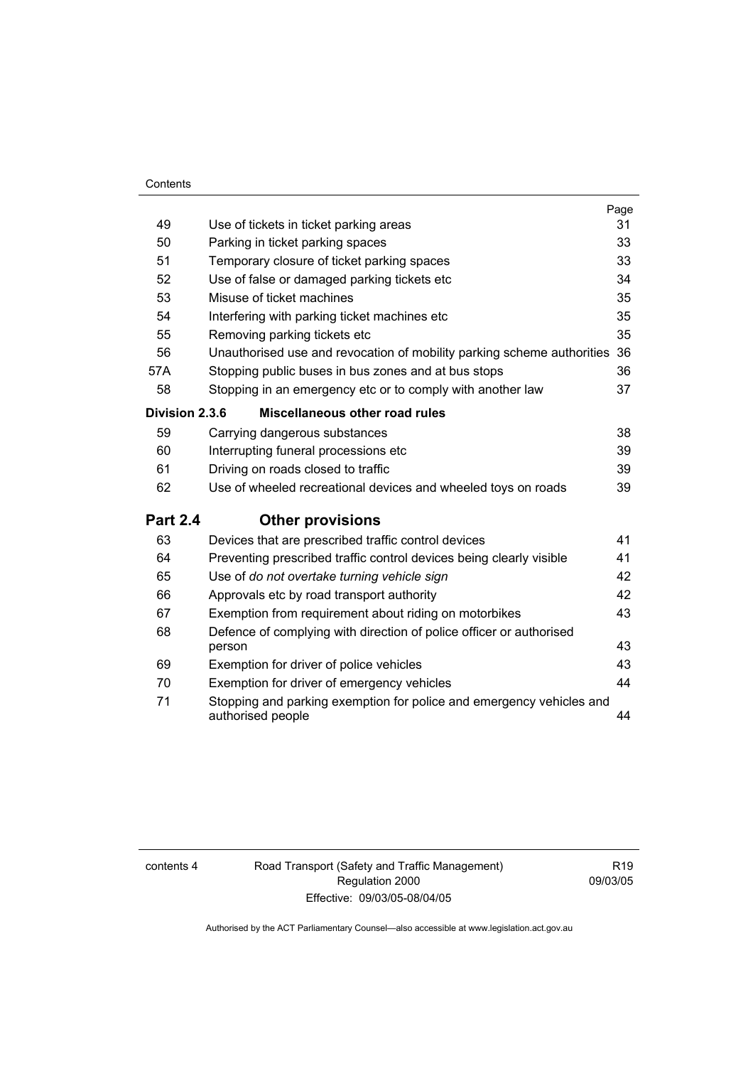| | | Page |
|---|---|---|
| 49 | Use of tickets in ticket parking areas | 31 |
| 50 | Parking in ticket parking spaces | 33 |
| 51 | Temporary closure of ticket parking spaces | 33 |
| 52 | Use of false or damaged parking tickets etc | 34 |
| 53 | Misuse of ticket machines | 35 |
| 54 | Interfering with parking ticket machines etc | 35 |
| 55 | Removing parking tickets etc | 35 |
| 56 | Unauthorised use and revocation of mobility parking scheme authorities | 36 |
| 57A | Stopping public buses in bus zones and at bus stops | 36 |
| 58 | Stopping in an emergency etc or to comply with another law | 37 |
| **Division 2.3.6** | **Miscellaneous other road rules** | |
| 59 | Carrying dangerous substances | 38 |
| 60 | Interrupting funeral processions etc | 39 |
| 61 | Driving on roads closed to traffic | 39 |
| 62 | Use of wheeled recreational devices and wheeled toys on roads | 39 |
| **Part 2.4** | **Other provisions** | |
| 63 | Devices that are prescribed traffic control devices | 41 |
| 64 | Preventing prescribed traffic control devices being clearly visible | 41 |
| 65 | Use of *do not overtake turning vehicle sign* | 42 |
| 66 | Approvals etc by road transport authority | 42 |
| 67 | Exemption from requirement about riding on motorbikes | 43 |
| 68 | Defence of complying with direction of police officer or authorised person | 43 |
| 69 | Exemption for driver of police vehicles | 43 |
| 70 | Exemption for driver of emergency vehicles | 44 |
| 71 | Stopping and parking exemption for police and emergency vehicles and authorised people | 44 |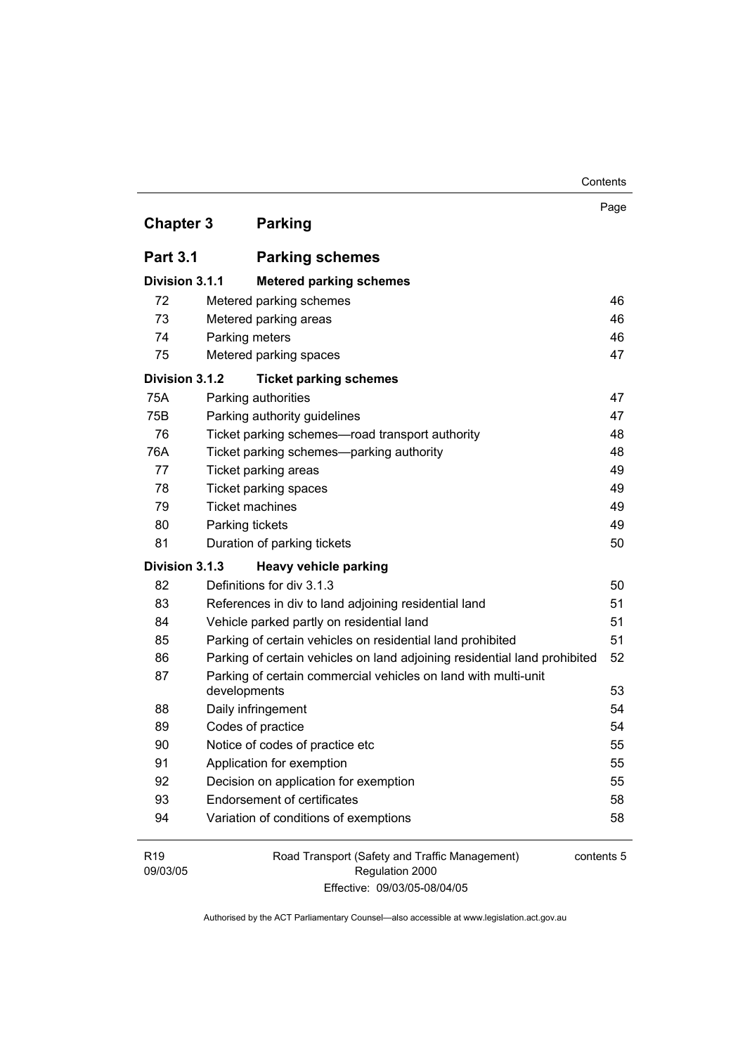| | | Page |
|---|---|---|
| **Chapter 3** | **Parking** | |
| **Part 3.1** | **Parking schemes** | |
| **Division 3.1.1** | **Metered parking schemes** | |
| 72 | Metered parking schemes | 46 |
| 73 | Metered parking areas | 46 |
| 74 | Parking meters | 46 |
| 75 | Metered parking spaces | 47 |
| **Division 3.1.2** | **Ticket parking schemes** | |
| 75A | Parking authorities | 47 |
| 75B | Parking authority guidelines | 47 |
| 76 | Ticket parking schemes—road transport authority | 48 |
| 76A | Ticket parking schemes—parking authority | 48 |
| 77 | Ticket parking areas | 49 |
| 78 | Ticket parking spaces | 49 |
| 79 | Ticket machines | 49 |
| 80 | Parking tickets | 49 |
| 81 | Duration of parking tickets | 50 |
| **Division 3.1.3** | **Heavy vehicle parking** | |
| 82 | Definitions for div 3.1.3 | 50 |
| 83 | References in div to land adjoining residential land | 51 |
| 84 | Vehicle parked partly on residential land | 51 |
| 85 | Parking of certain vehicles on residential land prohibited | 51 |
| 86 | Parking of certain vehicles on land adjoining residential land prohibited | 52 |
| 87 | Parking of certain commercial vehicles on land with multi-unit developments | 53 |
| 88 | Daily infringement | 54 |
| 89 | Codes of practice | 54 |
| 90 | Notice of codes of practice etc | 55 |
| 91 | Application for exemption | 55 |
| 92 | Decision on application for exemption | 55 |
| 93 | Endorsement of certificates | 58 |
| 94 | Variation of conditions of exemptions | 58 |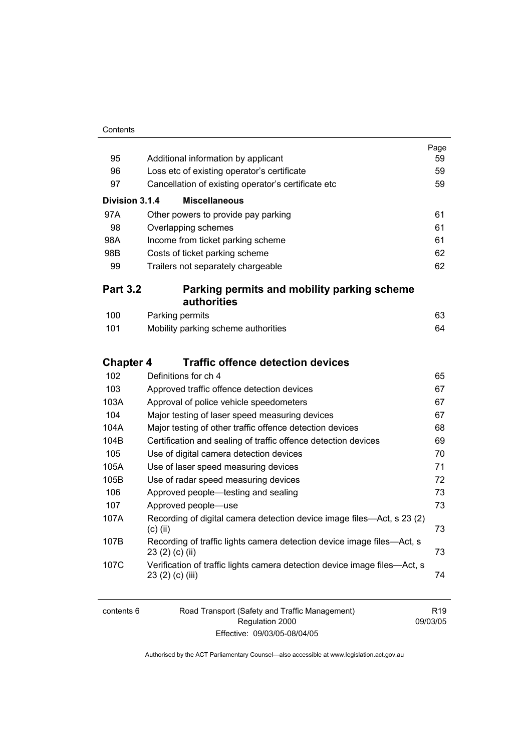| | | Page |
|---|---|---|
| 95 | Additional information by applicant | 59 |
| 96 | Loss etc of existing operator's certificate | 59 |
| 97 | Cancellation of existing operator's certificate etc | 59 |
| **Division 3.1.4** | **Miscellaneous** | |
| 97A | Other powers to provide pay parking | 61 |
| 98 | Overlapping schemes | 61 |
| 98A | Income from ticket parking scheme | 61 |
| 98B | Costs of ticket parking scheme | 62 |
| 99 | Trailers not separately chargeable | 62 |

## Part 3.2 Parking permits and mobility parking scheme authorities

| | | |
|---|---|---|
| 100 | Parking permits | 63 |
| 101 | Mobility parking scheme authorities | 64 |

## Chapter 4 Traffic offence detection devices

| | | |
|---|---|---|
| 102 | Definitions for ch 4 | 65 |
| 103 | Approved traffic offence detection devices | 67 |
| 103A | Approval of police vehicle speedometers | 67 |
| 104 | Major testing of laser speed measuring devices | 67 |
| 104A | Major testing of other traffic offence detection devices | 68 |
| 104B | Certification and sealing of traffic offence detection devices | 69 |
| 105 | Use of digital camera detection devices | 70 |
| 105A | Use of laser speed measuring devices | 71 |
| 105B | Use of radar speed measuring devices | 72 |
| 106 | Approved people—testing and sealing | 73 |
| 107 | Approved people—use | 73 |
| 107A | Recording of digital camera detection device image files—Act, s 23 (2) (c) (ii) | 73 |
| 107B | Recording of traffic lights camera detection device image files—Act, s 23 (2) (c) (ii) | 73 |
| 107C | Verification of traffic lights camera detection device image files—Act, s 23 (2) (c) (iii) | 74 |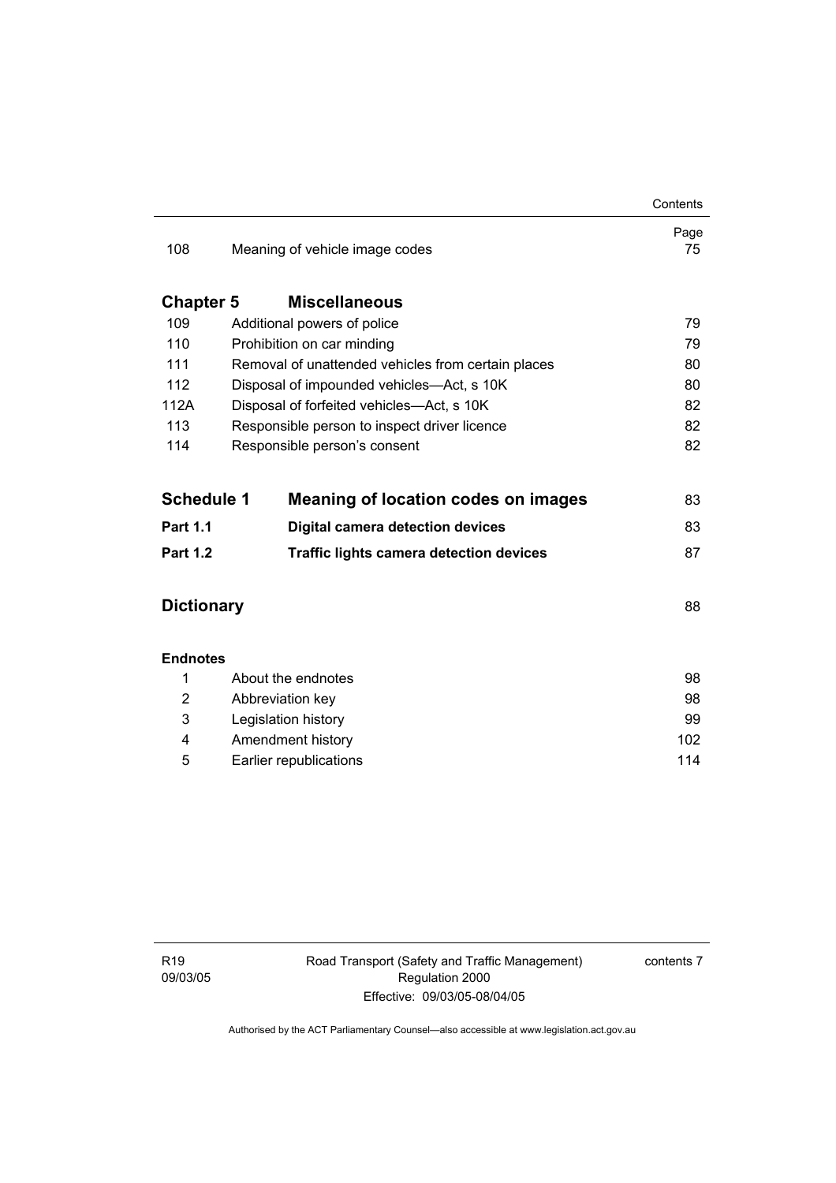| | | Page |
|---|---|---|
| 108 | Meaning of vehicle image codes | 75 |

**Chapter 5 Miscellaneous**

| | | |
|---|---|---|
| 109 | Additional powers of police | 79 |
| 110 | Prohibition on car minding | 79 |
| 111 | Removal of unattended vehicles from certain places | 80 |
| 112 | Disposal of impounded vehicles—Act, s 10K | 80 |
| 112A | Disposal of forfeited vehicles—Act, s 10K | 82 |
| 113 | Responsible person to inspect driver licence | 82 |
| 114 | Responsible person's consent | 82 |

| | | |
|---|---|---|
| **Schedule 1** | **Meaning of location codes on images** | 83 |
| **Part 1.1** | **Digital camera detection devices** | 83 |
| **Part 1.2** | **Traffic lights camera detection devices** | 87 |

**Dictionary** 88

**Endnotes**

| | | |
|---|---|---|
| 1 | About the endnotes | 98 |
| 2 | Abbreviation key | 98 |
| 3 | Legislation history | 99 |
| 4 | Amendment history | 102 |
| 5 | Earlier republications | 114 |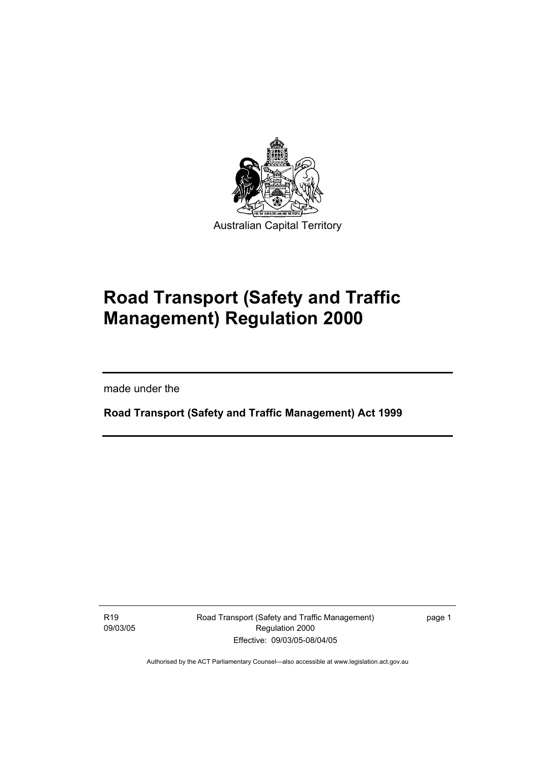Australian Capital Territory

# Road Transport (Safety and Traffic Management) Regulation 2000

made under the

**Road Transport (Safety and Traffic Management) Act 1999**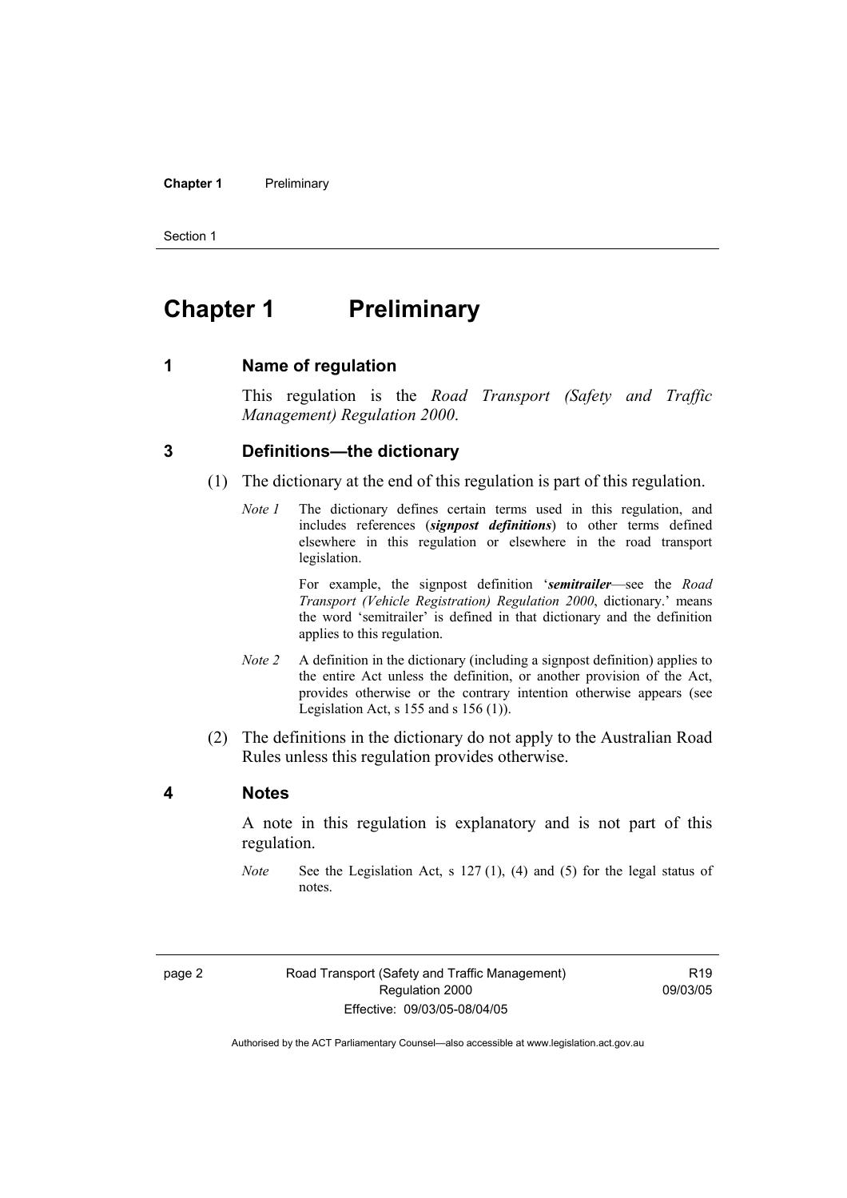# Chapter 1 Preliminary

## 1 Name of regulation

This regulation is the *Road Transport (Safety and Traffic Management) Regulation 2000*.

## 3 Definitions—the dictionary

(1) The dictionary at the end of this regulation is part of this regulation.

*Note 1* The dictionary defines certain terms used in this regulation, and includes references (***signpost definitions***) to other terms defined elsewhere in this regulation or elsewhere in the road transport legislation.

For example, the signpost definition '***semitrailer***—see the *Road Transport (Vehicle Registration) Regulation 2000*, dictionary.' means the word 'semitrailer' is defined in that dictionary and the definition applies to this regulation.

*Note 2* A definition in the dictionary (including a signpost definition) applies to the entire Act unless the definition, or another provision of the Act, provides otherwise or the contrary intention otherwise appears (see Legislation Act, s 155 and s 156 (1)).

(2) The definitions in the dictionary do not apply to the Australian Road Rules unless this regulation provides otherwise.

## 4 Notes

A note in this regulation is explanatory and is not part of this regulation.

*Note* See the Legislation Act, s 127 (1), (4) and (5) for the legal status of notes.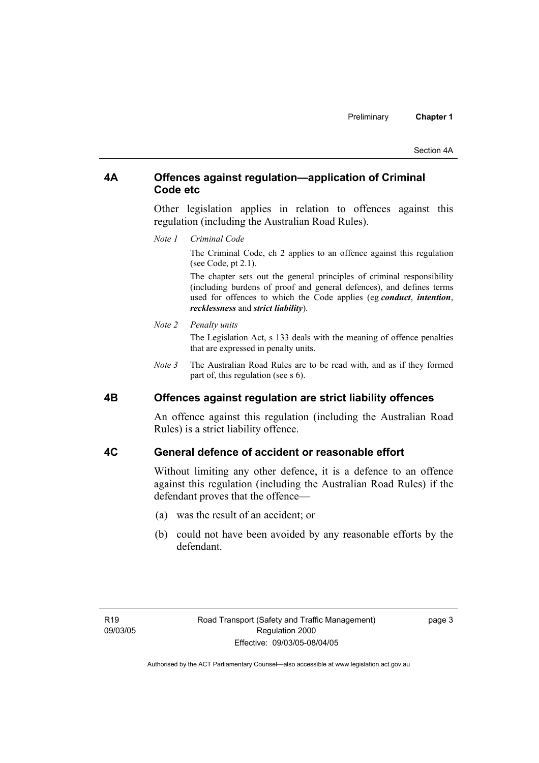## 4A Offences against regulation—application of Criminal Code etc

Other legislation applies in relation to offences against this regulation (including the Australian Road Rules).

*Note 1* *Criminal Code*

The Criminal Code, ch 2 applies to an offence against this regulation (see Code, pt 2.1).

The chapter sets out the general principles of criminal responsibility (including burdens of proof and general defences), and defines terms used for offences to which the Code applies (eg ***conduct***, ***intention***, ***recklessness*** and ***strict liability***).

*Note 2* *Penalty units*

The Legislation Act, s 133 deals with the meaning of offence penalties that are expressed in penalty units.

*Note 3* The Australian Road Rules are to be read with, and as if they formed part of, this regulation (see s 6).

## 4B Offences against regulation are strict liability offences

An offence against this regulation (including the Australian Road Rules) is a strict liability offence.

## 4C General defence of accident or reasonable effort

Without limiting any other defence, it is a defence to an offence against this regulation (including the Australian Road Rules) if the defendant proves that the offence—

(a) was the result of an accident; or

(b) could not have been avoided by any reasonable efforts by the defendant.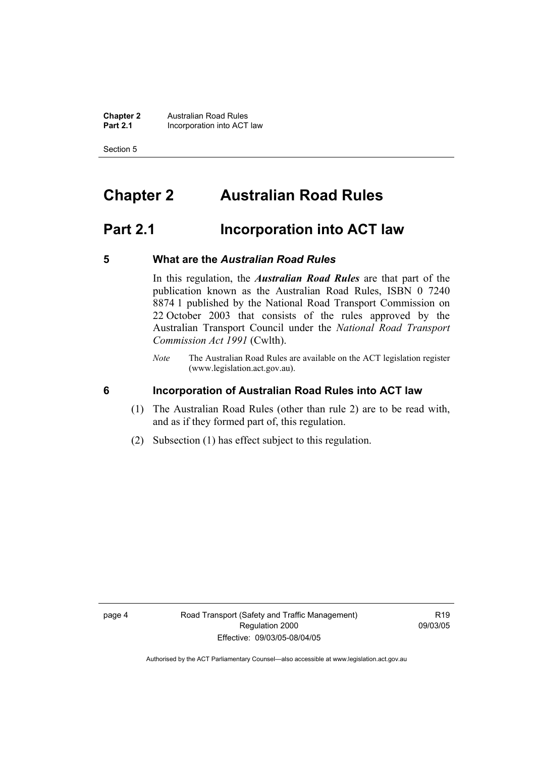# Chapter 2 Australian Road Rules

## Part 2.1 Incorporation into ACT law

### 5 What are the *Australian Road Rules*

In this regulation, the ***Australian Road Rules*** are that part of the publication known as the Australian Road Rules, ISBN 0 7240 8874 1 published by the National Road Transport Commission on 22 October 2003 that consists of the rules approved by the Australian Transport Council under the *National Road Transport Commission Act 1991* (Cwlth).

*Note* The Australian Road Rules are available on the ACT legislation register (www.legislation.act.gov.au).

### 6 Incorporation of Australian Road Rules into ACT law

(1) The Australian Road Rules (other than rule 2) are to be read with, and as if they formed part of, this regulation.

(2) Subsection (1) has effect subject to this regulation.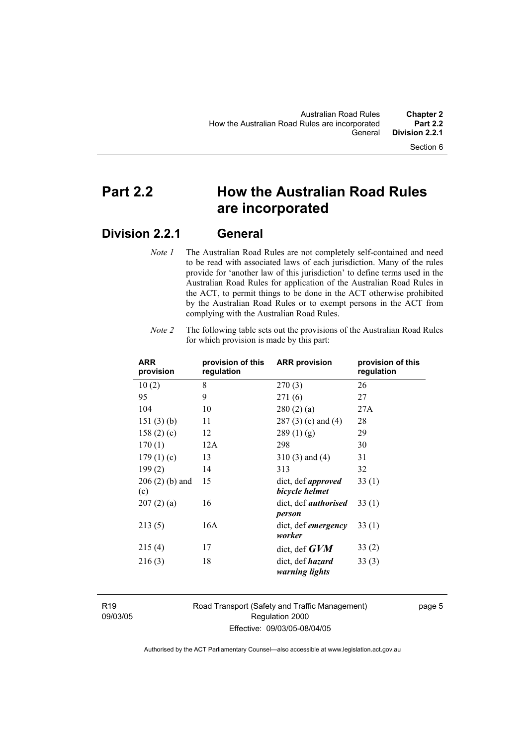# Part 2.2 How the Australian Road Rules are incorporated

## Division 2.2.1 General

*Note 1* The Australian Road Rules are not completely self-contained and need to be read with associated laws of each jurisdiction. Many of the rules provide for 'another law of this jurisdiction' to define terms used in the Australian Road Rules for application of the Australian Road Rules in the ACT, to permit things to be done in the ACT otherwise prohibited by the Australian Road Rules or to exempt persons in the ACT from complying with the Australian Road Rules.

*Note 2* The following table sets out the provisions of the Australian Road Rules for which provision is made by this part:

| ARR provision | provision of this regulation | ARR provision | provision of this regulation |
|---|---|---|---|
| 10 (2) | 8 | 270 (3) | 26 |
| 95 | 9 | 271 (6) | 27 |
| 104 | 10 | 280 (2) (a) | 27A |
| 151 (3) (b) | 11 | 287 (3) (e) and (4) | 28 |
| 158 (2) (c) | 12 | 289 (1) (g) | 29 |
| 170 (1) | 12A | 298 | 30 |
| 179 (1) (c) | 13 | 310 (3) and (4) | 31 |
| 199 (2) | 14 | 313 | 32 |
| 206 (2) (b) and (c) | 15 | dict, def ***approved bicycle helmet*** | 33 (1) |
| 207 (2) (a) | 16 | dict, def ***authorised person*** | 33 (1) |
| 213 (5) | 16A | dict, def ***emergency worker*** | 33 (1) |
| 215 (4) | 17 | dict, def ***GVM*** | 33 (2) |
| 216 (3) | 18 | dict, def ***hazard warning lights*** | 33 (3) |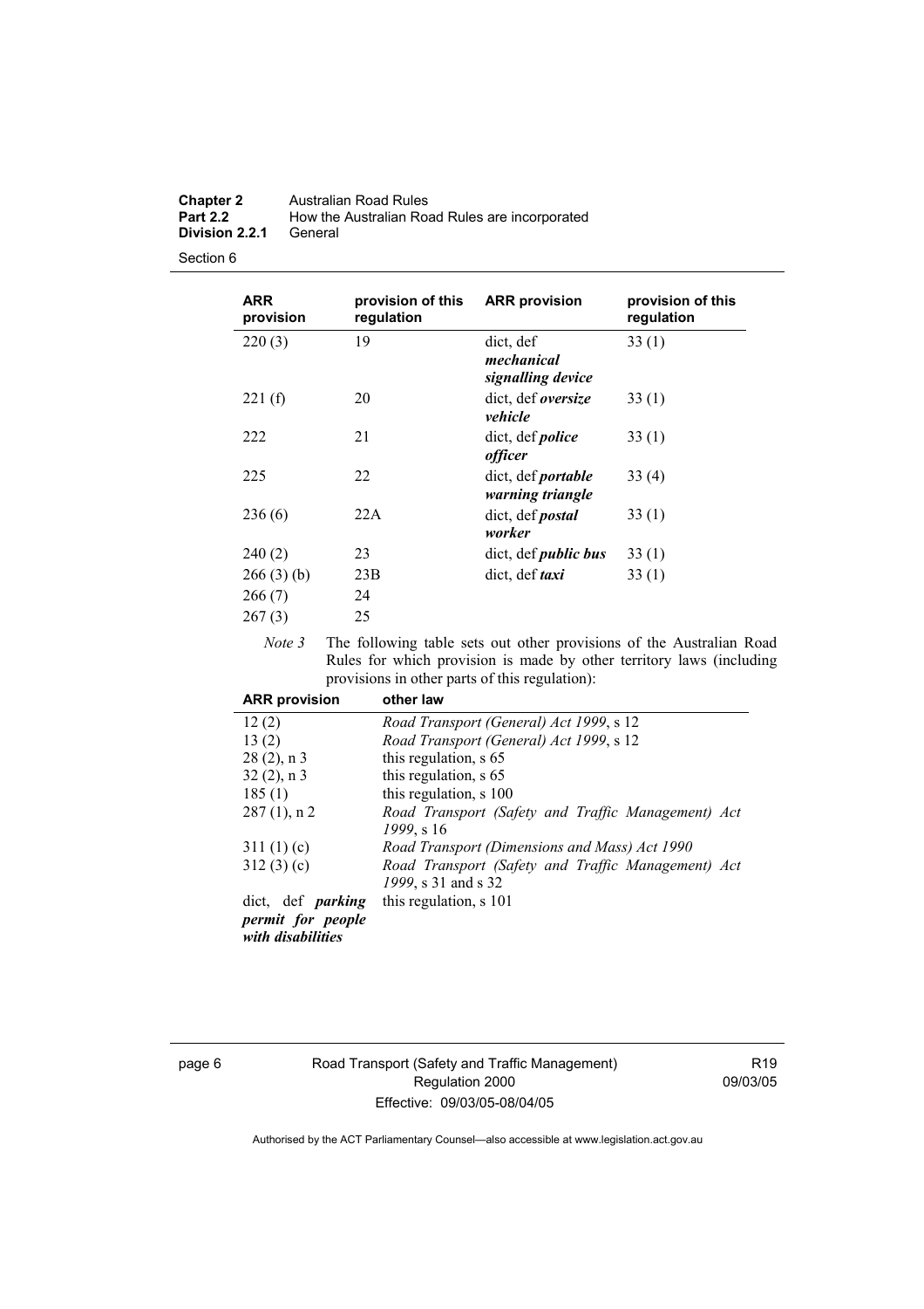| ARR provision | provision of this regulation | ARR provision | provision of this regulation |
|---|---|---|---|
| 220 (3) | 19 | dict, def ***mechanical signalling device*** | 33 (1) |
| 221 (f) | 20 | dict, def ***oversize vehicle*** | 33 (1) |
| 222 | 21 | dict, def ***police officer*** | 33 (1) |
| 225 | 22 | dict, def ***portable warning triangle*** | 33 (4) |
| 236 (6) | 22A | dict, def ***postal worker*** | 33 (1) |
| 240 (2) | 23 | dict, def ***public bus*** | 33 (1) |
| 266 (3) (b) | 23B | dict, def ***taxi*** | 33 (1) |
| 266 (7) | 24 | | |
| 267 (3) | 25 | | |

*Note 3* The following table sets out other provisions of the Australian Road Rules for which provision is made by other territory laws (including provisions in other parts of this regulation):

| ARR provision | other law |
|---|---|
| 12 (2) | *Road Transport (General) Act 1999*, s 12 |
| 13 (2) | *Road Transport (General) Act 1999*, s 12 |
| 28 (2), n 3 | this regulation, s 65 |
| 32 (2), n 3 | this regulation, s 65 |
| 185 (1) | this regulation, s 100 |
| 287 (1), n 2 | *Road Transport (Safety and Traffic Management) Act 1999*, s 16 |
| 311 (1) (c) | *Road Transport (Dimensions and Mass) Act 1990* |
| 312 (3) (c) | *Road Transport (Safety and Traffic Management) Act 1999*, s 31 and s 32 |
| dict, def ***parking permit for people with disabilities*** | this regulation, s 101 |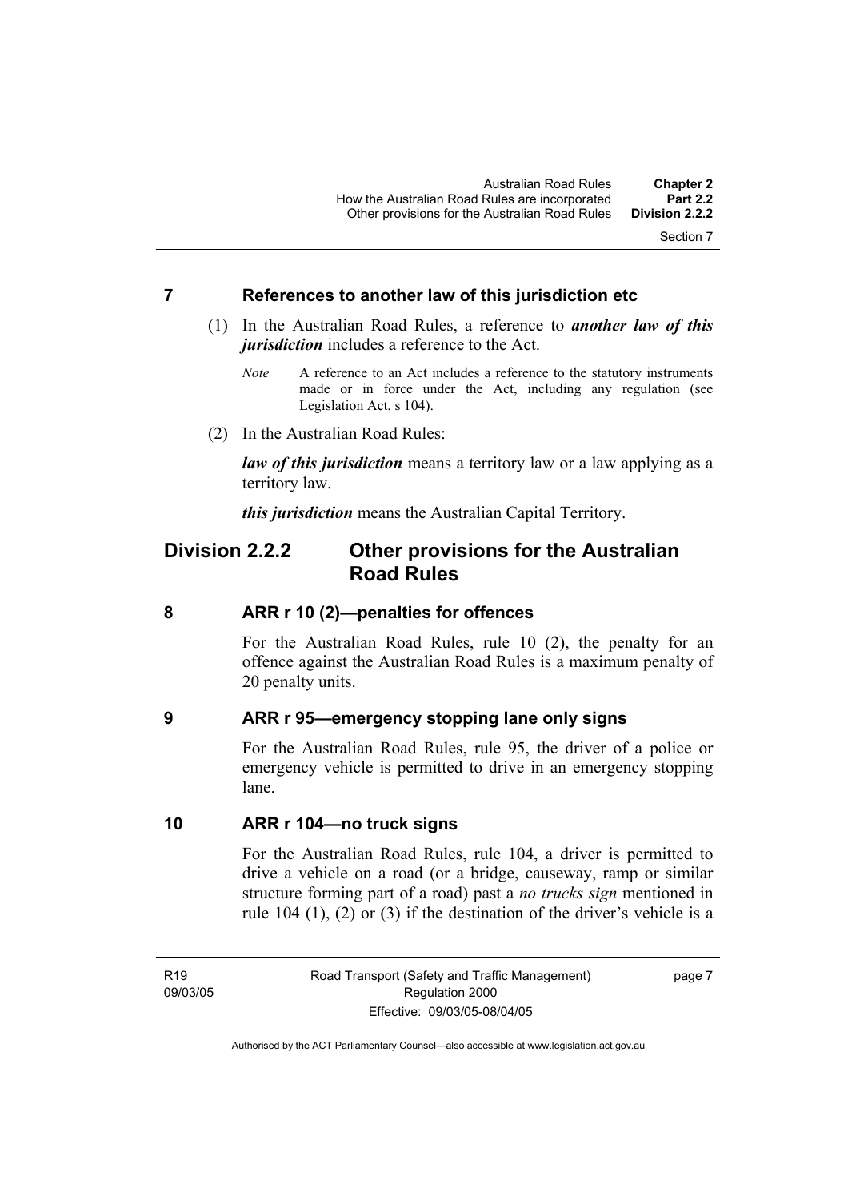## 7 References to another law of this jurisdiction etc

(1) In the Australian Road Rules, a reference to ***another law of this jurisdiction*** includes a reference to the Act.

*Note* A reference to an Act includes a reference to the statutory instruments made or in force under the Act, including any regulation (see Legislation Act, s 104).

(2) In the Australian Road Rules:

***law of this jurisdiction*** means a territory law or a law applying as a territory law.

***this jurisdiction*** means the Australian Capital Territory.

# Division 2.2.2 Other provisions for the Australian Road Rules

## 8 ARR r 10 (2)—penalties for offences

For the Australian Road Rules, rule 10 (2), the penalty for an offence against the Australian Road Rules is a maximum penalty of 20 penalty units.

## 9 ARR r 95—emergency stopping lane only signs

For the Australian Road Rules, rule 95, the driver of a police or emergency vehicle is permitted to drive in an emergency stopping lane.

## 10 ARR r 104—no truck signs

For the Australian Road Rules, rule 104, a driver is permitted to drive a vehicle on a road (or a bridge, causeway, ramp or similar structure forming part of a road) past a *no trucks sign* mentioned in rule 104 (1), (2) or (3) if the destination of the driver's vehicle is a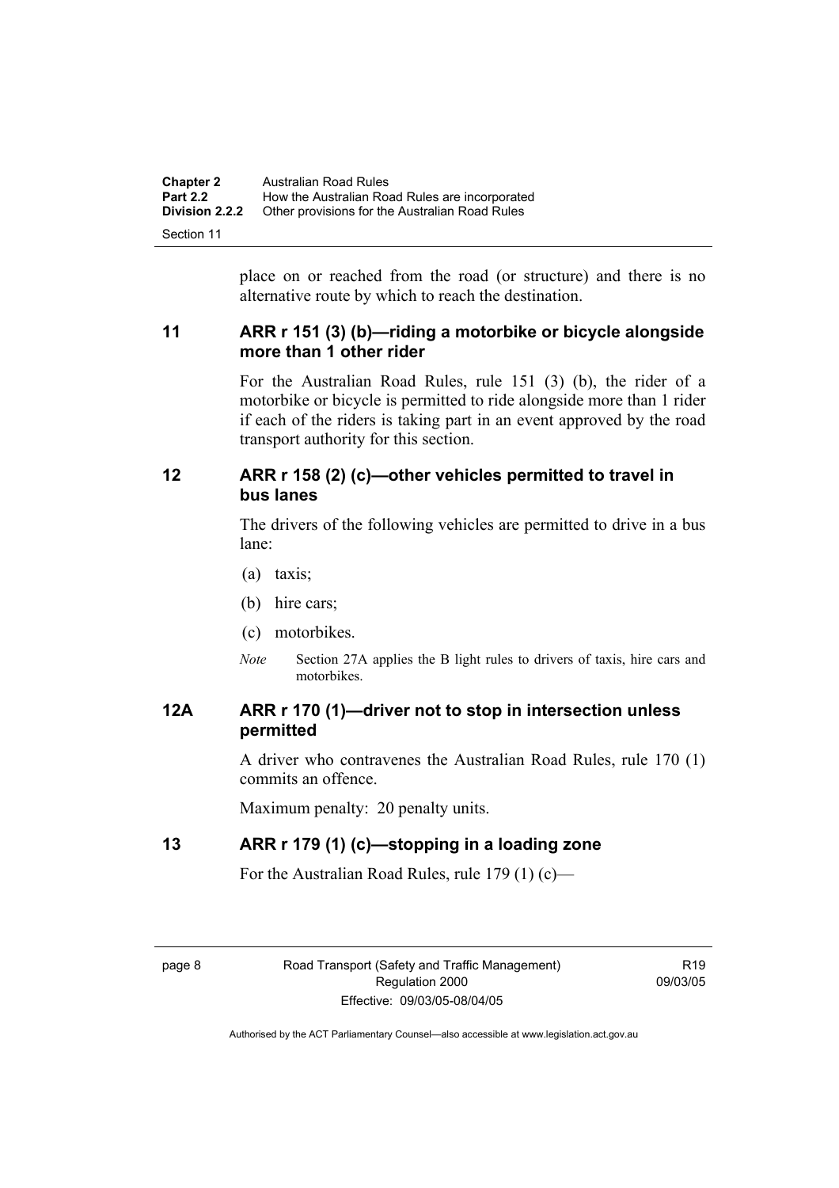place on or reached from the road (or structure) and there is no alternative route by which to reach the destination.

## 11 ARR r 151 (3) (b)—riding a motorbike or bicycle alongside more than 1 other rider

For the Australian Road Rules, rule 151 (3) (b), the rider of a motorbike or bicycle is permitted to ride alongside more than 1 rider if each of the riders is taking part in an event approved by the road transport authority for this section.

## 12 ARR r 158 (2) (c)—other vehicles permitted to travel in bus lanes

The drivers of the following vehicles are permitted to drive in a bus lane:

(a) taxis;

(b) hire cars;

(c) motorbikes.

*Note* Section 27A applies the B light rules to drivers of taxis, hire cars and motorbikes.

## 12A ARR r 170 (1)—driver not to stop in intersection unless permitted

A driver who contravenes the Australian Road Rules, rule 170 (1) commits an offence.

Maximum penalty: 20 penalty units.

## 13 ARR r 179 (1) (c)—stopping in a loading zone

For the Australian Road Rules, rule 179 (1) (c)—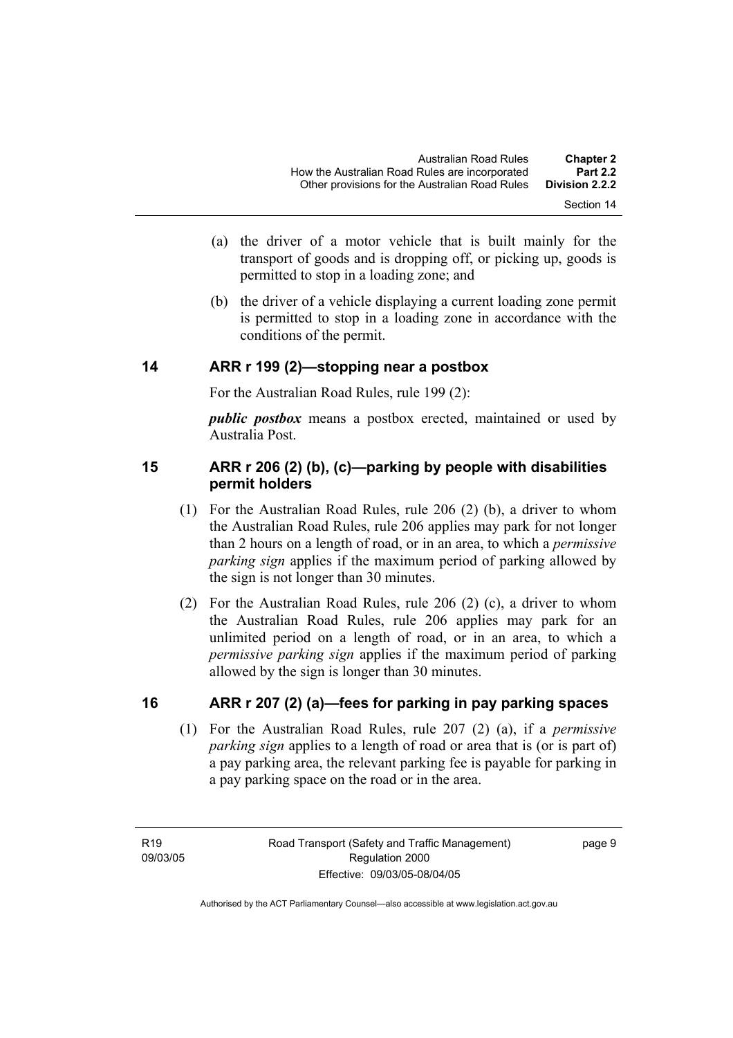(a) the driver of a motor vehicle that is built mainly for the transport of goods and is dropping off, or picking up, goods is permitted to stop in a loading zone; and

(b) the driver of a vehicle displaying a current loading zone permit is permitted to stop in a loading zone in accordance with the conditions of the permit.

## 14 ARR r 199 (2)—stopping near a postbox

For the Australian Road Rules, rule 199 (2):

***public postbox*** means a postbox erected, maintained or used by Australia Post.

## 15 ARR r 206 (2) (b), (c)—parking by people with disabilities permit holders

(1) For the Australian Road Rules, rule 206 (2) (b), a driver to whom the Australian Road Rules, rule 206 applies may park for not longer than 2 hours on a length of road, or in an area, to which a *permissive parking sign* applies if the maximum period of parking allowed by the sign is not longer than 30 minutes.

(2) For the Australian Road Rules, rule 206 (2) (c), a driver to whom the Australian Road Rules, rule 206 applies may park for an unlimited period on a length of road, or in an area, to which a *permissive parking sign* applies if the maximum period of parking allowed by the sign is longer than 30 minutes.

## 16 ARR r 207 (2) (a)—fees for parking in pay parking spaces

(1) For the Australian Road Rules, rule 207 (2) (a), if a *permissive parking sign* applies to a length of road or area that is (or is part of) a pay parking area, the relevant parking fee is payable for parking in a pay parking space on the road or in the area.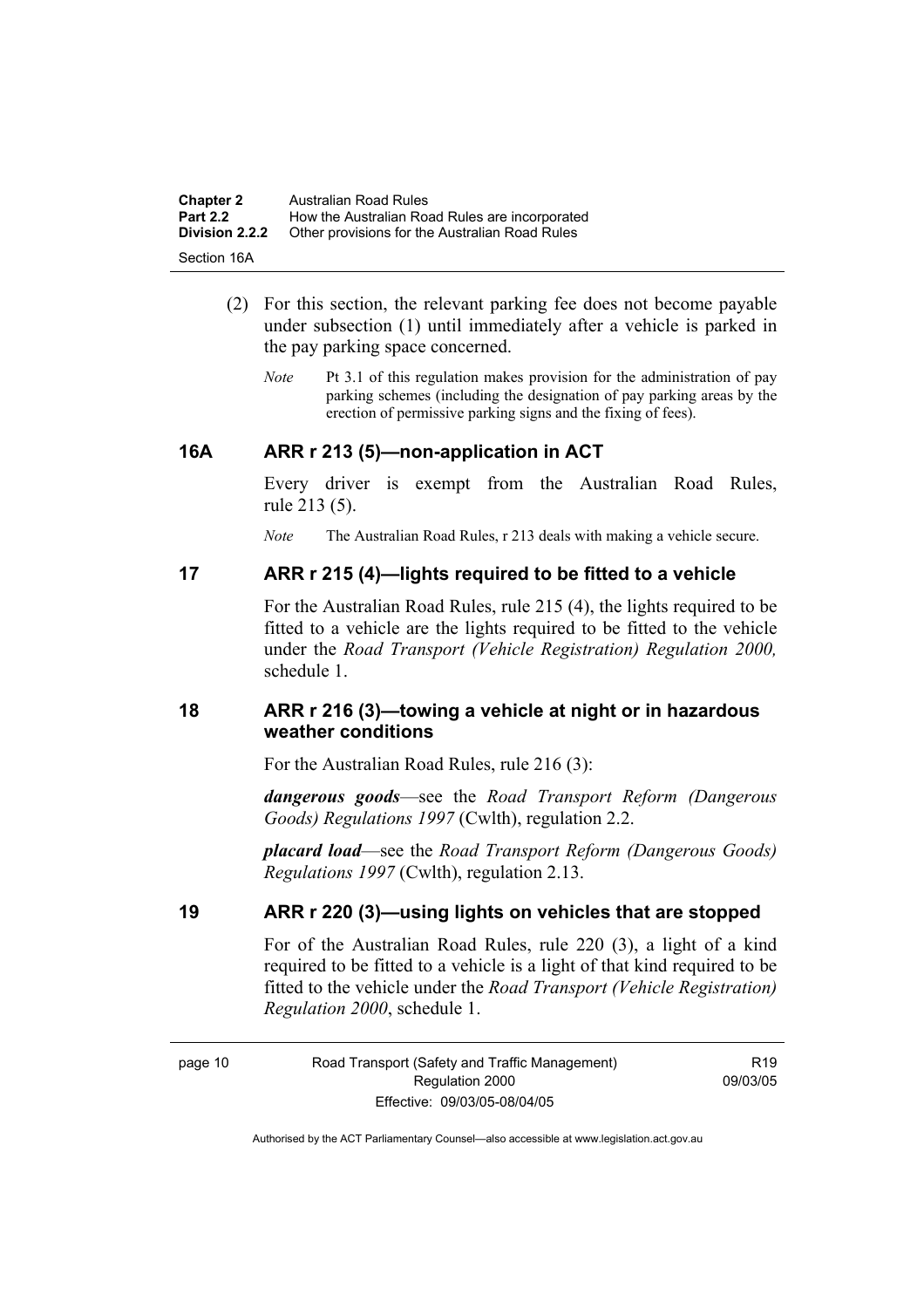(2) For this section, the relevant parking fee does not become payable under subsection (1) until immediately after a vehicle is parked in the pay parking space concerned.

*Note* Pt 3.1 of this regulation makes provision for the administration of pay parking schemes (including the designation of pay parking areas by the erection of permissive parking signs and the fixing of fees).

## 16A ARR r 213 (5)—non-application in ACT

Every driver is exempt from the Australian Road Rules, rule 213 (5).

*Note* The Australian Road Rules, r 213 deals with making a vehicle secure.

## 17 ARR r 215 (4)—lights required to be fitted to a vehicle

For the Australian Road Rules, rule 215 (4), the lights required to be fitted to a vehicle are the lights required to be fitted to the vehicle under the *Road Transport (Vehicle Registration) Regulation 2000,* schedule 1.

## 18 ARR r 216 (3)—towing a vehicle at night or in hazardous weather conditions

For the Australian Road Rules, rule 216 (3):

***dangerous goods***—see the *Road Transport Reform (Dangerous Goods) Regulations 1997* (Cwlth), regulation 2.2.

***placard load***—see the *Road Transport Reform (Dangerous Goods) Regulations 1997* (Cwlth), regulation 2.13.

## 19 ARR r 220 (3)—using lights on vehicles that are stopped

For of the Australian Road Rules, rule 220 (3), a light of a kind required to be fitted to a vehicle is a light of that kind required to be fitted to the vehicle under the *Road Transport (Vehicle Registration) Regulation 2000*, schedule 1.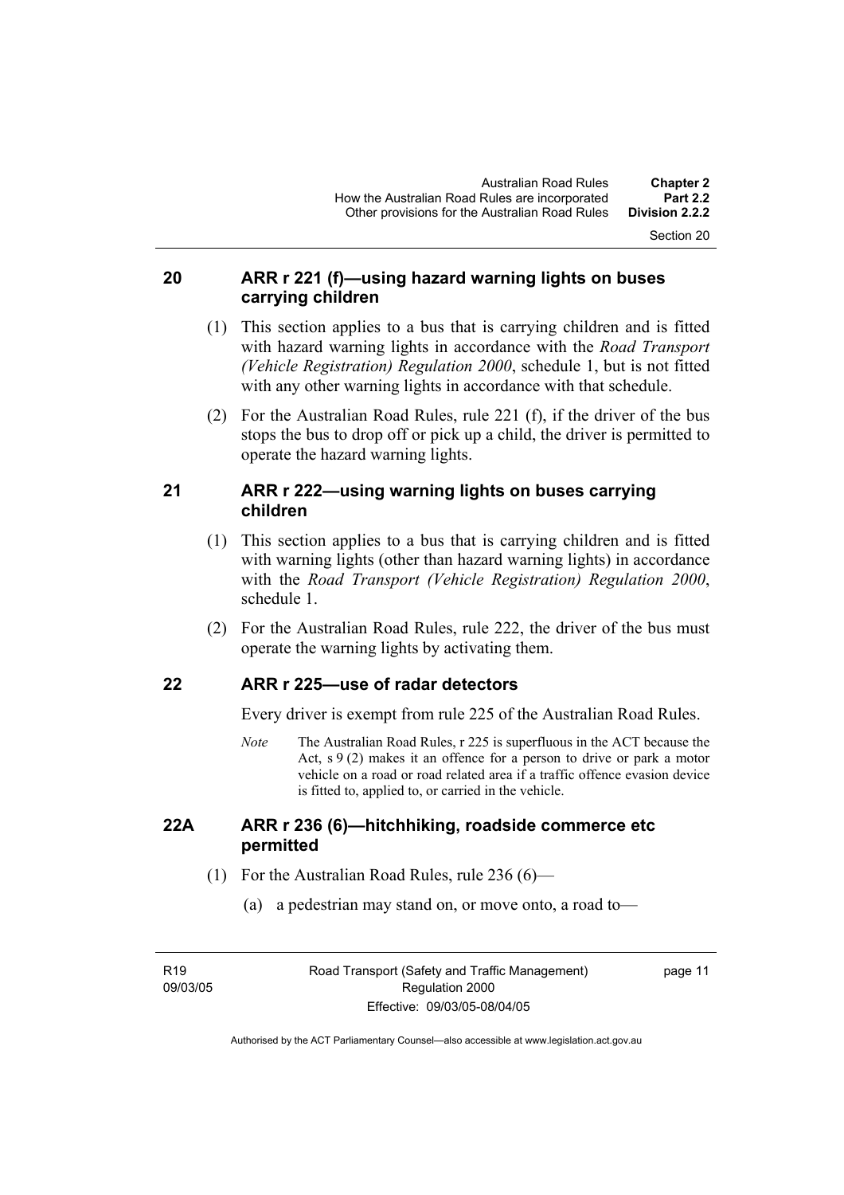## 20 ARR r 221 (f)—using hazard warning lights on buses carrying children

(1) This section applies to a bus that is carrying children and is fitted with hazard warning lights in accordance with the *Road Transport (Vehicle Registration) Regulation 2000*, schedule 1, but is not fitted with any other warning lights in accordance with that schedule.

(2) For the Australian Road Rules, rule 221 (f), if the driver of the bus stops the bus to drop off or pick up a child, the driver is permitted to operate the hazard warning lights.

## 21 ARR r 222—using warning lights on buses carrying children

(1) This section applies to a bus that is carrying children and is fitted with warning lights (other than hazard warning lights) in accordance with the *Road Transport (Vehicle Registration) Regulation 2000*, schedule 1.

(2) For the Australian Road Rules, rule 222, the driver of the bus must operate the warning lights by activating them.

## 22 ARR r 225—use of radar detectors

Every driver is exempt from rule 225 of the Australian Road Rules.

*Note* The Australian Road Rules, r 225 is superfluous in the ACT because the Act, s 9 (2) makes it an offence for a person to drive or park a motor vehicle on a road or road related area if a traffic offence evasion device is fitted to, applied to, or carried in the vehicle.

## 22A ARR r 236 (6)—hitchhiking, roadside commerce etc permitted

(1) For the Australian Road Rules, rule 236 (6)—

(a) a pedestrian may stand on, or move onto, a road to—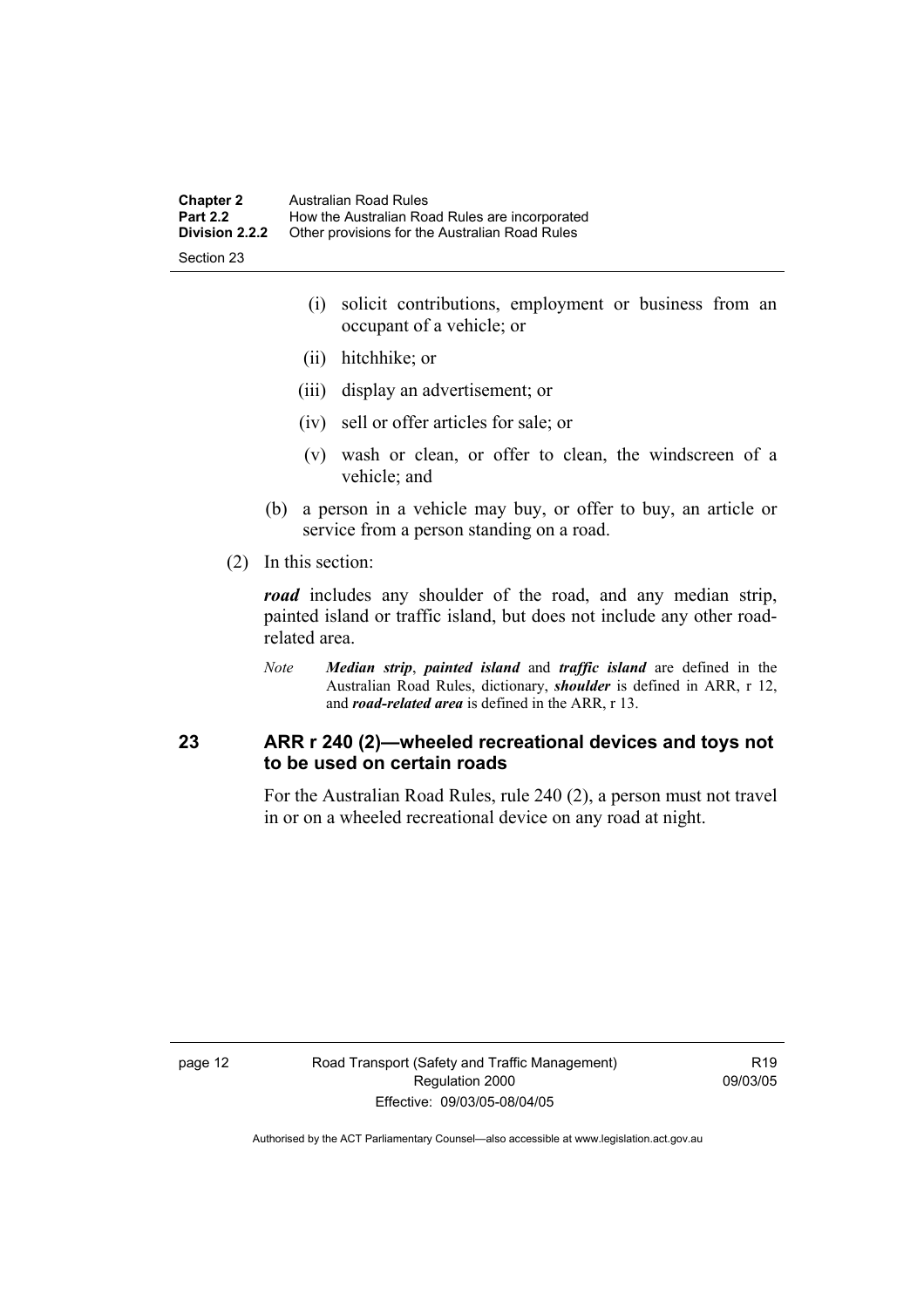(i) solicit contributions, employment or business from an occupant of a vehicle; or

(ii) hitchhike; or

(iii) display an advertisement; or

(iv) sell or offer articles for sale; or

(v) wash or clean, or offer to clean, the windscreen of a vehicle; and

(b) a person in a vehicle may buy, or offer to buy, an article or service from a person standing on a road.

(2) In this section:

***road*** includes any shoulder of the road, and any median strip, painted island or traffic island, but does not include any other road-related area.

*Note* ***Median strip***, ***painted island*** and ***traffic island*** are defined in the Australian Road Rules, dictionary, ***shoulder*** is defined in ARR, r 12, and ***road-related area*** is defined in the ARR, r 13.

## 23 ARR r 240 (2)—wheeled recreational devices and toys not to be used on certain roads

For the Australian Road Rules, rule 240 (2), a person must not travel in or on a wheeled recreational device on any road at night.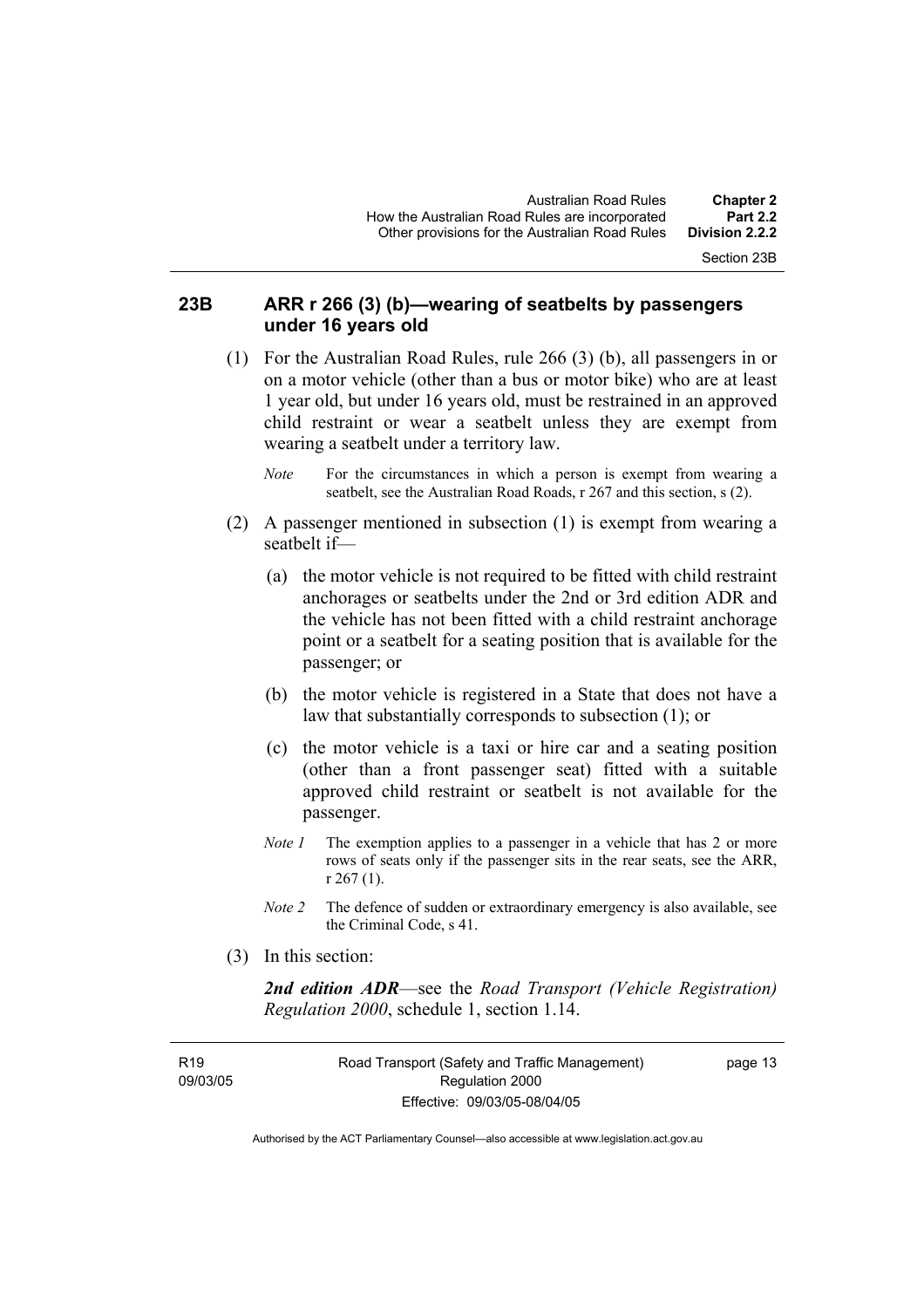## 23B ARR r 266 (3) (b)—wearing of seatbelts by passengers under 16 years old

(1) For the Australian Road Rules, rule 266 (3) (b), all passengers in or on a motor vehicle (other than a bus or motor bike) who are at least 1 year old, but under 16 years old, must be restrained in an approved child restraint or wear a seatbelt unless they are exempt from wearing a seatbelt under a territory law.

*Note* For the circumstances in which a person is exempt from wearing a seatbelt, see the Australian Road Roads, r 267 and this section, s (2).

(2) A passenger mentioned in subsection (1) is exempt from wearing a seatbelt if—

(a) the motor vehicle is not required to be fitted with child restraint anchorages or seatbelts under the 2nd or 3rd edition ADR and the vehicle has not been fitted with a child restraint anchorage point or a seatbelt for a seating position that is available for the passenger; or

(b) the motor vehicle is registered in a State that does not have a law that substantially corresponds to subsection (1); or

(c) the motor vehicle is a taxi or hire car and a seating position (other than a front passenger seat) fitted with a suitable approved child restraint or seatbelt is not available for the passenger.

*Note 1* The exemption applies to a passenger in a vehicle that has 2 or more rows of seats only if the passenger sits in the rear seats, see the ARR, r 267 (1).

*Note 2* The defence of sudden or extraordinary emergency is also available, see the Criminal Code, s 41.

(3) In this section:

***2nd edition ADR***—see the *Road Transport (Vehicle Registration) Regulation 2000*, schedule 1, section 1.14.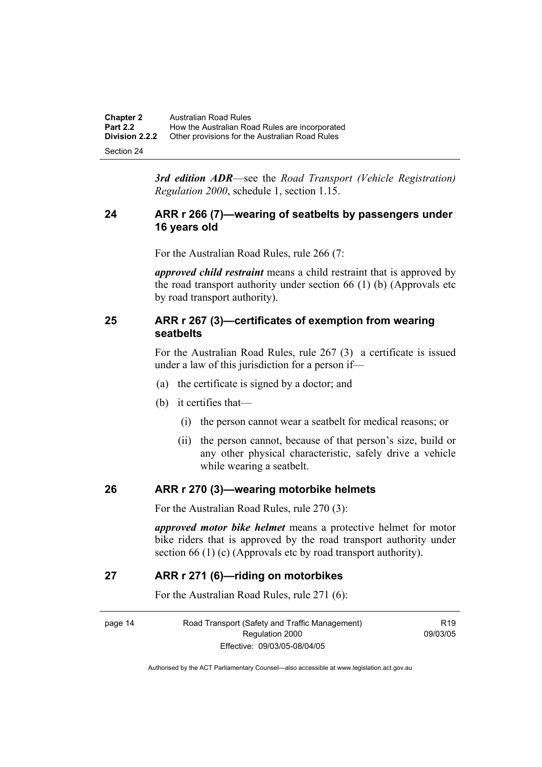*3rd edition ADR*—see the *Road Transport (Vehicle Registration) Regulation 2000*, schedule 1, section 1.15.

## 24 ARR r 266 (7)—wearing of seatbelts by passengers under 16 years old

For the Australian Road Rules, rule 266 (7:

***approved child restraint*** means a child restraint that is approved by the road transport authority under section 66 (1) (b) (Approvals etc by road transport authority).

## 25 ARR r 267 (3)—certificates of exemption from wearing seatbelts

For the Australian Road Rules, rule 267 (3) a certificate is issued under a law of this jurisdiction for a person if—

(a) the certificate is signed by a doctor; and

(b) it certifies that—

(i) the person cannot wear a seatbelt for medical reasons; or

(ii) the person cannot, because of that person's size, build or any other physical characteristic, safely drive a vehicle while wearing a seatbelt.

## 26 ARR r 270 (3)—wearing motorbike helmets

For the Australian Road Rules, rule 270 (3):

***approved motor bike helmet*** means a protective helmet for motor bike riders that is approved by the road transport authority under section 66 (1) (c) (Approvals etc by road transport authority).

## 27 ARR r 271 (6)—riding on motorbikes

For the Australian Road Rules, rule 271 (6):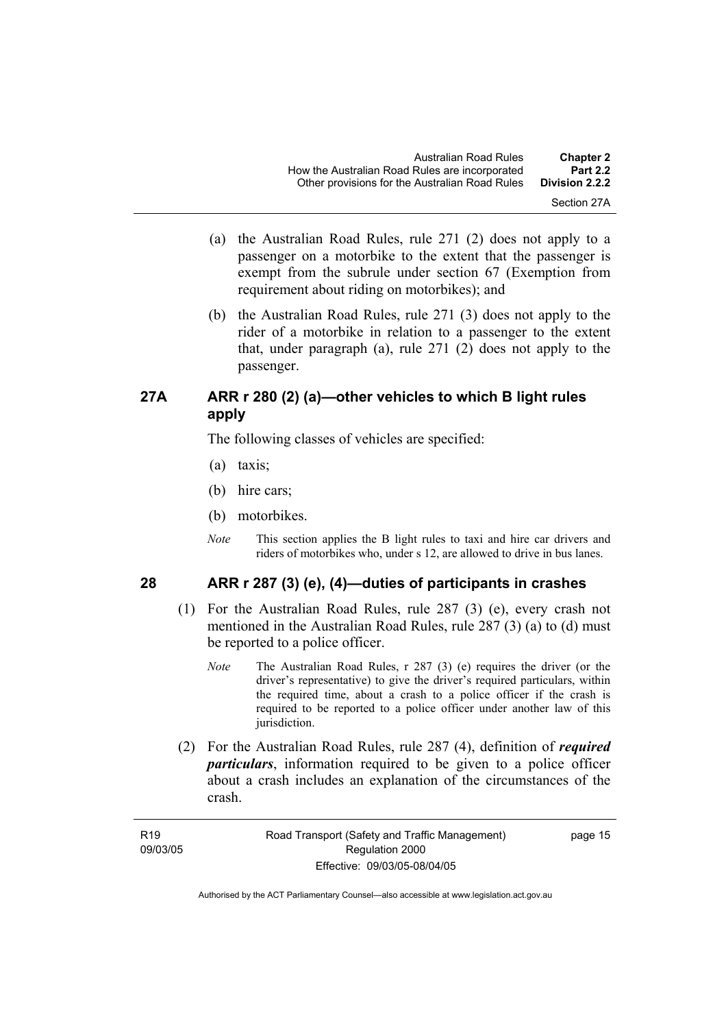(a) the Australian Road Rules, rule 271 (2) does not apply to a passenger on a motorbike to the extent that the passenger is exempt from the subrule under section 67 (Exemption from requirement about riding on motorbikes); and

(b) the Australian Road Rules, rule 271 (3) does not apply to the rider of a motorbike in relation to a passenger to the extent that, under paragraph (a), rule 271 (2) does not apply to the passenger.

## 27A ARR r 280 (2) (a)—other vehicles to which B light rules apply

The following classes of vehicles are specified:

(a) taxis;

(b) hire cars;

(b) motorbikes.

*Note* This section applies the B light rules to taxi and hire car drivers and riders of motorbikes who, under s 12, are allowed to drive in bus lanes.

## 28 ARR r 287 (3) (e), (4)—duties of participants in crashes

(1) For the Australian Road Rules, rule 287 (3) (e), every crash not mentioned in the Australian Road Rules, rule 287 (3) (a) to (d) must be reported to a police officer.

*Note* The Australian Road Rules, r 287 (3) (e) requires the driver (or the driver's representative) to give the driver's required particulars, within the required time, about a crash to a police officer if the crash is required to be reported to a police officer under another law of this jurisdiction.

(2) For the Australian Road Rules, rule 287 (4), definition of ***required particulars***, information required to be given to a police officer about a crash includes an explanation of the circumstances of the crash.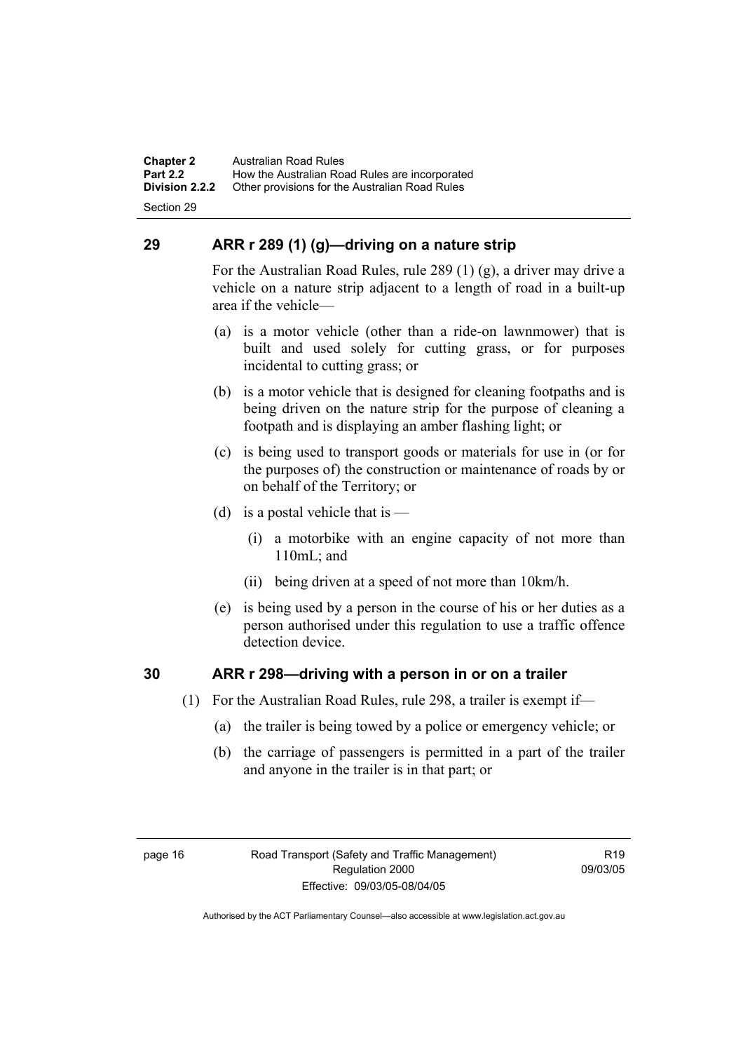## 29 ARR r 289 (1) (g)—driving on a nature strip

For the Australian Road Rules, rule 289 (1) (g), a driver may drive a vehicle on a nature strip adjacent to a length of road in a built-up area if the vehicle—

(a) is a motor vehicle (other than a ride-on lawnmower) that is built and used solely for cutting grass, or for purposes incidental to cutting grass; or

(b) is a motor vehicle that is designed for cleaning footpaths and is being driven on the nature strip for the purpose of cleaning a footpath and is displaying an amber flashing light; or

(c) is being used to transport goods or materials for use in (or for the purposes of) the construction or maintenance of roads by or on behalf of the Territory; or

(d) is a postal vehicle that is —

  (i) a motorbike with an engine capacity of not more than 110mL; and

  (ii) being driven at a speed of not more than 10km/h.

(e) is being used by a person in the course of his or her duties as a person authorised under this regulation to use a traffic offence detection device.

## 30 ARR r 298—driving with a person in or on a trailer

(1) For the Australian Road Rules, rule 298, a trailer is exempt if—

(a) the trailer is being towed by a police or emergency vehicle; or

(b) the carriage of passengers is permitted in a part of the trailer and anyone in the trailer is in that part; or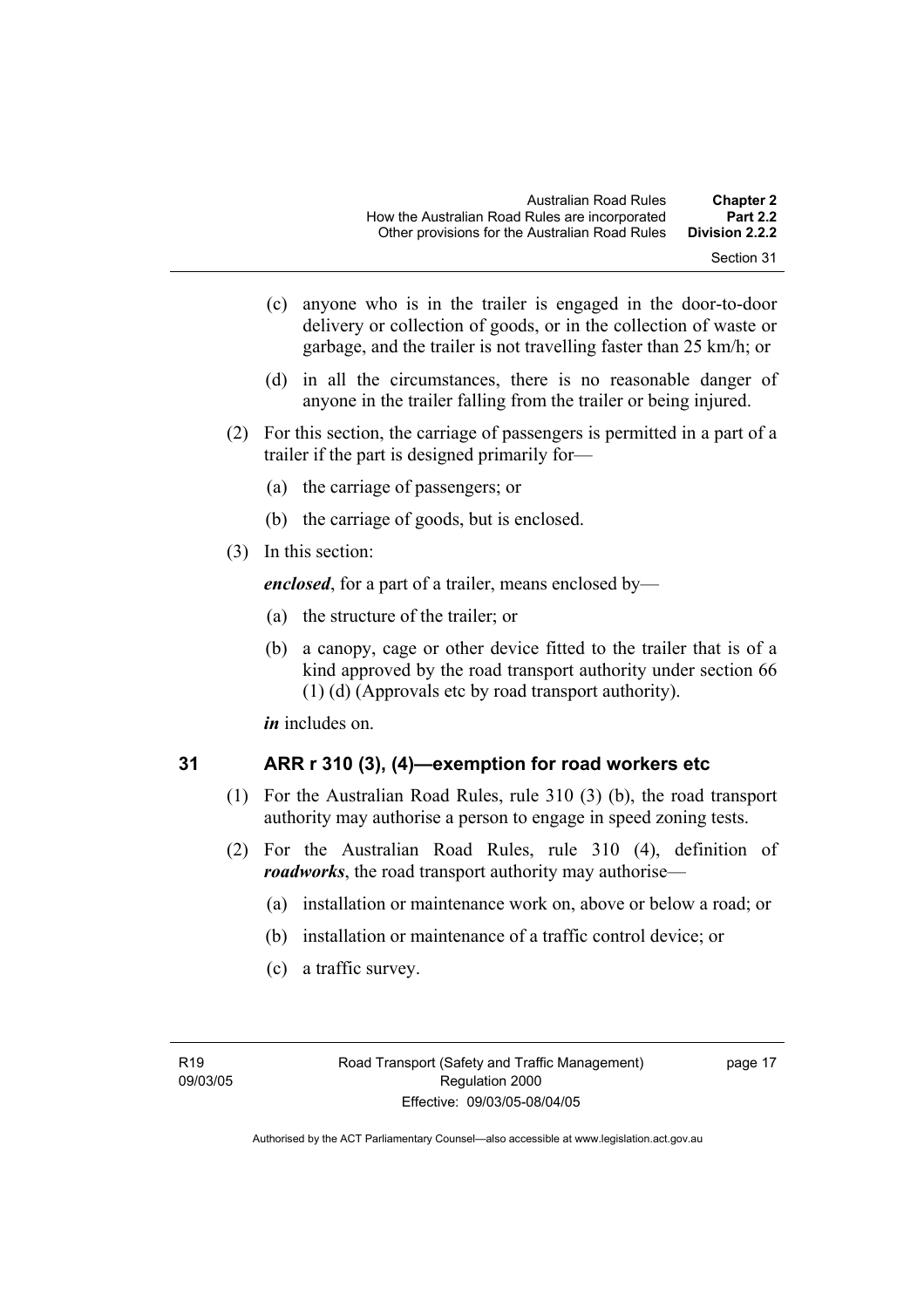(c) anyone who is in the trailer is engaged in the door-to-door delivery or collection of goods, or in the collection of waste or garbage, and the trailer is not travelling faster than 25 km/h; or

(d) in all the circumstances, there is no reasonable danger of anyone in the trailer falling from the trailer or being injured.

(2) For this section, the carriage of passengers is permitted in a part of a trailer if the part is designed primarily for—

(a) the carriage of passengers; or

(b) the carriage of goods, but is enclosed.

(3) In this section:

***enclosed***, for a part of a trailer, means enclosed by—

(a) the structure of the trailer; or

(b) a canopy, cage or other device fitted to the trailer that is of a kind approved by the road transport authority under section 66 (1) (d) (Approvals etc by road transport authority).

***in*** includes on.

## 31 ARR r 310 (3), (4)—exemption for road workers etc

(1) For the Australian Road Rules, rule 310 (3) (b), the road transport authority may authorise a person to engage in speed zoning tests.

(2) For the Australian Road Rules, rule 310 (4), definition of ***roadworks***, the road transport authority may authorise—

(a) installation or maintenance work on, above or below a road; or

(b) installation or maintenance of a traffic control device; or

(c) a traffic survey.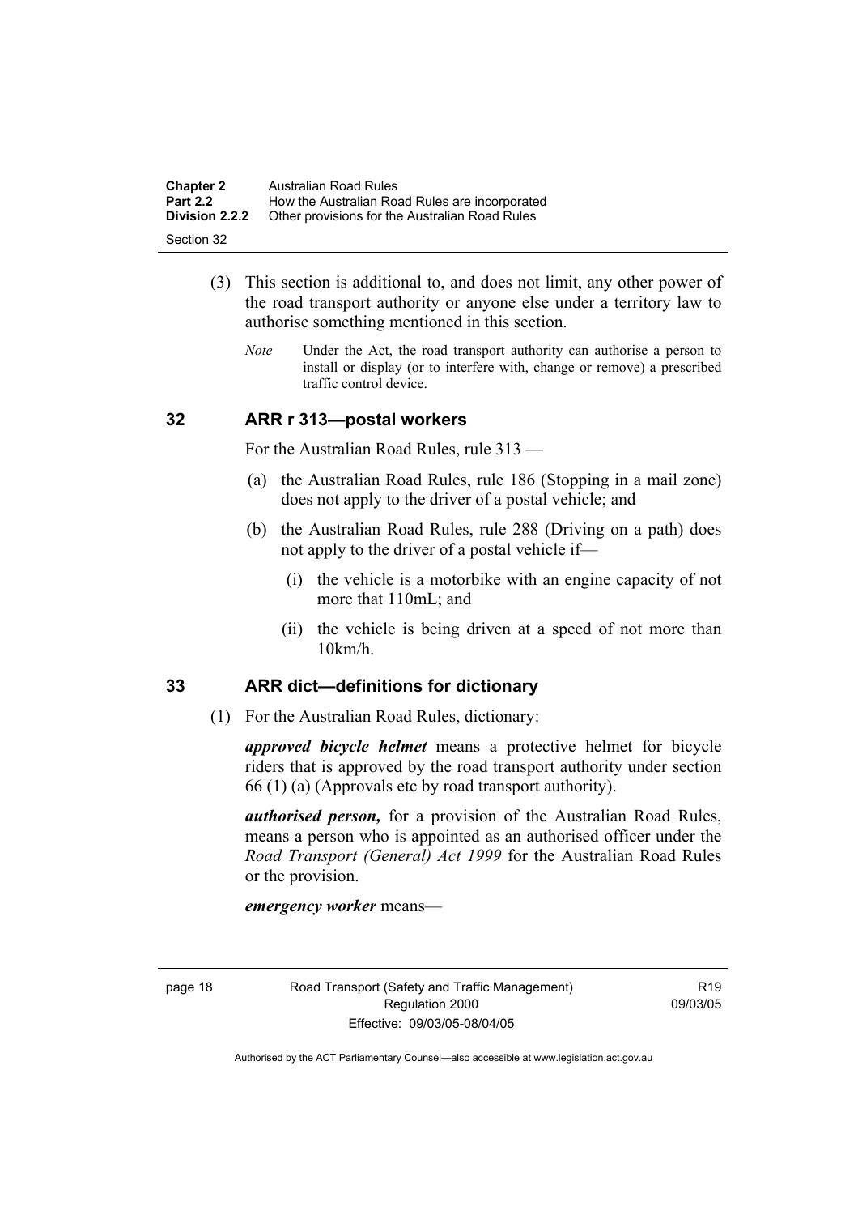(3) This section is additional to, and does not limit, any other power of the road transport authority or anyone else under a territory law to authorise something mentioned in this section.

*Note* Under the Act, the road transport authority can authorise a person to install or display (or to interfere with, change or remove) a prescribed traffic control device.

## 32 ARR r 313—postal workers

For the Australian Road Rules, rule 313 —

(a) the Australian Road Rules, rule 186 (Stopping in a mail zone) does not apply to the driver of a postal vehicle; and

(b) the Australian Road Rules, rule 288 (Driving on a path) does not apply to the driver of a postal vehicle if—

(i) the vehicle is a motorbike with an engine capacity of not more that 110mL; and

(ii) the vehicle is being driven at a speed of not more than 10km/h.

## 33 ARR dict—definitions for dictionary

(1) For the Australian Road Rules, dictionary:

***approved bicycle helmet*** means a protective helmet for bicycle riders that is approved by the road transport authority under section 66 (1) (a) (Approvals etc by road transport authority).

***authorised person,*** for a provision of the Australian Road Rules, means a person who is appointed as an authorised officer under the *Road Transport (General) Act 1999* for the Australian Road Rules or the provision.

***emergency worker*** means—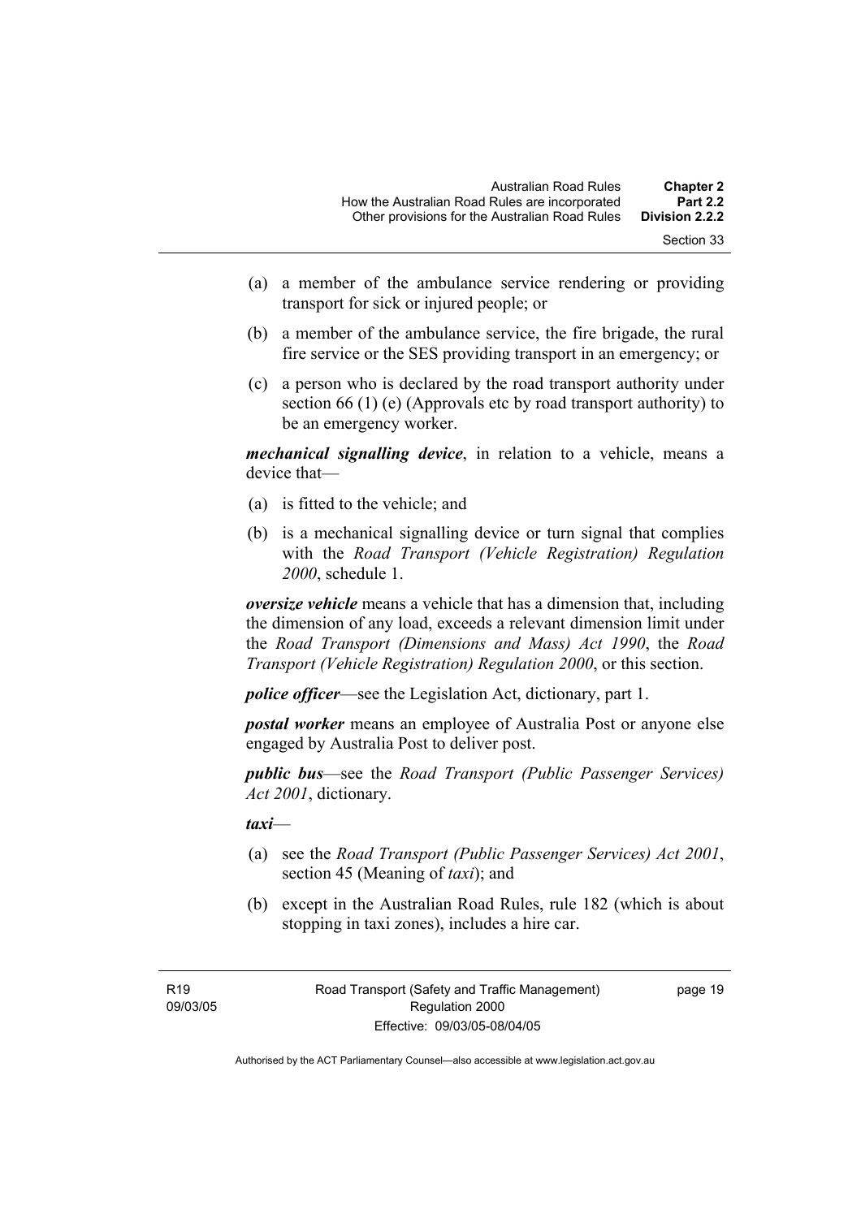(a) a member of the ambulance service rendering or providing transport for sick or injured people; or

(b) a member of the ambulance service, the fire brigade, the rural fire service or the SES providing transport in an emergency; or

(c) a person who is declared by the road transport authority under section 66 (1) (e) (Approvals etc by road transport authority) to be an emergency worker.

***mechanical signalling device***, in relation to a vehicle, means a device that—

(a) is fitted to the vehicle; and

(b) is a mechanical signalling device or turn signal that complies with the *Road Transport (Vehicle Registration) Regulation 2000*, schedule 1.

***oversize vehicle*** means a vehicle that has a dimension that, including the dimension of any load, exceeds a relevant dimension limit under the *Road Transport (Dimensions and Mass) Act 1990*, the *Road Transport (Vehicle Registration) Regulation 2000*, or this section.

***police officer***—see the Legislation Act, dictionary, part 1.

***postal worker*** means an employee of Australia Post or anyone else engaged by Australia Post to deliver post.

***public bus***—see the *Road Transport (Public Passenger Services) Act 2001*, dictionary.

***taxi***—

(a) see the *Road Transport (Public Passenger Services) Act 2001*, section 45 (Meaning of *taxi*); and

(b) except in the Australian Road Rules, rule 182 (which is about stopping in taxi zones), includes a hire car.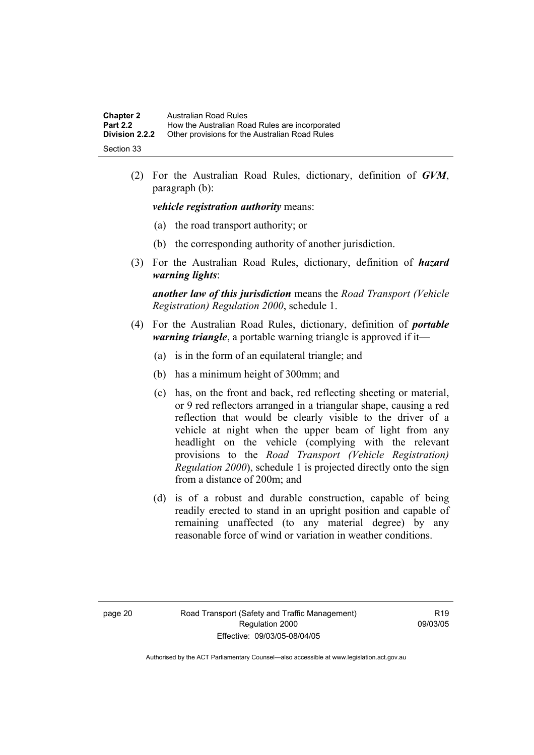(2) For the Australian Road Rules, dictionary, definition of ***GVM***, paragraph (b):

***vehicle registration authority*** means:

(a) the road transport authority; or

(b) the corresponding authority of another jurisdiction.

(3) For the Australian Road Rules, dictionary, definition of ***hazard warning lights***:

***another law of this jurisdiction*** means the *Road Transport (Vehicle Registration) Regulation 2000*, schedule 1.

(4) For the Australian Road Rules, dictionary, definition of ***portable warning triangle***, a portable warning triangle is approved if it—

(a) is in the form of an equilateral triangle; and

(b) has a minimum height of 300mm; and

(c) has, on the front and back, red reflecting sheeting or material, or 9 red reflectors arranged in a triangular shape, causing a red reflection that would be clearly visible to the driver of a vehicle at night when the upper beam of light from any headlight on the vehicle (complying with the relevant provisions to the *Road Transport (Vehicle Registration) Regulation 2000*), schedule 1 is projected directly onto the sign from a distance of 200m; and

(d) is of a robust and durable construction, capable of being readily erected to stand in an upright position and capable of remaining unaffected (to any material degree) by any reasonable force of wind or variation in weather conditions.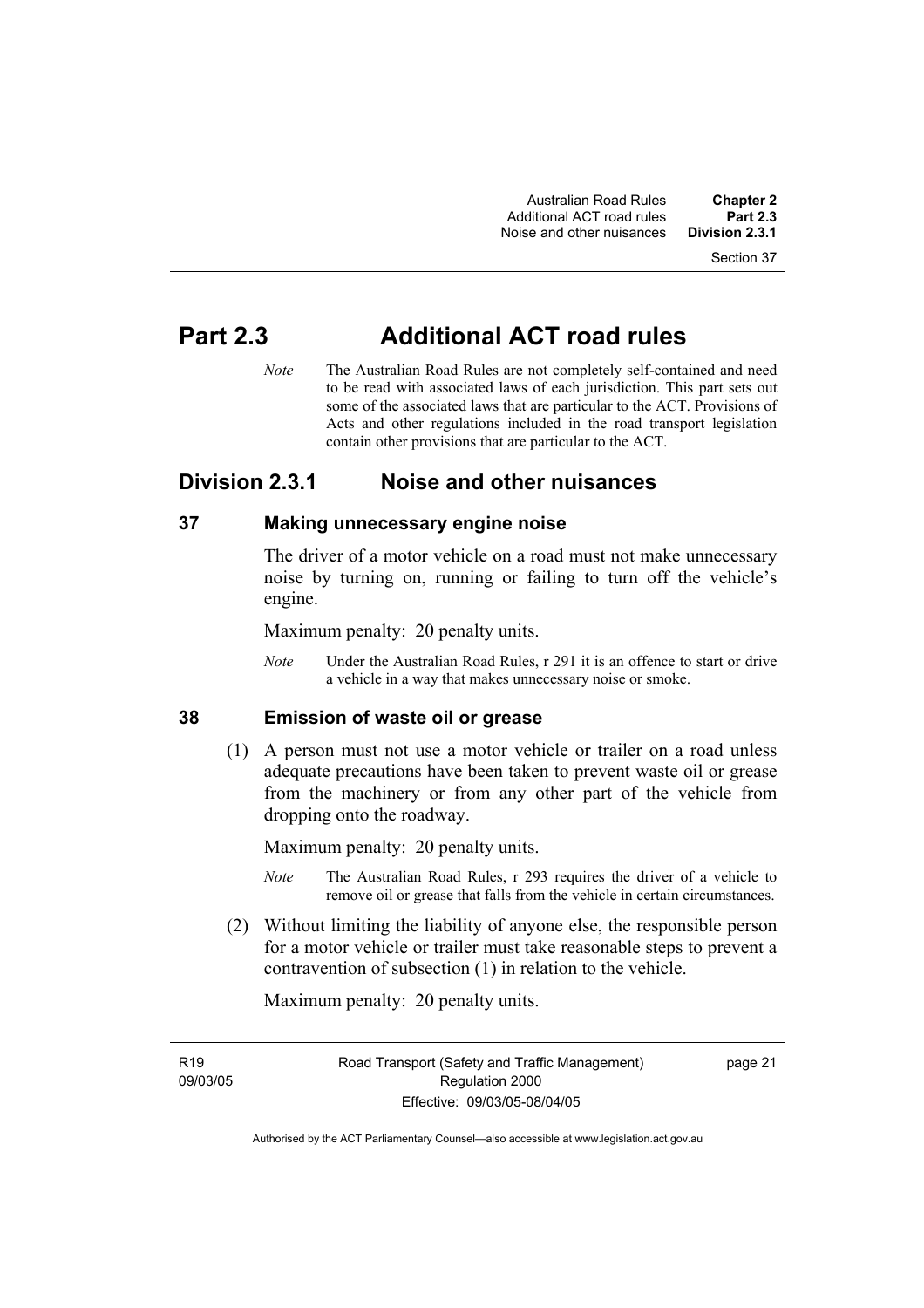# Part 2.3 Additional ACT road rules

*Note* The Australian Road Rules are not completely self-contained and need to be read with associated laws of each jurisdiction. This part sets out some of the associated laws that are particular to the ACT. Provisions of Acts and other regulations included in the road transport legislation contain other provisions that are particular to the ACT.

## Division 2.3.1 Noise and other nuisances

### 37 Making unnecessary engine noise

The driver of a motor vehicle on a road must not make unnecessary noise by turning on, running or failing to turn off the vehicle's engine.

Maximum penalty: 20 penalty units.

*Note* Under the Australian Road Rules, r 291 it is an offence to start or drive a vehicle in a way that makes unnecessary noise or smoke.

### 38 Emission of waste oil or grease

(1) A person must not use a motor vehicle or trailer on a road unless adequate precautions have been taken to prevent waste oil or grease from the machinery or from any other part of the vehicle from dropping onto the roadway.

Maximum penalty: 20 penalty units.

*Note* The Australian Road Rules, r 293 requires the driver of a vehicle to remove oil or grease that falls from the vehicle in certain circumstances.

(2) Without limiting the liability of anyone else, the responsible person for a motor vehicle or trailer must take reasonable steps to prevent a contravention of subsection (1) in relation to the vehicle.

Maximum penalty: 20 penalty units.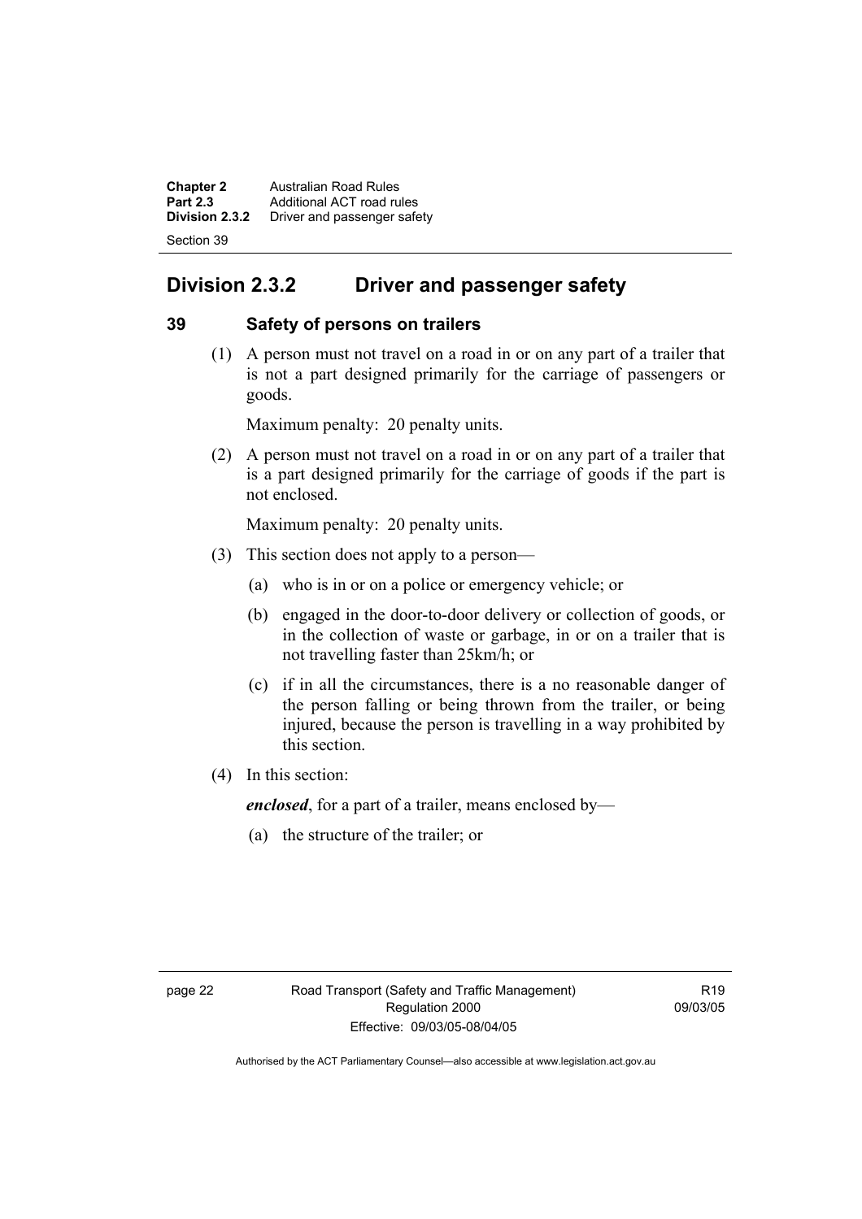## Division 2.3.2 Driver and passenger safety

### 39 Safety of persons on trailers

(1) A person must not travel on a road in or on any part of a trailer that is not a part designed primarily for the carriage of passengers or goods.

Maximum penalty: 20 penalty units.

(2) A person must not travel on a road in or on any part of a trailer that is a part designed primarily for the carriage of goods if the part is not enclosed.

Maximum penalty: 20 penalty units.

(3) This section does not apply to a person—

(a) who is in or on a police or emergency vehicle; or

(b) engaged in the door-to-door delivery or collection of goods, or in the collection of waste or garbage, in or on a trailer that is not travelling faster than 25km/h; or

(c) if in all the circumstances, there is a no reasonable danger of the person falling or being thrown from the trailer, or being injured, because the person is travelling in a way prohibited by this section.

(4) In this section:

***enclosed***, for a part of a trailer, means enclosed by—

(a) the structure of the trailer; or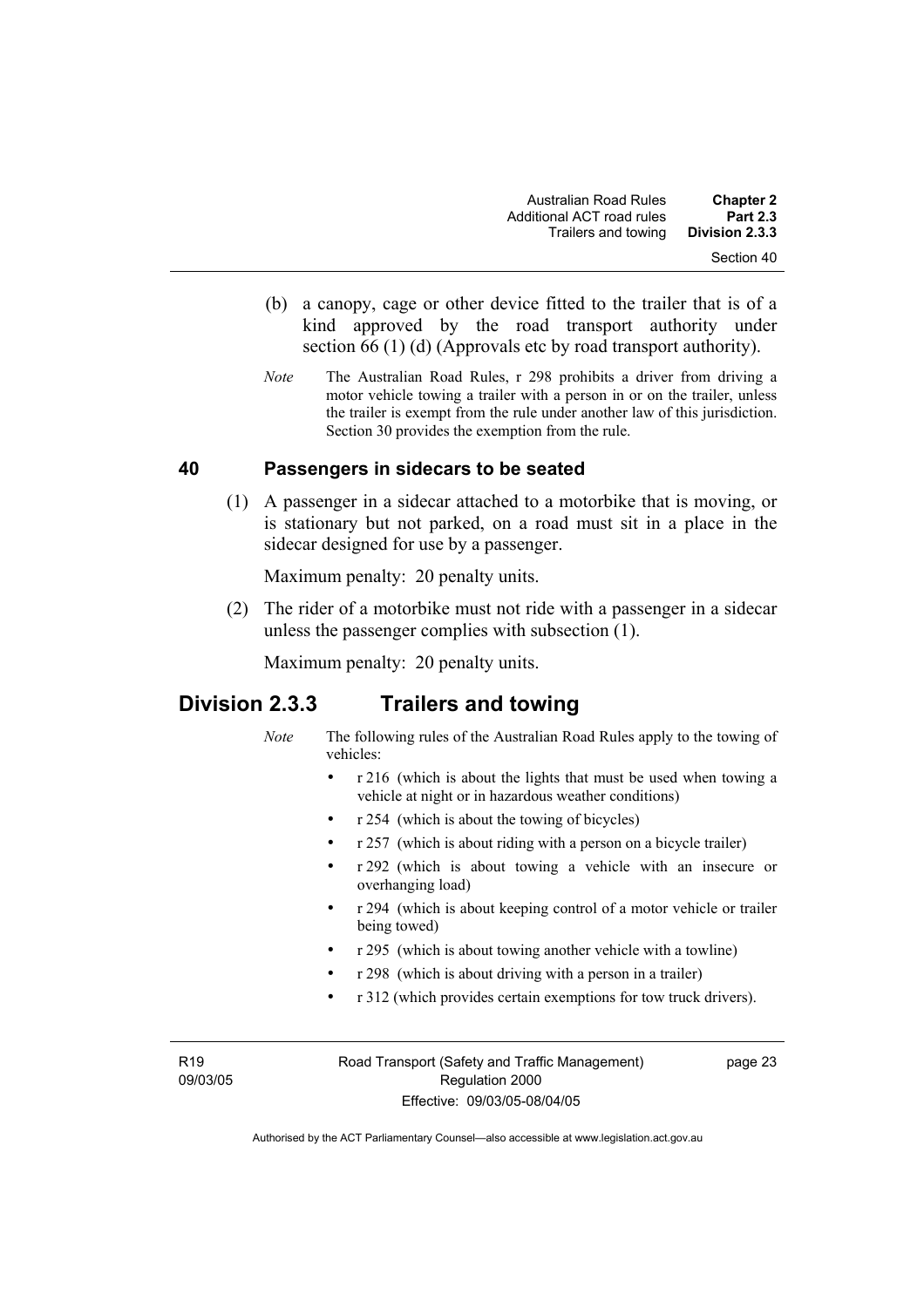(b) a canopy, cage or other device fitted to the trailer that is of a kind approved by the road transport authority under section 66 (1) (d) (Approvals etc by road transport authority).

*Note* The Australian Road Rules, r 298 prohibits a driver from driving a motor vehicle towing a trailer with a person in or on the trailer, unless the trailer is exempt from the rule under another law of this jurisdiction. Section 30 provides the exemption from the rule.

### 40 Passengers in sidecars to be seated

(1) A passenger in a sidecar attached to a motorbike that is moving, or is stationary but not parked, on a road must sit in a place in the sidecar designed for use by a passenger.

Maximum penalty: 20 penalty units.

(2) The rider of a motorbike must not ride with a passenger in a sidecar unless the passenger complies with subsection (1).

Maximum penalty: 20 penalty units.

## Division 2.3.3 Trailers and towing

*Note* The following rules of the Australian Road Rules apply to the towing of vehicles:

- r 216 (which is about the lights that must be used when towing a vehicle at night or in hazardous weather conditions)
- r 254 (which is about the towing of bicycles)
- r 257 (which is about riding with a person on a bicycle trailer)
- r 292 (which is about towing a vehicle with an insecure or overhanging load)
- r 294 (which is about keeping control of a motor vehicle or trailer being towed)
- r 295 (which is about towing another vehicle with a towline)
- r 298 (which is about driving with a person in a trailer)
- r 312 (which provides certain exemptions for tow truck drivers).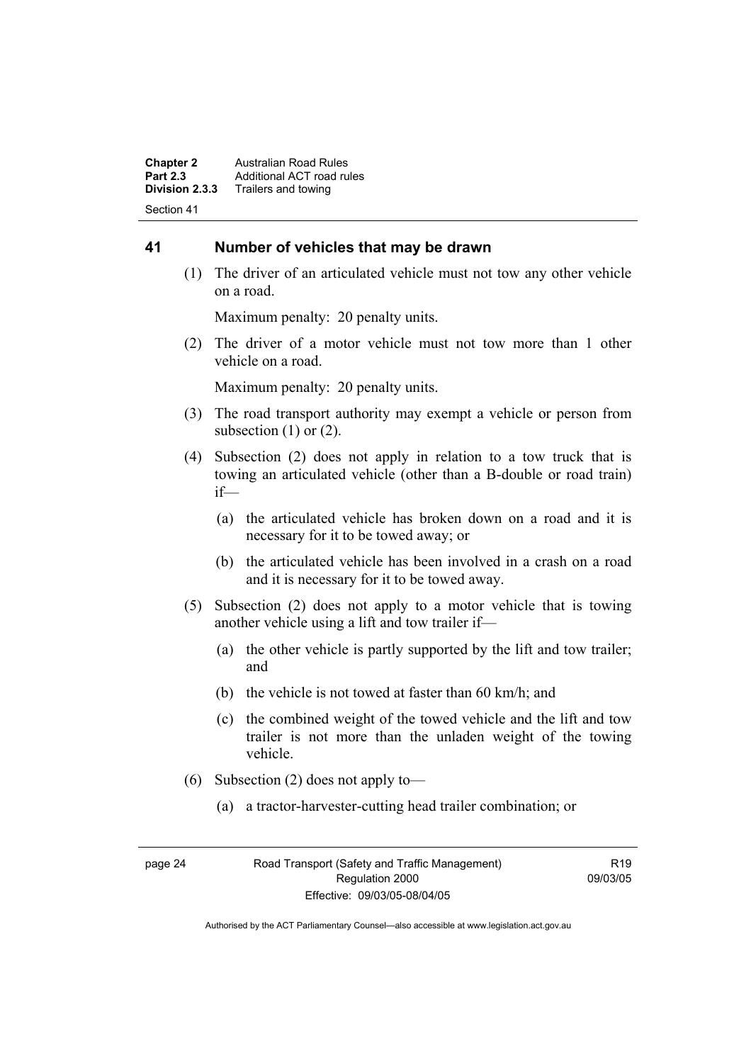## 41 Number of vehicles that may be drawn

(1) The driver of an articulated vehicle must not tow any other vehicle on a road.

Maximum penalty: 20 penalty units.

(2) The driver of a motor vehicle must not tow more than 1 other vehicle on a road.

Maximum penalty: 20 penalty units.

(3) The road transport authority may exempt a vehicle or person from subsection (1) or (2).

(4) Subsection (2) does not apply in relation to a tow truck that is towing an articulated vehicle (other than a B-double or road train) if—

(a) the articulated vehicle has broken down on a road and it is necessary for it to be towed away; or

(b) the articulated vehicle has been involved in a crash on a road and it is necessary for it to be towed away.

(5) Subsection (2) does not apply to a motor vehicle that is towing another vehicle using a lift and tow trailer if—

(a) the other vehicle is partly supported by the lift and tow trailer; and

(b) the vehicle is not towed at faster than 60 km/h; and

(c) the combined weight of the towed vehicle and the lift and tow trailer is not more than the unladen weight of the towing vehicle.

(6) Subsection (2) does not apply to—

(a) a tractor-harvester-cutting head trailer combination; or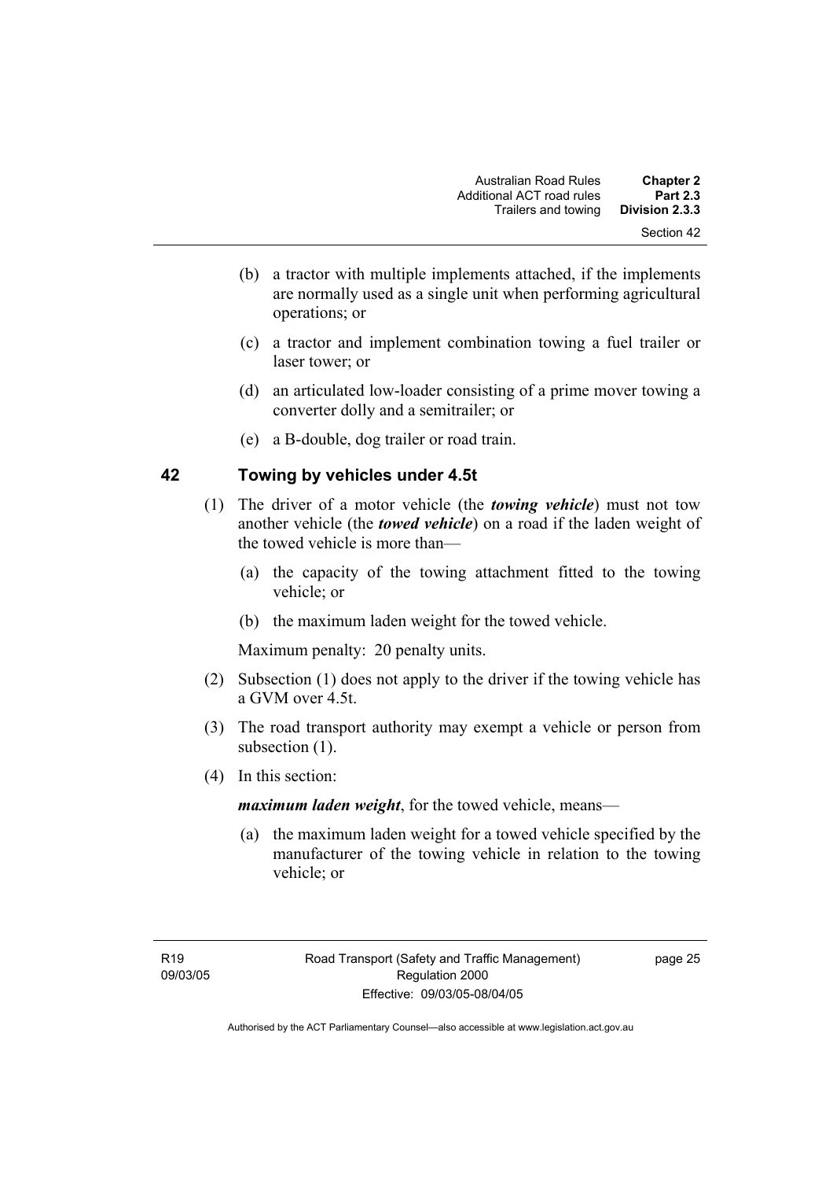(b) a tractor with multiple implements attached, if the implements are normally used as a single unit when performing agricultural operations; or

(c) a tractor and implement combination towing a fuel trailer or laser tower; or

(d) an articulated low-loader consisting of a prime mover towing a converter dolly and a semitrailer; or

(e) a B-double, dog trailer or road train.

## 42 Towing by vehicles under 4.5t

(1) The driver of a motor vehicle (the ***towing vehicle***) must not tow another vehicle (the ***towed vehicle***) on a road if the laden weight of the towed vehicle is more than—

(a) the capacity of the towing attachment fitted to the towing vehicle; or

(b) the maximum laden weight for the towed vehicle.

Maximum penalty: 20 penalty units.

(2) Subsection (1) does not apply to the driver if the towing vehicle has a GVM over 4.5t.

(3) The road transport authority may exempt a vehicle or person from subsection (1).

(4) In this section:

***maximum laden weight***, for the towed vehicle, means—

(a) the maximum laden weight for a towed vehicle specified by the manufacturer of the towing vehicle in relation to the towing vehicle; or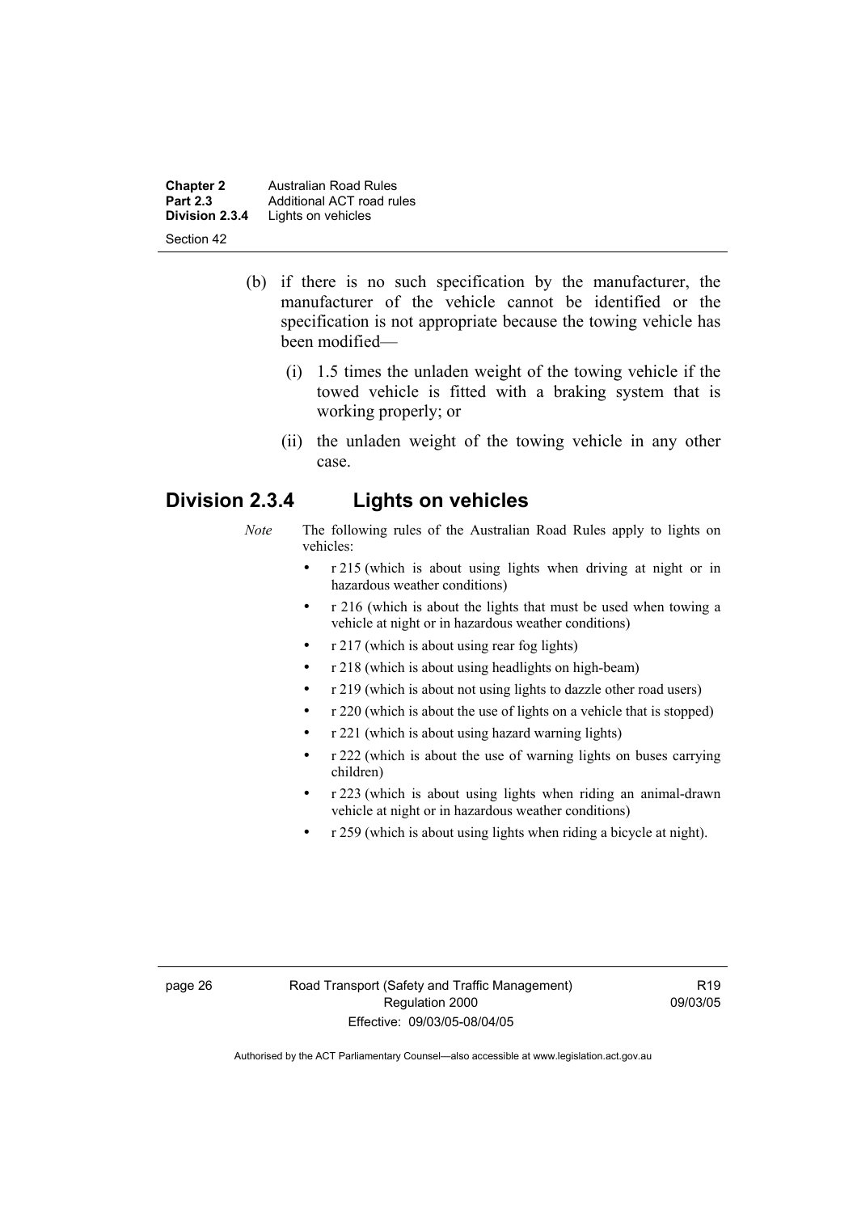(b) if there is no such specification by the manufacturer, the manufacturer of the vehicle cannot be identified or the specification is not appropriate because the towing vehicle has been modified—

(i) 1.5 times the unladen weight of the towing vehicle if the towed vehicle is fitted with a braking system that is working properly; or

(ii) the unladen weight of the towing vehicle in any other case.

## Division 2.3.4 Lights on vehicles

*Note* The following rules of the Australian Road Rules apply to lights on vehicles:

- r 215 (which is about using lights when driving at night or in hazardous weather conditions)
- r 216 (which is about the lights that must be used when towing a vehicle at night or in hazardous weather conditions)
- r 217 (which is about using rear fog lights)
- r 218 (which is about using headlights on high-beam)
- r 219 (which is about not using lights to dazzle other road users)
- r 220 (which is about the use of lights on a vehicle that is stopped)
- r 221 (which is about using hazard warning lights)
- r 222 (which is about the use of warning lights on buses carrying children)
- r 223 (which is about using lights when riding an animal-drawn vehicle at night or in hazardous weather conditions)
- r 259 (which is about using lights when riding a bicycle at night).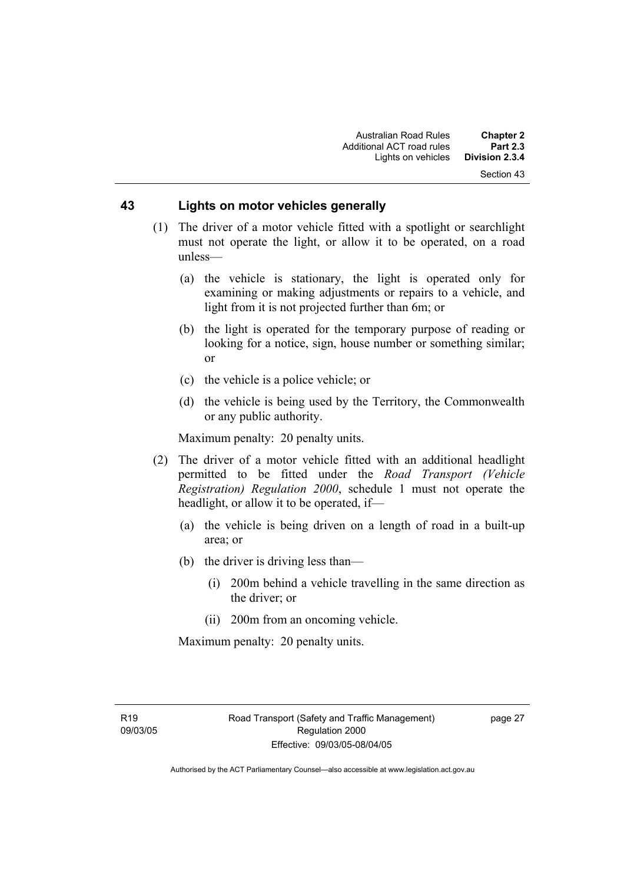## 43 Lights on motor vehicles generally

(1) The driver of a motor vehicle fitted with a spotlight or searchlight must not operate the light, or allow it to be operated, on a road unless—

(a) the vehicle is stationary, the light is operated only for examining or making adjustments or repairs to a vehicle, and light from it is not projected further than 6m; or

(b) the light is operated for the temporary purpose of reading or looking for a notice, sign, house number or something similar; or

(c) the vehicle is a police vehicle; or

(d) the vehicle is being used by the Territory, the Commonwealth or any public authority.

Maximum penalty: 20 penalty units.

(2) The driver of a motor vehicle fitted with an additional headlight permitted to be fitted under the *Road Transport (Vehicle Registration) Regulation 2000*, schedule 1 must not operate the headlight, or allow it to be operated, if—

(a) the vehicle is being driven on a length of road in a built-up area; or

(b) the driver is driving less than—

(i) 200m behind a vehicle travelling in the same direction as the driver; or

(ii) 200m from an oncoming vehicle.

Maximum penalty: 20 penalty units.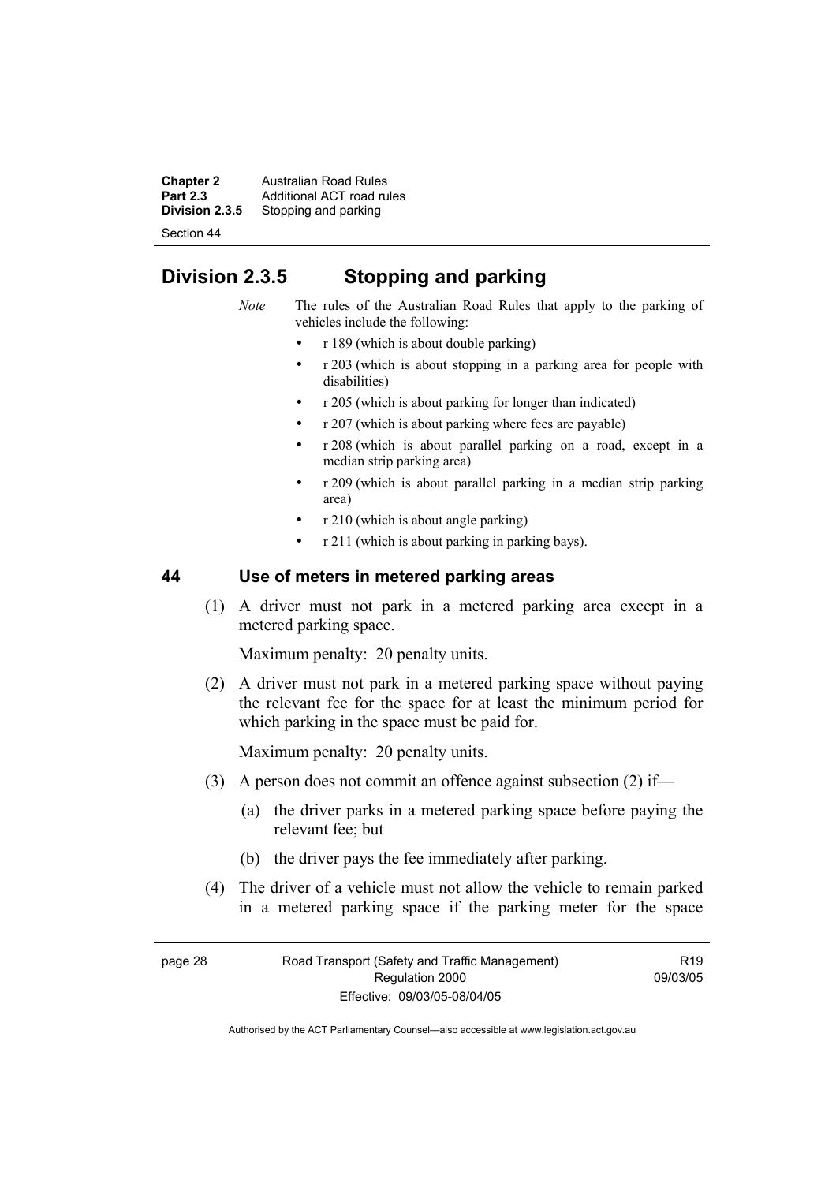## Division 2.3.5 Stopping and parking

*Note* The rules of the Australian Road Rules that apply to the parking of vehicles include the following:

- r 189 (which is about double parking)
- r 203 (which is about stopping in a parking area for people with disabilities)
- r 205 (which is about parking for longer than indicated)
- r 207 (which is about parking where fees are payable)
- r 208 (which is about parallel parking on a road, except in a median strip parking area)
- r 209 (which is about parallel parking in a median strip parking area)
- r 210 (which is about angle parking)
- r 211 (which is about parking in parking bays).

### 44 Use of meters in metered parking areas

(1) A driver must not park in a metered parking area except in a metered parking space.

Maximum penalty: 20 penalty units.

(2) A driver must not park in a metered parking space without paying the relevant fee for the space for at least the minimum period for which parking in the space must be paid for.

Maximum penalty: 20 penalty units.

(3) A person does not commit an offence against subsection (2) if—

(a) the driver parks in a metered parking space before paying the relevant fee; but

(b) the driver pays the fee immediately after parking.

(4) The driver of a vehicle must not allow the vehicle to remain parked in a metered parking space if the parking meter for the space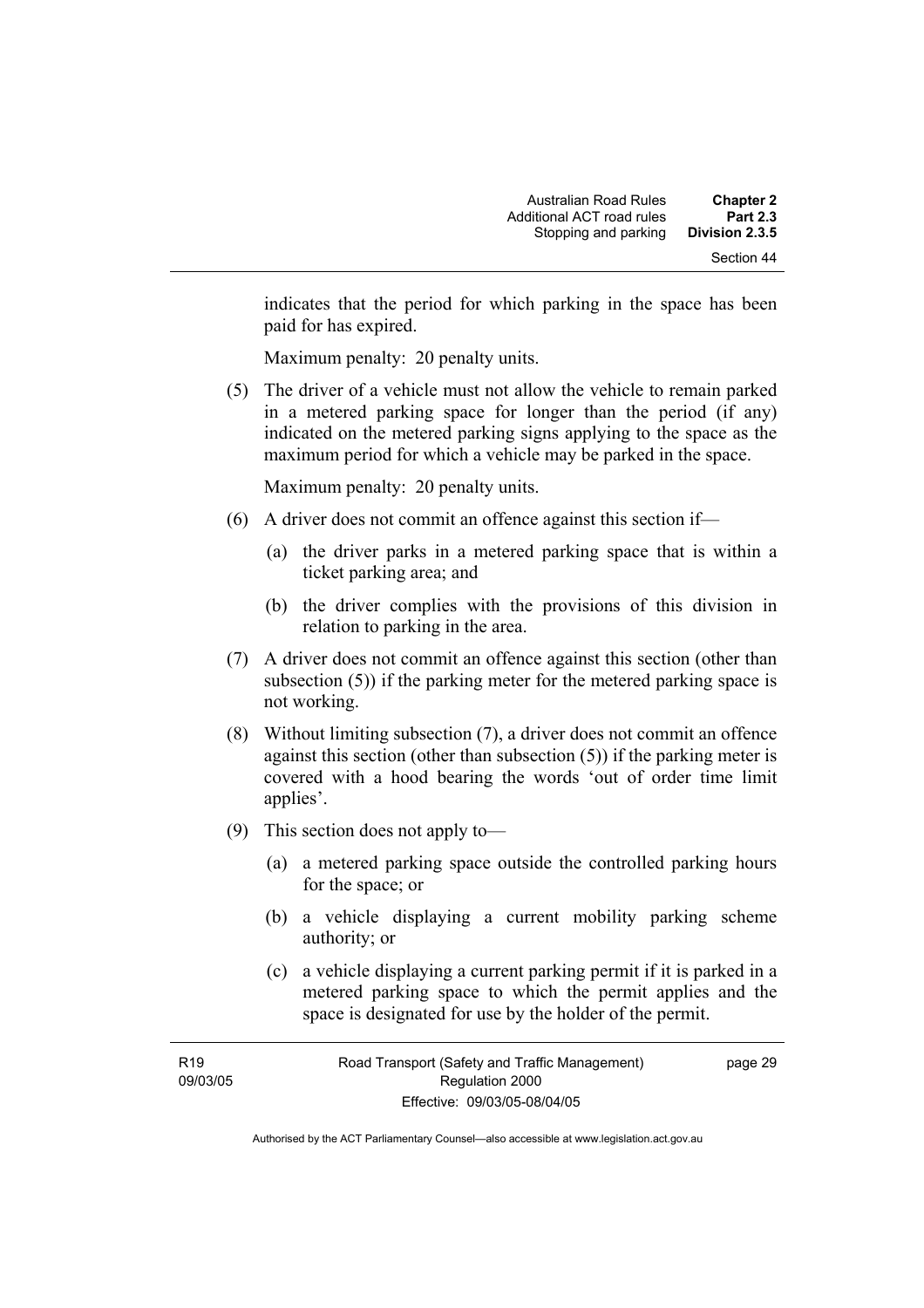indicates that the period for which parking in the space has been paid for has expired.

Maximum penalty: 20 penalty units.

(5) The driver of a vehicle must not allow the vehicle to remain parked in a metered parking space for longer than the period (if any) indicated on the metered parking signs applying to the space as the maximum period for which a vehicle may be parked in the space.

Maximum penalty: 20 penalty units.

(6) A driver does not commit an offence against this section if—

(a) the driver parks in a metered parking space that is within a ticket parking area; and

(b) the driver complies with the provisions of this division in relation to parking in the area.

(7) A driver does not commit an offence against this section (other than subsection (5)) if the parking meter for the metered parking space is not working.

(8) Without limiting subsection (7), a driver does not commit an offence against this section (other than subsection (5)) if the parking meter is covered with a hood bearing the words 'out of order time limit applies'.

(9) This section does not apply to—

(a) a metered parking space outside the controlled parking hours for the space; or

(b) a vehicle displaying a current mobility parking scheme authority; or

(c) a vehicle displaying a current parking permit if it is parked in a metered parking space to which the permit applies and the space is designated for use by the holder of the permit.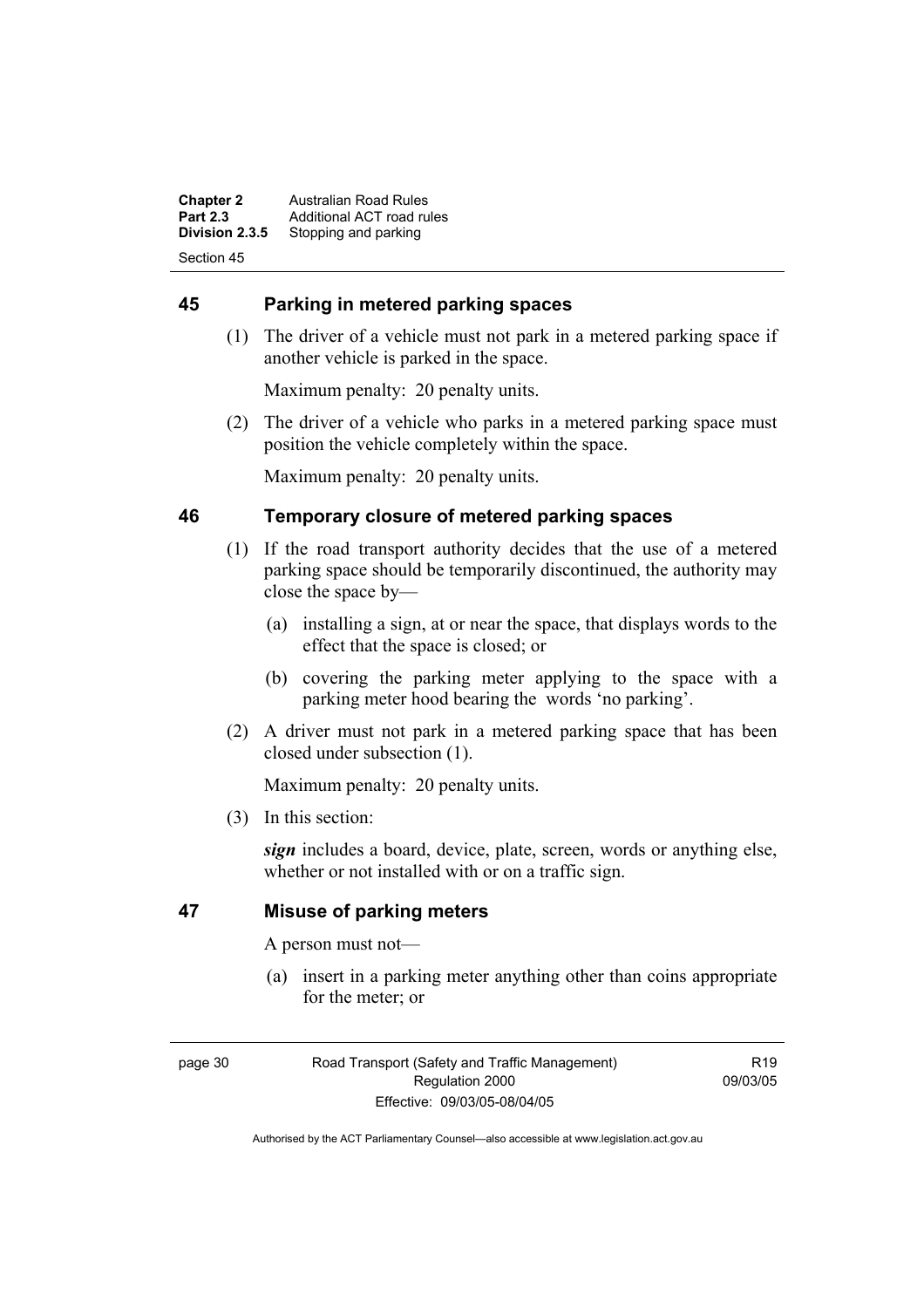## 45 Parking in metered parking spaces

(1) The driver of a vehicle must not park in a metered parking space if another vehicle is parked in the space.

Maximum penalty: 20 penalty units.

(2) The driver of a vehicle who parks in a metered parking space must position the vehicle completely within the space.

Maximum penalty: 20 penalty units.

## 46 Temporary closure of metered parking spaces

(1) If the road transport authority decides that the use of a metered parking space should be temporarily discontinued, the authority may close the space by—

(a) installing a sign, at or near the space, that displays words to the effect that the space is closed; or

(b) covering the parking meter applying to the space with a parking meter hood bearing the words 'no parking'.

(2) A driver must not park in a metered parking space that has been closed under subsection (1).

Maximum penalty: 20 penalty units.

(3) In this section:

***sign*** includes a board, device, plate, screen, words or anything else, whether or not installed with or on a traffic sign.

## 47 Misuse of parking meters

A person must not—

(a) insert in a parking meter anything other than coins appropriate for the meter; or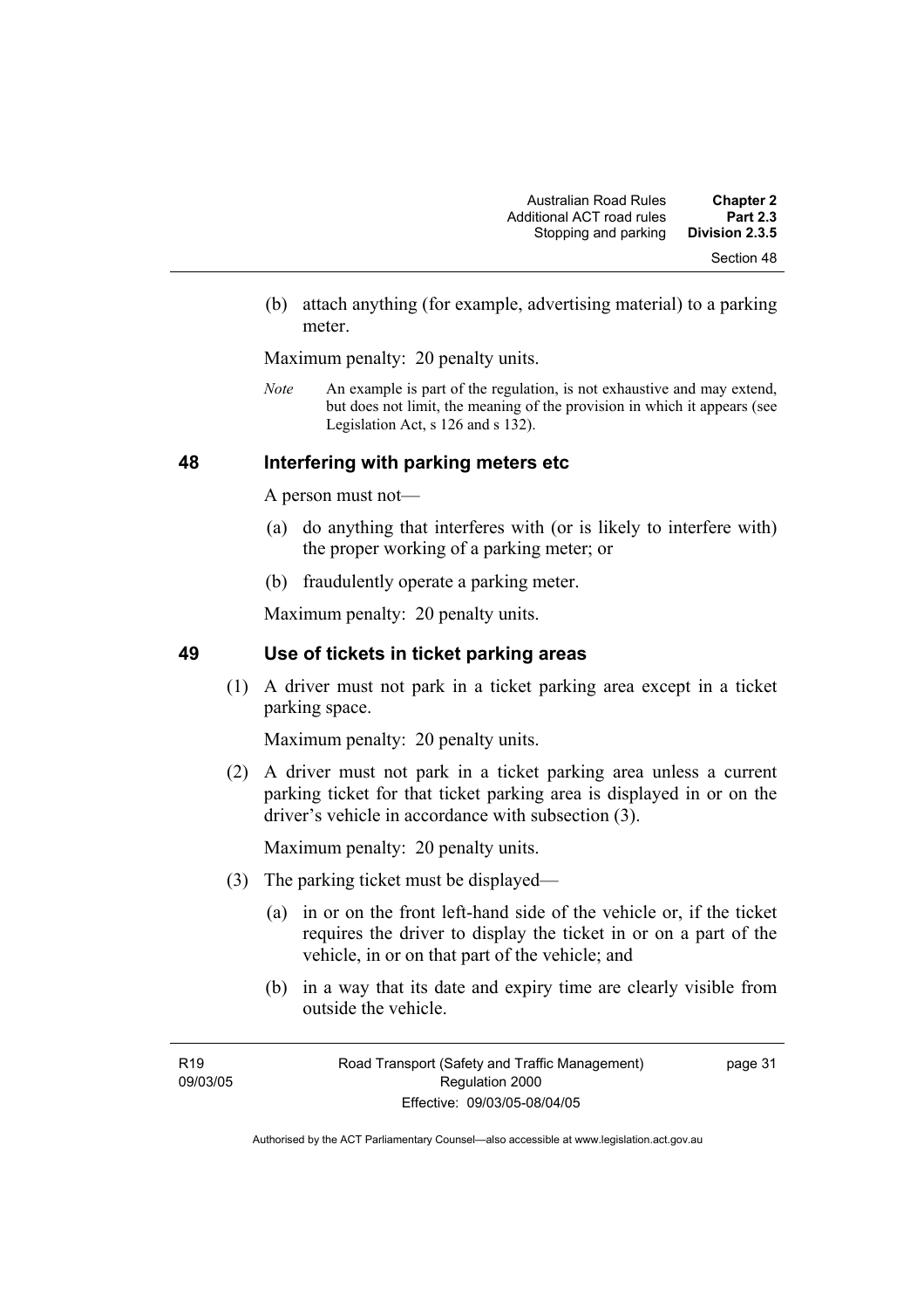(b) attach anything (for example, advertising material) to a parking meter.

Maximum penalty: 20 penalty units.

*Note* An example is part of the regulation, is not exhaustive and may extend, but does not limit, the meaning of the provision in which it appears (see Legislation Act, s 126 and s 132).

## 48 Interfering with parking meters etc

A person must not—

(a) do anything that interferes with (or is likely to interfere with) the proper working of a parking meter; or

(b) fraudulently operate a parking meter.

Maximum penalty: 20 penalty units.

## 49 Use of tickets in ticket parking areas

(1) A driver must not park in a ticket parking area except in a ticket parking space.

Maximum penalty: 20 penalty units.

(2) A driver must not park in a ticket parking area unless a current parking ticket for that ticket parking area is displayed in or on the driver's vehicle in accordance with subsection (3).

Maximum penalty: 20 penalty units.

(3) The parking ticket must be displayed—

(a) in or on the front left-hand side of the vehicle or, if the ticket requires the driver to display the ticket in or on a part of the vehicle, in or on that part of the vehicle; and

(b) in a way that its date and expiry time are clearly visible from outside the vehicle.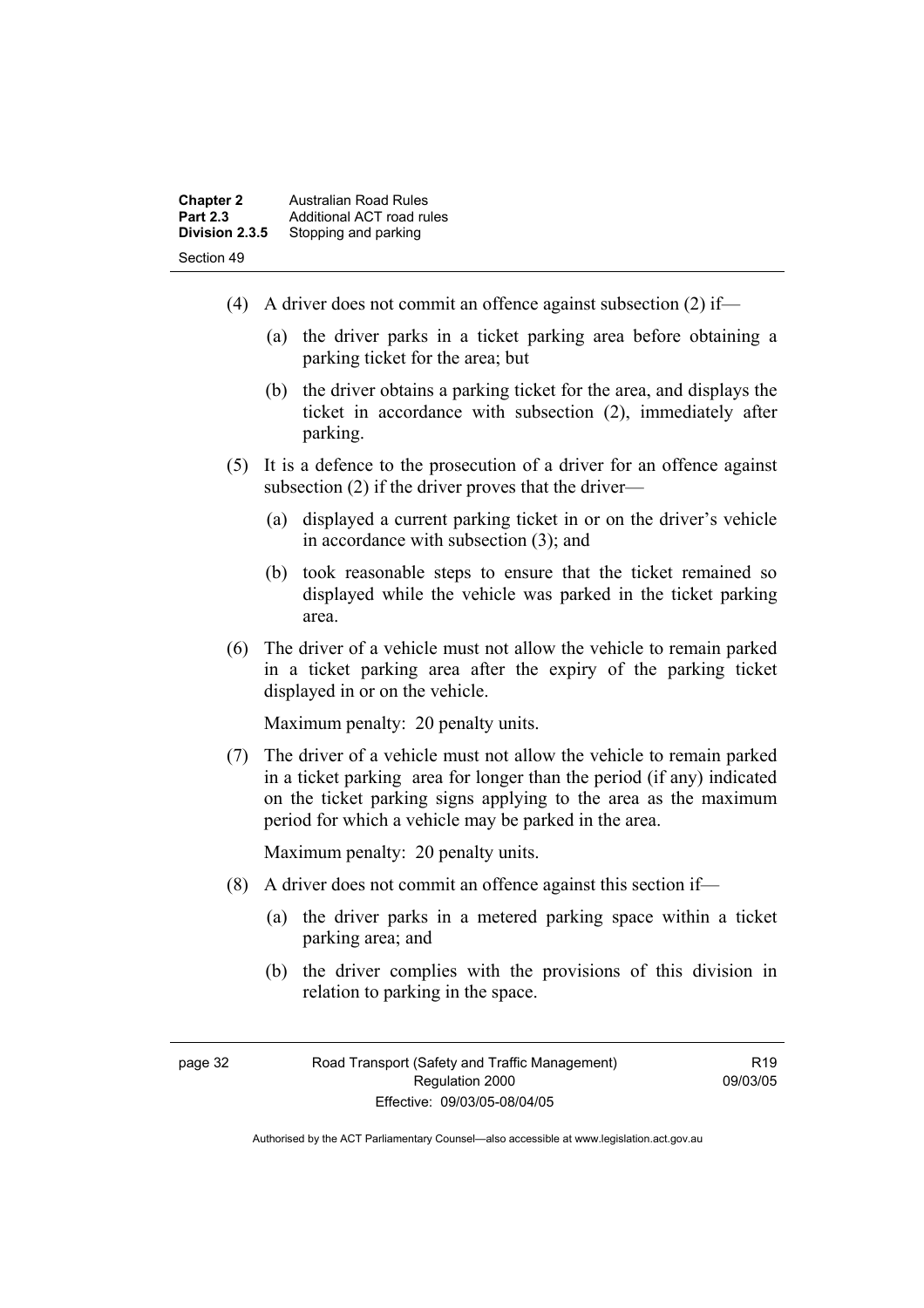(4) A driver does not commit an offence against subsection (2) if—

  (a) the driver parks in a ticket parking area before obtaining a parking ticket for the area; but

  (b) the driver obtains a parking ticket for the area, and displays the ticket in accordance with subsection (2), immediately after parking.

(5) It is a defence to the prosecution of a driver for an offence against subsection (2) if the driver proves that the driver—

  (a) displayed a current parking ticket in or on the driver's vehicle in accordance with subsection (3); and

  (b) took reasonable steps to ensure that the ticket remained so displayed while the vehicle was parked in the ticket parking area.

(6) The driver of a vehicle must not allow the vehicle to remain parked in a ticket parking area after the expiry of the parking ticket displayed in or on the vehicle.

Maximum penalty: 20 penalty units.

(7) The driver of a vehicle must not allow the vehicle to remain parked in a ticket parking area for longer than the period (if any) indicated on the ticket parking signs applying to the area as the maximum period for which a vehicle may be parked in the area.

Maximum penalty: 20 penalty units.

(8) A driver does not commit an offence against this section if—

  (a) the driver parks in a metered parking space within a ticket parking area; and

  (b) the driver complies with the provisions of this division in relation to parking in the space.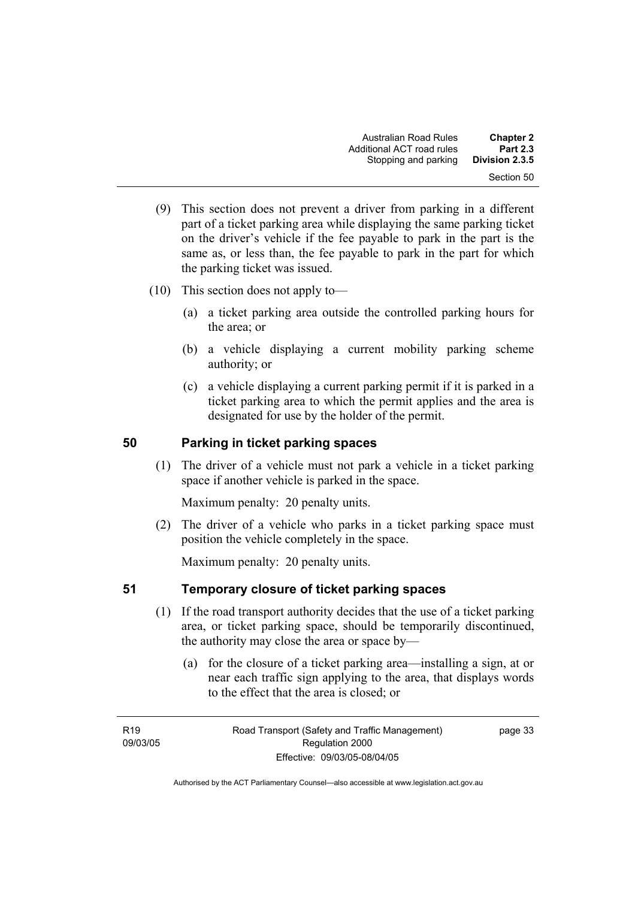(9) This section does not prevent a driver from parking in a different part of a ticket parking area while displaying the same parking ticket on the driver's vehicle if the fee payable to park in the part is the same as, or less than, the fee payable to park in the part for which the parking ticket was issued.

(10) This section does not apply to—

(a) a ticket parking area outside the controlled parking hours for the area; or

(b) a vehicle displaying a current mobility parking scheme authority; or

(c) a vehicle displaying a current parking permit if it is parked in a ticket parking area to which the permit applies and the area is designated for use by the holder of the permit.

## 50 Parking in ticket parking spaces

(1) The driver of a vehicle must not park a vehicle in a ticket parking space if another vehicle is parked in the space.

Maximum penalty: 20 penalty units.

(2) The driver of a vehicle who parks in a ticket parking space must position the vehicle completely in the space.

Maximum penalty: 20 penalty units.

## 51 Temporary closure of ticket parking spaces

(1) If the road transport authority decides that the use of a ticket parking area, or ticket parking space, should be temporarily discontinued, the authority may close the area or space by—

(a) for the closure of a ticket parking area—installing a sign, at or near each traffic sign applying to the area, that displays words to the effect that the area is closed; or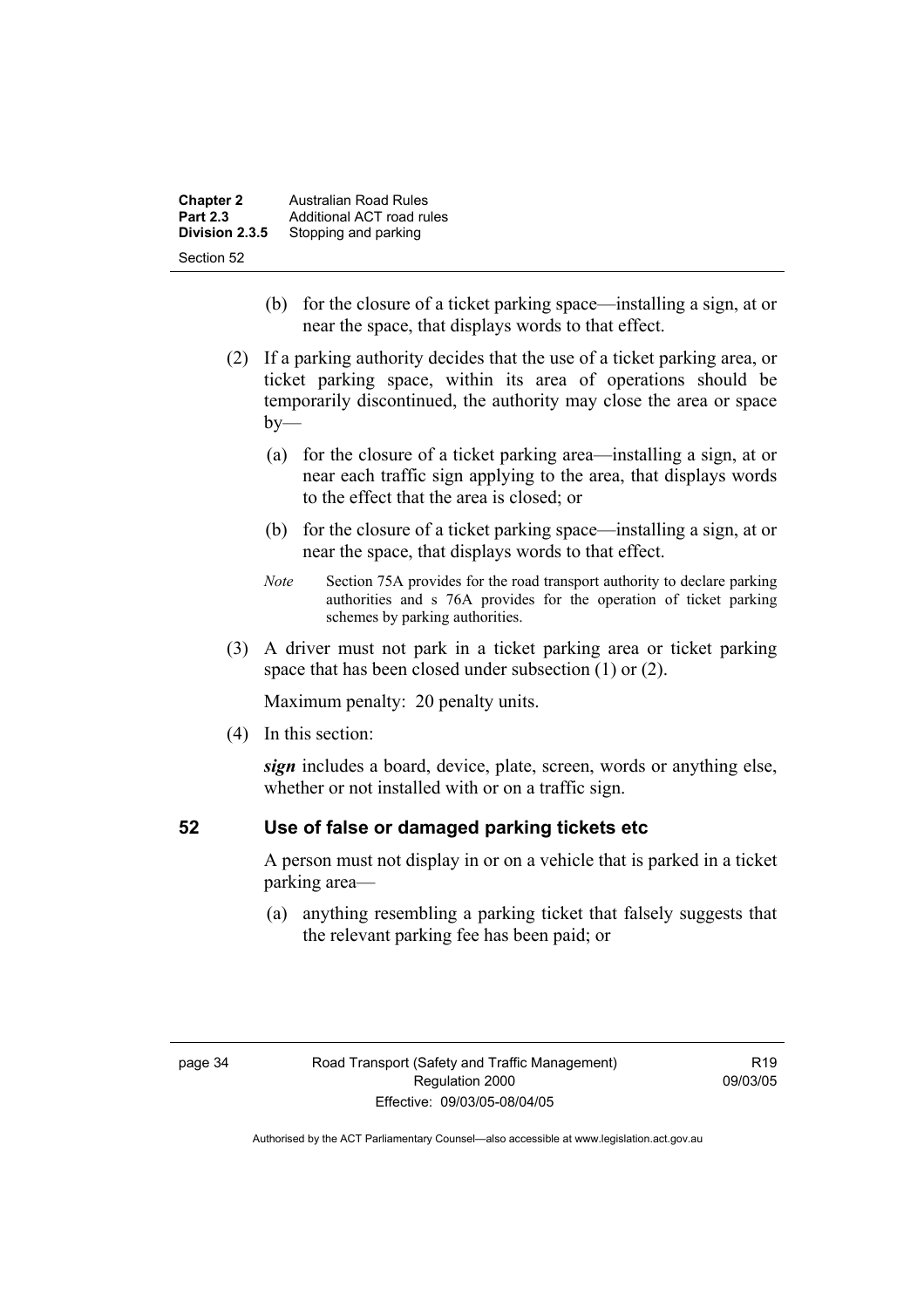(b) for the closure of a ticket parking space—installing a sign, at or near the space, that displays words to that effect.

(2) If a parking authority decides that the use of a ticket parking area, or ticket parking space, within its area of operations should be temporarily discontinued, the authority may close the area or space by—

(a) for the closure of a ticket parking area—installing a sign, at or near each traffic sign applying to the area, that displays words to the effect that the area is closed; or

(b) for the closure of a ticket parking space—installing a sign, at or near the space, that displays words to that effect.

*Note* Section 75A provides for the road transport authority to declare parking authorities and s 76A provides for the operation of ticket parking schemes by parking authorities.

(3) A driver must not park in a ticket parking area or ticket parking space that has been closed under subsection (1) or (2).

Maximum penalty: 20 penalty units.

(4) In this section:

***sign*** includes a board, device, plate, screen, words or anything else, whether or not installed with or on a traffic sign.

### 52 Use of false or damaged parking tickets etc

A person must not display in or on a vehicle that is parked in a ticket parking area—

(a) anything resembling a parking ticket that falsely suggests that the relevant parking fee has been paid; or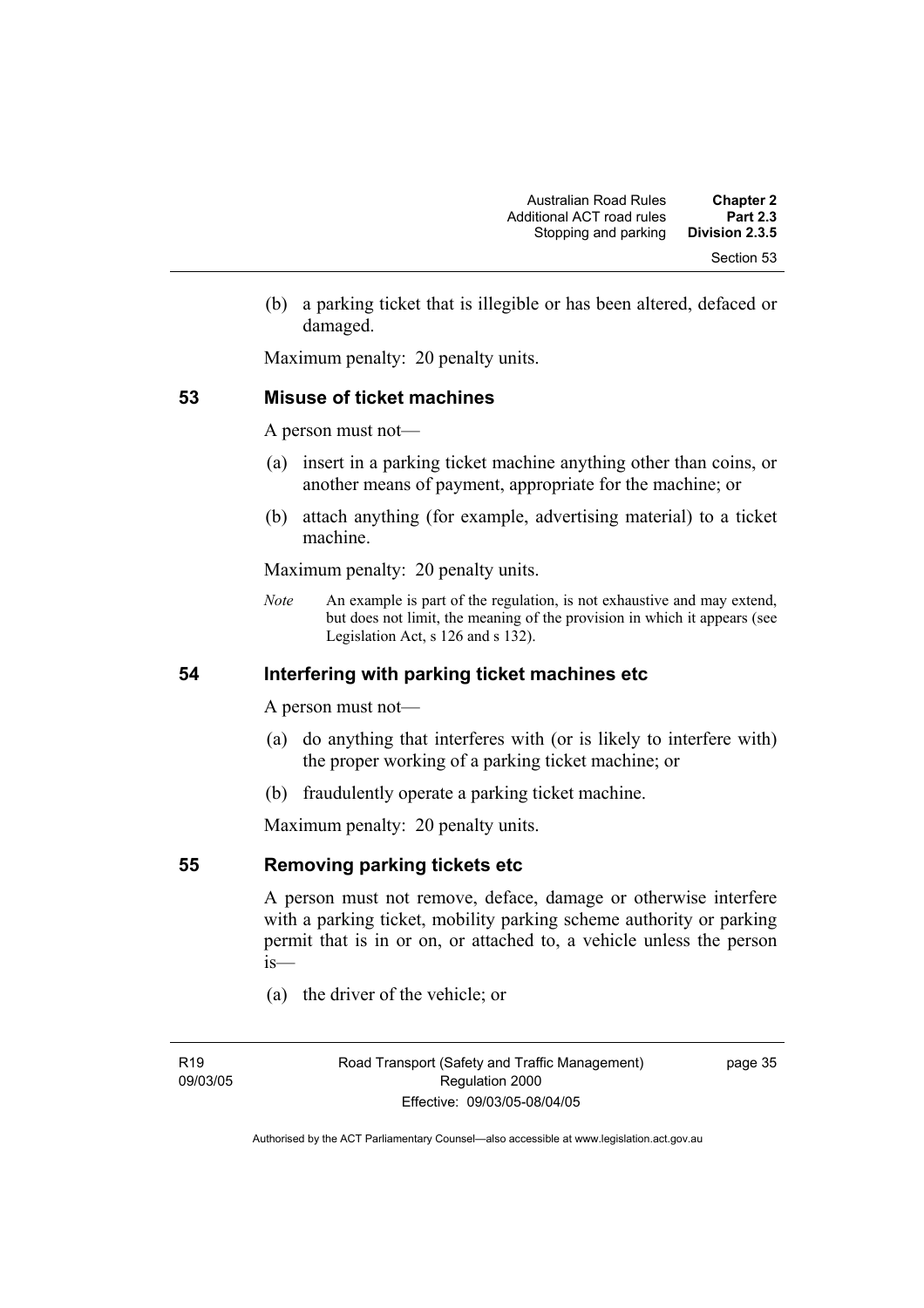(b) a parking ticket that is illegible or has been altered, defaced or damaged.

Maximum penalty: 20 penalty units.

## 53 Misuse of ticket machines

A person must not—

(a) insert in a parking ticket machine anything other than coins, or another means of payment, appropriate for the machine; or

(b) attach anything (for example, advertising material) to a ticket machine.

Maximum penalty: 20 penalty units.

*Note* An example is part of the regulation, is not exhaustive and may extend, but does not limit, the meaning of the provision in which it appears (see Legislation Act, s 126 and s 132).

## 54 Interfering with parking ticket machines etc

A person must not—

(a) do anything that interferes with (or is likely to interfere with) the proper working of a parking ticket machine; or

(b) fraudulently operate a parking ticket machine.

Maximum penalty: 20 penalty units.

## 55 Removing parking tickets etc

A person must not remove, deface, damage or otherwise interfere with a parking ticket, mobility parking scheme authority or parking permit that is in or on, or attached to, a vehicle unless the person is—

(a) the driver of the vehicle; or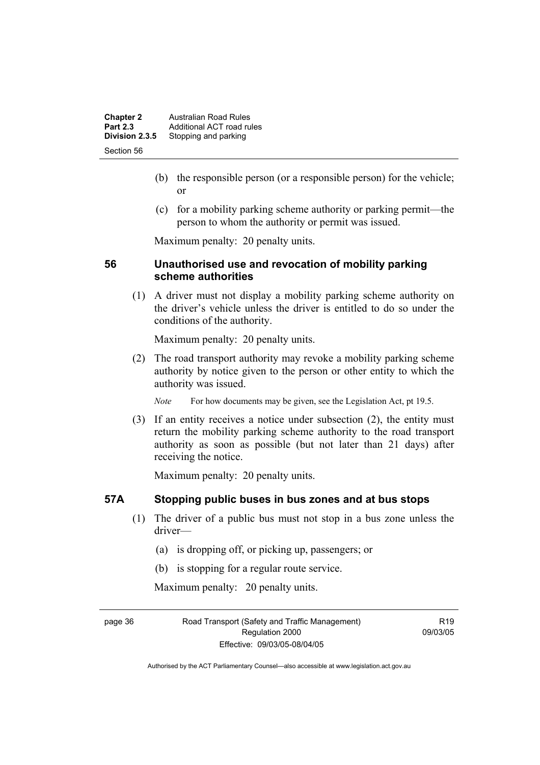(b) the responsible person (or a responsible person) for the vehicle; or

(c) for a mobility parking scheme authority or parking permit—the person to whom the authority or permit was issued.

Maximum penalty: 20 penalty units.

## 56 Unauthorised use and revocation of mobility parking scheme authorities

(1) A driver must not display a mobility parking scheme authority on the driver's vehicle unless the driver is entitled to do so under the conditions of the authority.

Maximum penalty: 20 penalty units.

(2) The road transport authority may revoke a mobility parking scheme authority by notice given to the person or other entity to which the authority was issued.

*Note* For how documents may be given, see the Legislation Act, pt 19.5.

(3) If an entity receives a notice under subsection (2), the entity must return the mobility parking scheme authority to the road transport authority as soon as possible (but not later than 21 days) after receiving the notice.

Maximum penalty: 20 penalty units.

## 57A Stopping public buses in bus zones and at bus stops

(1) The driver of a public bus must not stop in a bus zone unless the driver—

(a) is dropping off, or picking up, passengers; or

(b) is stopping for a regular route service.

Maximum penalty: 20 penalty units.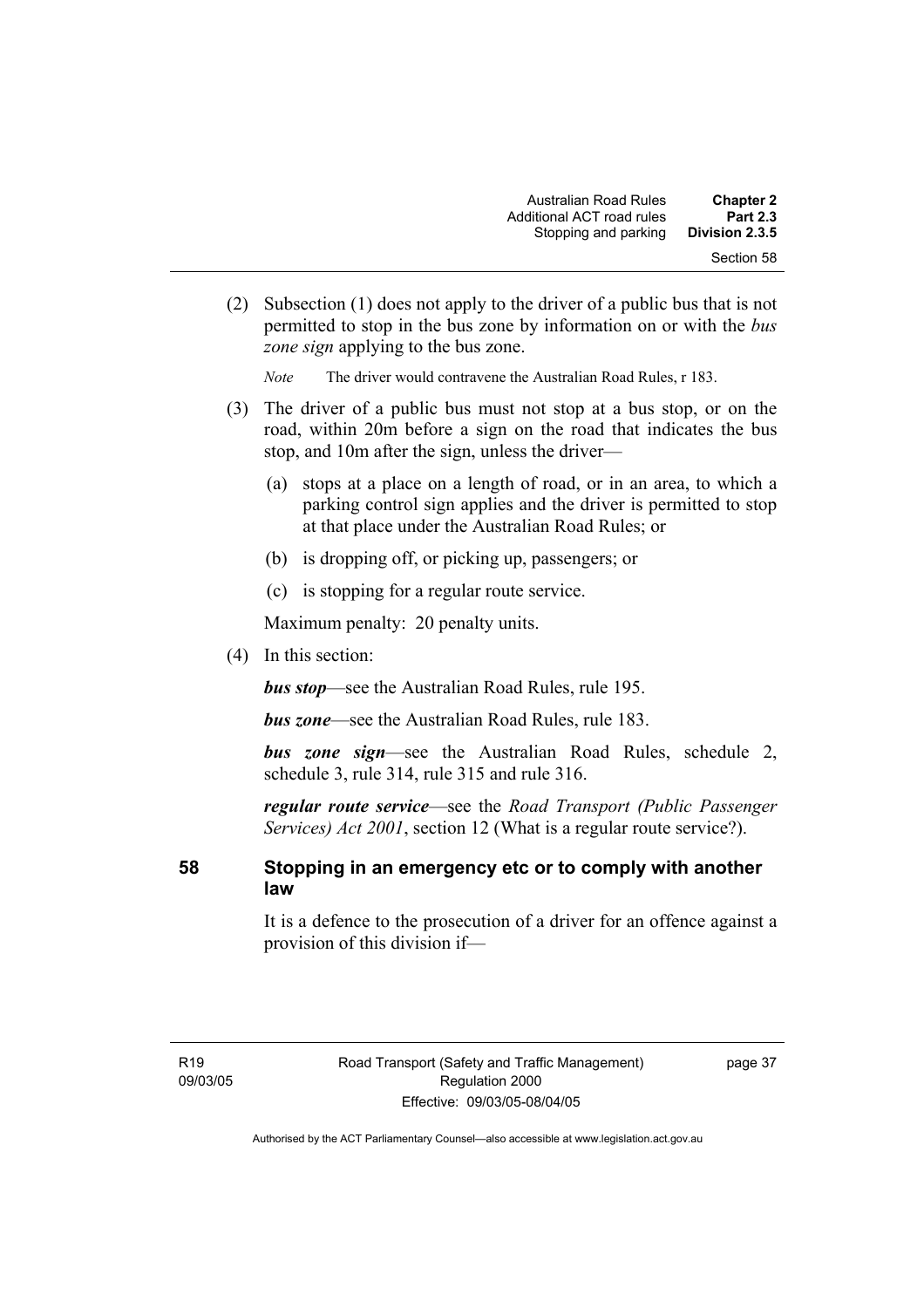(2) Subsection (1) does not apply to the driver of a public bus that is not permitted to stop in the bus zone by information on or with the *bus zone sign* applying to the bus zone.

*Note* The driver would contravene the Australian Road Rules, r 183.

(3) The driver of a public bus must not stop at a bus stop, or on the road, within 20m before a sign on the road that indicates the bus stop, and 10m after the sign, unless the driver—

(a) stops at a place on a length of road, or in an area, to which a parking control sign applies and the driver is permitted to stop at that place under the Australian Road Rules; or

(b) is dropping off, or picking up, passengers; or

(c) is stopping for a regular route service.

Maximum penalty: 20 penalty units.

(4) In this section:

***bus stop***—see the Australian Road Rules, rule 195.

***bus zone***—see the Australian Road Rules, rule 183.

***bus zone sign***—see the Australian Road Rules, schedule 2, schedule 3, rule 314, rule 315 and rule 316.

***regular route service***—see the *Road Transport (Public Passenger Services) Act 2001*, section 12 (What is a regular route service?).

## 58 Stopping in an emergency etc or to comply with another law

It is a defence to the prosecution of a driver for an offence against a provision of this division if—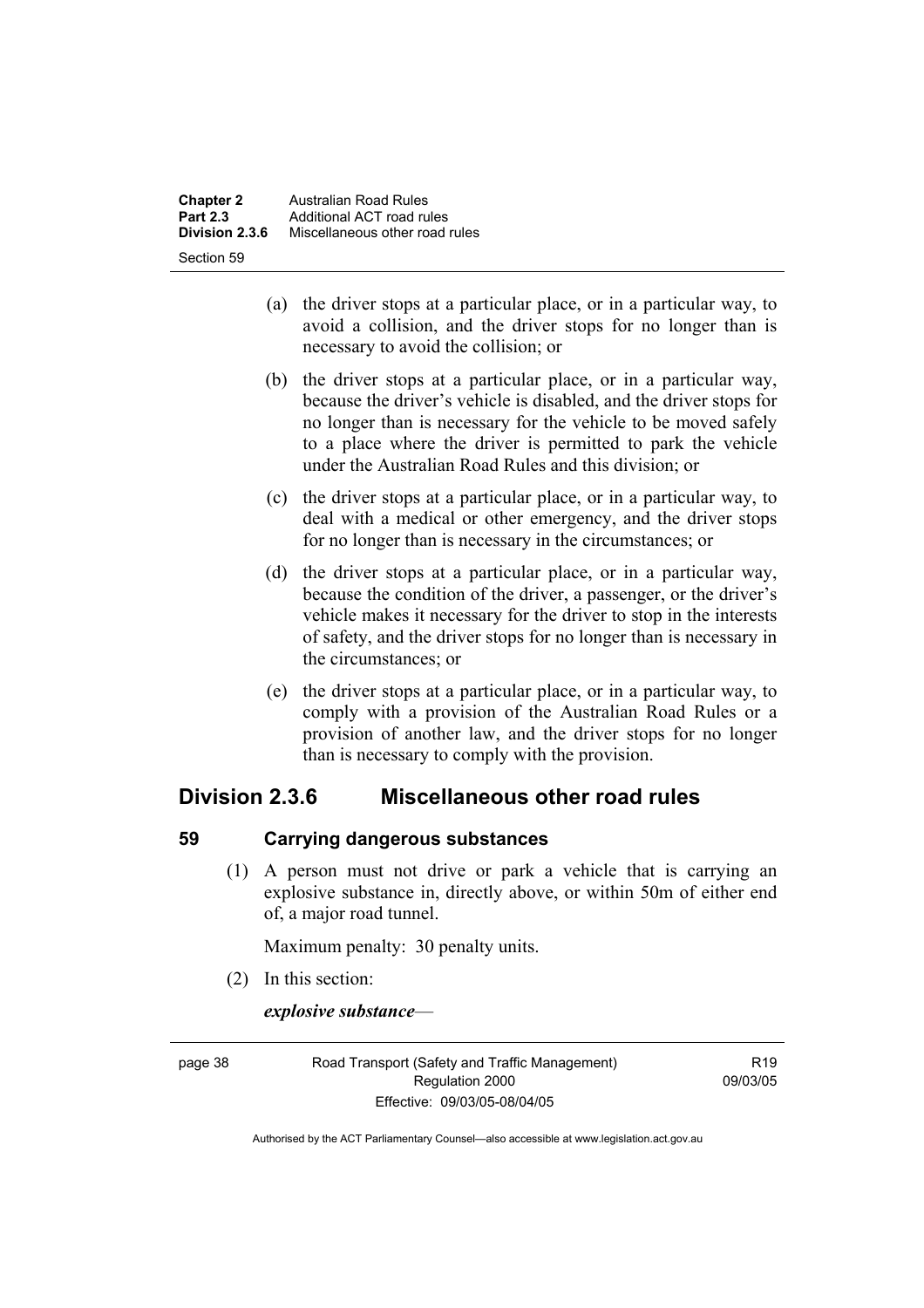(a) the driver stops at a particular place, or in a particular way, to avoid a collision, and the driver stops for no longer than is necessary to avoid the collision; or

(b) the driver stops at a particular place, or in a particular way, because the driver's vehicle is disabled, and the driver stops for no longer than is necessary for the vehicle to be moved safely to a place where the driver is permitted to park the vehicle under the Australian Road Rules and this division; or

(c) the driver stops at a particular place, or in a particular way, to deal with a medical or other emergency, and the driver stops for no longer than is necessary in the circumstances; or

(d) the driver stops at a particular place, or in a particular way, because the condition of the driver, a passenger, or the driver's vehicle makes it necessary for the driver to stop in the interests of safety, and the driver stops for no longer than is necessary in the circumstances; or

(e) the driver stops at a particular place, or in a particular way, to comply with a provision of the Australian Road Rules or a provision of another law, and the driver stops for no longer than is necessary to comply with the provision.

## Division 2.3.6 Miscellaneous other road rules

### 59 Carrying dangerous substances

(1) A person must not drive or park a vehicle that is carrying an explosive substance in, directly above, or within 50m of either end of, a major road tunnel.

Maximum penalty: 30 penalty units.

(2) In this section:

***explosive substance***—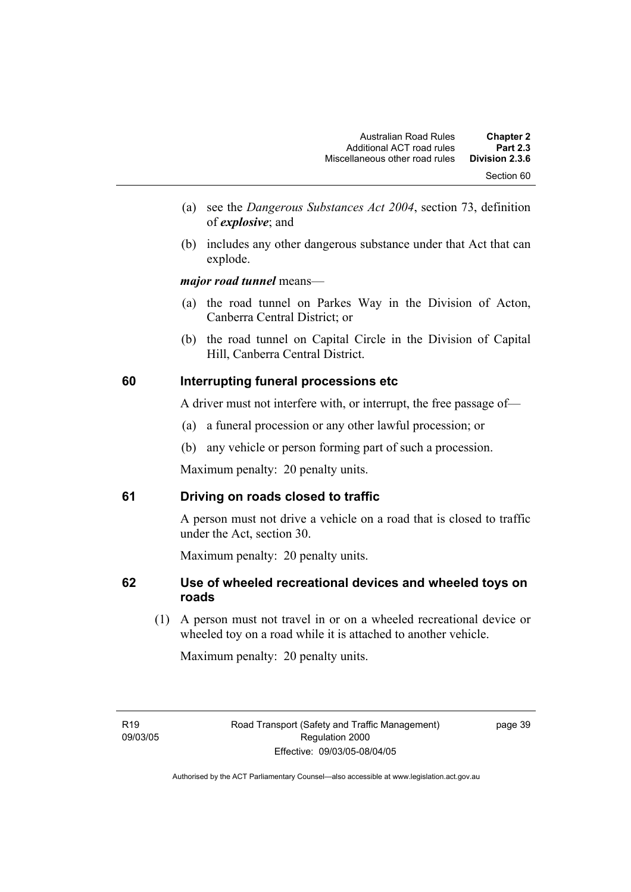(a) see the *Dangerous Substances Act 2004*, section 73, definition of ***explosive***; and

(b) includes any other dangerous substance under that Act that can explode.

***major road tunnel*** means—

(a) the road tunnel on Parkes Way in the Division of Acton, Canberra Central District; or

(b) the road tunnel on Capital Circle in the Division of Capital Hill, Canberra Central District.

## 60 Interrupting funeral processions etc

A driver must not interfere with, or interrupt, the free passage of—

(a) a funeral procession or any other lawful procession; or

(b) any vehicle or person forming part of such a procession.

Maximum penalty: 20 penalty units.

## 61 Driving on roads closed to traffic

A person must not drive a vehicle on a road that is closed to traffic under the Act, section 30.

Maximum penalty: 20 penalty units.

## 62 Use of wheeled recreational devices and wheeled toys on roads

(1) A person must not travel in or on a wheeled recreational device or wheeled toy on a road while it is attached to another vehicle.

Maximum penalty: 20 penalty units.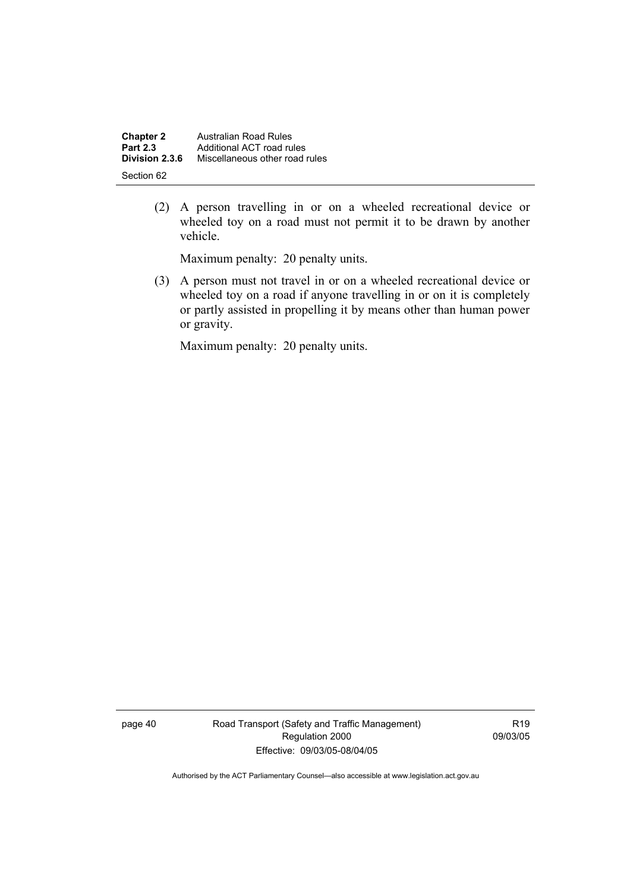(2) A person travelling in or on a wheeled recreational device or wheeled toy on a road must not permit it to be drawn by another vehicle.

Maximum penalty: 20 penalty units.

(3) A person must not travel in or on a wheeled recreational device or wheeled toy on a road if anyone travelling in or on it is completely or partly assisted in propelling it by means other than human power or gravity.

Maximum penalty: 20 penalty units.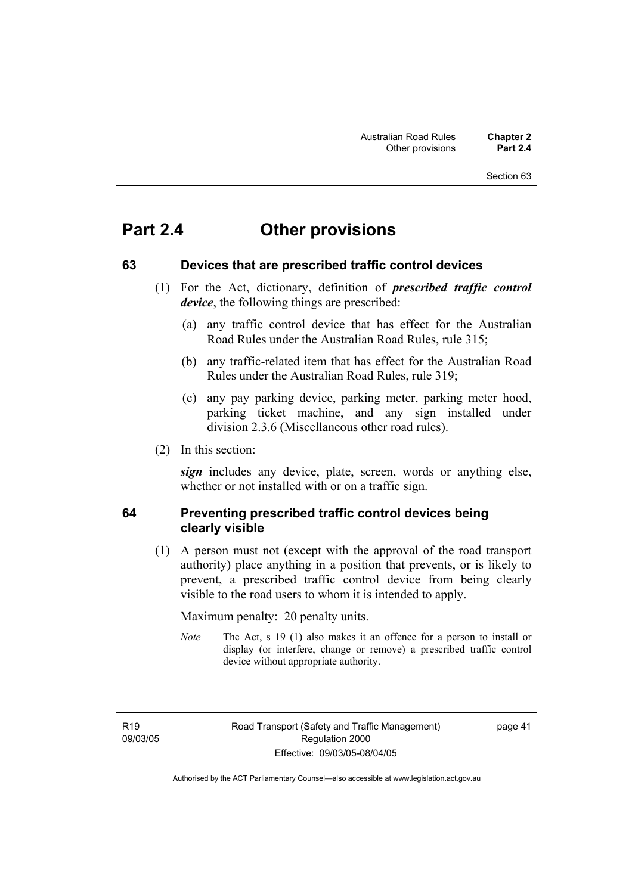# Part 2.4 Other provisions

## 63 Devices that are prescribed traffic control devices

(1) For the Act, dictionary, definition of ***prescribed traffic control device***, the following things are prescribed:

(a) any traffic control device that has effect for the Australian Road Rules under the Australian Road Rules, rule 315;

(b) any traffic-related item that has effect for the Australian Road Rules under the Australian Road Rules, rule 319;

(c) any pay parking device, parking meter, parking meter hood, parking ticket machine, and any sign installed under division 2.3.6 (Miscellaneous other road rules).

(2) In this section:

***sign*** includes any device, plate, screen, words or anything else, whether or not installed with or on a traffic sign.

## 64 Preventing prescribed traffic control devices being clearly visible

(1) A person must not (except with the approval of the road transport authority) place anything in a position that prevents, or is likely to prevent, a prescribed traffic control device from being clearly visible to the road users to whom it is intended to apply.

Maximum penalty: 20 penalty units.

*Note* The Act, s 19 (1) also makes it an offence for a person to install or display (or interfere, change or remove) a prescribed traffic control device without appropriate authority.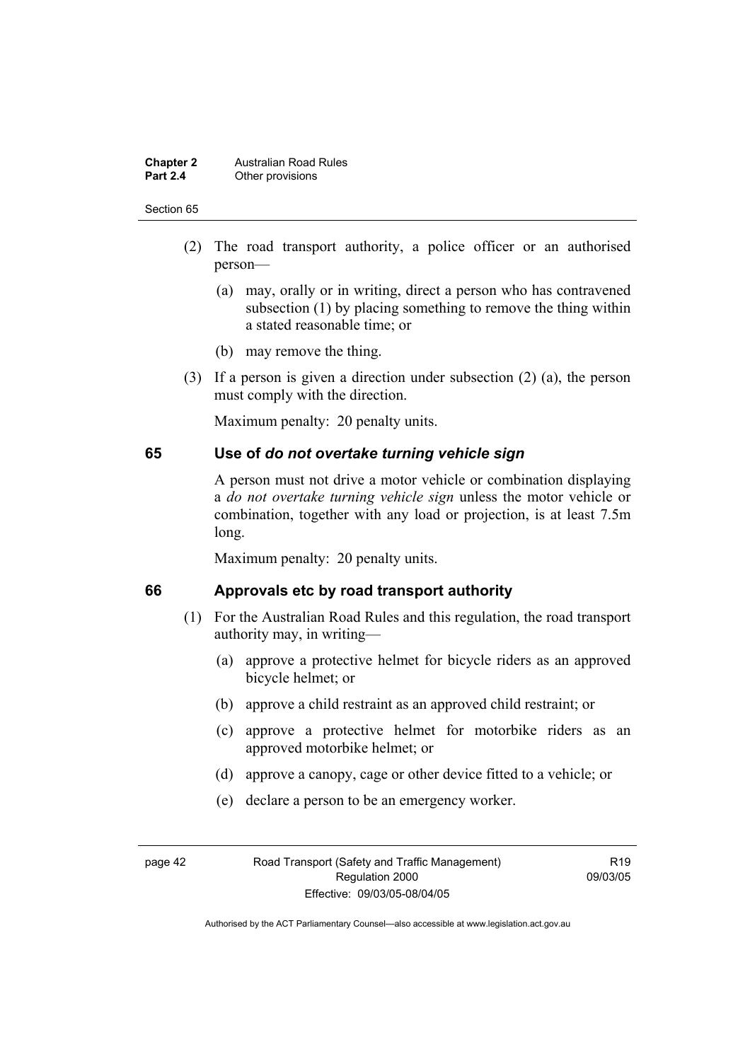(2) The road transport authority, a police officer or an authorised person—

(a) may, orally or in writing, direct a person who has contravened subsection (1) by placing something to remove the thing within a stated reasonable time; or

(b) may remove the thing.

(3) If a person is given a direction under subsection (2) (a), the person must comply with the direction.

Maximum penalty: 20 penalty units.

## 65 Use of *do not overtake turning vehicle sign*

A person must not drive a motor vehicle or combination displaying a *do not overtake turning vehicle sign* unless the motor vehicle or combination, together with any load or projection, is at least 7.5m long.

Maximum penalty: 20 penalty units.

## 66 Approvals etc by road transport authority

(1) For the Australian Road Rules and this regulation, the road transport authority may, in writing—

(a) approve a protective helmet for bicycle riders as an approved bicycle helmet; or

(b) approve a child restraint as an approved child restraint; or

(c) approve a protective helmet for motorbike riders as an approved motorbike helmet; or

(d) approve a canopy, cage or other device fitted to a vehicle; or

(e) declare a person to be an emergency worker.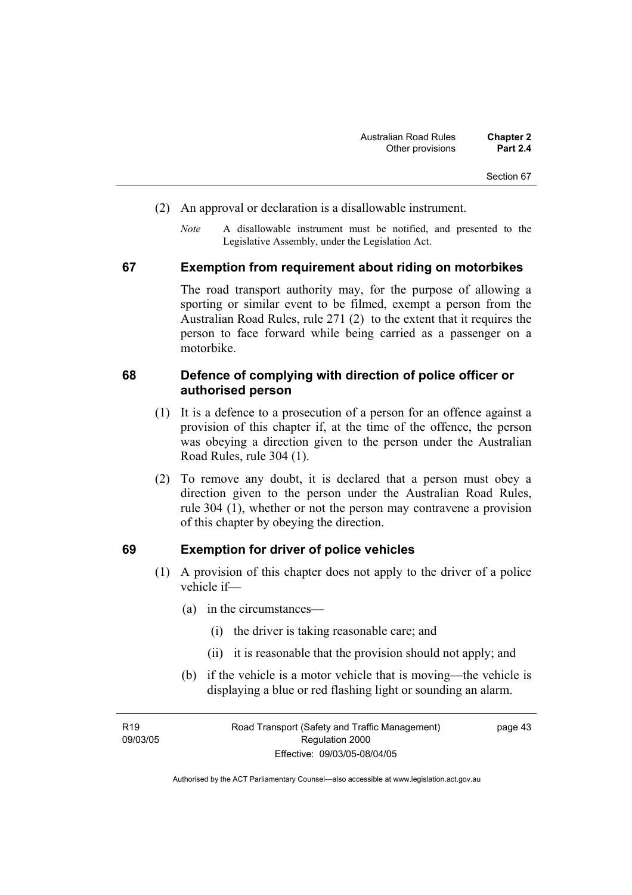(2) An approval or declaration is a disallowable instrument.

*Note* A disallowable instrument must be notified, and presented to the Legislative Assembly, under the Legislation Act.

## 67 Exemption from requirement about riding on motorbikes

The road transport authority may, for the purpose of allowing a sporting or similar event to be filmed, exempt a person from the Australian Road Rules, rule 271 (2) to the extent that it requires the person to face forward while being carried as a passenger on a motorbike.

## 68 Defence of complying with direction of police officer or authorised person

(1) It is a defence to a prosecution of a person for an offence against a provision of this chapter if, at the time of the offence, the person was obeying a direction given to the person under the Australian Road Rules, rule 304 (1).

(2) To remove any doubt, it is declared that a person must obey a direction given to the person under the Australian Road Rules, rule 304 (1), whether or not the person may contravene a provision of this chapter by obeying the direction.

## 69 Exemption for driver of police vehicles

(1) A provision of this chapter does not apply to the driver of a police vehicle if—

(a) in the circumstances—

(i) the driver is taking reasonable care; and

(ii) it is reasonable that the provision should not apply; and

(b) if the vehicle is a motor vehicle that is moving—the vehicle is displaying a blue or red flashing light or sounding an alarm.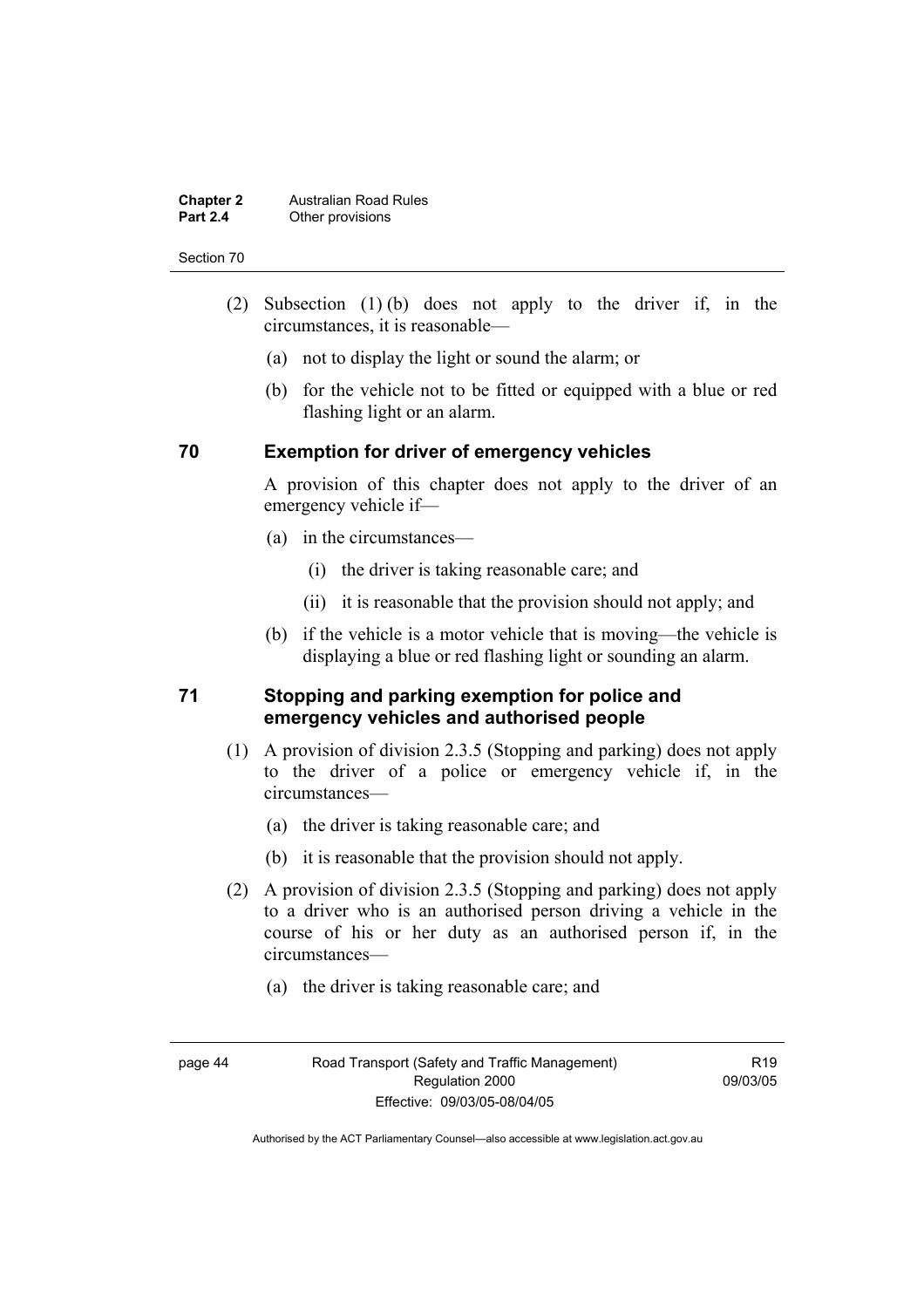(2) Subsection (1) (b) does not apply to the driver if, in the circumstances, it is reasonable—

(a) not to display the light or sound the alarm; or

(b) for the vehicle not to be fitted or equipped with a blue or red flashing light or an alarm.

## 70 Exemption for driver of emergency vehicles

A provision of this chapter does not apply to the driver of an emergency vehicle if—

(a) in the circumstances—

(i) the driver is taking reasonable care; and

(ii) it is reasonable that the provision should not apply; and

(b) if the vehicle is a motor vehicle that is moving—the vehicle is displaying a blue or red flashing light or sounding an alarm.

## 71 Stopping and parking exemption for police and emergency vehicles and authorised people

(1) A provision of division 2.3.5 (Stopping and parking) does not apply to the driver of a police or emergency vehicle if, in the circumstances—

(a) the driver is taking reasonable care; and

(b) it is reasonable that the provision should not apply.

(2) A provision of division 2.3.5 (Stopping and parking) does not apply to a driver who is an authorised person driving a vehicle in the course of his or her duty as an authorised person if, in the circumstances—

(a) the driver is taking reasonable care; and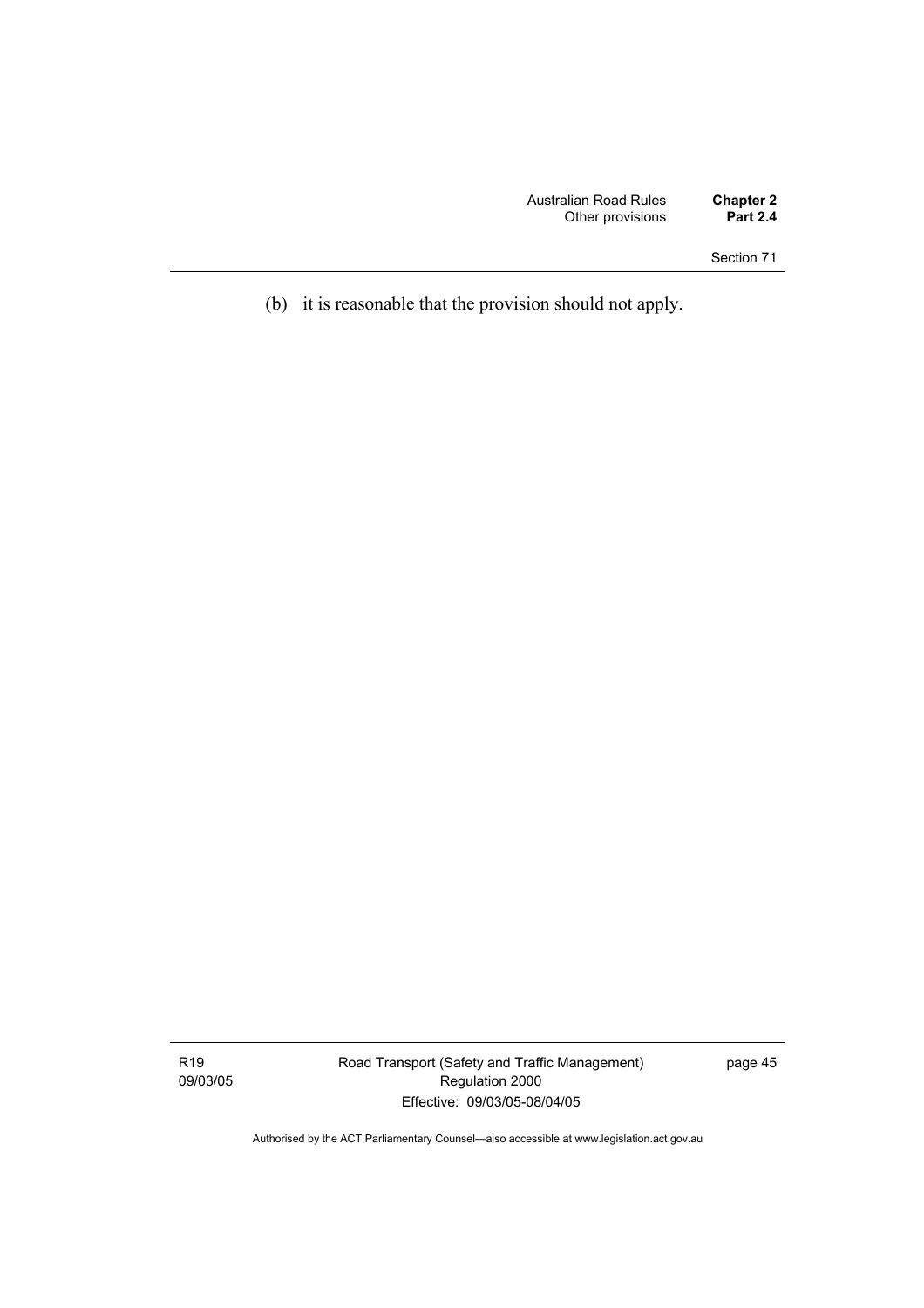(b) it is reasonable that the provision should not apply.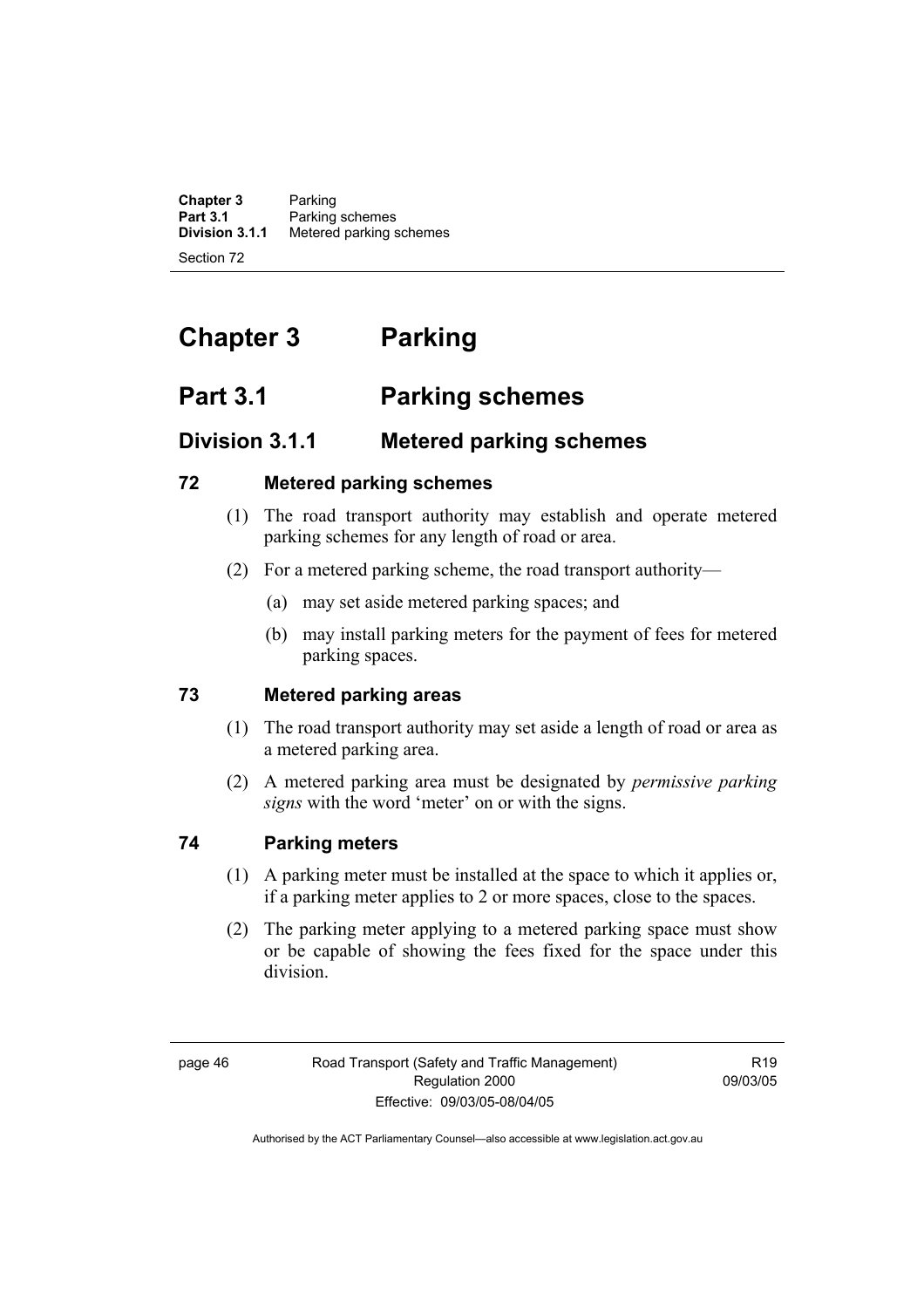# Chapter 3 Parking

## Part 3.1 Parking schemes

### Division 3.1.1 Metered parking schemes

**72 Metered parking schemes**

(1) The road transport authority may establish and operate metered parking schemes for any length of road or area.

(2) For a metered parking scheme, the road transport authority—

(a) may set aside metered parking spaces; and

(b) may install parking meters for the payment of fees for metered parking spaces.

**73 Metered parking areas**

(1) The road transport authority may set aside a length of road or area as a metered parking area.

(2) A metered parking area must be designated by ***permissive parking signs*** with the word 'meter' on or with the signs.

**74 Parking meters**

(1) A parking meter must be installed at the space to which it applies or, if a parking meter applies to 2 or more spaces, close to the spaces.

(2) The parking meter applying to a metered parking space must show or be capable of showing the fees fixed for the space under this division.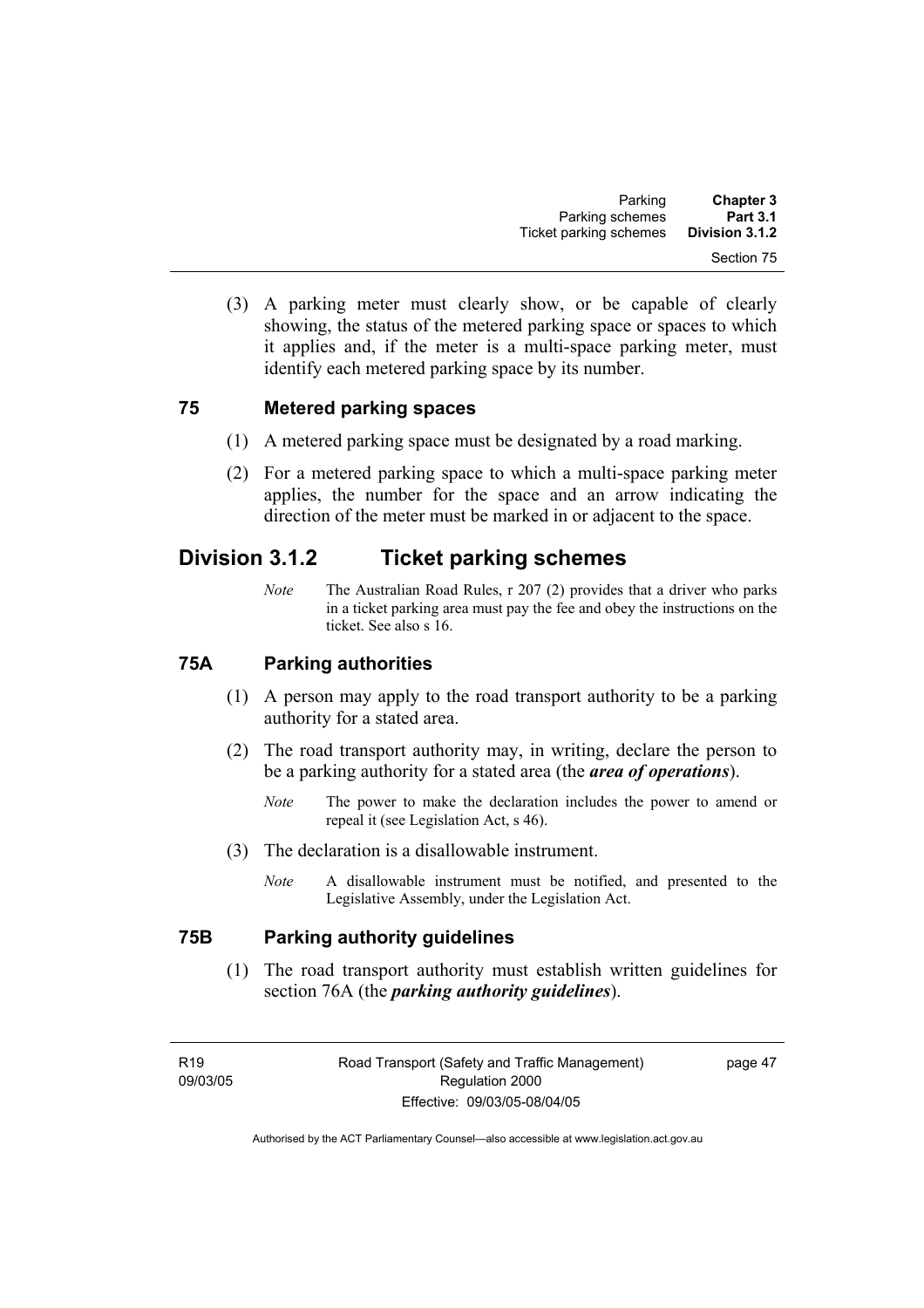(3) A parking meter must clearly show, or be capable of clearly showing, the status of the metered parking space or spaces to which it applies and, if the meter is a multi-space parking meter, must identify each metered parking space by its number.

### 75 Metered parking spaces

(1) A metered parking space must be designated by a road marking.

(2) For a metered parking space to which a multi-space parking meter applies, the number for the space and an arrow indicating the direction of the meter must be marked in or adjacent to the space.

## Division 3.1.2 Ticket parking schemes

*Note* The Australian Road Rules, r 207 (2) provides that a driver who parks in a ticket parking area must pay the fee and obey the instructions on the ticket. See also s 16.

### 75A Parking authorities

(1) A person may apply to the road transport authority to be a parking authority for a stated area.

(2) The road transport authority may, in writing, declare the person to be a parking authority for a stated area (the ***area of operations***).

*Note* The power to make the declaration includes the power to amend or repeal it (see Legislation Act, s 46).

(3) The declaration is a disallowable instrument.

*Note* A disallowable instrument must be notified, and presented to the Legislative Assembly, under the Legislation Act.

### 75B Parking authority guidelines

(1) The road transport authority must establish written guidelines for section 76A (the ***parking authority guidelines***).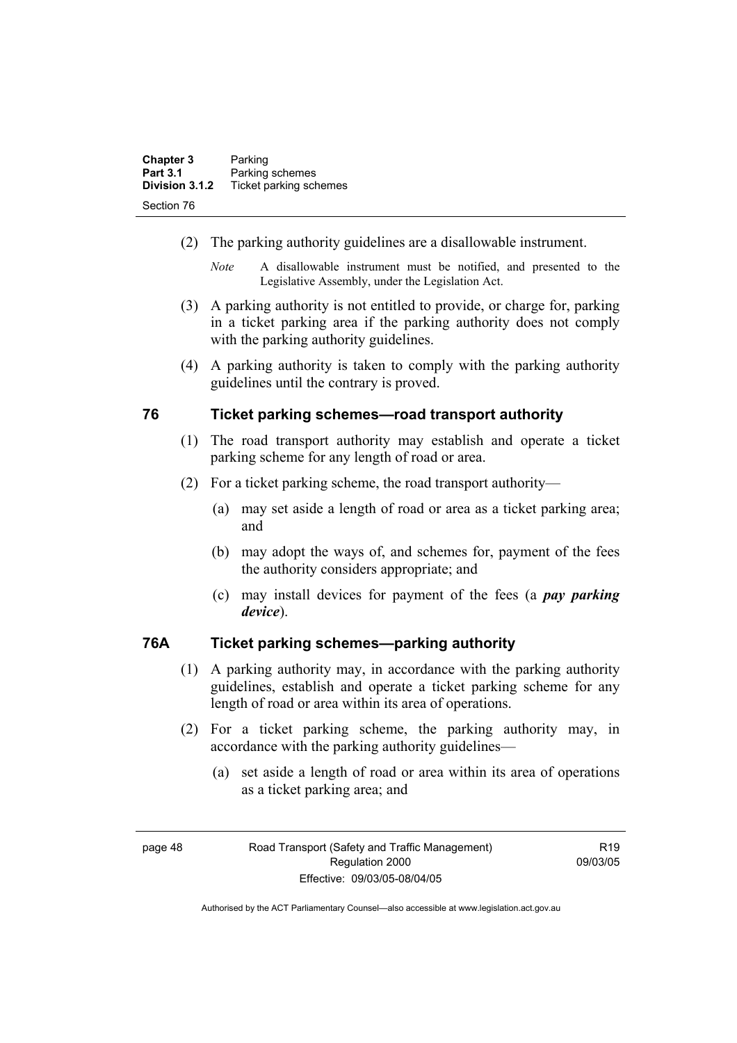(2) The parking authority guidelines are a disallowable instrument.

*Note* A disallowable instrument must be notified, and presented to the Legislative Assembly, under the Legislation Act.

(3) A parking authority is not entitled to provide, or charge for, parking in a ticket parking area if the parking authority does not comply with the parking authority guidelines.

(4) A parking authority is taken to comply with the parking authority guidelines until the contrary is proved.

## 76 Ticket parking schemes—road transport authority

(1) The road transport authority may establish and operate a ticket parking scheme for any length of road or area.

(2) For a ticket parking scheme, the road transport authority—

(a) may set aside a length of road or area as a ticket parking area; and

(b) may adopt the ways of, and schemes for, payment of the fees the authority considers appropriate; and

(c) may install devices for payment of the fees (a ***pay parking device***).

## 76A Ticket parking schemes—parking authority

(1) A parking authority may, in accordance with the parking authority guidelines, establish and operate a ticket parking scheme for any length of road or area within its area of operations.

(2) For a ticket parking scheme, the parking authority may, in accordance with the parking authority guidelines—

(a) set aside a length of road or area within its area of operations as a ticket parking area; and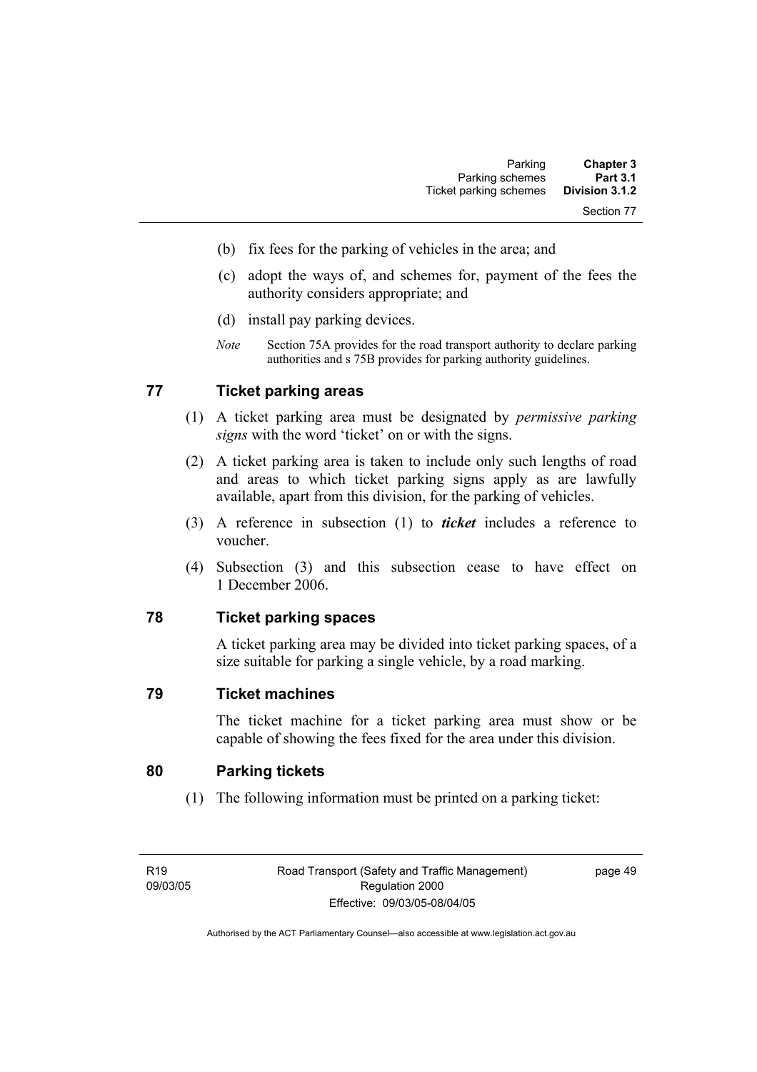(b) fix fees for the parking of vehicles in the area; and

(c) adopt the ways of, and schemes for, payment of the fees the authority considers appropriate; and

(d) install pay parking devices.

*Note* Section 75A provides for the road transport authority to declare parking authorities and s 75B provides for parking authority guidelines.

## 77 Ticket parking areas

(1) A ticket parking area must be designated by *permissive parking signs* with the word 'ticket' on or with the signs.

(2) A ticket parking area is taken to include only such lengths of road and areas to which ticket parking signs apply as are lawfully available, apart from this division, for the parking of vehicles.

(3) A reference in subsection (1) to ***ticket*** includes a reference to voucher.

(4) Subsection (3) and this subsection cease to have effect on 1 December 2006.

## 78 Ticket parking spaces

A ticket parking area may be divided into ticket parking spaces, of a size suitable for parking a single vehicle, by a road marking.

## 79 Ticket machines

The ticket machine for a ticket parking area must show or be capable of showing the fees fixed for the area under this division.

## 80 Parking tickets

(1) The following information must be printed on a parking ticket: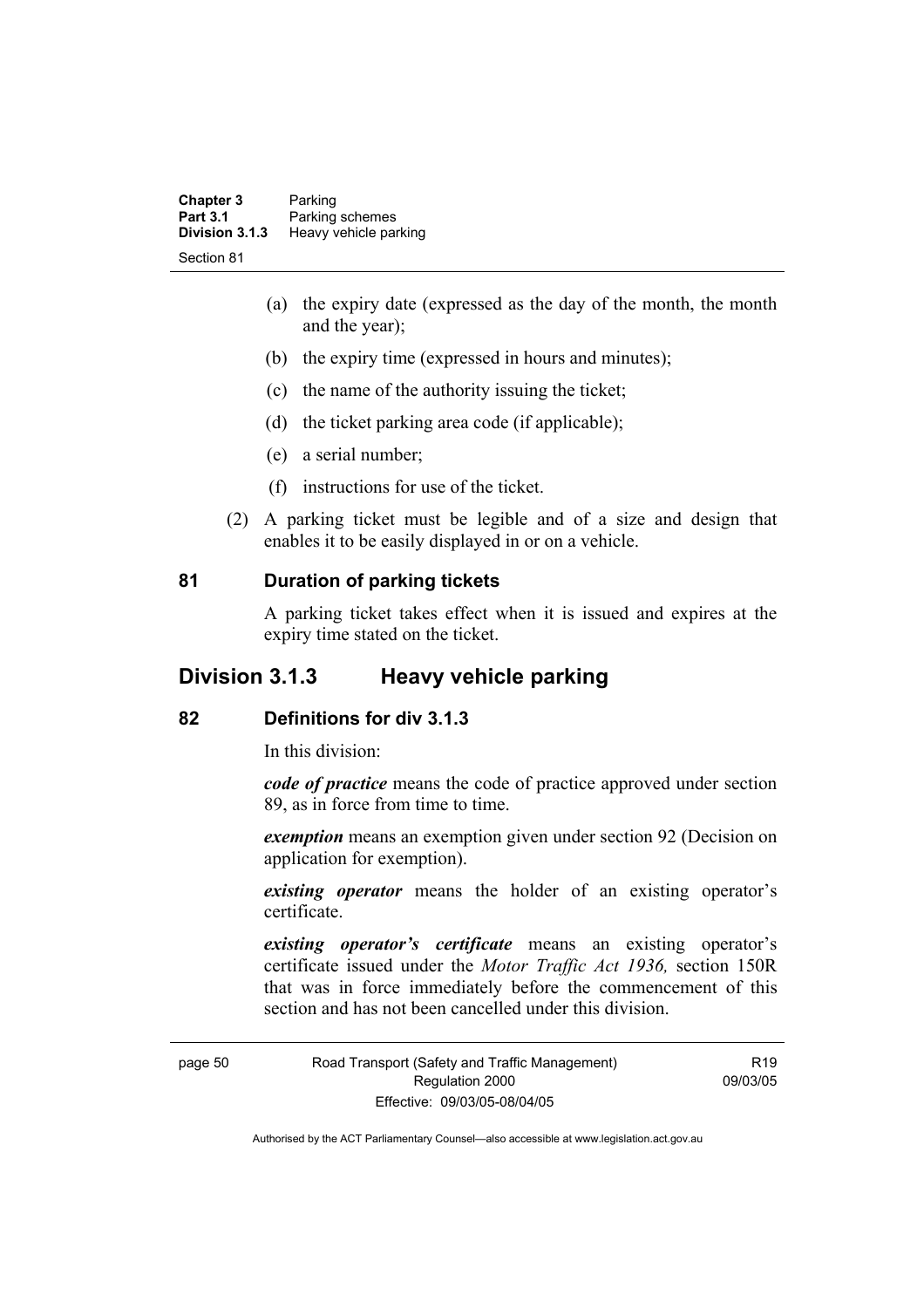(a) the expiry date (expressed as the day of the month, the month and the year);

(b) the expiry time (expressed in hours and minutes);

(c) the name of the authority issuing the ticket;

(d) the ticket parking area code (if applicable);

(e) a serial number;

(f) instructions for use of the ticket.

(2) A parking ticket must be legible and of a size and design that enables it to be easily displayed in or on a vehicle.

### 81 Duration of parking tickets

A parking ticket takes effect when it is issued and expires at the expiry time stated on the ticket.

## Division 3.1.3 Heavy vehicle parking

### 82 Definitions for div 3.1.3

In this division:

***code of practice*** means the code of practice approved under section 89, as in force from time to time.

***exemption*** means an exemption given under section 92 (Decision on application for exemption).

***existing operator*** means the holder of an existing operator's certificate.

***existing operator's certificate*** means an existing operator's certificate issued under the *Motor Traffic Act 1936,* section 150R that was in force immediately before the commencement of this section and has not been cancelled under this division.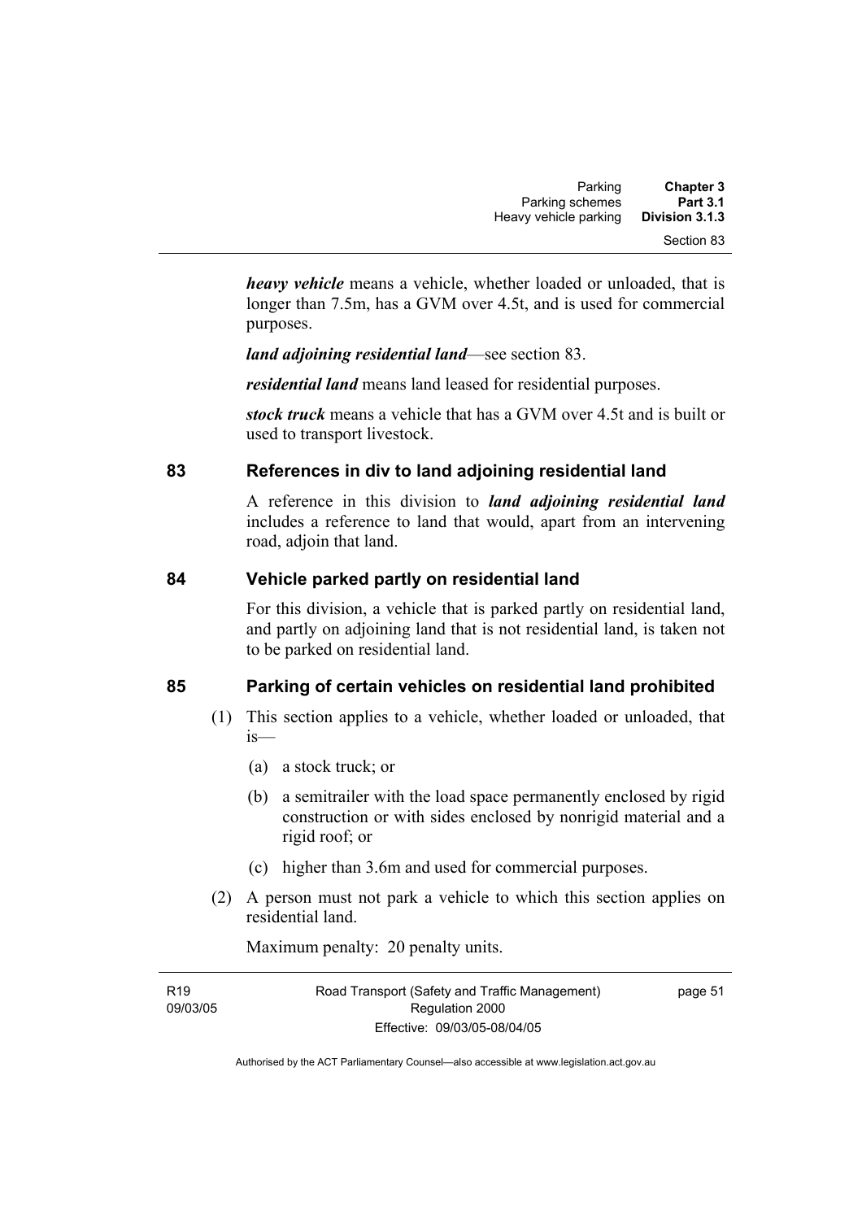***heavy vehicle*** means a vehicle, whether loaded or unloaded, that is longer than 7.5m, has a GVM over 4.5t, and is used for commercial purposes.

***land adjoining residential land***—see section 83.

***residential land*** means land leased for residential purposes.

***stock truck*** means a vehicle that has a GVM over 4.5t and is built or used to transport livestock.

## 83 References in div to land adjoining residential land

A reference in this division to ***land adjoining residential land*** includes a reference to land that would, apart from an intervening road, adjoin that land.

## 84 Vehicle parked partly on residential land

For this division, a vehicle that is parked partly on residential land, and partly on adjoining land that is not residential land, is taken not to be parked on residential land.

## 85 Parking of certain vehicles on residential land prohibited

(1) This section applies to a vehicle, whether loaded or unloaded, that is—

(a) a stock truck; or

(b) a semitrailer with the load space permanently enclosed by rigid construction or with sides enclosed by nonrigid material and a rigid roof; or

(c) higher than 3.6m and used for commercial purposes.

(2) A person must not park a vehicle to which this section applies on residential land.

Maximum penalty: 20 penalty units.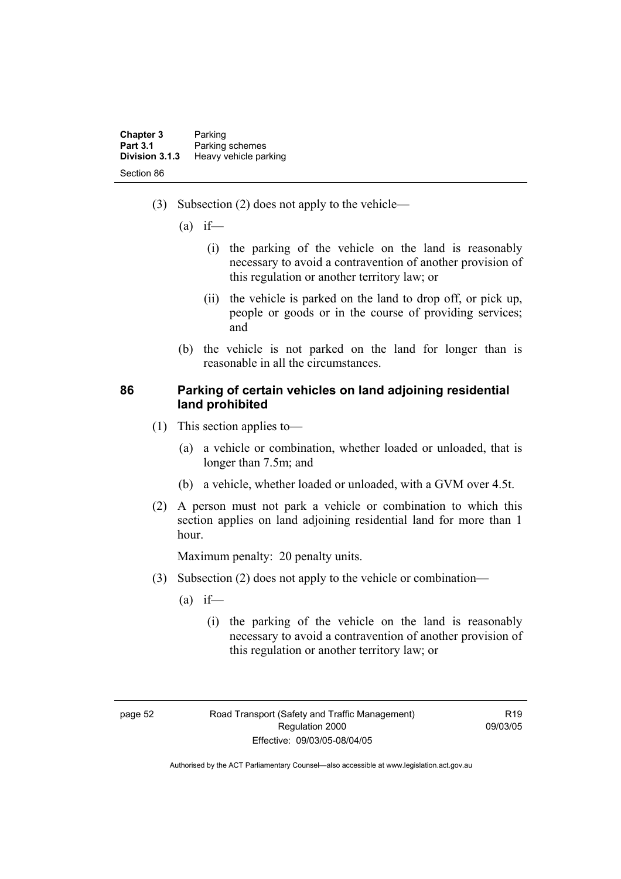(3) Subsection (2) does not apply to the vehicle—

(a) if—

(i) the parking of the vehicle on the land is reasonably necessary to avoid a contravention of another provision of this regulation or another territory law; or

(ii) the vehicle is parked on the land to drop off, or pick up, people or goods or in the course of providing services; and

(b) the vehicle is not parked on the land for longer than is reasonable in all the circumstances.

### 86 Parking of certain vehicles on land adjoining residential land prohibited

(1) This section applies to—

(a) a vehicle or combination, whether loaded or unloaded, that is longer than 7.5m; and

(b) a vehicle, whether loaded or unloaded, with a GVM over 4.5t.

(2) A person must not park a vehicle or combination to which this section applies on land adjoining residential land for more than 1 hour.

Maximum penalty: 20 penalty units.

(3) Subsection (2) does not apply to the vehicle or combination—

(a) if—

(i) the parking of the vehicle on the land is reasonably necessary to avoid a contravention of another provision of this regulation or another territory law; or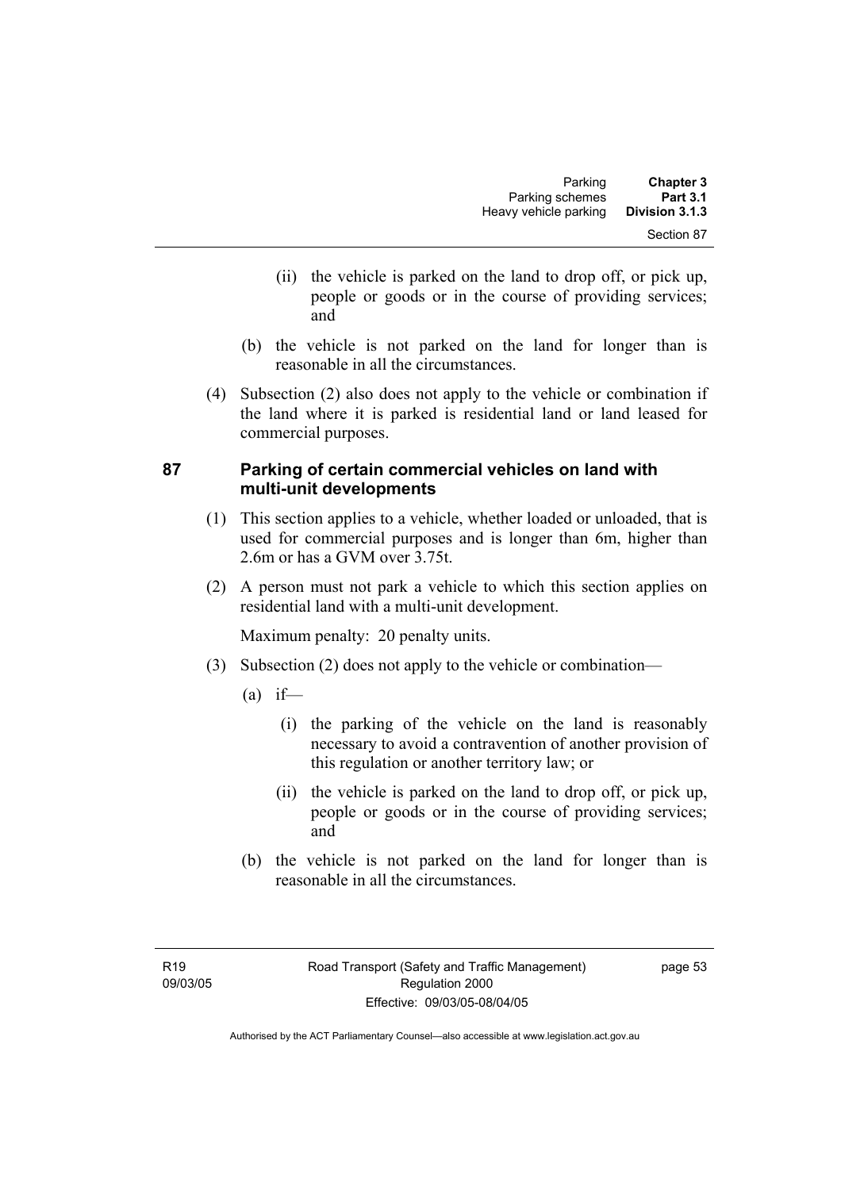(ii) the vehicle is parked on the land to drop off, or pick up, people or goods or in the course of providing services; and

(b) the vehicle is not parked on the land for longer than is reasonable in all the circumstances.

(4) Subsection (2) also does not apply to the vehicle or combination if the land where it is parked is residential land or land leased for commercial purposes.

## 87 Parking of certain commercial vehicles on land with multi-unit developments

(1) This section applies to a vehicle, whether loaded or unloaded, that is used for commercial purposes and is longer than 6m, higher than 2.6m or has a GVM over 3.75t.

(2) A person must not park a vehicle to which this section applies on residential land with a multi-unit development.

Maximum penalty: 20 penalty units.

(3) Subsection (2) does not apply to the vehicle or combination—

(a) if—

(i) the parking of the vehicle on the land is reasonably necessary to avoid a contravention of another provision of this regulation or another territory law; or

(ii) the vehicle is parked on the land to drop off, or pick up, people or goods or in the course of providing services; and

(b) the vehicle is not parked on the land for longer than is reasonable in all the circumstances.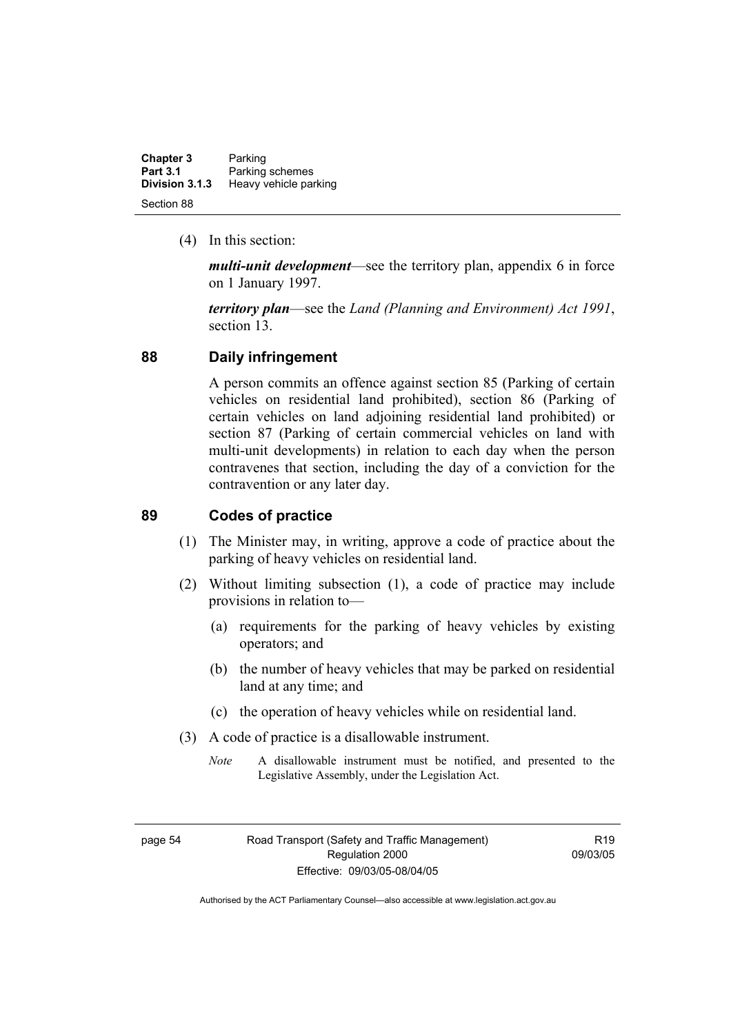(4) In this section:

***multi-unit development***—see the territory plan, appendix 6 in force on 1 January 1997.

***territory plan***—see the *Land (Planning and Environment) Act 1991*, section 13.

## 88 Daily infringement

A person commits an offence against section 85 (Parking of certain vehicles on residential land prohibited), section 86 (Parking of certain vehicles on land adjoining residential land prohibited) or section 87 (Parking of certain commercial vehicles on land with multi-unit developments) in relation to each day when the person contravenes that section, including the day of a conviction for the contravention or any later day.

## 89 Codes of practice

(1) The Minister may, in writing, approve a code of practice about the parking of heavy vehicles on residential land.

(2) Without limiting subsection (1), a code of practice may include provisions in relation to—

(a) requirements for the parking of heavy vehicles by existing operators; and

(b) the number of heavy vehicles that may be parked on residential land at any time; and

(c) the operation of heavy vehicles while on residential land.

(3) A code of practice is a disallowable instrument.

*Note* A disallowable instrument must be notified, and presented to the Legislative Assembly, under the Legislation Act.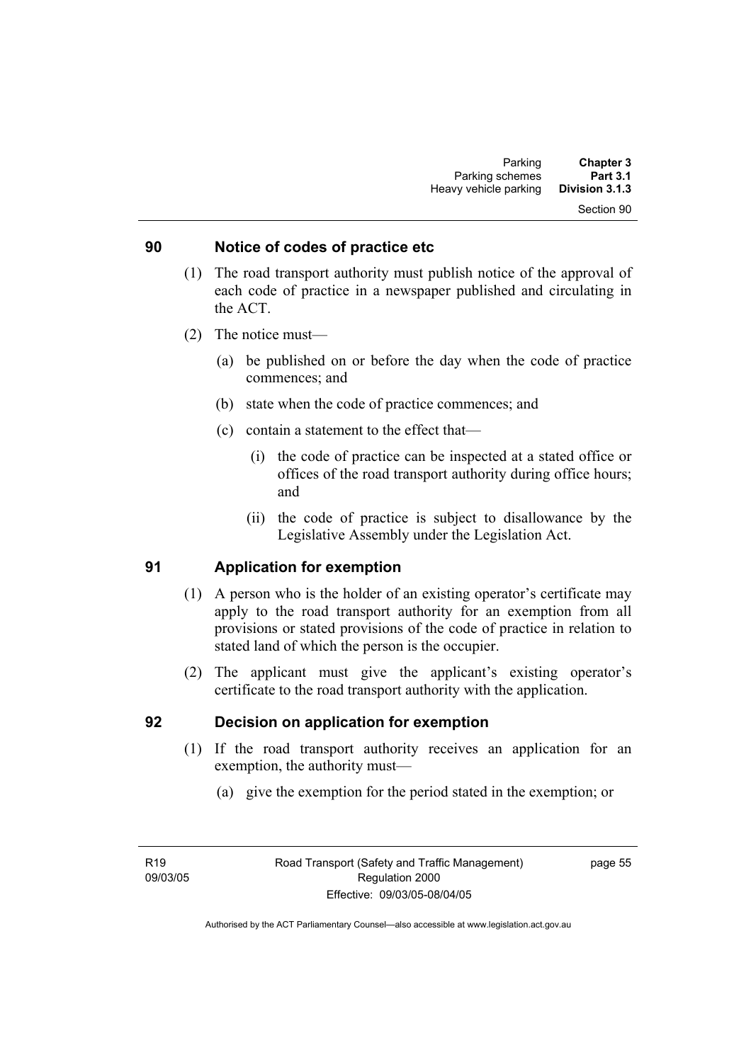## 90 Notice of codes of practice etc

(1) The road transport authority must publish notice of the approval of each code of practice in a newspaper published and circulating in the ACT.

(2) The notice must—

(a) be published on or before the day when the code of practice commences; and

(b) state when the code of practice commences; and

(c) contain a statement to the effect that—

(i) the code of practice can be inspected at a stated office or offices of the road transport authority during office hours; and

(ii) the code of practice is subject to disallowance by the Legislative Assembly under the Legislation Act.

## 91 Application for exemption

(1) A person who is the holder of an existing operator's certificate may apply to the road transport authority for an exemption from all provisions or stated provisions of the code of practice in relation to stated land of which the person is the occupier.

(2) The applicant must give the applicant's existing operator's certificate to the road transport authority with the application.

## 92 Decision on application for exemption

(1) If the road transport authority receives an application for an exemption, the authority must—

(a) give the exemption for the period stated in the exemption; or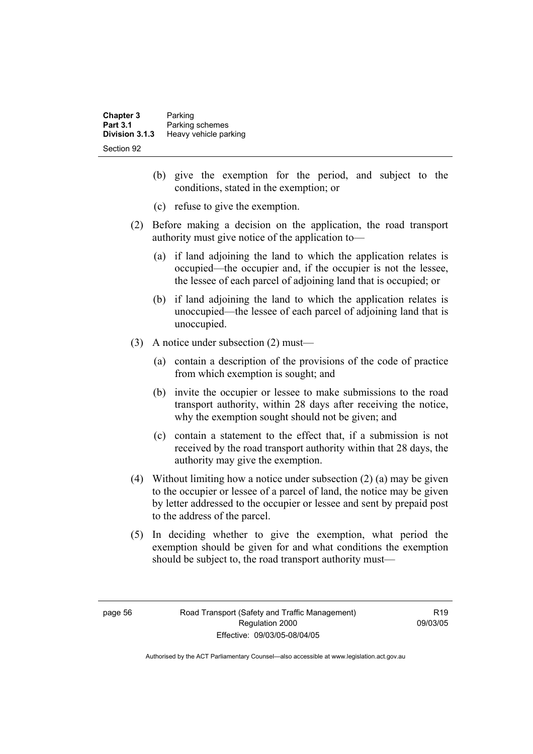(b) give the exemption for the period, and subject to the conditions, stated in the exemption; or

(c) refuse to give the exemption.

(2) Before making a decision on the application, the road transport authority must give notice of the application to—

(a) if land adjoining the land to which the application relates is occupied—the occupier and, if the occupier is not the lessee, the lessee of each parcel of adjoining land that is occupied; or

(b) if land adjoining the land to which the application relates is unoccupied—the lessee of each parcel of adjoining land that is unoccupied.

(3) A notice under subsection (2) must—

(a) contain a description of the provisions of the code of practice from which exemption is sought; and

(b) invite the occupier or lessee to make submissions to the road transport authority, within 28 days after receiving the notice, why the exemption sought should not be given; and

(c) contain a statement to the effect that, if a submission is not received by the road transport authority within that 28 days, the authority may give the exemption.

(4) Without limiting how a notice under subsection (2) (a) may be given to the occupier or lessee of a parcel of land, the notice may be given by letter addressed to the occupier or lessee and sent by prepaid post to the address of the parcel.

(5) In deciding whether to give the exemption, what period the exemption should be given for and what conditions the exemption should be subject to, the road transport authority must—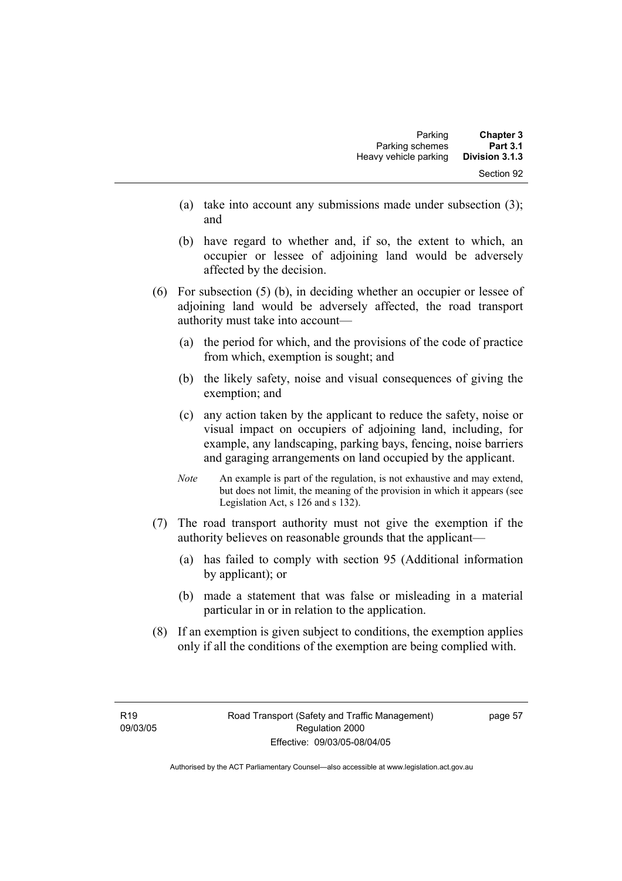(a) take into account any submissions made under subsection (3); and

(b) have regard to whether and, if so, the extent to which, an occupier or lessee of adjoining land would be adversely affected by the decision.

(6) For subsection (5) (b), in deciding whether an occupier or lessee of adjoining land would be adversely affected, the road transport authority must take into account—

(a) the period for which, and the provisions of the code of practice from which, exemption is sought; and

(b) the likely safety, noise and visual consequences of giving the exemption; and

(c) any action taken by the applicant to reduce the safety, noise or visual impact on occupiers of adjoining land, including, for example, any landscaping, parking bays, fencing, noise barriers and garaging arrangements on land occupied by the applicant.

*Note* An example is part of the regulation, is not exhaustive and may extend, but does not limit, the meaning of the provision in which it appears (see Legislation Act, s 126 and s 132).

(7) The road transport authority must not give the exemption if the authority believes on reasonable grounds that the applicant—

(a) has failed to comply with section 95 (Additional information by applicant); or

(b) made a statement that was false or misleading in a material particular in or in relation to the application.

(8) If an exemption is given subject to conditions, the exemption applies only if all the conditions of the exemption are being complied with.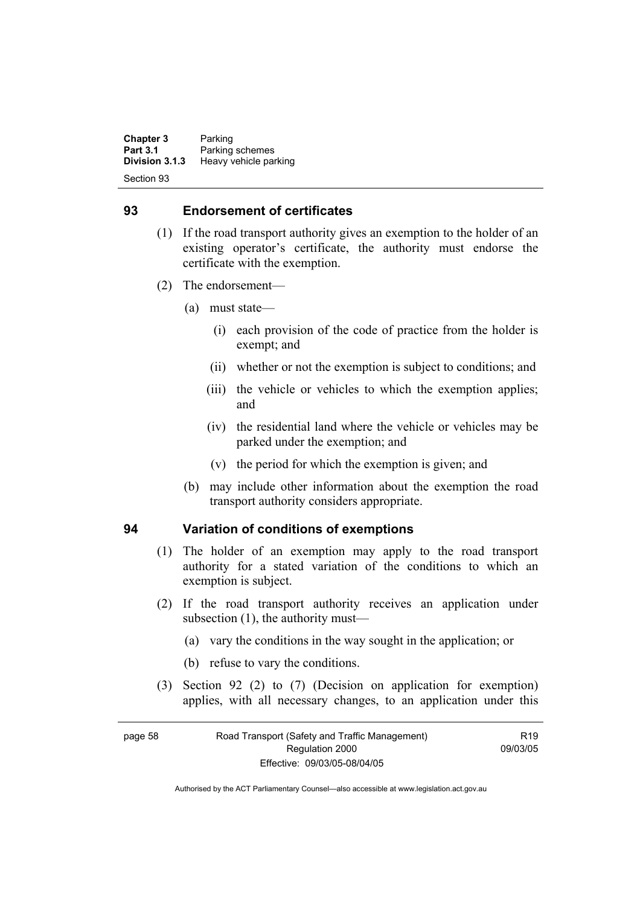## 93 Endorsement of certificates

(1) If the road transport authority gives an exemption to the holder of an existing operator's certificate, the authority must endorse the certificate with the exemption.

(2) The endorsement—

(a) must state—

(i) each provision of the code of practice from the holder is exempt; and

(ii) whether or not the exemption is subject to conditions; and

(iii) the vehicle or vehicles to which the exemption applies; and

(iv) the residential land where the vehicle or vehicles may be parked under the exemption; and

(v) the period for which the exemption is given; and

(b) may include other information about the exemption the road transport authority considers appropriate.

## 94 Variation of conditions of exemptions

(1) The holder of an exemption may apply to the road transport authority for a stated variation of the conditions to which an exemption is subject.

(2) If the road transport authority receives an application under subsection (1), the authority must—

(a) vary the conditions in the way sought in the application; or

(b) refuse to vary the conditions.

(3) Section 92 (2) to (7) (Decision on application for exemption) applies, with all necessary changes, to an application under this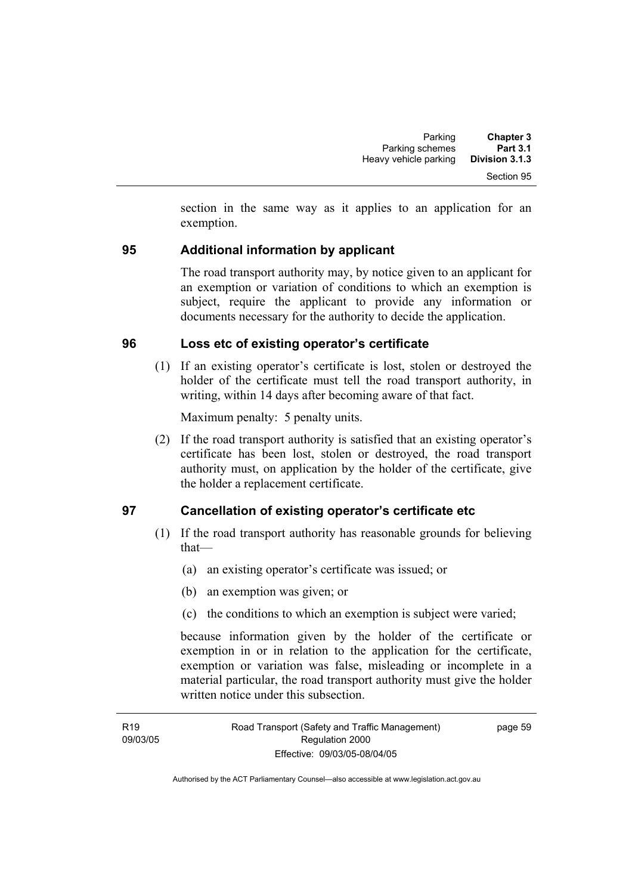section in the same way as it applies to an application for an exemption.

## 95 Additional information by applicant

The road transport authority may, by notice given to an applicant for an exemption or variation of conditions to which an exemption is subject, require the applicant to provide any information or documents necessary for the authority to decide the application.

## 96 Loss etc of existing operator's certificate

(1) If an existing operator's certificate is lost, stolen or destroyed the holder of the certificate must tell the road transport authority, in writing, within 14 days after becoming aware of that fact.

Maximum penalty: 5 penalty units.

(2) If the road transport authority is satisfied that an existing operator's certificate has been lost, stolen or destroyed, the road transport authority must, on application by the holder of the certificate, give the holder a replacement certificate.

## 97 Cancellation of existing operator's certificate etc

(1) If the road transport authority has reasonable grounds for believing that—

(a) an existing operator's certificate was issued; or

(b) an exemption was given; or

(c) the conditions to which an exemption is subject were varied;

because information given by the holder of the certificate or exemption in or in relation to the application for the certificate, exemption or variation was false, misleading or incomplete in a material particular, the road transport authority must give the holder written notice under this subsection.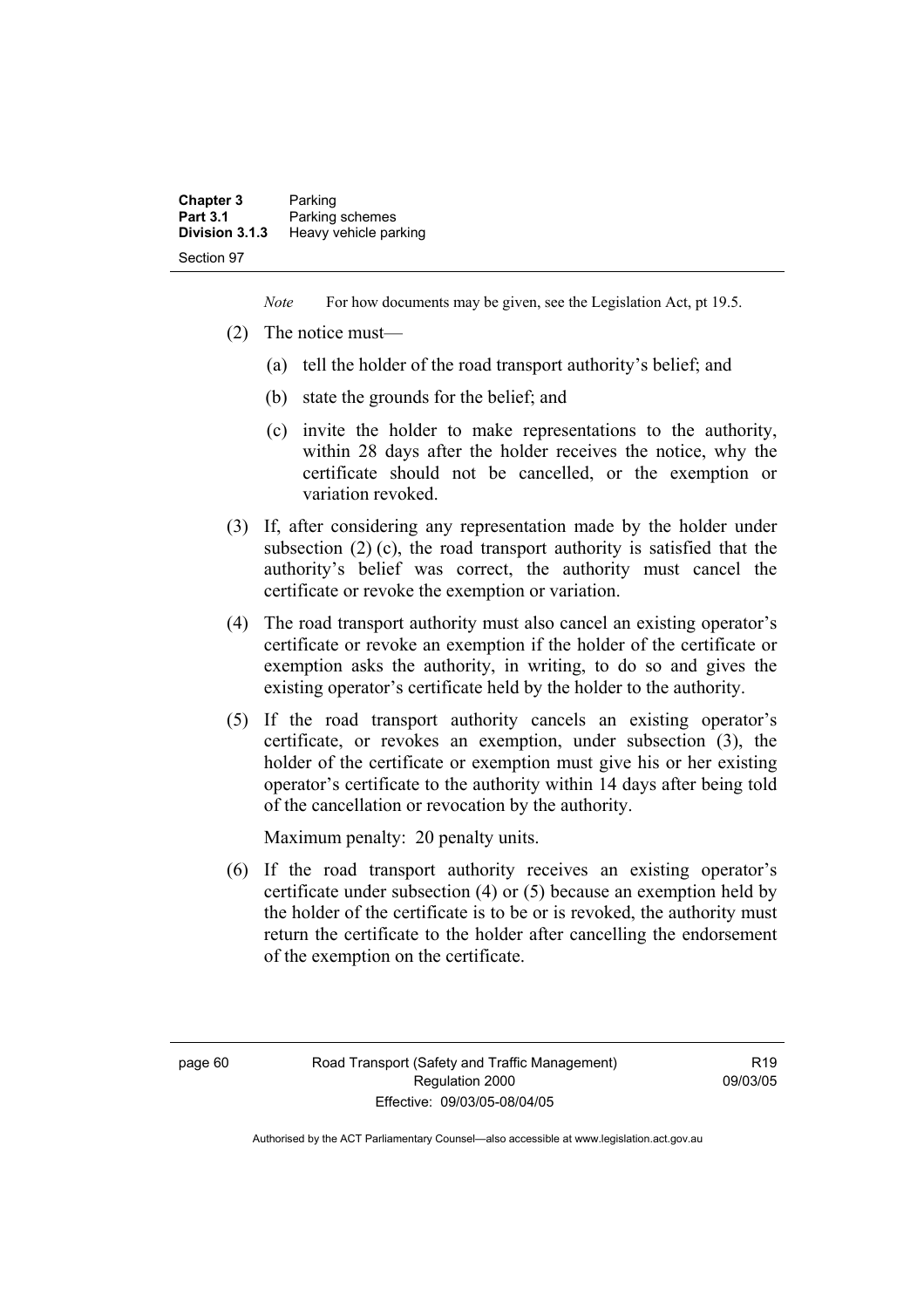*Note* For how documents may be given, see the Legislation Act, pt 19.5.

(2) The notice must—

(a) tell the holder of the road transport authority's belief; and

(b) state the grounds for the belief; and

(c) invite the holder to make representations to the authority, within 28 days after the holder receives the notice, why the certificate should not be cancelled, or the exemption or variation revoked.

(3) If, after considering any representation made by the holder under subsection (2) (c), the road transport authority is satisfied that the authority's belief was correct, the authority must cancel the certificate or revoke the exemption or variation.

(4) The road transport authority must also cancel an existing operator's certificate or revoke an exemption if the holder of the certificate or exemption asks the authority, in writing, to do so and gives the existing operator's certificate held by the holder to the authority.

(5) If the road transport authority cancels an existing operator's certificate, or revokes an exemption, under subsection (3), the holder of the certificate or exemption must give his or her existing operator's certificate to the authority within 14 days after being told of the cancellation or revocation by the authority.

Maximum penalty: 20 penalty units.

(6) If the road transport authority receives an existing operator's certificate under subsection (4) or (5) because an exemption held by the holder of the certificate is to be or is revoked, the authority must return the certificate to the holder after cancelling the endorsement of the exemption on the certificate.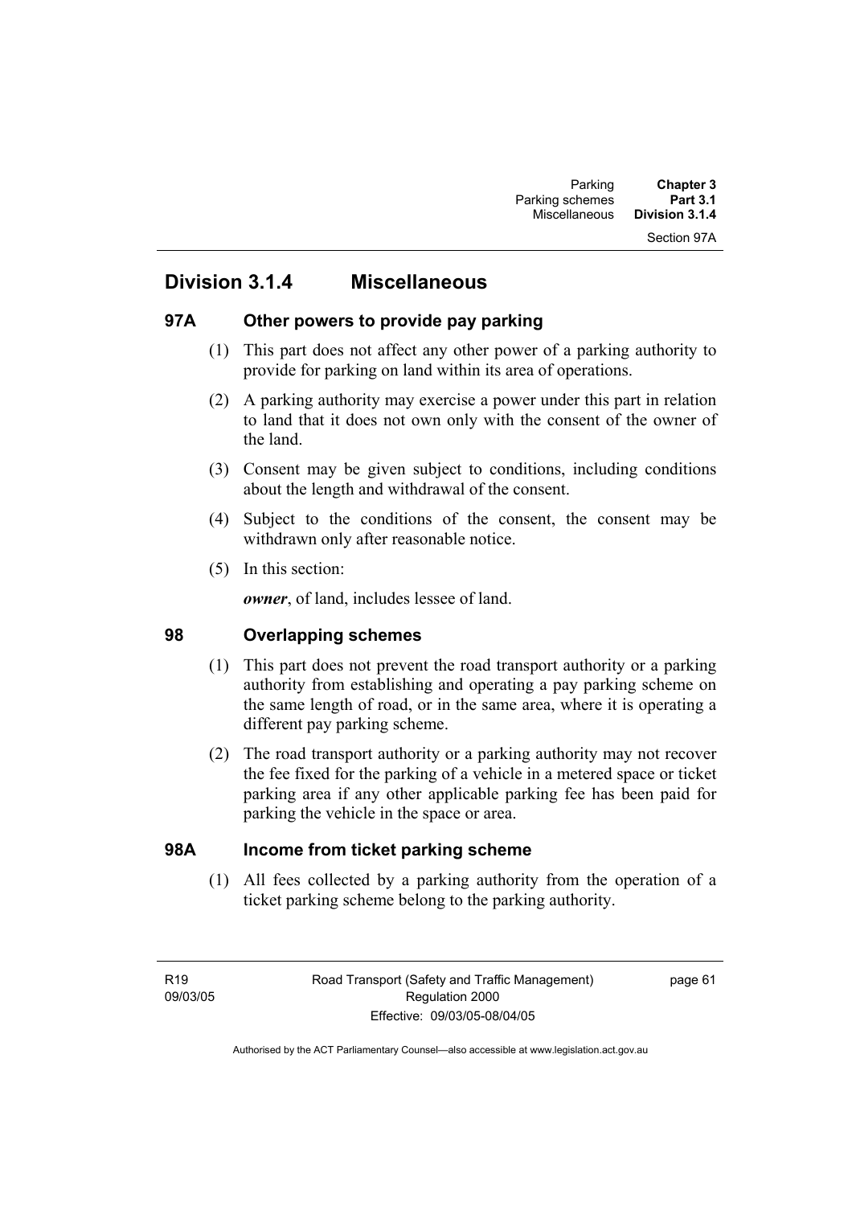## Division 3.1.4 Miscellaneous

### 97A Other powers to provide pay parking

(1) This part does not affect any other power of a parking authority to provide for parking on land within its area of operations.

(2) A parking authority may exercise a power under this part in relation to land that it does not own only with the consent of the owner of the land.

(3) Consent may be given subject to conditions, including conditions about the length and withdrawal of the consent.

(4) Subject to the conditions of the consent, the consent may be withdrawn only after reasonable notice.

(5) In this section:

***owner***, of land, includes lessee of land.

### 98 Overlapping schemes

(1) This part does not prevent the road transport authority or a parking authority from establishing and operating a pay parking scheme on the same length of road, or in the same area, where it is operating a different pay parking scheme.

(2) The road transport authority or a parking authority may not recover the fee fixed for the parking of a vehicle in a metered space or ticket parking area if any other applicable parking fee has been paid for parking the vehicle in the space or area.

### 98A Income from ticket parking scheme

(1) All fees collected by a parking authority from the operation of a ticket parking scheme belong to the parking authority.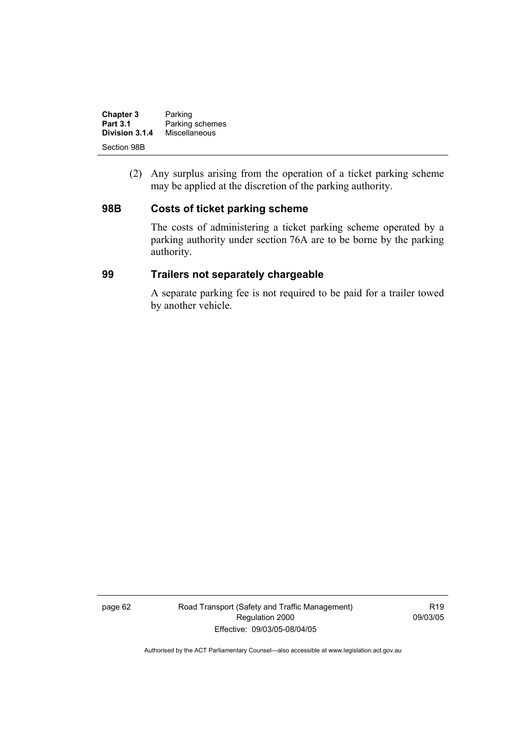(2) Any surplus arising from the operation of a ticket parking scheme may be applied at the discretion of the parking authority.

### 98B Costs of ticket parking scheme

The costs of administering a ticket parking scheme operated by a parking authority under section 76A are to be borne by the parking authority.

### 99 Trailers not separately chargeable

A separate parking fee is not required to be paid for a trailer towed by another vehicle.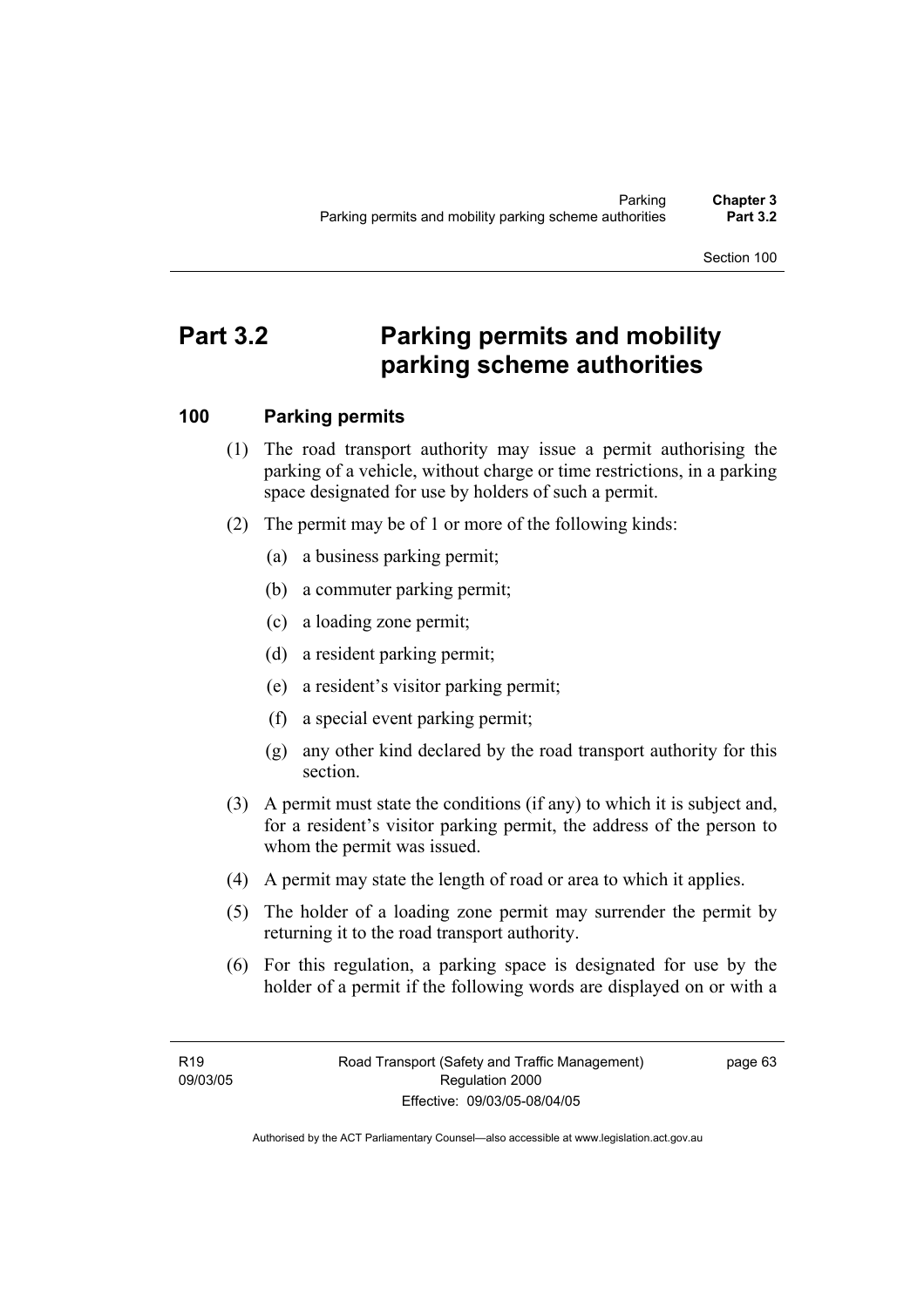# Part 3.2 Parking permits and mobility parking scheme authorities

## 100 Parking permits

(1) The road transport authority may issue a permit authorising the parking of a vehicle, without charge or time restrictions, in a parking space designated for use by holders of such a permit.

(2) The permit may be of 1 or more of the following kinds:

(a) a business parking permit;

(b) a commuter parking permit;

(c) a loading zone permit;

(d) a resident parking permit;

(e) a resident's visitor parking permit;

(f) a special event parking permit;

(g) any other kind declared by the road transport authority for this section.

(3) A permit must state the conditions (if any) to which it is subject and, for a resident's visitor parking permit, the address of the person to whom the permit was issued.

(4) A permit may state the length of road or area to which it applies.

(5) The holder of a loading zone permit may surrender the permit by returning it to the road transport authority.

(6) For this regulation, a parking space is designated for use by the holder of a permit if the following words are displayed on or with a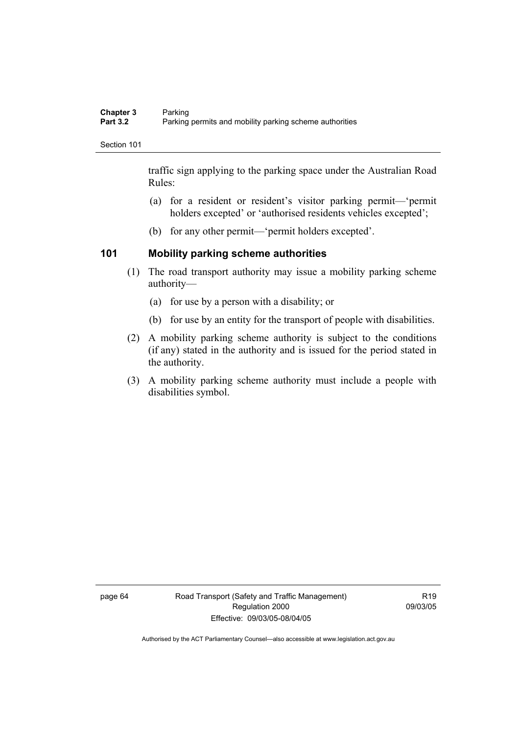traffic sign applying to the parking space under the Australian Road Rules:

(a) for a resident or resident's visitor parking permit—'permit holders excepted' or 'authorised residents vehicles excepted';

(b) for any other permit—'permit holders excepted'.

## 101 Mobility parking scheme authorities

(1) The road transport authority may issue a mobility parking scheme authority—

(a) for use by a person with a disability; or

(b) for use by an entity for the transport of people with disabilities.

(2) A mobility parking scheme authority is subject to the conditions (if any) stated in the authority and is issued for the period stated in the authority.

(3) A mobility parking scheme authority must include a people with disabilities symbol.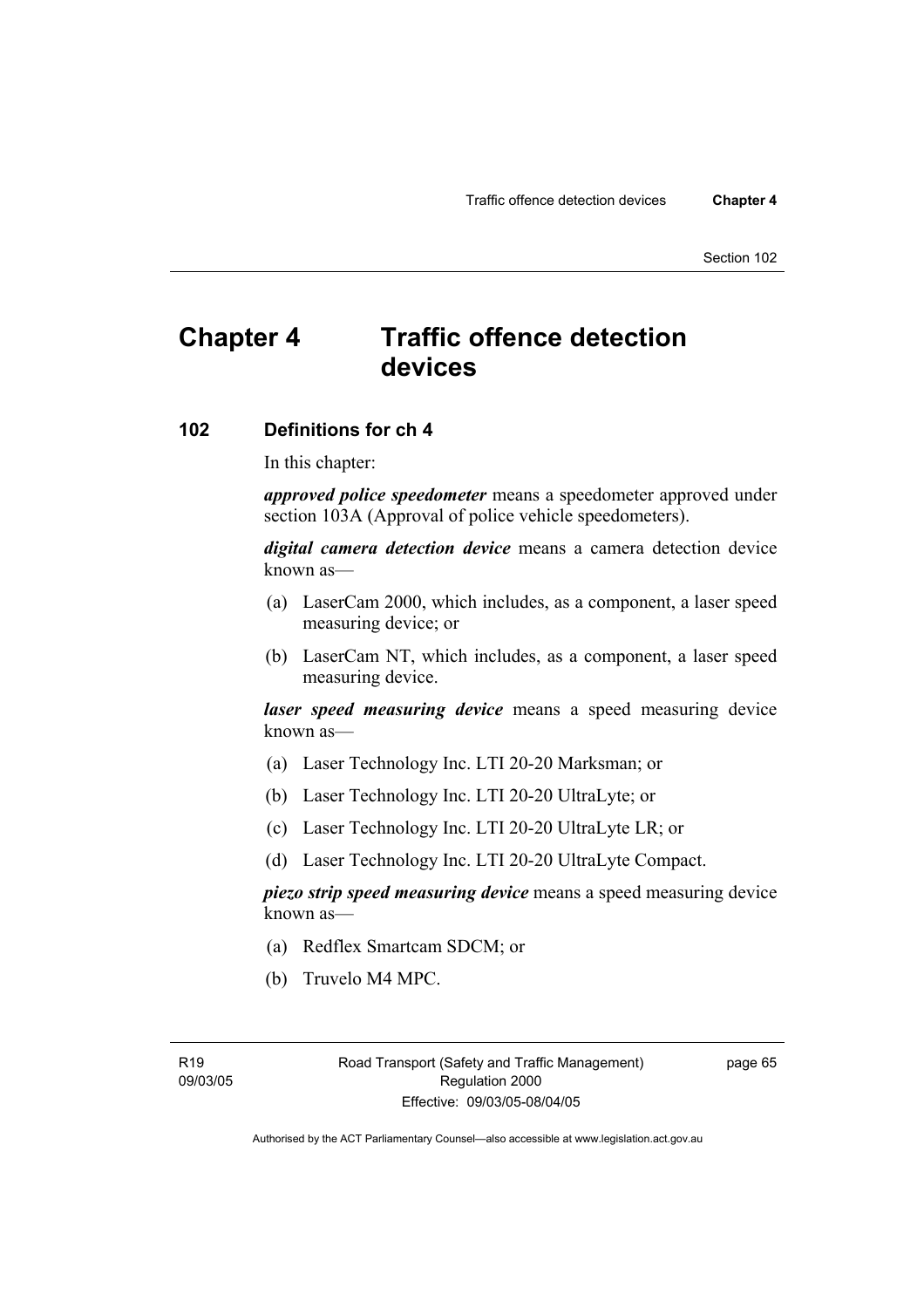# Chapter 4 Traffic offence detection devices

## 102 Definitions for ch 4

In this chapter:

***approved police speedometer*** means a speedometer approved under section 103A (Approval of police vehicle speedometers).

***digital camera detection device*** means a camera detection device known as—

(a) LaserCam 2000, which includes, as a component, a laser speed measuring device; or

(b) LaserCam NT, which includes, as a component, a laser speed measuring device.

***laser speed measuring device*** means a speed measuring device known as—

(a) Laser Technology Inc. LTI 20-20 Marksman; or

(b) Laser Technology Inc. LTI 20-20 UltraLyte; or

(c) Laser Technology Inc. LTI 20-20 UltraLyte LR; or

(d) Laser Technology Inc. LTI 20-20 UltraLyte Compact.

***piezo strip speed measuring device*** means a speed measuring device known as—

(a) Redflex Smartcam SDCM; or

(b) Truvelo M4 MPC.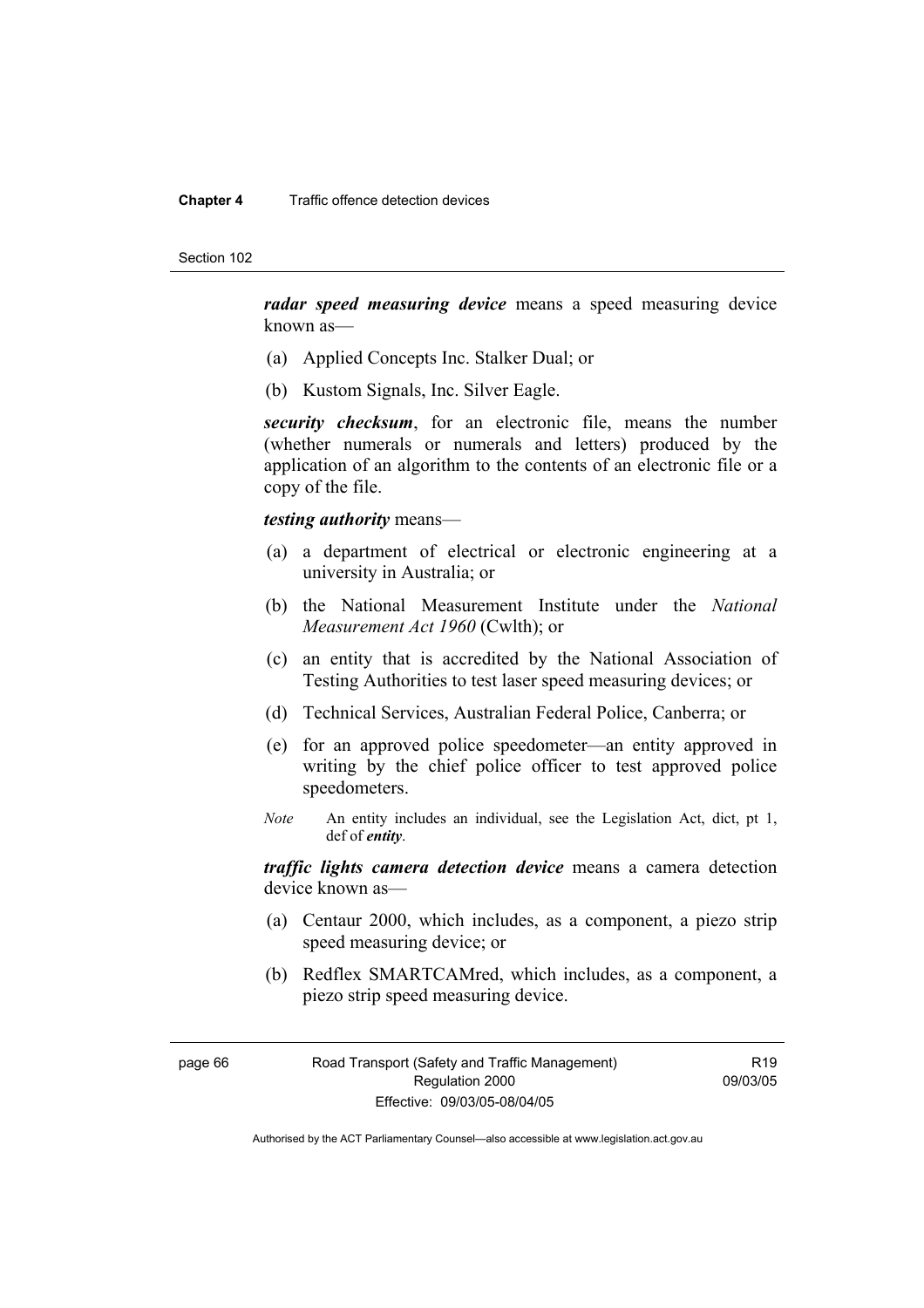***radar speed measuring device*** means a speed measuring device known as—

(a) Applied Concepts Inc. Stalker Dual; or

(b) Kustom Signals, Inc. Silver Eagle.

***security checksum***, for an electronic file, means the number (whether numerals or numerals and letters) produced by the application of an algorithm to the contents of an electronic file or a copy of the file.

***testing authority*** means—

(a) a department of electrical or electronic engineering at a university in Australia; or

(b) the National Measurement Institute under the *National Measurement Act 1960* (Cwlth); or

(c) an entity that is accredited by the National Association of Testing Authorities to test laser speed measuring devices; or

(d) Technical Services, Australian Federal Police, Canberra; or

(e) for an approved police speedometer—an entity approved in writing by the chief police officer to test approved police speedometers.

*Note* An entity includes an individual, see the Legislation Act, dict, pt 1, def of ***entity***.

***traffic lights camera detection device*** means a camera detection device known as—

(a) Centaur 2000, which includes, as a component, a piezo strip speed measuring device; or

(b) Redflex SMARTCAMred, which includes, as a component, a piezo strip speed measuring device.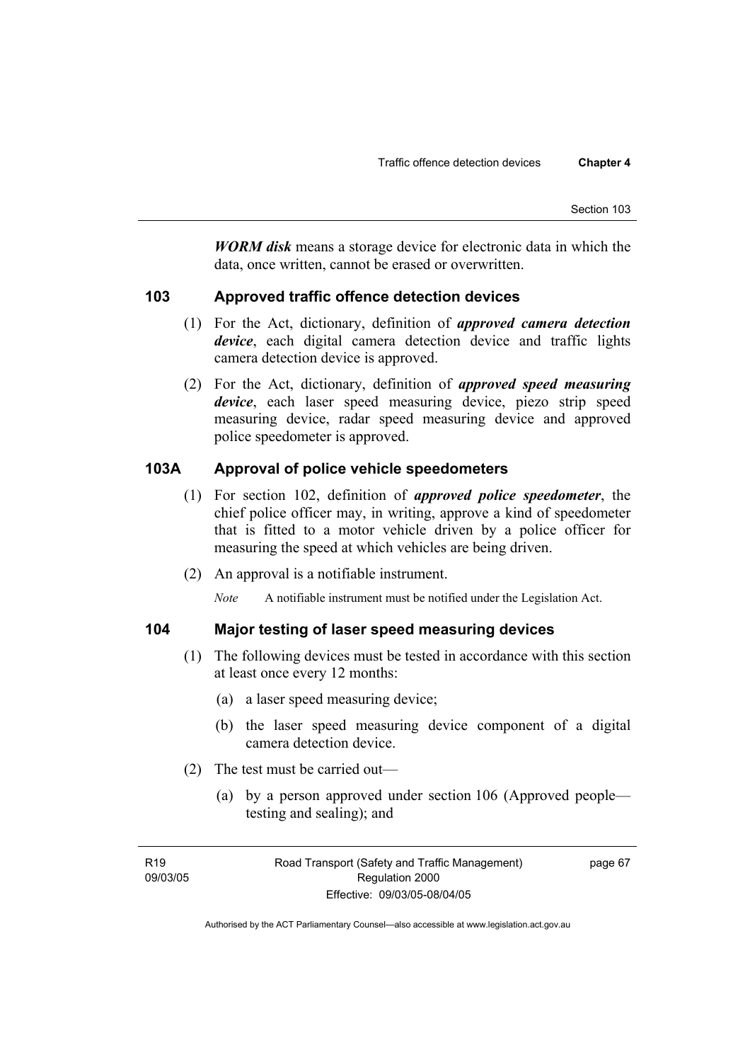***WORM disk*** means a storage device for electronic data in which the data, once written, cannot be erased or overwritten.

## 103 Approved traffic offence detection devices

(1) For the Act, dictionary, definition of ***approved camera detection device***, each digital camera detection device and traffic lights camera detection device is approved.

(2) For the Act, dictionary, definition of ***approved speed measuring device***, each laser speed measuring device, piezo strip speed measuring device, radar speed measuring device and approved police speedometer is approved.

## 103A Approval of police vehicle speedometers

(1) For section 102, definition of ***approved police speedometer***, the chief police officer may, in writing, approve a kind of speedometer that is fitted to a motor vehicle driven by a police officer for measuring the speed at which vehicles are being driven.

(2) An approval is a notifiable instrument.

*Note* A notifiable instrument must be notified under the Legislation Act.

## 104 Major testing of laser speed measuring devices

(1) The following devices must be tested in accordance with this section at least once every 12 months:

(a) a laser speed measuring device;

(b) the laser speed measuring device component of a digital camera detection device.

(2) The test must be carried out—

(a) by a person approved under section 106 (Approved people—testing and sealing); and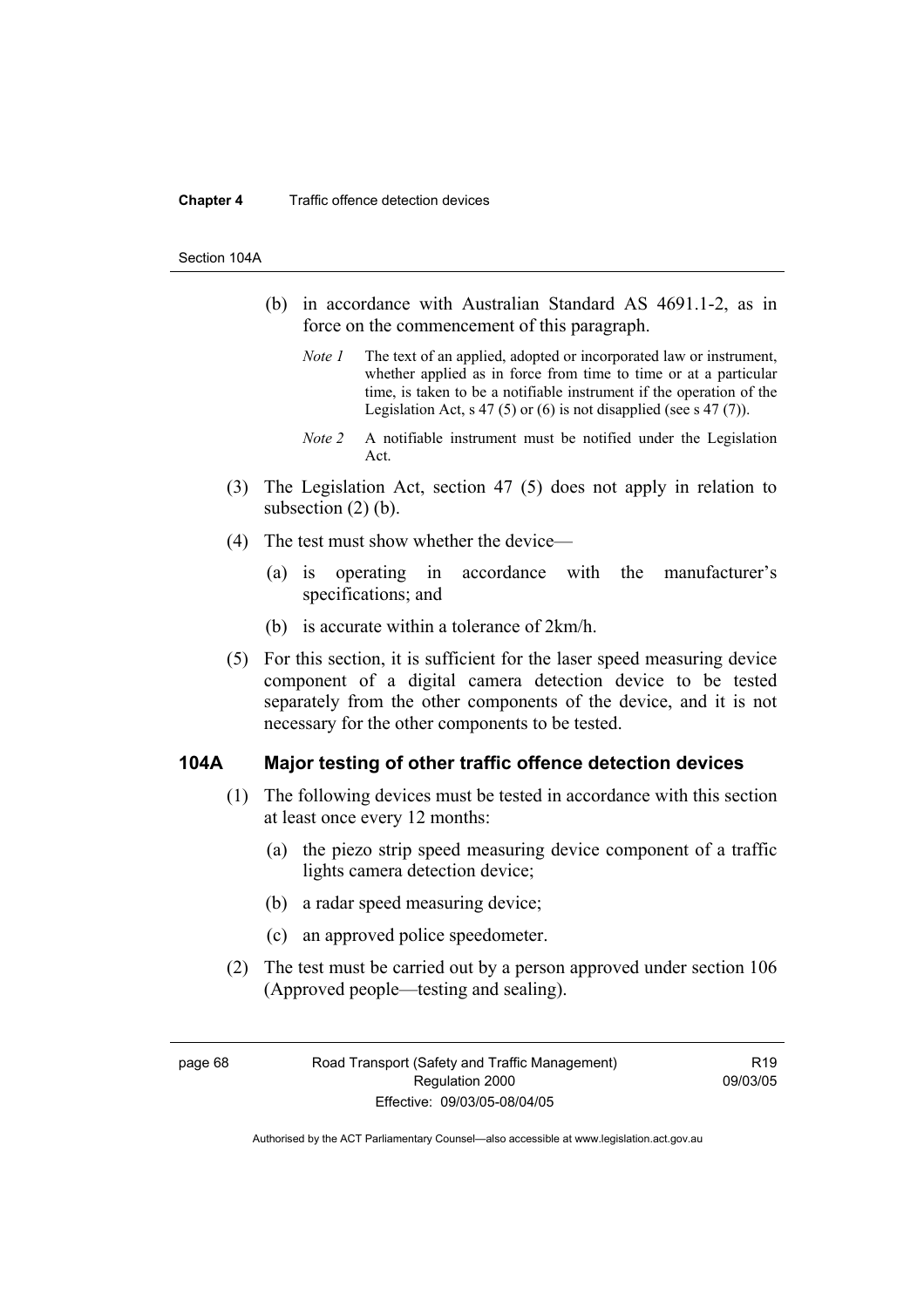(b) in accordance with Australian Standard AS 4691.1-2, as in force on the commencement of this paragraph.

*Note 1* The text of an applied, adopted or incorporated law or instrument, whether applied as in force from time to time or at a particular time, is taken to be a notifiable instrument if the operation of the Legislation Act, s 47 (5) or (6) is not disapplied (see s 47 (7)).

*Note 2* A notifiable instrument must be notified under the Legislation Act.

(3) The Legislation Act, section 47 (5) does not apply in relation to subsection (2) (b).

(4) The test must show whether the device—

(a) is operating in accordance with the manufacturer's specifications; and

(b) is accurate within a tolerance of 2km/h.

(5) For this section, it is sufficient for the laser speed measuring device component of a digital camera detection device to be tested separately from the other components of the device, and it is not necessary for the other components to be tested.

## 104A Major testing of other traffic offence detection devices

(1) The following devices must be tested in accordance with this section at least once every 12 months:

(a) the piezo strip speed measuring device component of a traffic lights camera detection device;

(b) a radar speed measuring device;

(c) an approved police speedometer.

(2) The test must be carried out by a person approved under section 106 (Approved people—testing and sealing).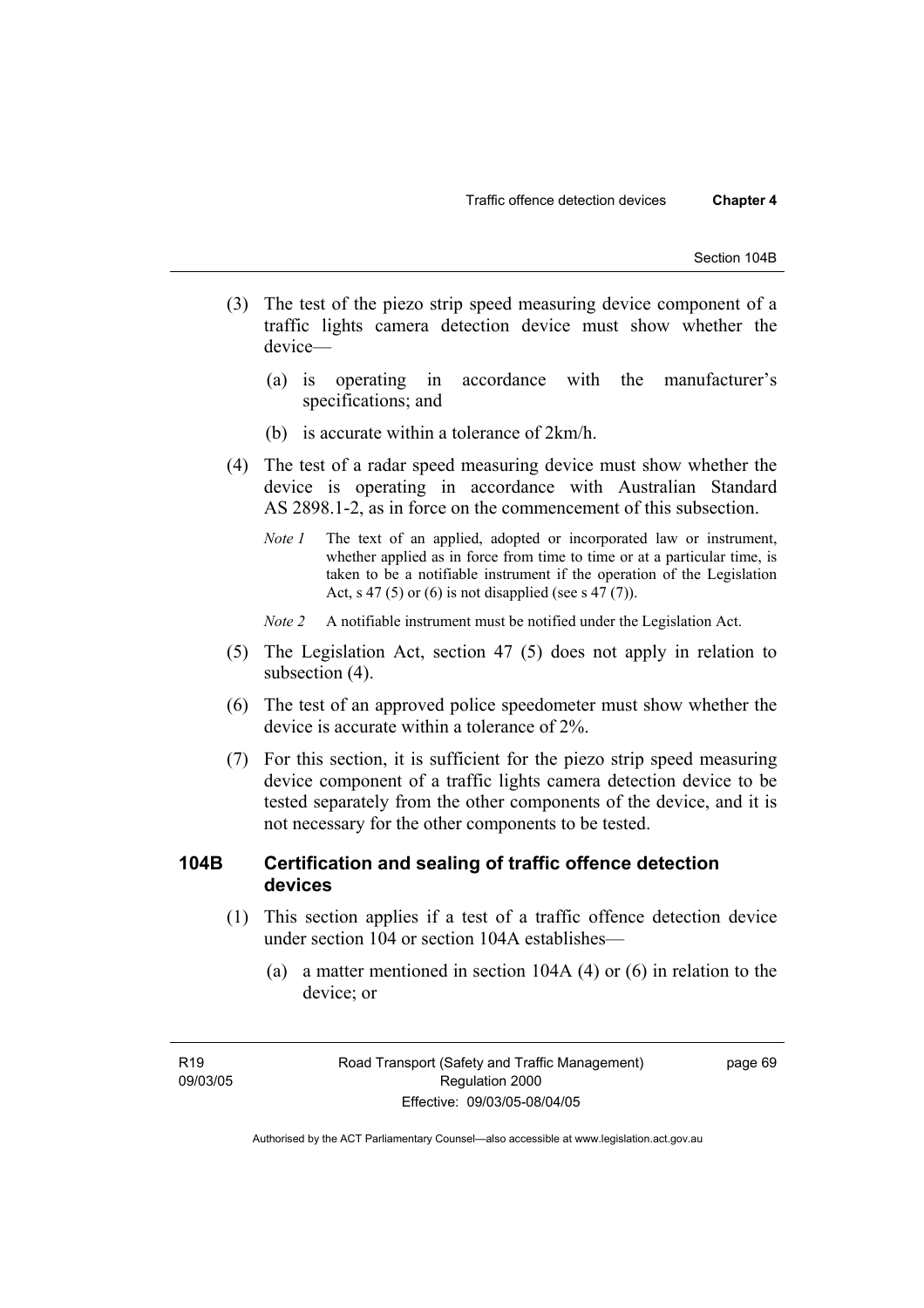(3) The test of the piezo strip speed measuring device component of a traffic lights camera detection device must show whether the device—

(a) is operating in accordance with the manufacturer's specifications; and

(b) is accurate within a tolerance of 2km/h.

(4) The test of a radar speed measuring device must show whether the device is operating in accordance with Australian Standard AS 2898.1-2, as in force on the commencement of this subsection.

*Note 1* The text of an applied, adopted or incorporated law or instrument, whether applied as in force from time to time or at a particular time, is taken to be a notifiable instrument if the operation of the Legislation Act, s 47 (5) or (6) is not disapplied (see s 47 (7)).

*Note 2* A notifiable instrument must be notified under the Legislation Act.

(5) The Legislation Act, section 47 (5) does not apply in relation to subsection (4).

(6) The test of an approved police speedometer must show whether the device is accurate within a tolerance of 2%.

(7) For this section, it is sufficient for the piezo strip speed measuring device component of a traffic lights camera detection device to be tested separately from the other components of the device, and it is not necessary for the other components to be tested.

### 104B Certification and sealing of traffic offence detection devices

(1) This section applies if a test of a traffic offence detection device under section 104 or section 104A establishes—

(a) a matter mentioned in section 104A (4) or (6) in relation to the device; or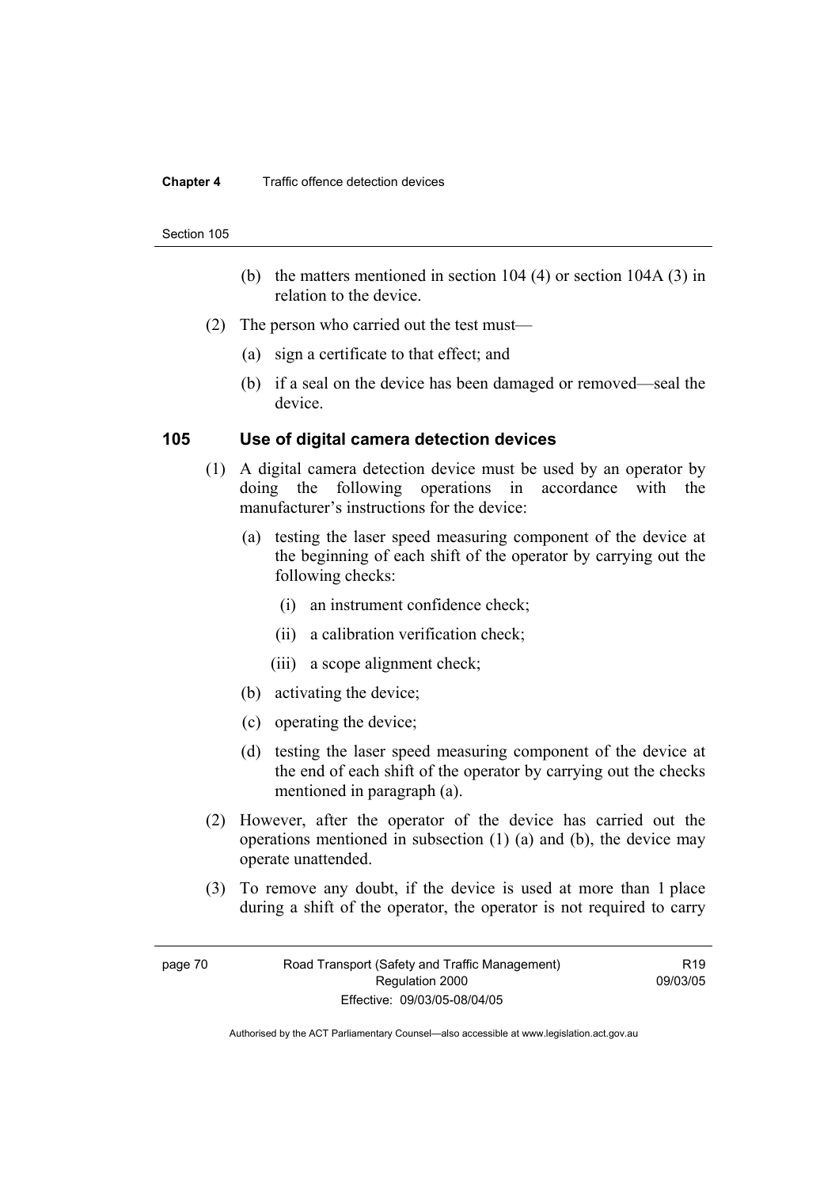(b) the matters mentioned in section 104 (4) or section 104A (3) in relation to the device.

(2) The person who carried out the test must—

(a) sign a certificate to that effect; and

(b) if a seal on the device has been damaged or removed—seal the device.

### 105 Use of digital camera detection devices

(1) A digital camera detection device must be used by an operator by doing the following operations in accordance with the manufacturer's instructions for the device:

(a) testing the laser speed measuring component of the device at the beginning of each shift of the operator by carrying out the following checks:

(i) an instrument confidence check;

(ii) a calibration verification check;

(iii) a scope alignment check;

(b) activating the device;

(c) operating the device;

(d) testing the laser speed measuring component of the device at the end of each shift of the operator by carrying out the checks mentioned in paragraph (a).

(2) However, after the operator of the device has carried out the operations mentioned in subsection (1) (a) and (b), the device may operate unattended.

(3) To remove any doubt, if the device is used at more than 1 place during a shift of the operator, the operator is not required to carry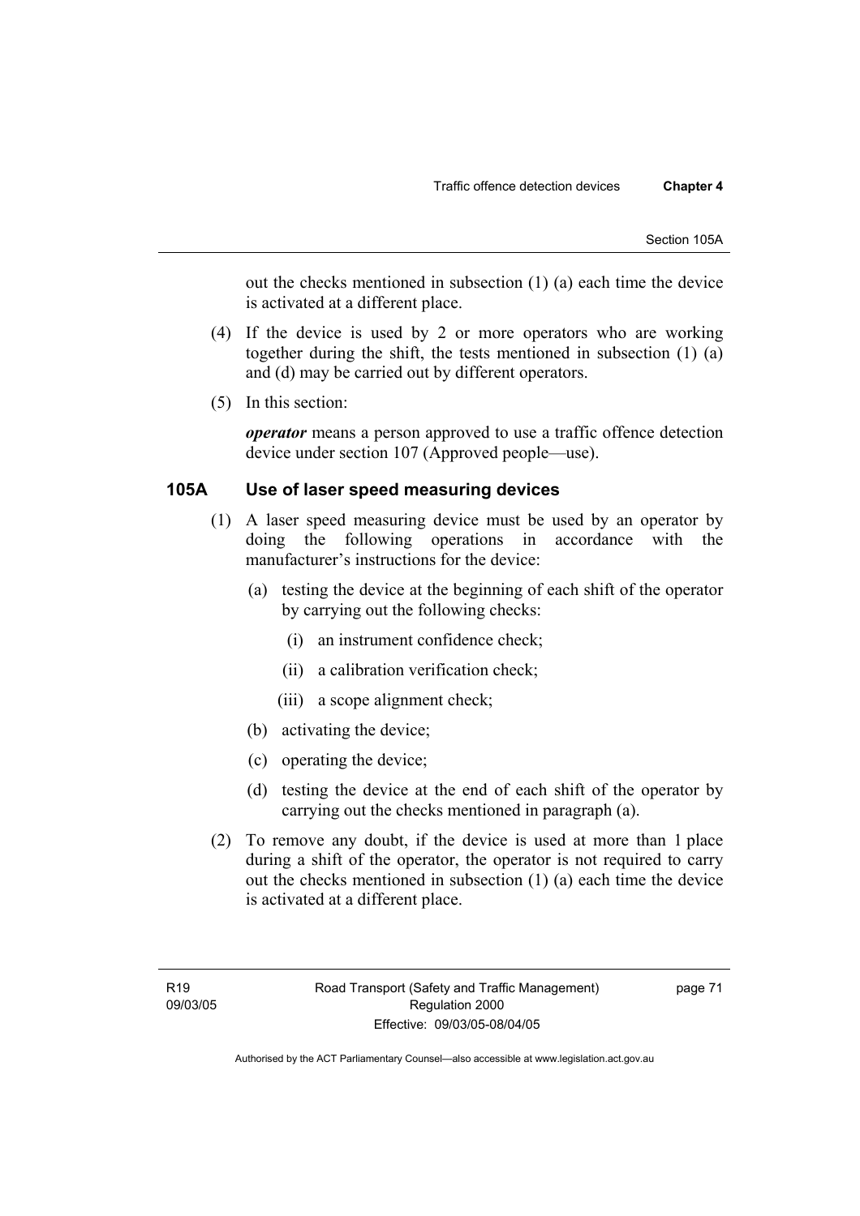out the checks mentioned in subsection (1) (a) each time the device is activated at a different place.

(4) If the device is used by 2 or more operators who are working together during the shift, the tests mentioned in subsection (1) (a) and (d) may be carried out by different operators.

(5) In this section:

***operator*** means a person approved to use a traffic offence detection device under section 107 (Approved people—use).

### 105A Use of laser speed measuring devices

(1) A laser speed measuring device must be used by an operator by doing the following operations in accordance with the manufacturer's instructions for the device:

(a) testing the device at the beginning of each shift of the operator by carrying out the following checks:

(i) an instrument confidence check;

(ii) a calibration verification check;

(iii) a scope alignment check;

(b) activating the device;

(c) operating the device;

(d) testing the device at the end of each shift of the operator by carrying out the checks mentioned in paragraph (a).

(2) To remove any doubt, if the device is used at more than 1 place during a shift of the operator, the operator is not required to carry out the checks mentioned in subsection (1) (a) each time the device is activated at a different place.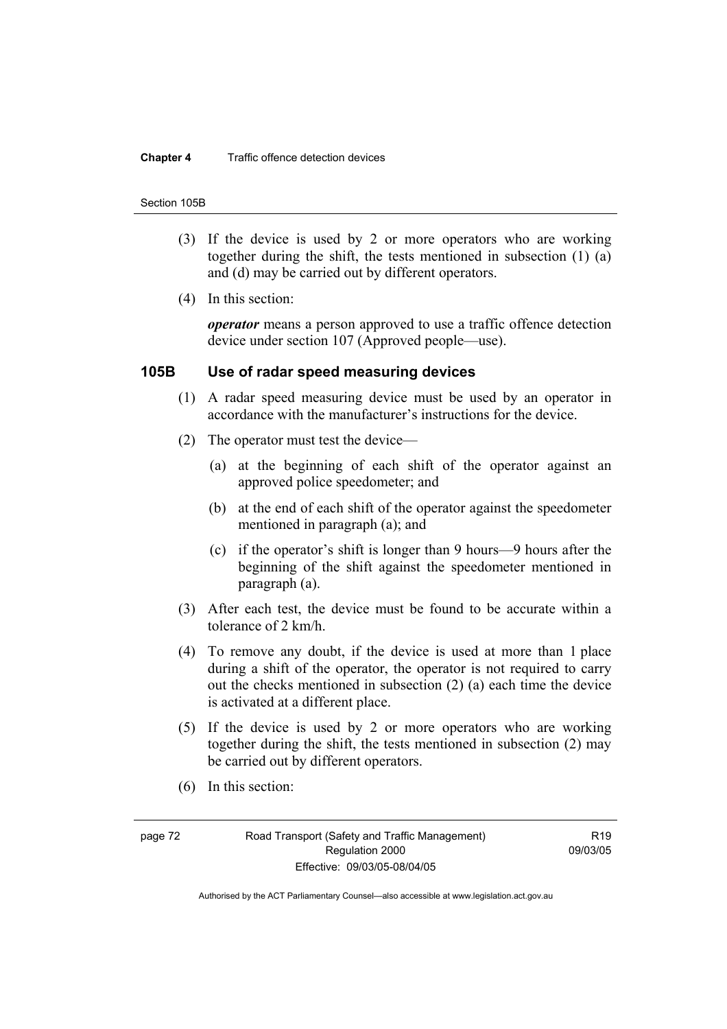(3) If the device is used by 2 or more operators who are working together during the shift, the tests mentioned in subsection (1) (a) and (d) may be carried out by different operators.

(4) In this section:

***operator*** means a person approved to use a traffic offence detection device under section 107 (Approved people—use).

### 105B Use of radar speed measuring devices

(1) A radar speed measuring device must be used by an operator in accordance with the manufacturer's instructions for the device.

(2) The operator must test the device—

(a) at the beginning of each shift of the operator against an approved police speedometer; and

(b) at the end of each shift of the operator against the speedometer mentioned in paragraph (a); and

(c) if the operator's shift is longer than 9 hours—9 hours after the beginning of the shift against the speedometer mentioned in paragraph (a).

(3) After each test, the device must be found to be accurate within a tolerance of 2 km/h.

(4) To remove any doubt, if the device is used at more than 1 place during a shift of the operator, the operator is not required to carry out the checks mentioned in subsection (2) (a) each time the device is activated at a different place.

(5) If the device is used by 2 or more operators who are working together during the shift, the tests mentioned in subsection (2) may be carried out by different operators.

(6) In this section: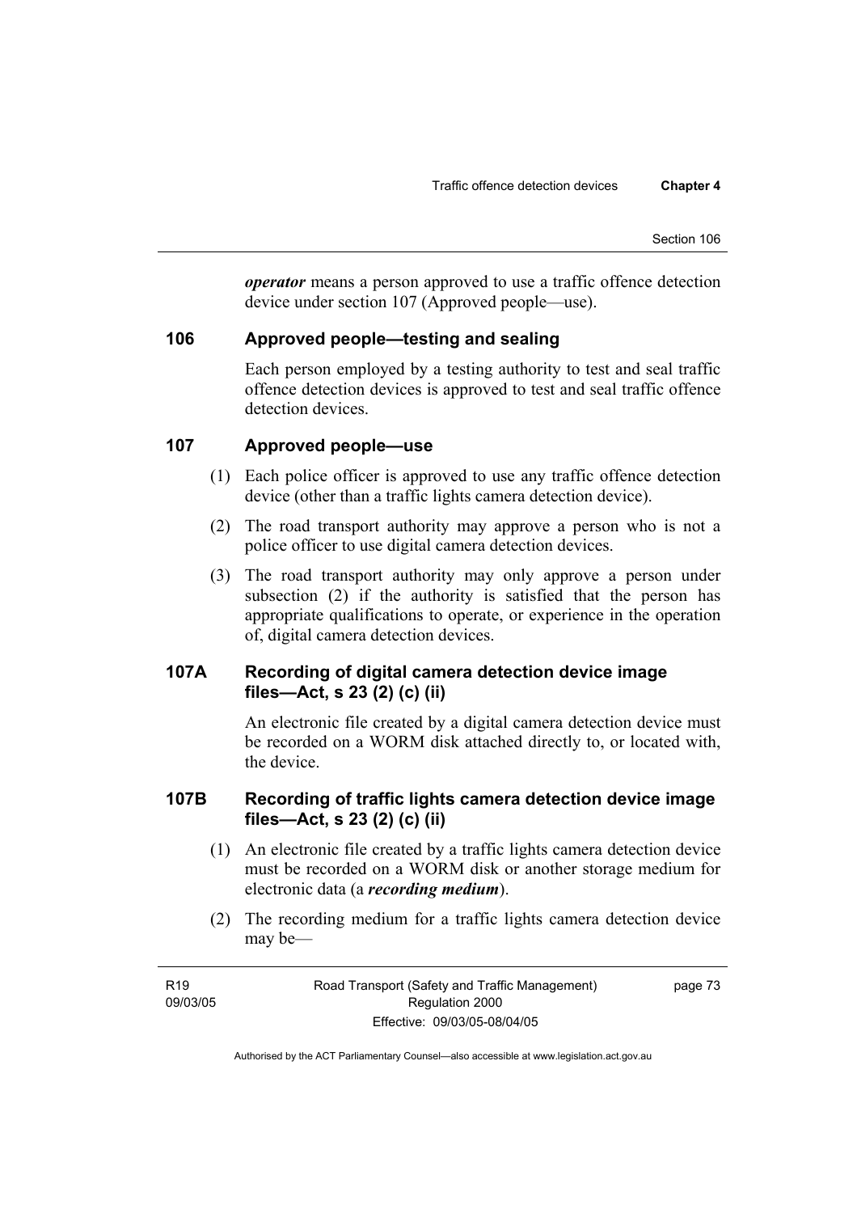***operator*** means a person approved to use a traffic offence detection device under section 107 (Approved people—use).

### 106 Approved people—testing and sealing

Each person employed by a testing authority to test and seal traffic offence detection devices is approved to test and seal traffic offence detection devices.

### 107 Approved people—use

(1) Each police officer is approved to use any traffic offence detection device (other than a traffic lights camera detection device).

(2) The road transport authority may approve a person who is not a police officer to use digital camera detection devices.

(3) The road transport authority may only approve a person under subsection (2) if the authority is satisfied that the person has appropriate qualifications to operate, or experience in the operation of, digital camera detection devices.

### 107A Recording of digital camera detection device image files—Act, s 23 (2) (c) (ii)

An electronic file created by a digital camera detection device must be recorded on a WORM disk attached directly to, or located with, the device.

### 107B Recording of traffic lights camera detection device image files—Act, s 23 (2) (c) (ii)

(1) An electronic file created by a traffic lights camera detection device must be recorded on a WORM disk or another storage medium for electronic data (a ***recording medium***).

(2) The recording medium for a traffic lights camera detection device may be—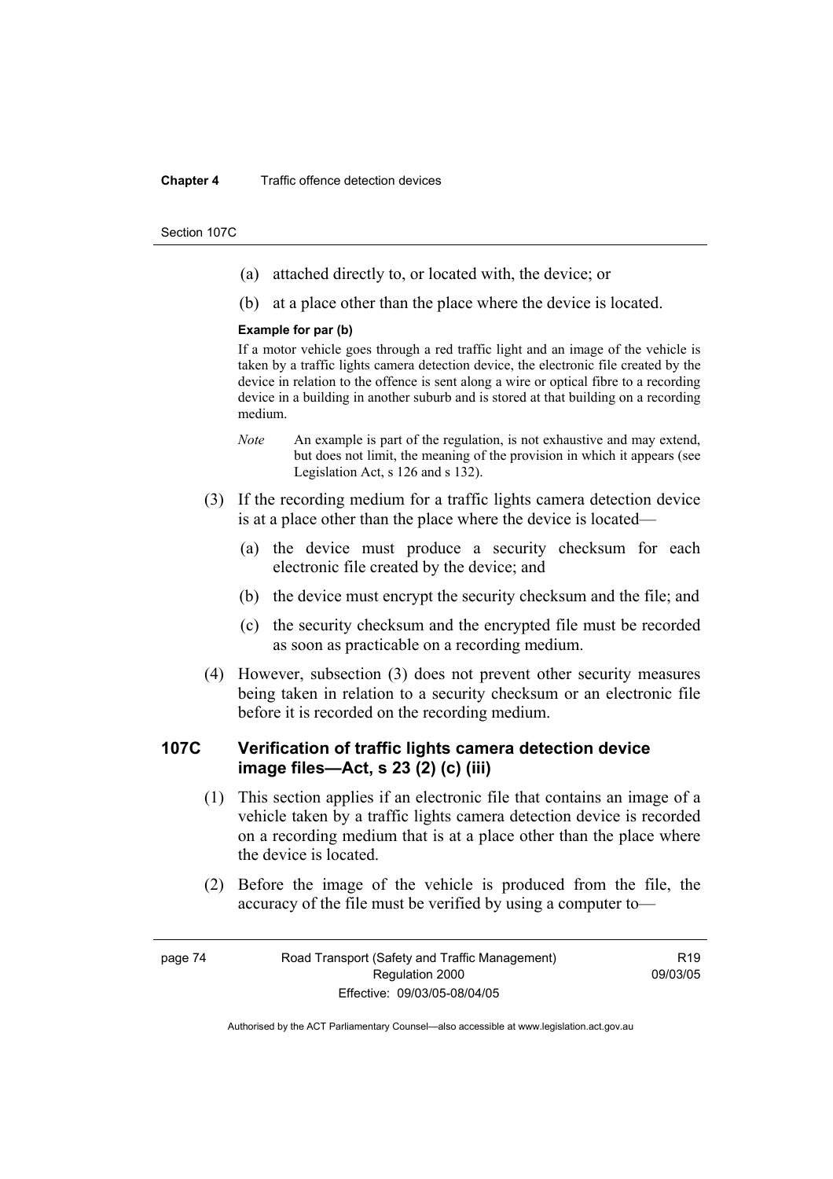(a) attached directly to, or located with, the device; or

(b) at a place other than the place where the device is located.

**Example for par (b)**

If a motor vehicle goes through a red traffic light and an image of the vehicle is taken by a traffic lights camera detection device, the electronic file created by the device in relation to the offence is sent along a wire or optical fibre to a recording device in a building in another suburb and is stored at that building on a recording medium.

*Note* An example is part of the regulation, is not exhaustive and may extend, but does not limit, the meaning of the provision in which it appears (see Legislation Act, s 126 and s 132).

(3) If the recording medium for a traffic lights camera detection device is at a place other than the place where the device is located—

(a) the device must produce a security checksum for each electronic file created by the device; and

(b) the device must encrypt the security checksum and the file; and

(c) the security checksum and the encrypted file must be recorded as soon as practicable on a recording medium.

(4) However, subsection (3) does not prevent other security measures being taken in relation to a security checksum or an electronic file before it is recorded on the recording medium.

## 107C Verification of traffic lights camera detection device image files—Act, s 23 (2) (c) (iii)

(1) This section applies if an electronic file that contains an image of a vehicle taken by a traffic lights camera detection device is recorded on a recording medium that is at a place other than the place where the device is located.

(2) Before the image of the vehicle is produced from the file, the accuracy of the file must be verified by using a computer to—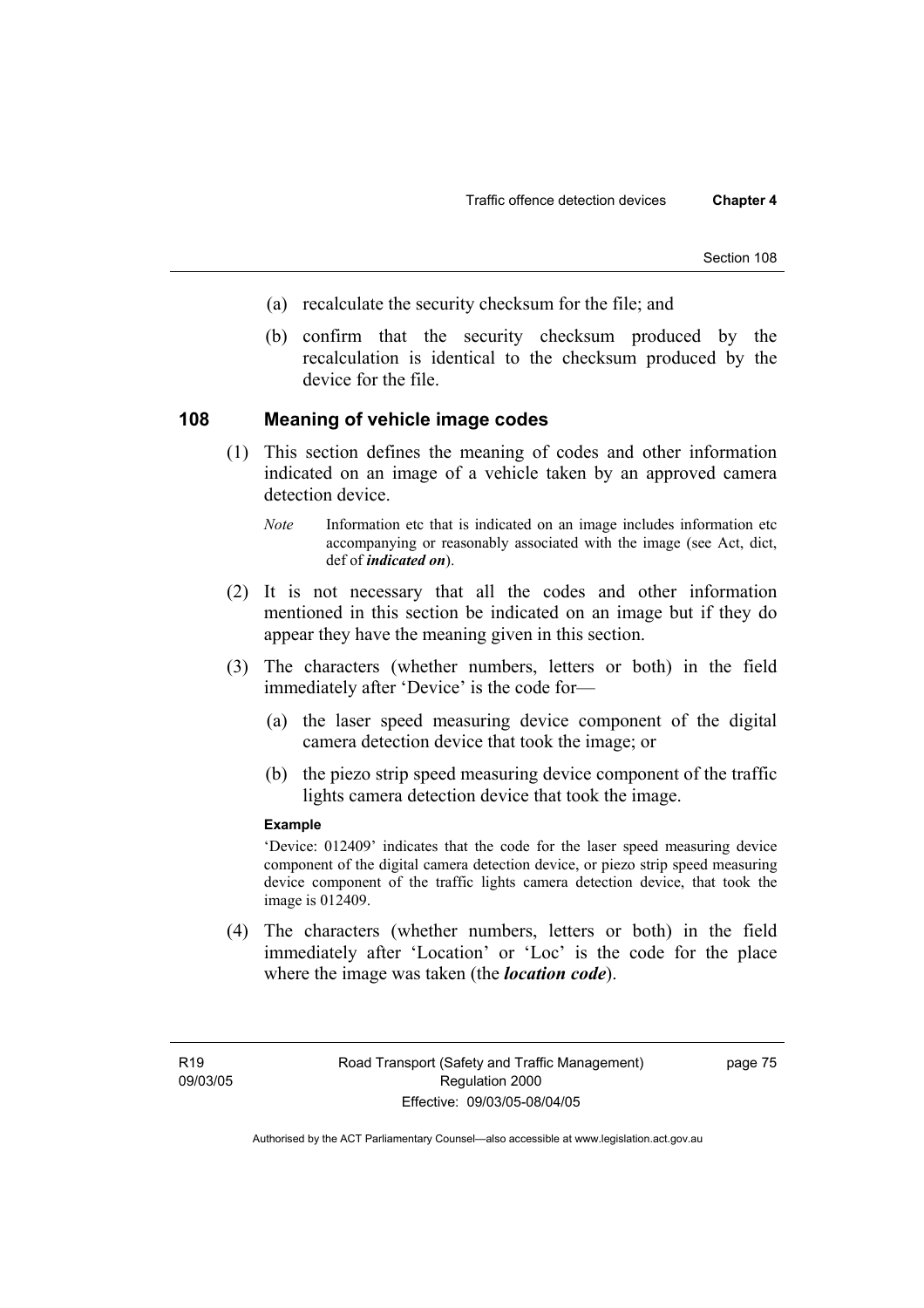(a) recalculate the security checksum for the file; and

(b) confirm that the security checksum produced by the recalculation is identical to the checksum produced by the device for the file.

## 108 Meaning of vehicle image codes

(1) This section defines the meaning of codes and other information indicated on an image of a vehicle taken by an approved camera detection device.

*Note* Information etc that is indicated on an image includes information etc accompanying or reasonably associated with the image (see Act, dict, def of ***indicated on***).

(2) It is not necessary that all the codes and other information mentioned in this section be indicated on an image but if they do appear they have the meaning given in this section.

(3) The characters (whether numbers, letters or both) in the field immediately after 'Device' is the code for—

(a) the laser speed measuring device component of the digital camera detection device that took the image; or

(b) the piezo strip speed measuring device component of the traffic lights camera detection device that took the image.

**Example**

'Device: 012409' indicates that the code for the laser speed measuring device component of the digital camera detection device, or piezo strip speed measuring device component of the traffic lights camera detection device, that took the image is 012409.

(4) The characters (whether numbers, letters or both) in the field immediately after 'Location' or 'Loc' is the code for the place where the image was taken (the ***location code***).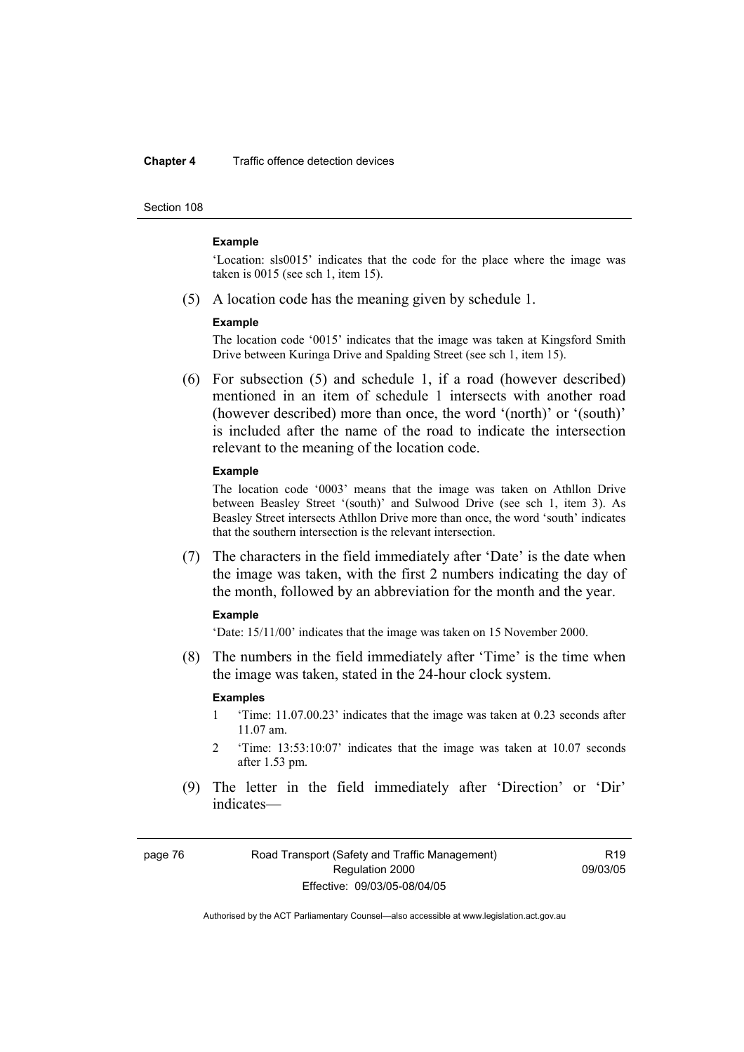**Example**

'Location: sls0015' indicates that the code for the place where the image was taken is 0015 (see sch 1, item 15).

(5) A location code has the meaning given by schedule 1.

**Example**

The location code '0015' indicates that the image was taken at Kingsford Smith Drive between Kuringa Drive and Spalding Street (see sch 1, item 15).

(6) For subsection (5) and schedule 1, if a road (however described) mentioned in an item of schedule 1 intersects with another road (however described) more than once, the word '(north)' or '(south)' is included after the name of the road to indicate the intersection relevant to the meaning of the location code.

**Example**

The location code '0003' means that the image was taken on Athllon Drive between Beasley Street '(south)' and Sulwood Drive (see sch 1, item 3). As Beasley Street intersects Athllon Drive more than once, the word 'south' indicates that the southern intersection is the relevant intersection.

(7) The characters in the field immediately after 'Date' is the date when the image was taken, with the first 2 numbers indicating the day of the month, followed by an abbreviation for the month and the year.

**Example**

'Date: 15/11/00' indicates that the image was taken on 15 November 2000.

(8) The numbers in the field immediately after 'Time' is the time when the image was taken, stated in the 24-hour clock system.

**Examples**

1 'Time: 11.07.00.23' indicates that the image was taken at 0.23 seconds after 11.07 am.

2 'Time: 13:53:10:07' indicates that the image was taken at 10.07 seconds after 1.53 pm.

(9) The letter in the field immediately after 'Direction' or 'Dir' indicates—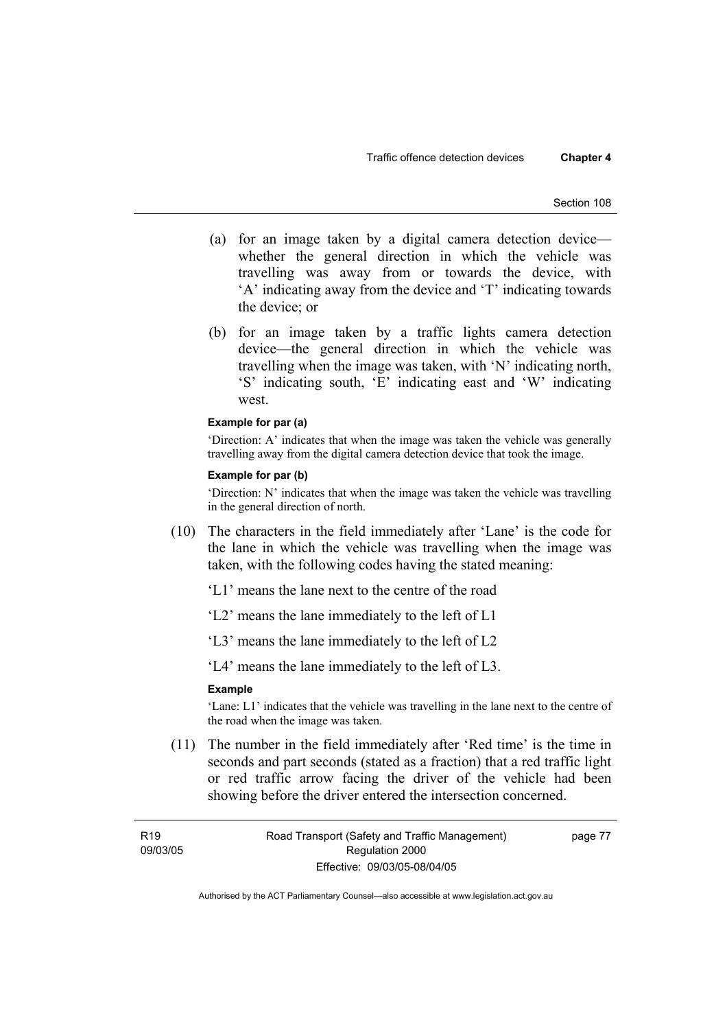(a) for an image taken by a digital camera detection device—whether the general direction in which the vehicle was travelling was away from or towards the device, with 'A' indicating away from the device and 'T' indicating towards the device; or

(b) for an image taken by a traffic lights camera detection device—the general direction in which the vehicle was travelling when the image was taken, with 'N' indicating north, 'S' indicating south, 'E' indicating east and 'W' indicating west.

**Example for par (a)**

'Direction: A' indicates that when the image was taken the vehicle was generally travelling away from the digital camera detection device that took the image.

**Example for par (b)**

'Direction: N' indicates that when the image was taken the vehicle was travelling in the general direction of north.

(10) The characters in the field immediately after 'Lane' is the code for the lane in which the vehicle was travelling when the image was taken, with the following codes having the stated meaning:

'L1' means the lane next to the centre of the road

'L2' means the lane immediately to the left of L1

'L3' means the lane immediately to the left of L2

'L4' means the lane immediately to the left of L3.

**Example**

'Lane: L1' indicates that the vehicle was travelling in the lane next to the centre of the road when the image was taken.

(11) The number in the field immediately after 'Red time' is the time in seconds and part seconds (stated as a fraction) that a red traffic light or red traffic arrow facing the driver of the vehicle had been showing before the driver entered the intersection concerned.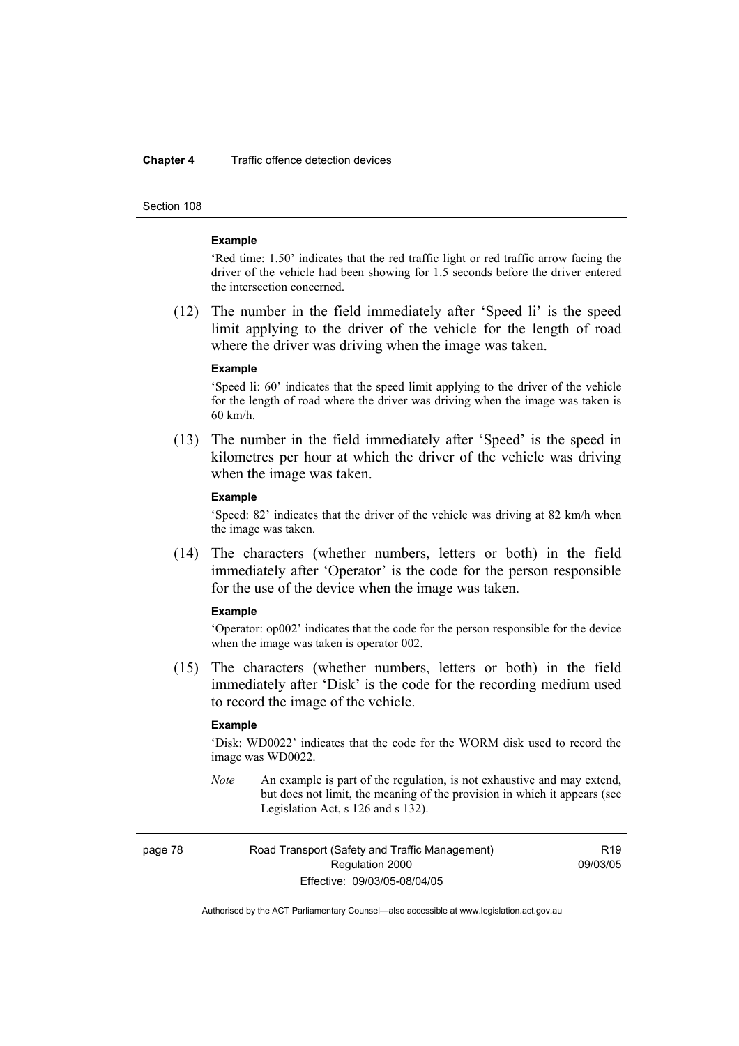**Example**

'Red time: 1.50' indicates that the red traffic light or red traffic arrow facing the driver of the vehicle had been showing for 1.5 seconds before the driver entered the intersection concerned.

(12) The number in the field immediately after 'Speed li' is the speed limit applying to the driver of the vehicle for the length of road where the driver was driving when the image was taken.

**Example**

'Speed li: 60' indicates that the speed limit applying to the driver of the vehicle for the length of road where the driver was driving when the image was taken is 60 km/h.

(13) The number in the field immediately after 'Speed' is the speed in kilometres per hour at which the driver of the vehicle was driving when the image was taken.

**Example**

'Speed: 82' indicates that the driver of the vehicle was driving at 82 km/h when the image was taken.

(14) The characters (whether numbers, letters or both) in the field immediately after 'Operator' is the code for the person responsible for the use of the device when the image was taken.

**Example**

'Operator: op002' indicates that the code for the person responsible for the device when the image was taken is operator 002.

(15) The characters (whether numbers, letters or both) in the field immediately after 'Disk' is the code for the recording medium used to record the image of the vehicle.

**Example**

'Disk: WD0022' indicates that the code for the WORM disk used to record the image was WD0022.

*Note* An example is part of the regulation, is not exhaustive and may extend, but does not limit, the meaning of the provision in which it appears (see Legislation Act, s 126 and s 132).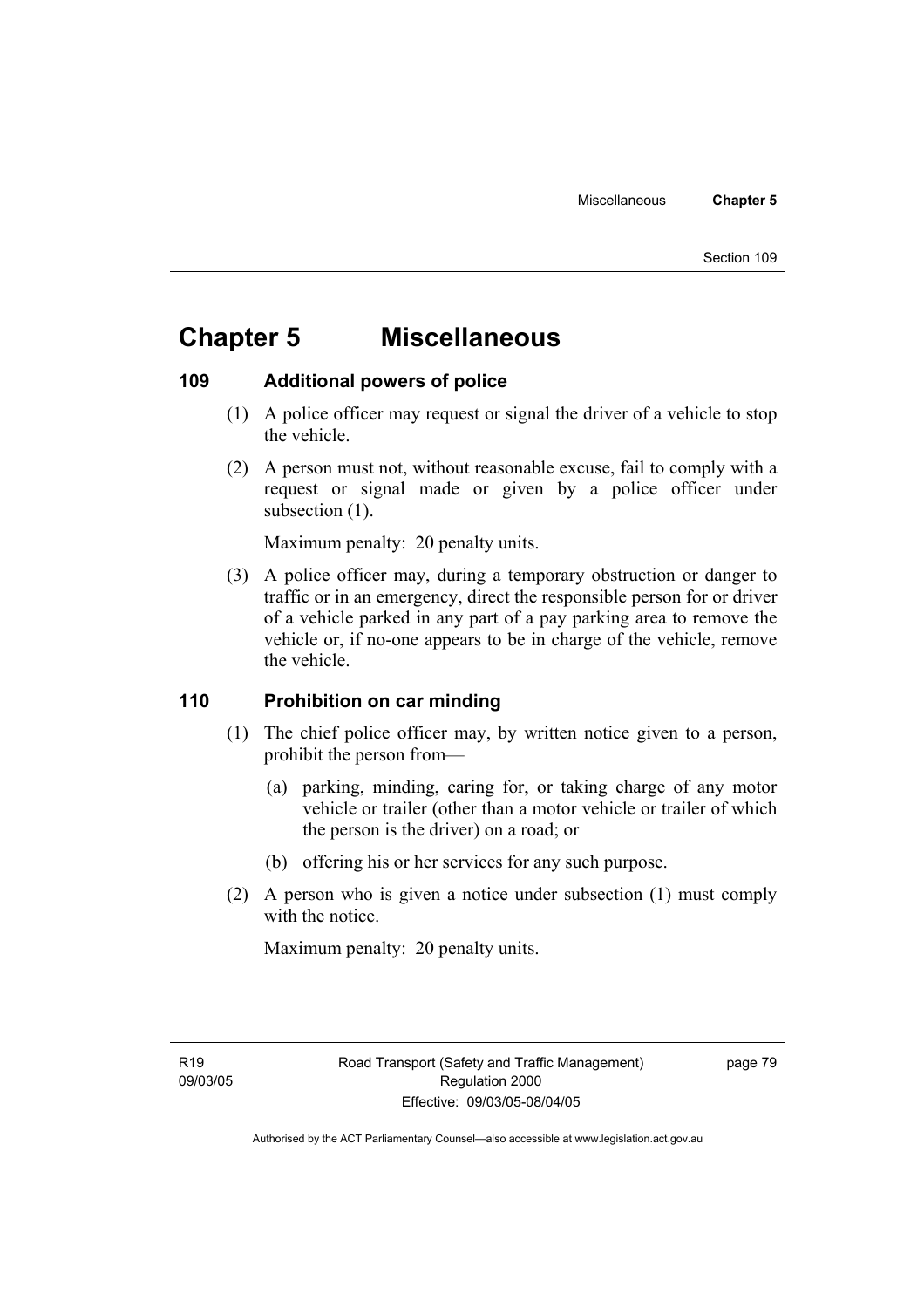# Chapter 5 Miscellaneous

## 109 Additional powers of police

(1) A police officer may request or signal the driver of a vehicle to stop the vehicle.

(2) A person must not, without reasonable excuse, fail to comply with a request or signal made or given by a police officer under subsection (1).

Maximum penalty: 20 penalty units.

(3) A police officer may, during a temporary obstruction or danger to traffic or in an emergency, direct the responsible person for or driver of a vehicle parked in any part of a pay parking area to remove the vehicle or, if no-one appears to be in charge of the vehicle, remove the vehicle.

## 110 Prohibition on car minding

(1) The chief police officer may, by written notice given to a person, prohibit the person from—

(a) parking, minding, caring for, or taking charge of any motor vehicle or trailer (other than a motor vehicle or trailer of which the person is the driver) on a road; or

(b) offering his or her services for any such purpose.

(2) A person who is given a notice under subsection (1) must comply with the notice.

Maximum penalty: 20 penalty units.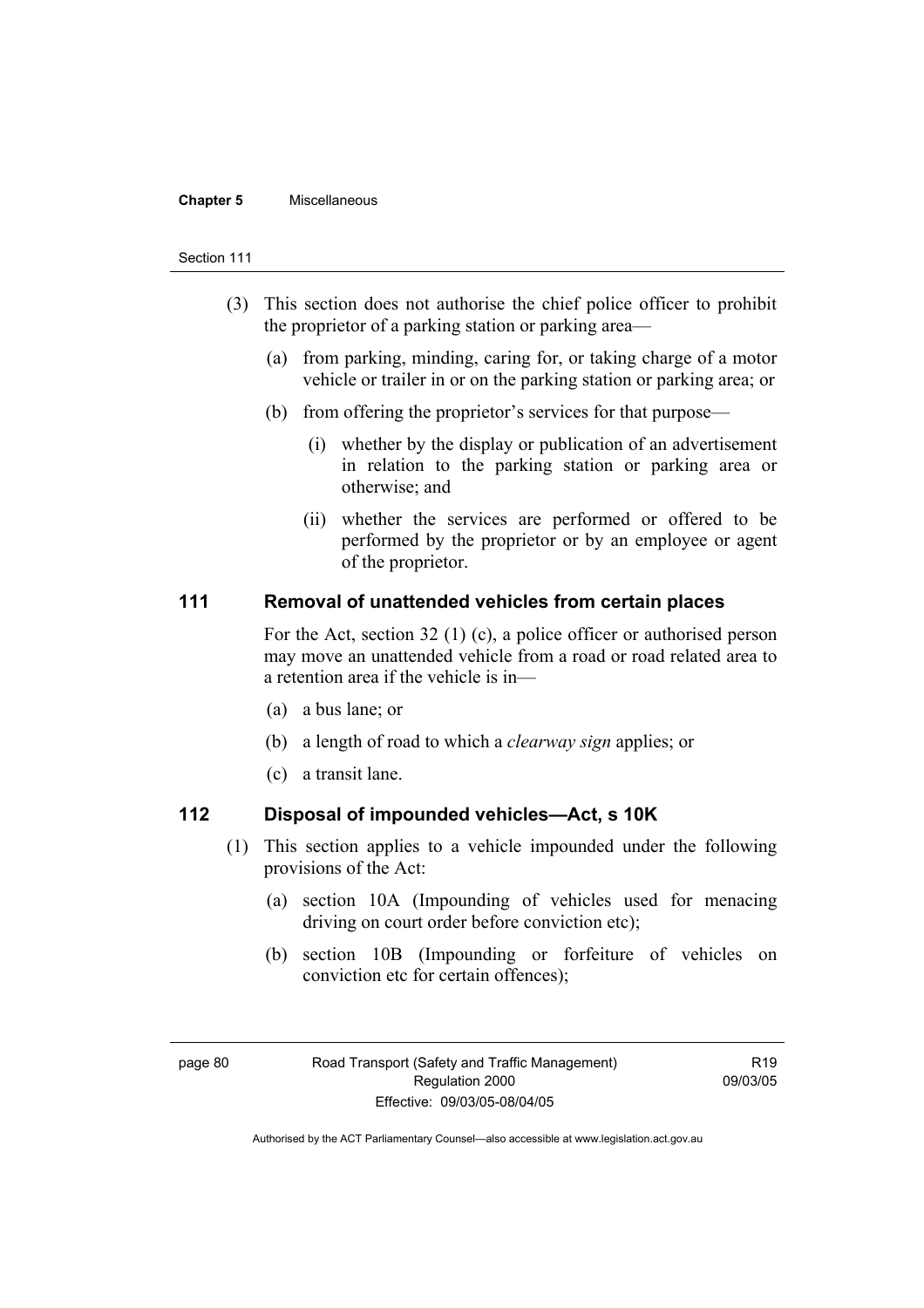(3) This section does not authorise the chief police officer to prohibit the proprietor of a parking station or parking area—

(a) from parking, minding, caring for, or taking charge of a motor vehicle or trailer in or on the parking station or parking area; or

(b) from offering the proprietor's services for that purpose—

(i) whether by the display or publication of an advertisement in relation to the parking station or parking area or otherwise; and

(ii) whether the services are performed or offered to be performed by the proprietor or by an employee or agent of the proprietor.

### 111 Removal of unattended vehicles from certain places

For the Act, section 32 (1) (c), a police officer or authorised person may move an unattended vehicle from a road or road related area to a retention area if the vehicle is in—

(a) a bus lane; or

(b) a length of road to which a *clearway sign* applies; or

(c) a transit lane.

### 112 Disposal of impounded vehicles—Act, s 10K

(1) This section applies to a vehicle impounded under the following provisions of the Act:

(a) section 10A (Impounding of vehicles used for menacing driving on court order before conviction etc);

(b) section 10B (Impounding or forfeiture of vehicles on conviction etc for certain offences);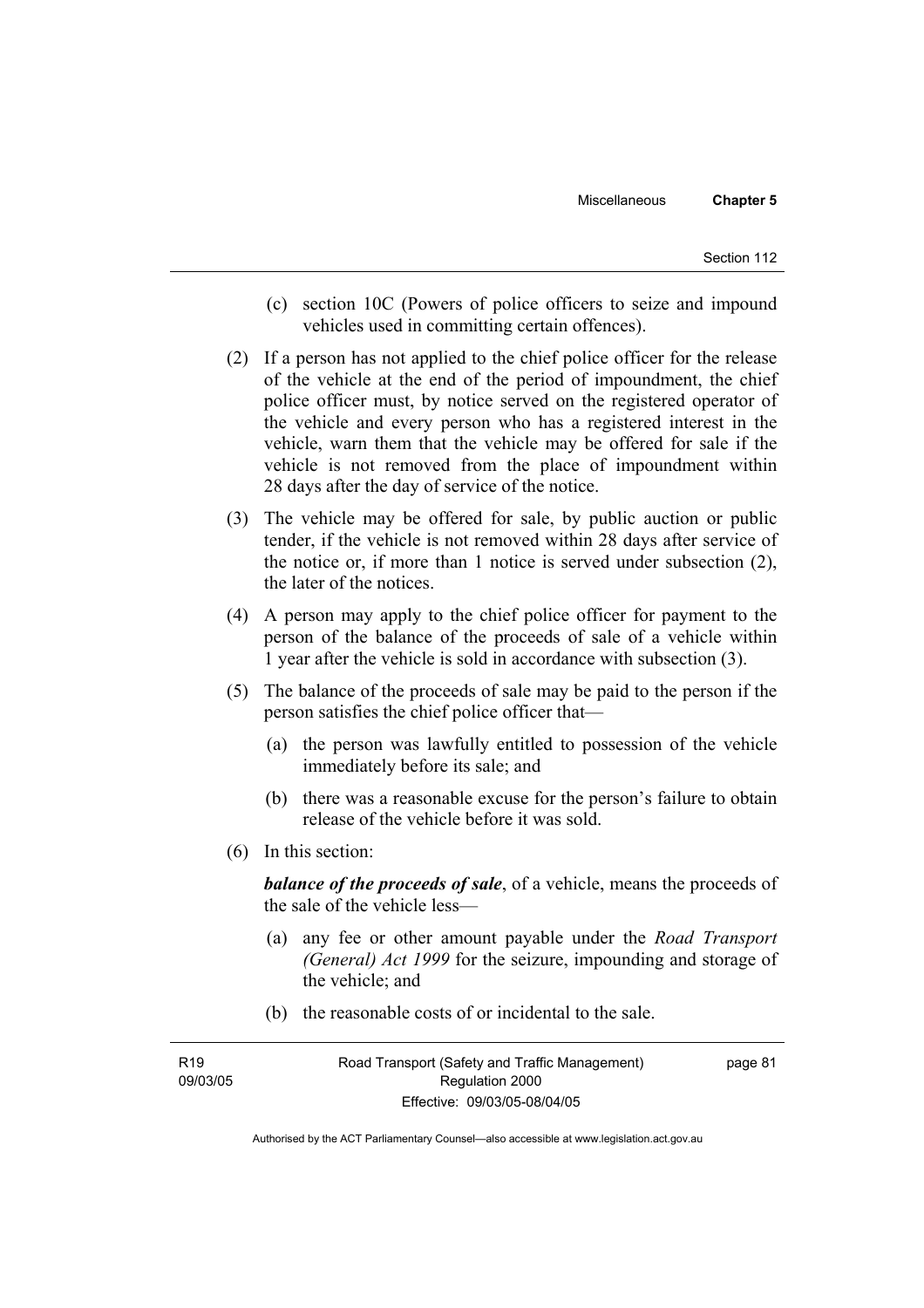(c) section 10C (Powers of police officers to seize and impound vehicles used in committing certain offences).

(2) If a person has not applied to the chief police officer for the release of the vehicle at the end of the period of impoundment, the chief police officer must, by notice served on the registered operator of the vehicle and every person who has a registered interest in the vehicle, warn them that the vehicle may be offered for sale if the vehicle is not removed from the place of impoundment within 28 days after the day of service of the notice.

(3) The vehicle may be offered for sale, by public auction or public tender, if the vehicle is not removed within 28 days after service of the notice or, if more than 1 notice is served under subsection (2), the later of the notices.

(4) A person may apply to the chief police officer for payment to the person of the balance of the proceeds of sale of a vehicle within 1 year after the vehicle is sold in accordance with subsection (3).

(5) The balance of the proceeds of sale may be paid to the person if the person satisfies the chief police officer that—

(a) the person was lawfully entitled to possession of the vehicle immediately before its sale; and

(b) there was a reasonable excuse for the person's failure to obtain release of the vehicle before it was sold.

(6) In this section:

***balance of the proceeds of sale***, of a vehicle, means the proceeds of the sale of the vehicle less—

(a) any fee or other amount payable under the *Road Transport (General) Act 1999* for the seizure, impounding and storage of the vehicle; and

(b) the reasonable costs of or incidental to the sale.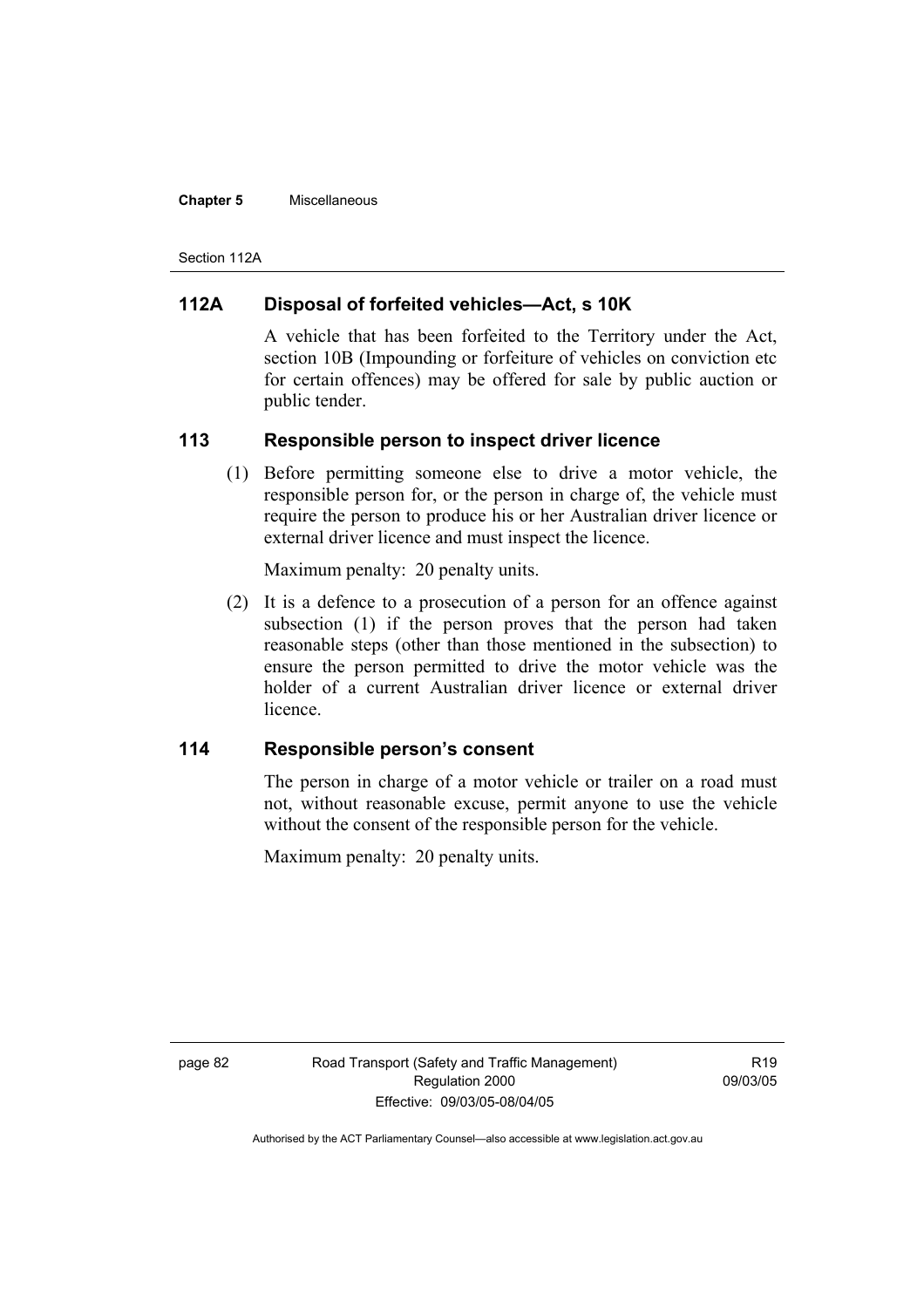## 112A Disposal of forfeited vehicles—Act, s 10K

A vehicle that has been forfeited to the Territory under the Act, section 10B (Impounding or forfeiture of vehicles on conviction etc for certain offences) may be offered for sale by public auction or public tender.

## 113 Responsible person to inspect driver licence

(1) Before permitting someone else to drive a motor vehicle, the responsible person for, or the person in charge of, the vehicle must require the person to produce his or her Australian driver licence or external driver licence and must inspect the licence.

Maximum penalty: 20 penalty units.

(2) It is a defence to a prosecution of a person for an offence against subsection (1) if the person proves that the person had taken reasonable steps (other than those mentioned in the subsection) to ensure the person permitted to drive the motor vehicle was the holder of a current Australian driver licence or external driver licence.

## 114 Responsible person's consent

The person in charge of a motor vehicle or trailer on a road must not, without reasonable excuse, permit anyone to use the vehicle without the consent of the responsible person for the vehicle.

Maximum penalty: 20 penalty units.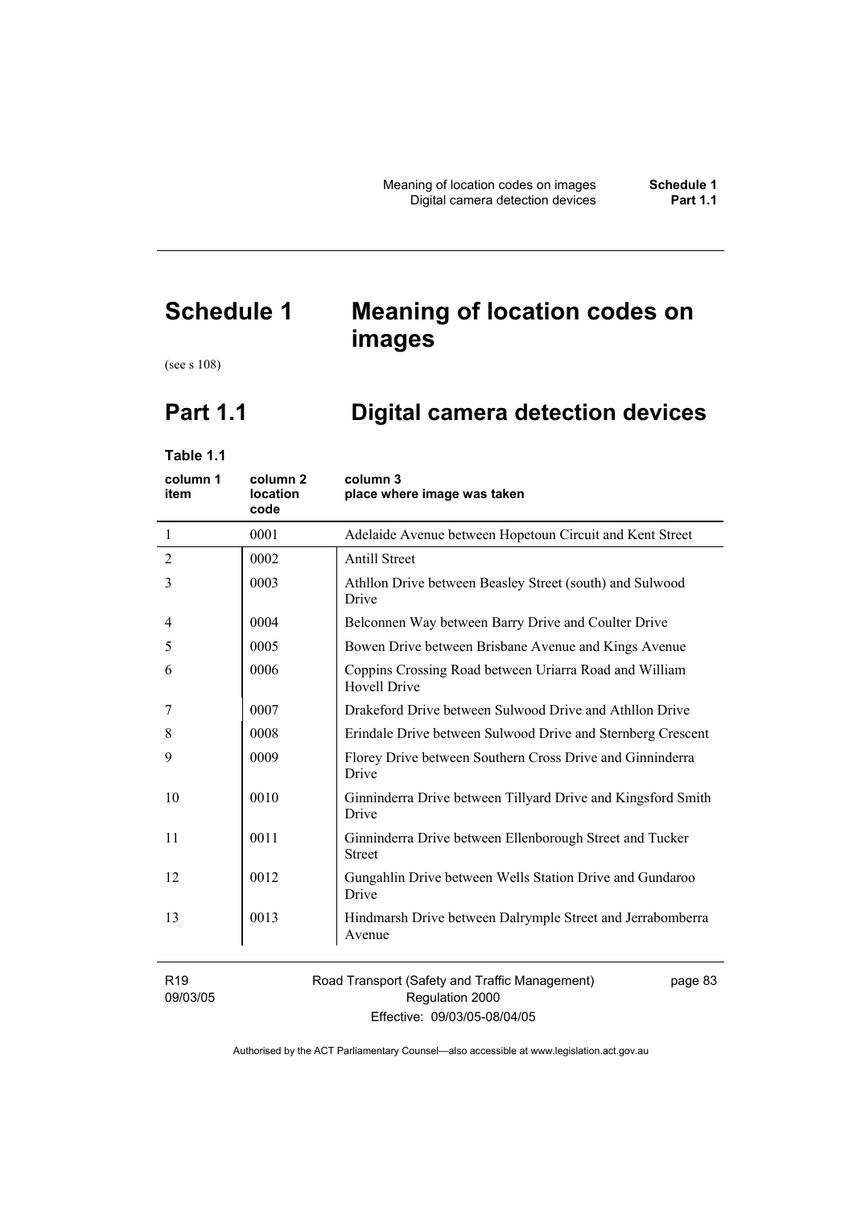# Schedule 1 Meaning of location codes on images

(see s 108)

## Part 1.1 Digital camera detection devices

**Table 1.1**

| column 1 item | column 2 location code | column 3 place where image was taken |
|---|---|---|
| 1 | 0001 | Adelaide Avenue between Hopetoun Circuit and Kent Street |
| 2 | 0002 | Antill Street |
| 3 | 0003 | Athllon Drive between Beasley Street (south) and Sulwood Drive |
| 4 | 0004 | Belconnen Way between Barry Drive and Coulter Drive |
| 5 | 0005 | Bowen Drive between Brisbane Avenue and Kings Avenue |
| 6 | 0006 | Coppins Crossing Road between Uriarra Road and William Hovell Drive |
| 7 | 0007 | Drakeford Drive between Sulwood Drive and Athllon Drive |
| 8 | 0008 | Erindale Drive between Sulwood Drive and Sternberg Crescent |
| 9 | 0009 | Florey Drive between Southern Cross Drive and Ginninderra Drive |
| 10 | 0010 | Ginninderra Drive between Tillyard Drive and Kingsford Smith Drive |
| 11 | 0011 | Ginninderra Drive between Ellenborough Street and Tucker Street |
| 12 | 0012 | Gungahlin Drive between Wells Station Drive and Gundaroo Drive |
| 13 | 0013 | Hindmarsh Drive between Dalrymple Street and Jerrabomberra Avenue |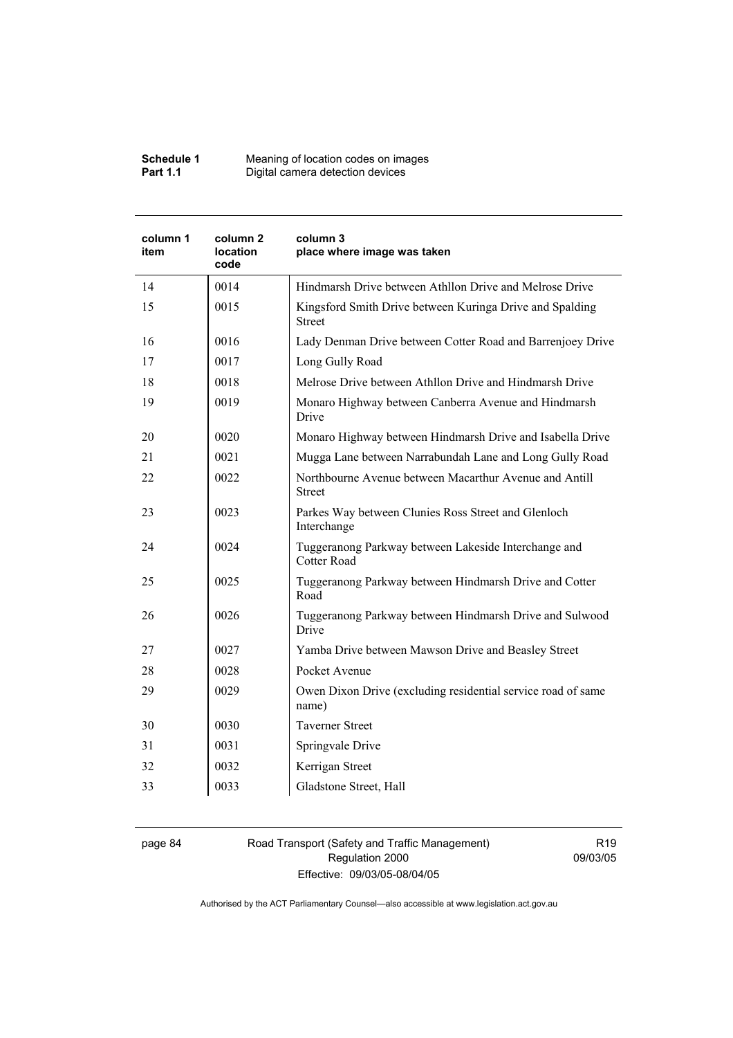| column 1 item | column 2 location code | column 3 place where image was taken |
|---|---|---|
| 14 | 0014 | Hindmarsh Drive between Athllon Drive and Melrose Drive |
| 15 | 0015 | Kingsford Smith Drive between Kuringa Drive and Spalding Street |
| 16 | 0016 | Lady Denman Drive between Cotter Road and Barrenjoey Drive |
| 17 | 0017 | Long Gully Road |
| 18 | 0018 | Melrose Drive between Athllon Drive and Hindmarsh Drive |
| 19 | 0019 | Monaro Highway between Canberra Avenue and Hindmarsh Drive |
| 20 | 0020 | Monaro Highway between Hindmarsh Drive and Isabella Drive |
| 21 | 0021 | Mugga Lane between Narrabundah Lane and Long Gully Road |
| 22 | 0022 | Northbourne Avenue between Macarthur Avenue and Antill Street |
| 23 | 0023 | Parkes Way between Clunies Ross Street and Glenloch Interchange |
| 24 | 0024 | Tuggeranong Parkway between Lakeside Interchange and Cotter Road |
| 25 | 0025 | Tuggeranong Parkway between Hindmarsh Drive and Cotter Road |
| 26 | 0026 | Tuggeranong Parkway between Hindmarsh Drive and Sulwood Drive |
| 27 | 0027 | Yamba Drive between Mawson Drive and Beasley Street |
| 28 | 0028 | Pocket Avenue |
| 29 | 0029 | Owen Dixon Drive (excluding residential service road of same name) |
| 30 | 0030 | Taverner Street |
| 31 | 0031 | Springvale Drive |
| 32 | 0032 | Kerrigan Street |
| 33 | 0033 | Gladstone Street, Hall |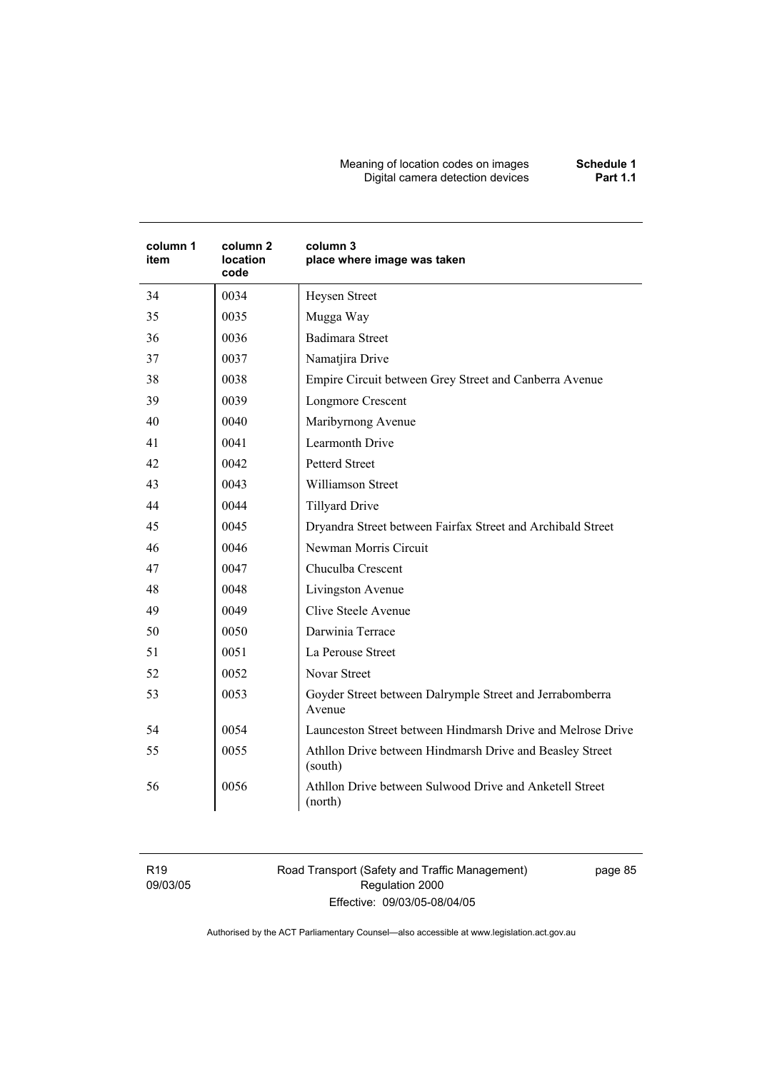| column 1 item | column 2 location code | column 3 place where image was taken |
|---|---|---|
| 34 | 0034 | Heysen Street |
| 35 | 0035 | Mugga Way |
| 36 | 0036 | Badimara Street |
| 37 | 0037 | Namatjira Drive |
| 38 | 0038 | Empire Circuit between Grey Street and Canberra Avenue |
| 39 | 0039 | Longmore Crescent |
| 40 | 0040 | Maribyrnong Avenue |
| 41 | 0041 | Learmonth Drive |
| 42 | 0042 | Petterd Street |
| 43 | 0043 | Williamson Street |
| 44 | 0044 | Tillyard Drive |
| 45 | 0045 | Dryandra Street between Fairfax Street and Archibald Street |
| 46 | 0046 | Newman Morris Circuit |
| 47 | 0047 | Chuculba Crescent |
| 48 | 0048 | Livingston Avenue |
| 49 | 0049 | Clive Steele Avenue |
| 50 | 0050 | Darwinia Terrace |
| 51 | 0051 | La Perouse Street |
| 52 | 0052 | Novar Street |
| 53 | 0053 | Goyder Street between Dalrymple Street and Jerrabomberra Avenue |
| 54 | 0054 | Launceston Street between Hindmarsh Drive and Melrose Drive |
| 55 | 0055 | Athllon Drive between Hindmarsh Drive and Beasley Street (south) |
| 56 | 0056 | Athllon Drive between Sulwood Drive and Anketell Street (north) |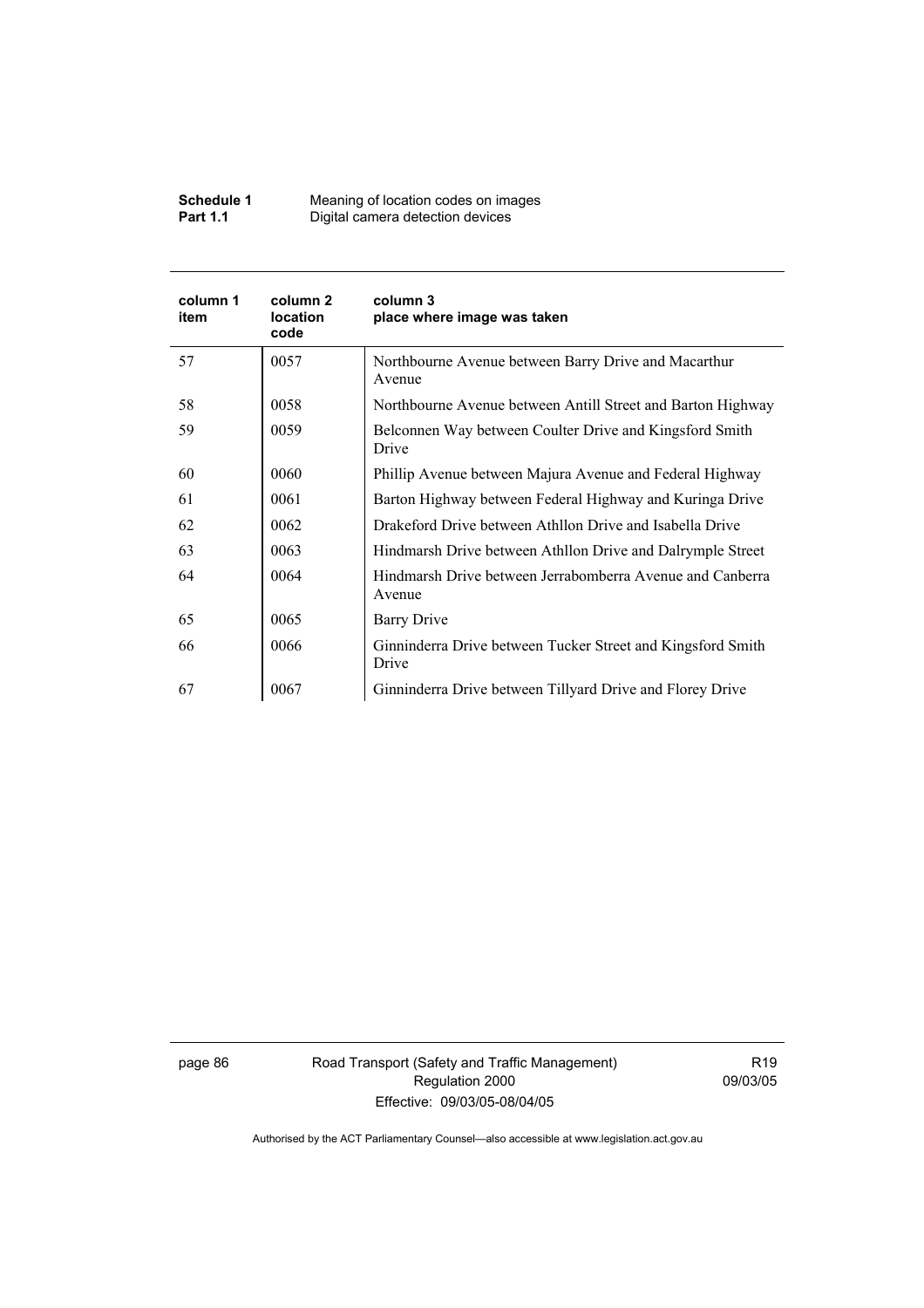| column 1 item | column 2 location code | column 3 place where image was taken |
|---|---|---|
| 57 | 0057 | Northbourne Avenue between Barry Drive and Macarthur Avenue |
| 58 | 0058 | Northbourne Avenue between Antill Street and Barton Highway |
| 59 | 0059 | Belconnen Way between Coulter Drive and Kingsford Smith Drive |
| 60 | 0060 | Phillip Avenue between Majura Avenue and Federal Highway |
| 61 | 0061 | Barton Highway between Federal Highway and Kuringa Drive |
| 62 | 0062 | Drakeford Drive between Athllon Drive and Isabella Drive |
| 63 | 0063 | Hindmarsh Drive between Athllon Drive and Dalrymple Street |
| 64 | 0064 | Hindmarsh Drive between Jerrabomberra Avenue and Canberra Avenue |
| 65 | 0065 | Barry Drive |
| 66 | 0066 | Ginninderra Drive between Tucker Street and Kingsford Smith Drive |
| 67 | 0067 | Ginninderra Drive between Tillyard Drive and Florey Drive |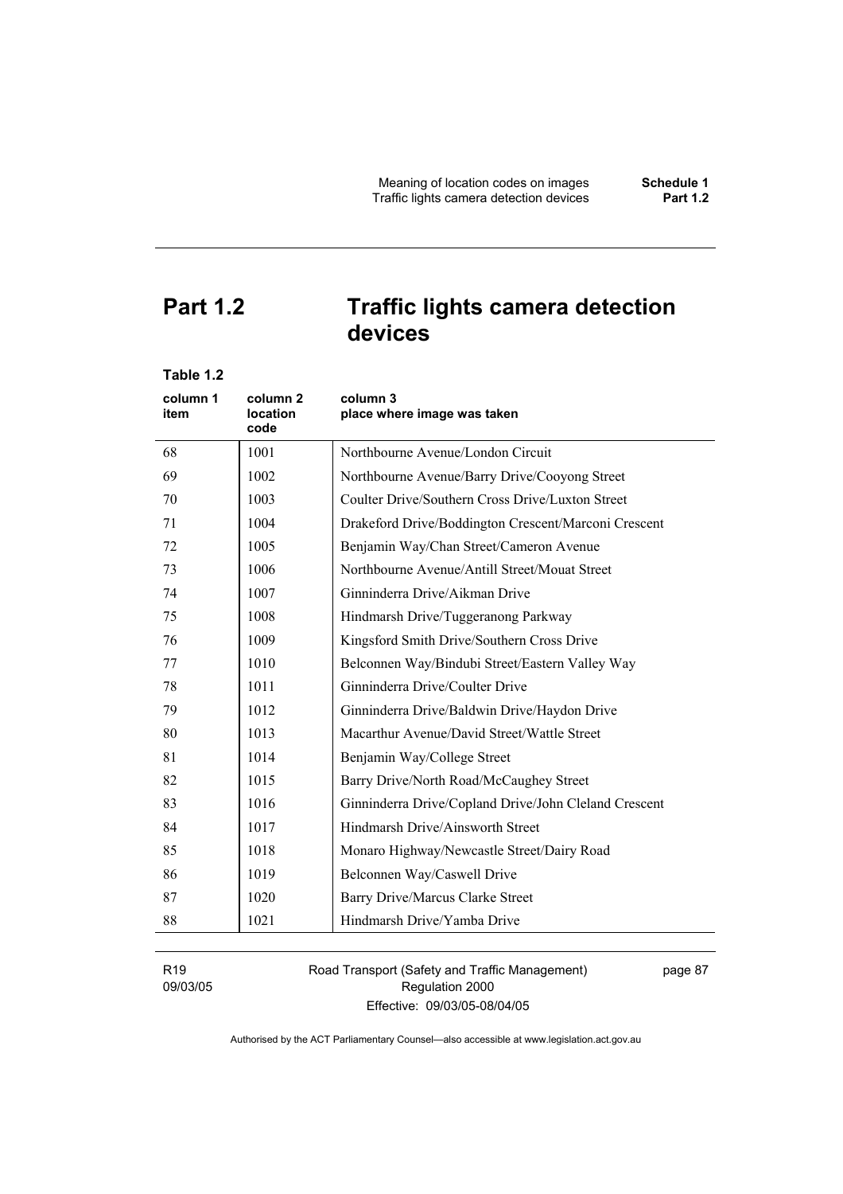# Part 1.2 Traffic lights camera detection devices

**Table 1.2**

| column 1 item | column 2 location code | column 3 place where image was taken |
|---|---|---|
| 68 | 1001 | Northbourne Avenue/London Circuit |
| 69 | 1002 | Northbourne Avenue/Barry Drive/Cooyong Street |
| 70 | 1003 | Coulter Drive/Southern Cross Drive/Luxton Street |
| 71 | 1004 | Drakeford Drive/Boddington Crescent/Marconi Crescent |
| 72 | 1005 | Benjamin Way/Chan Street/Cameron Avenue |
| 73 | 1006 | Northbourne Avenue/Antill Street/Mouat Street |
| 74 | 1007 | Ginninderra Drive/Aikman Drive |
| 75 | 1008 | Hindmarsh Drive/Tuggeranong Parkway |
| 76 | 1009 | Kingsford Smith Drive/Southern Cross Drive |
| 77 | 1010 | Belconnen Way/Bindubi Street/Eastern Valley Way |
| 78 | 1011 | Ginninderra Drive/Coulter Drive |
| 79 | 1012 | Ginninderra Drive/Baldwin Drive/Haydon Drive |
| 80 | 1013 | Macarthur Avenue/David Street/Wattle Street |
| 81 | 1014 | Benjamin Way/College Street |
| 82 | 1015 | Barry Drive/North Road/McCaughey Street |
| 83 | 1016 | Ginninderra Drive/Copland Drive/John Cleland Crescent |
| 84 | 1017 | Hindmarsh Drive/Ainsworth Street |
| 85 | 1018 | Monaro Highway/Newcastle Street/Dairy Road |
| 86 | 1019 | Belconnen Way/Caswell Drive |
| 87 | 1020 | Barry Drive/Marcus Clarke Street |
| 88 | 1021 | Hindmarsh Drive/Yamba Drive |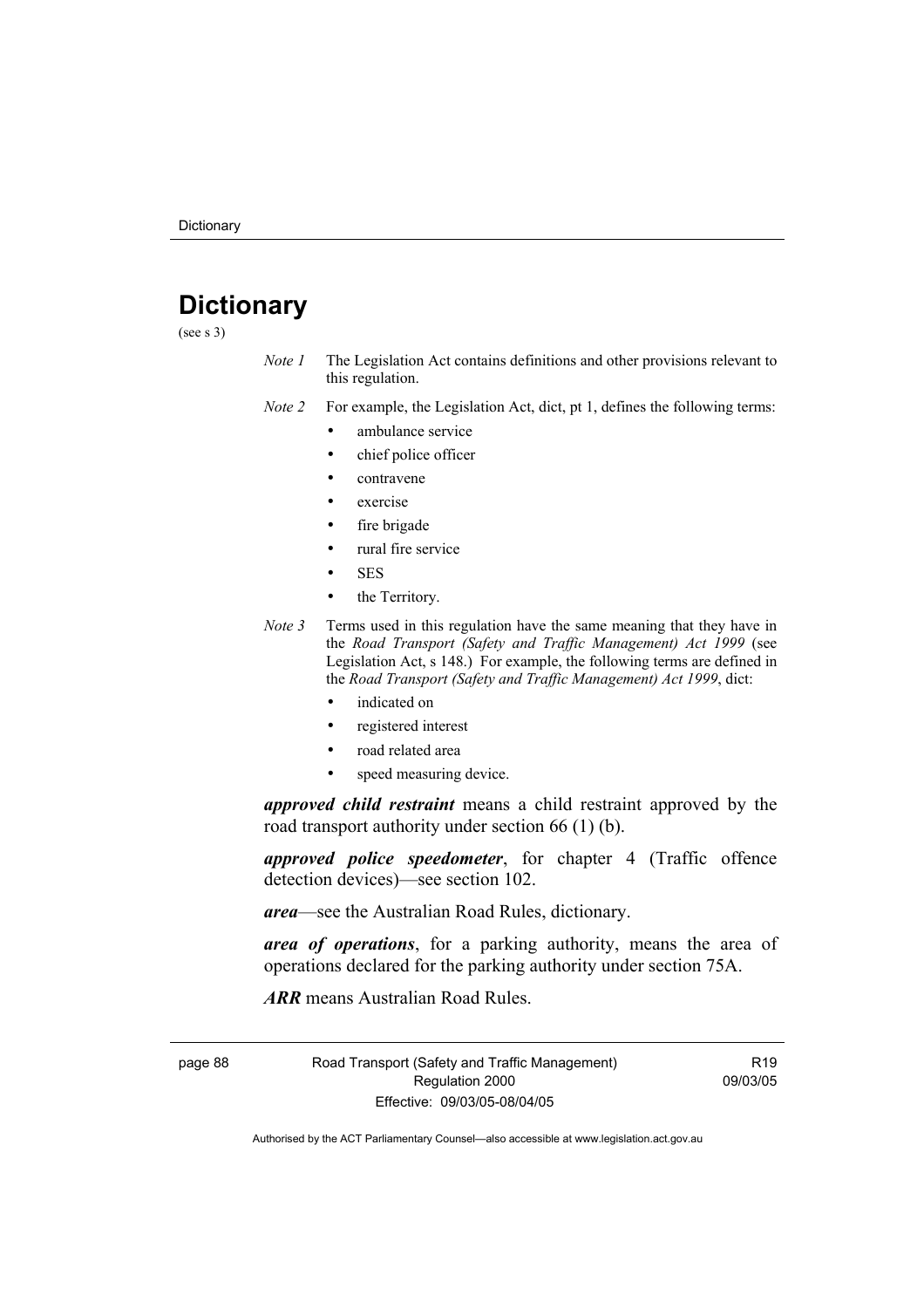# Dictionary

(see s 3)

*Note 1* The Legislation Act contains definitions and other provisions relevant to this regulation.

*Note 2* For example, the Legislation Act, dict, pt 1, defines the following terms:

- ambulance service
- chief police officer
- contravene
- exercise
- fire brigade
- rural fire service
- SES
- the Territory.

*Note 3* Terms used in this regulation have the same meaning that they have in the *Road Transport (Safety and Traffic Management) Act 1999* (see Legislation Act, s 148.) For example, the following terms are defined in the *Road Transport (Safety and Traffic Management) Act 1999*, dict:

- indicated on
- registered interest
- road related area
- speed measuring device.

***approved child restraint*** means a child restraint approved by the road transport authority under section 66 (1) (b).

***approved police speedometer***, for chapter 4 (Traffic offence detection devices)—see section 102.

***area***—see the Australian Road Rules, dictionary.

***area of operations***, for a parking authority, means the area of operations declared for the parking authority under section 75A.

***ARR*** means Australian Road Rules.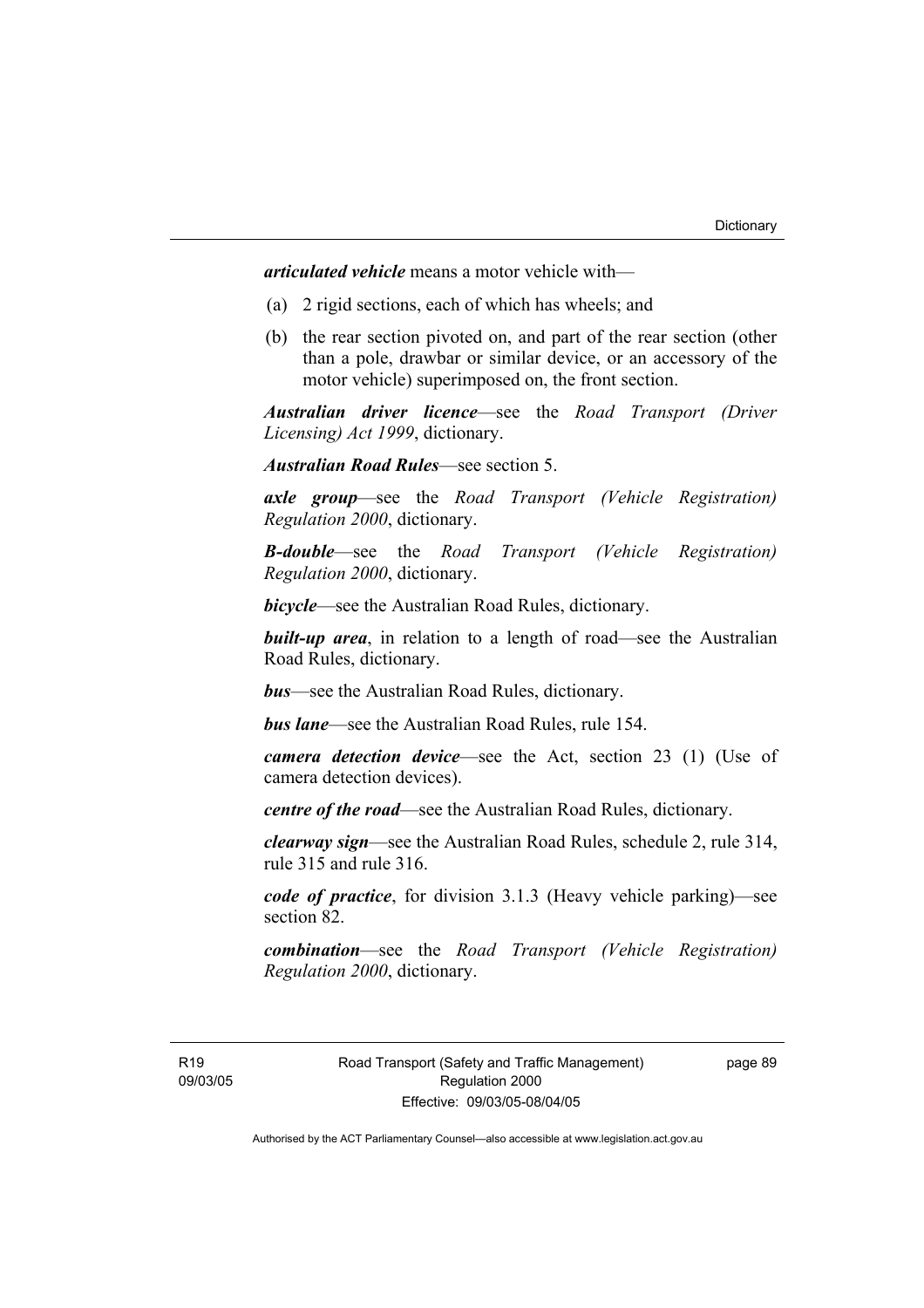***articulated vehicle*** means a motor vehicle with—

(a) 2 rigid sections, each of which has wheels; and

(b) the rear section pivoted on, and part of the rear section (other than a pole, drawbar or similar device, or an accessory of the motor vehicle) superimposed on, the front section.

***Australian driver licence***—see the *Road Transport (Driver Licensing) Act 1999*, dictionary.

***Australian Road Rules***—see section 5.

***axle group***—see the *Road Transport (Vehicle Registration) Regulation 2000*, dictionary.

***B-double***—see the *Road Transport (Vehicle Registration) Regulation 2000*, dictionary.

***bicycle***—see the Australian Road Rules, dictionary.

***built-up area***, in relation to a length of road—see the Australian Road Rules, dictionary.

***bus***—see the Australian Road Rules, dictionary.

***bus lane***—see the Australian Road Rules, rule 154.

***camera detection device***—see the Act, section 23 (1) (Use of camera detection devices).

***centre of the road***—see the Australian Road Rules, dictionary.

***clearway sign***—see the Australian Road Rules, schedule 2, rule 314, rule 315 and rule 316.

***code of practice***, for division 3.1.3 (Heavy vehicle parking)—see section 82.

***combination***—see the *Road Transport (Vehicle Registration) Regulation 2000*, dictionary.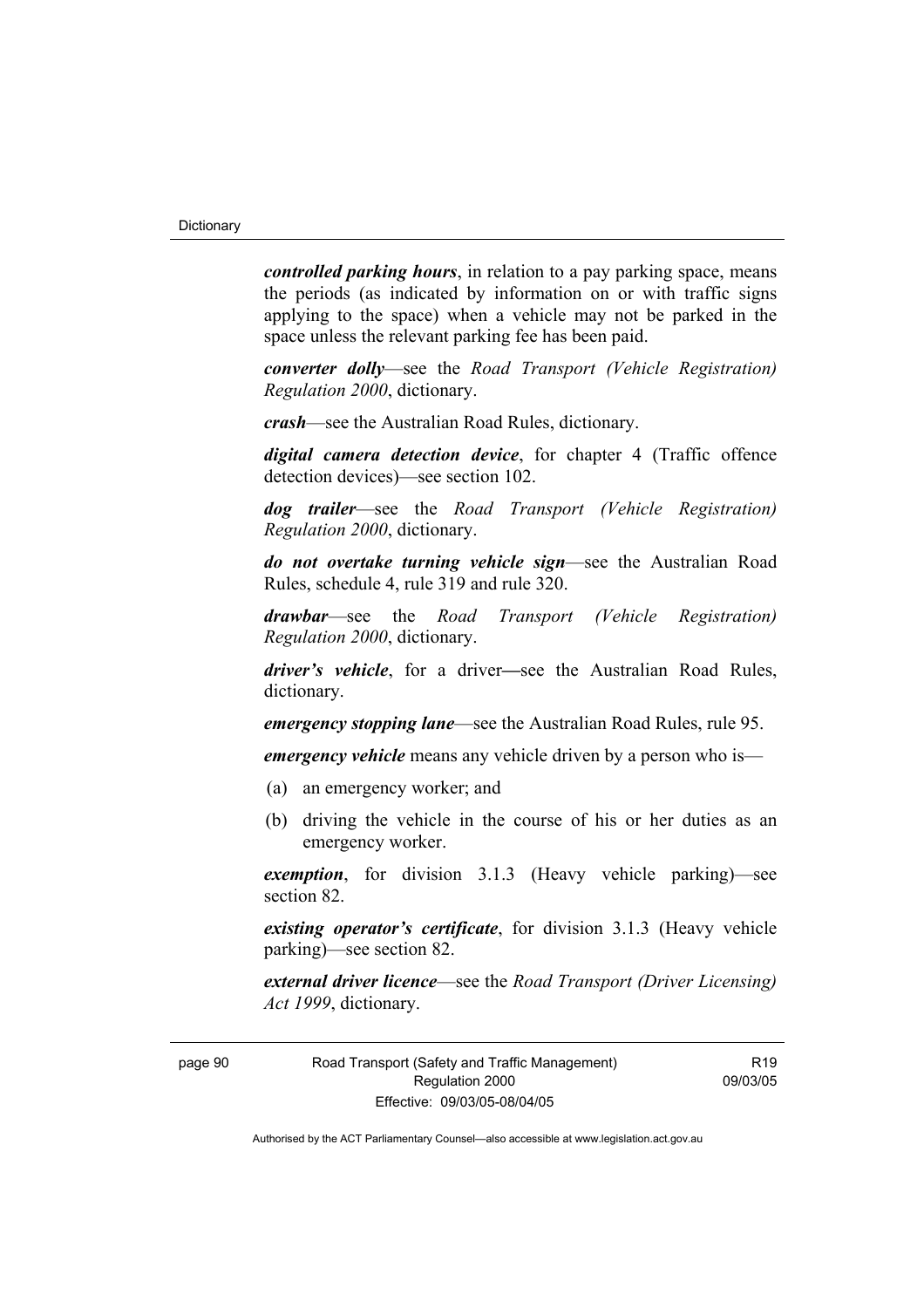***controlled parking hours***, in relation to a pay parking space, means the periods (as indicated by information on or with traffic signs applying to the space) when a vehicle may not be parked in the space unless the relevant parking fee has been paid.

***converter dolly***—see the *Road Transport (Vehicle Registration) Regulation 2000*, dictionary.

***crash***—see the Australian Road Rules, dictionary.

***digital camera detection device***, for chapter 4 (Traffic offence detection devices)—see section 102.

***dog trailer***—see the *Road Transport (Vehicle Registration) Regulation 2000*, dictionary.

***do not overtake turning vehicle sign***—see the Australian Road Rules, schedule 4, rule 319 and rule 320.

***drawbar***—see the *Road Transport (Vehicle Registration) Regulation 2000*, dictionary.

***driver's vehicle***, for a driver—see the Australian Road Rules, dictionary.

***emergency stopping lane***—see the Australian Road Rules, rule 95.

***emergency vehicle*** means any vehicle driven by a person who is—

(a) an emergency worker; and

(b) driving the vehicle in the course of his or her duties as an emergency worker.

***exemption***, for division 3.1.3 (Heavy vehicle parking)—see section 82.

***existing operator's certificate***, for division 3.1.3 (Heavy vehicle parking)—see section 82.

***external driver licence***—see the *Road Transport (Driver Licensing) Act 1999*, dictionary.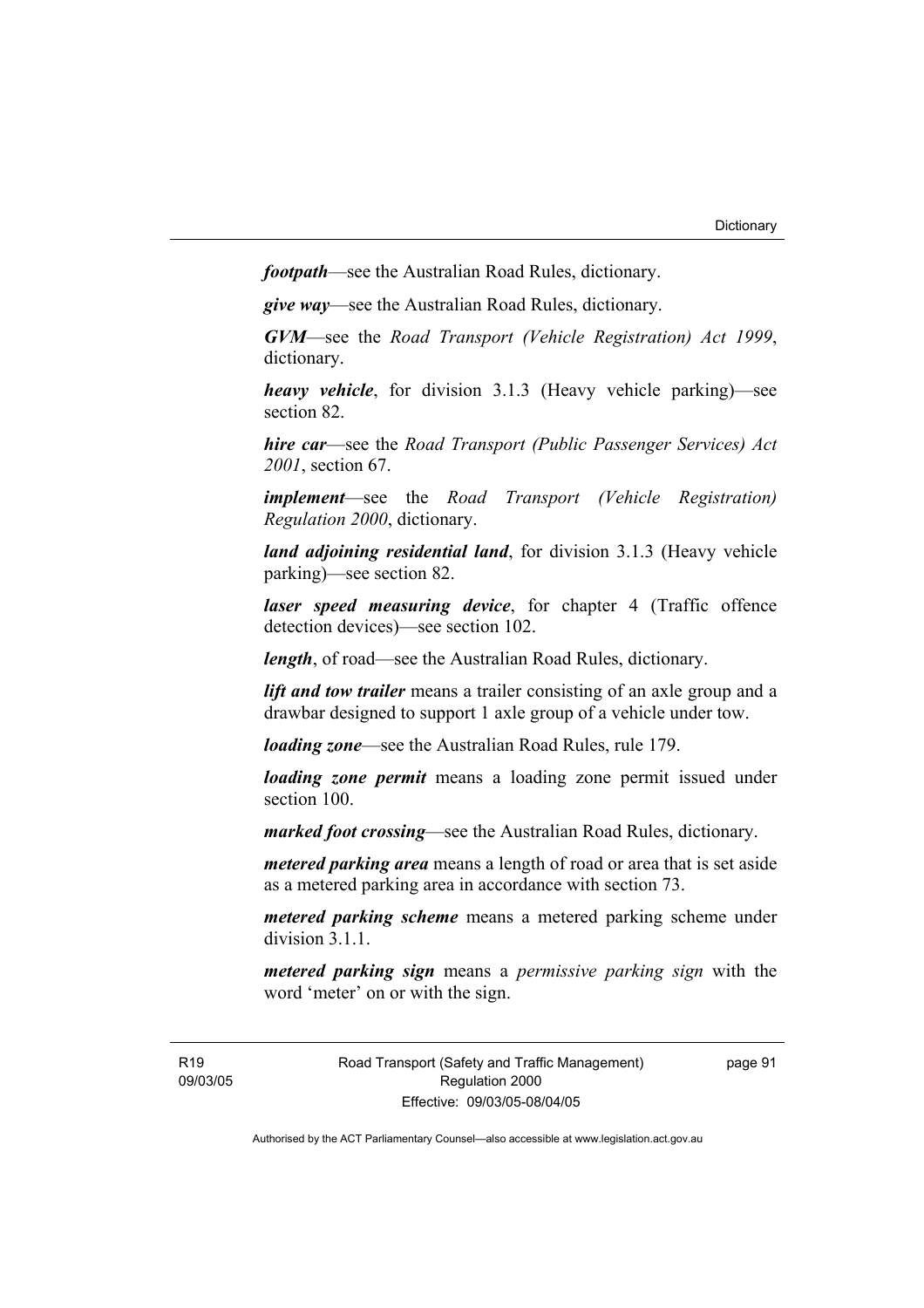***footpath***—see the Australian Road Rules, dictionary.

***give way***—see the Australian Road Rules, dictionary.

***GVM***—see the *Road Transport (Vehicle Registration) Act 1999*, dictionary.

***heavy vehicle***, for division 3.1.3 (Heavy vehicle parking)—see section 82.

***hire car***—see the *Road Transport (Public Passenger Services) Act 2001*, section 67.

***implement***—see the *Road Transport (Vehicle Registration) Regulation 2000*, dictionary.

***land adjoining residential land***, for division 3.1.3 (Heavy vehicle parking)—see section 82.

***laser speed measuring device***, for chapter 4 (Traffic offence detection devices)—see section 102.

***length***, of road—see the Australian Road Rules, dictionary.

***lift and tow trailer*** means a trailer consisting of an axle group and a drawbar designed to support 1 axle group of a vehicle under tow.

***loading zone***—see the Australian Road Rules, rule 179.

***loading zone permit*** means a loading zone permit issued under section 100.

***marked foot crossing***—see the Australian Road Rules, dictionary.

***metered parking area*** means a length of road or area that is set aside as a metered parking area in accordance with section 73.

***metered parking scheme*** means a metered parking scheme under division 3.1.1.

***metered parking sign*** means a *permissive parking sign* with the word 'meter' on or with the sign.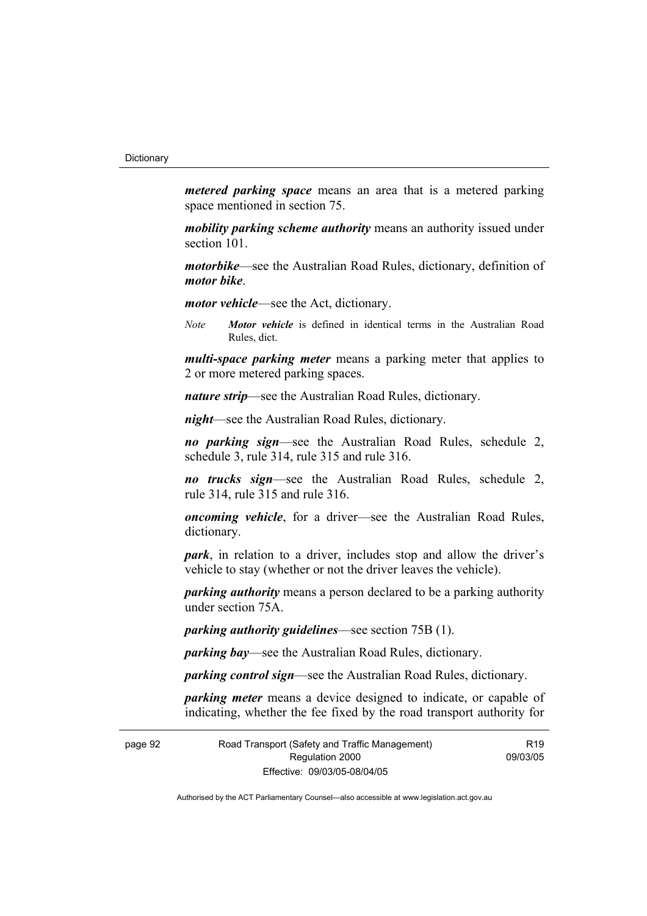***metered parking space*** means an area that is a metered parking space mentioned in section 75.

***mobility parking scheme authority*** means an authority issued under section 101.

***motorbike***—see the Australian Road Rules, dictionary, definition of ***motor bike***.

***motor vehicle***—see the Act, dictionary.

*Note* ***Motor vehicle*** is defined in identical terms in the Australian Road Rules, dict.

***multi-space parking meter*** means a parking meter that applies to 2 or more metered parking spaces.

***nature strip***—see the Australian Road Rules, dictionary.

***night***—see the Australian Road Rules, dictionary.

***no parking sign***—see the Australian Road Rules, schedule 2, schedule 3, rule 314, rule 315 and rule 316.

***no trucks sign***—see the Australian Road Rules, schedule 2, rule 314, rule 315 and rule 316.

***oncoming vehicle***, for a driver—see the Australian Road Rules, dictionary.

***park***, in relation to a driver, includes stop and allow the driver's vehicle to stay (whether or not the driver leaves the vehicle).

***parking authority*** means a person declared to be a parking authority under section 75A.

***parking authority guidelines***—see section 75B (1).

***parking bay***—see the Australian Road Rules, dictionary.

***parking control sign***—see the Australian Road Rules, dictionary.

***parking meter*** means a device designed to indicate, or capable of indicating, whether the fee fixed by the road transport authority for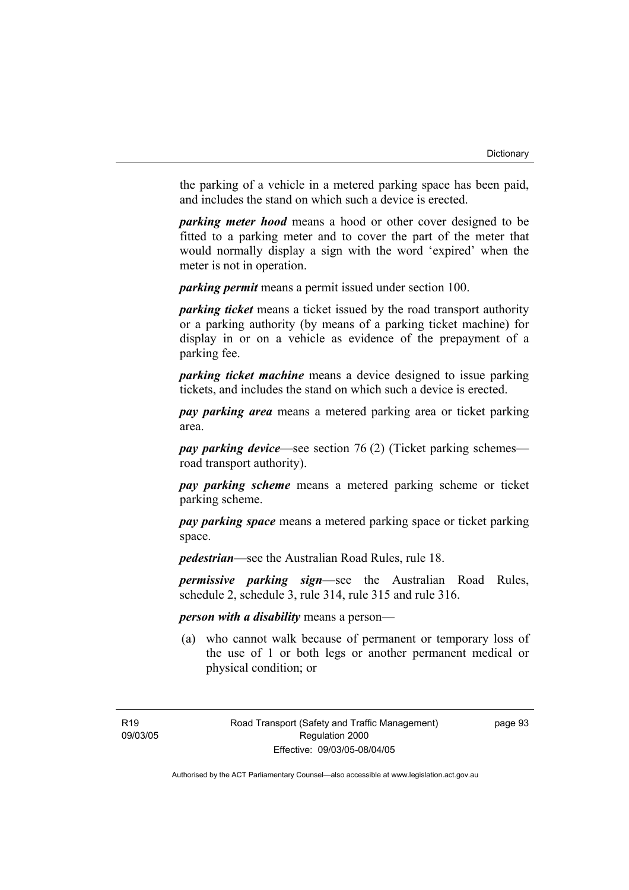the parking of a vehicle in a metered parking space has been paid, and includes the stand on which such a device is erected.

***parking meter hood*** means a hood or other cover designed to be fitted to a parking meter and to cover the part of the meter that would normally display a sign with the word 'expired' when the meter is not in operation.

***parking permit*** means a permit issued under section 100.

***parking ticket*** means a ticket issued by the road transport authority or a parking authority (by means of a parking ticket machine) for display in or on a vehicle as evidence of the prepayment of a parking fee.

***parking ticket machine*** means a device designed to issue parking tickets, and includes the stand on which such a device is erected.

***pay parking area*** means a metered parking area or ticket parking area.

***pay parking device***—see section 76 (2) (Ticket parking schemes—road transport authority).

***pay parking scheme*** means a metered parking scheme or ticket parking scheme.

***pay parking space*** means a metered parking space or ticket parking space.

***pedestrian***—see the Australian Road Rules, rule 18.

***permissive parking sign***—see the Australian Road Rules, schedule 2, schedule 3, rule 314, rule 315 and rule 316.

***person with a disability*** means a person—

(a) who cannot walk because of permanent or temporary loss of the use of 1 or both legs or another permanent medical or physical condition; or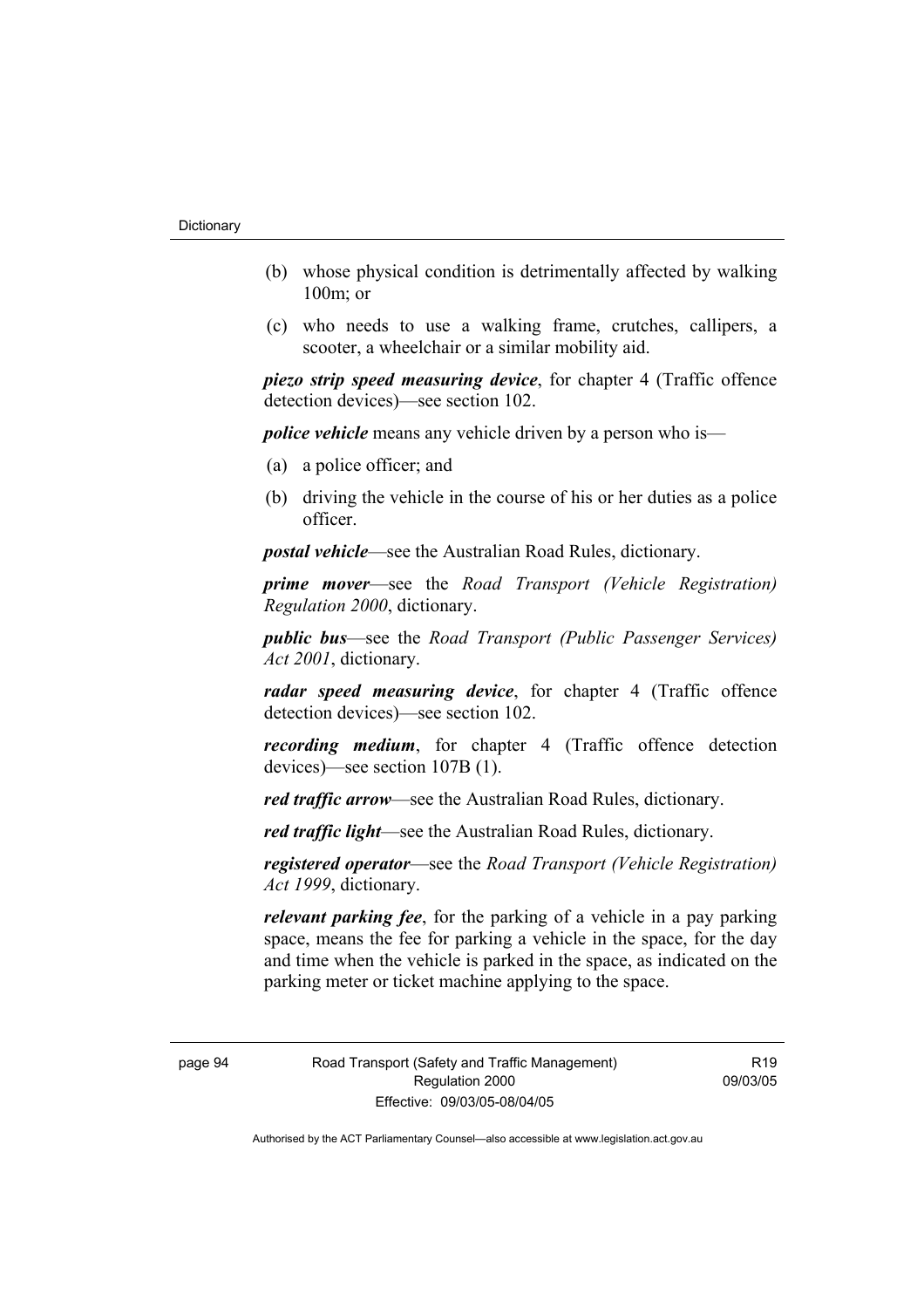(b) whose physical condition is detrimentally affected by walking 100m; or

(c) who needs to use a walking frame, crutches, callipers, a scooter, a wheelchair or a similar mobility aid.

***piezo strip speed measuring device***, for chapter 4 (Traffic offence detection devices)—see section 102.

***police vehicle*** means any vehicle driven by a person who is—

(a) a police officer; and

(b) driving the vehicle in the course of his or her duties as a police officer.

***postal vehicle***—see the Australian Road Rules, dictionary.

***prime mover***—see the *Road Transport (Vehicle Registration) Regulation 2000*, dictionary.

***public bus***—see the *Road Transport (Public Passenger Services) Act 2001*, dictionary.

***radar speed measuring device***, for chapter 4 (Traffic offence detection devices)—see section 102.

***recording medium***, for chapter 4 (Traffic offence detection devices)—see section 107B (1).

***red traffic arrow***—see the Australian Road Rules, dictionary.

***red traffic light***—see the Australian Road Rules, dictionary.

***registered operator***—see the *Road Transport (Vehicle Registration) Act 1999*, dictionary.

***relevant parking fee***, for the parking of a vehicle in a pay parking space, means the fee for parking a vehicle in the space, for the day and time when the vehicle is parked in the space, as indicated on the parking meter or ticket machine applying to the space.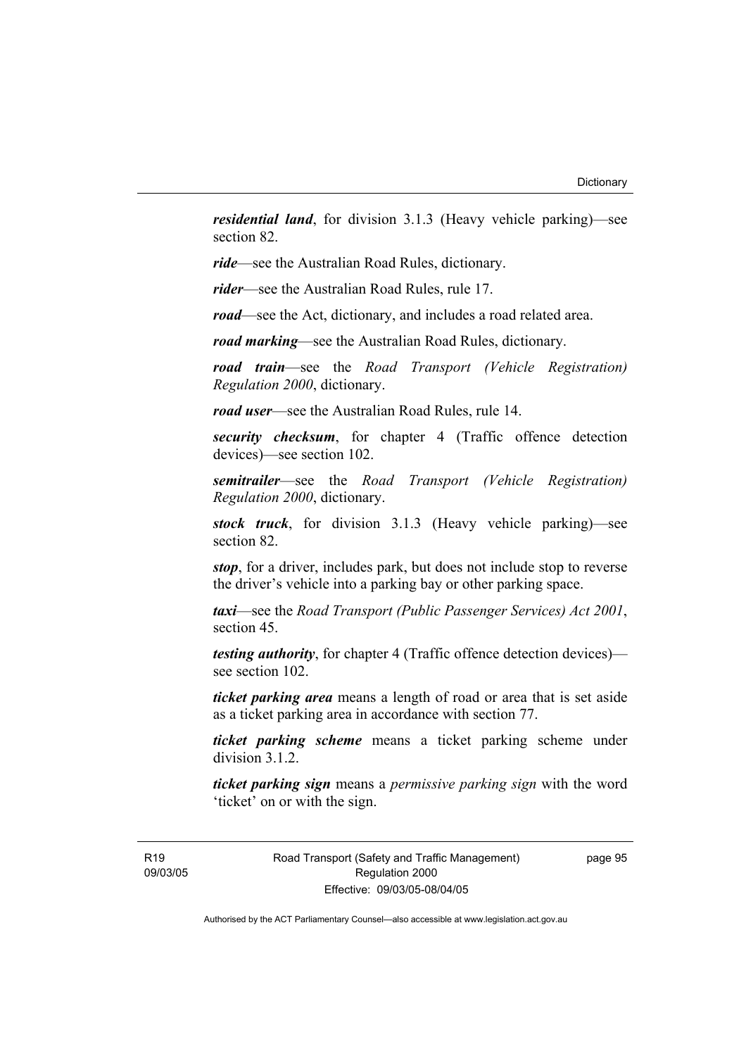***residential land***, for division 3.1.3 (Heavy vehicle parking)—see section 82.

***ride***—see the Australian Road Rules, dictionary.

***rider***—see the Australian Road Rules, rule 17.

***road***—see the Act, dictionary, and includes a road related area.

***road marking***—see the Australian Road Rules, dictionary.

***road train***—see the *Road Transport (Vehicle Registration) Regulation 2000*, dictionary.

***road user***—see the Australian Road Rules, rule 14.

***security checksum***, for chapter 4 (Traffic offence detection devices)—see section 102.

***semitrailer***—see the *Road Transport (Vehicle Registration) Regulation 2000*, dictionary.

***stock truck***, for division 3.1.3 (Heavy vehicle parking)—see section 82.

***stop***, for a driver, includes park, but does not include stop to reverse the driver's vehicle into a parking bay or other parking space.

***taxi***—see the *Road Transport (Public Passenger Services) Act 2001*, section 45.

***testing authority***, for chapter 4 (Traffic offence detection devices)—see section 102.

***ticket parking area*** means a length of road or area that is set aside as a ticket parking area in accordance with section 77.

***ticket parking scheme*** means a ticket parking scheme under division 3.1.2.

***ticket parking sign*** means a *permissive parking sign* with the word 'ticket' on or with the sign.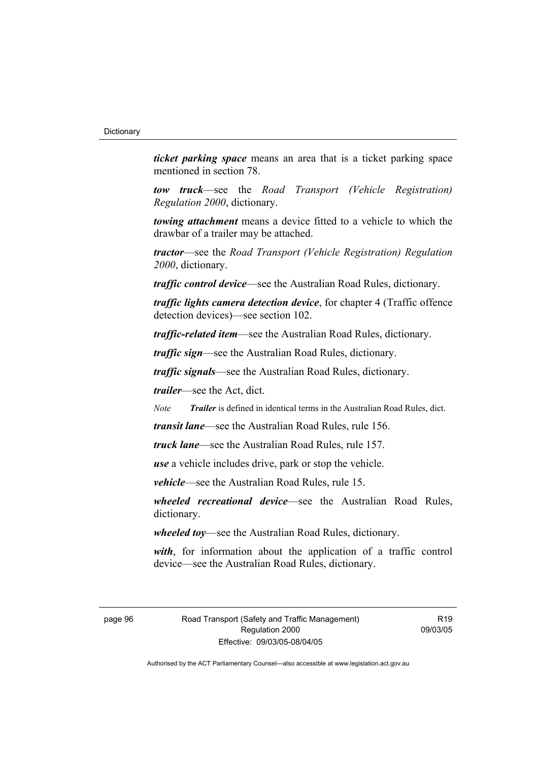***ticket parking space*** means an area that is a ticket parking space mentioned in section 78.

***tow truck***—see the *Road Transport (Vehicle Registration) Regulation 2000*, dictionary.

***towing attachment*** means a device fitted to a vehicle to which the drawbar of a trailer may be attached.

***tractor***—see the *Road Transport (Vehicle Registration) Regulation 2000*, dictionary.

***traffic control device***—see the Australian Road Rules, dictionary.

***traffic lights camera detection device***, for chapter 4 (Traffic offence detection devices)—see section 102.

***traffic-related item***—see the Australian Road Rules, dictionary.

***traffic sign***—see the Australian Road Rules, dictionary.

***traffic signals***—see the Australian Road Rules, dictionary.

***trailer***—see the Act, dict.

*Note* ***Trailer*** is defined in identical terms in the Australian Road Rules, dict.

***transit lane***—see the Australian Road Rules, rule 156.

***truck lane***—see the Australian Road Rules, rule 157.

***use*** a vehicle includes drive, park or stop the vehicle.

***vehicle***—see the Australian Road Rules, rule 15.

***wheeled recreational device***—see the Australian Road Rules, dictionary.

***wheeled toy***—see the Australian Road Rules, dictionary.

***with***, for information about the application of a traffic control device—see the Australian Road Rules, dictionary.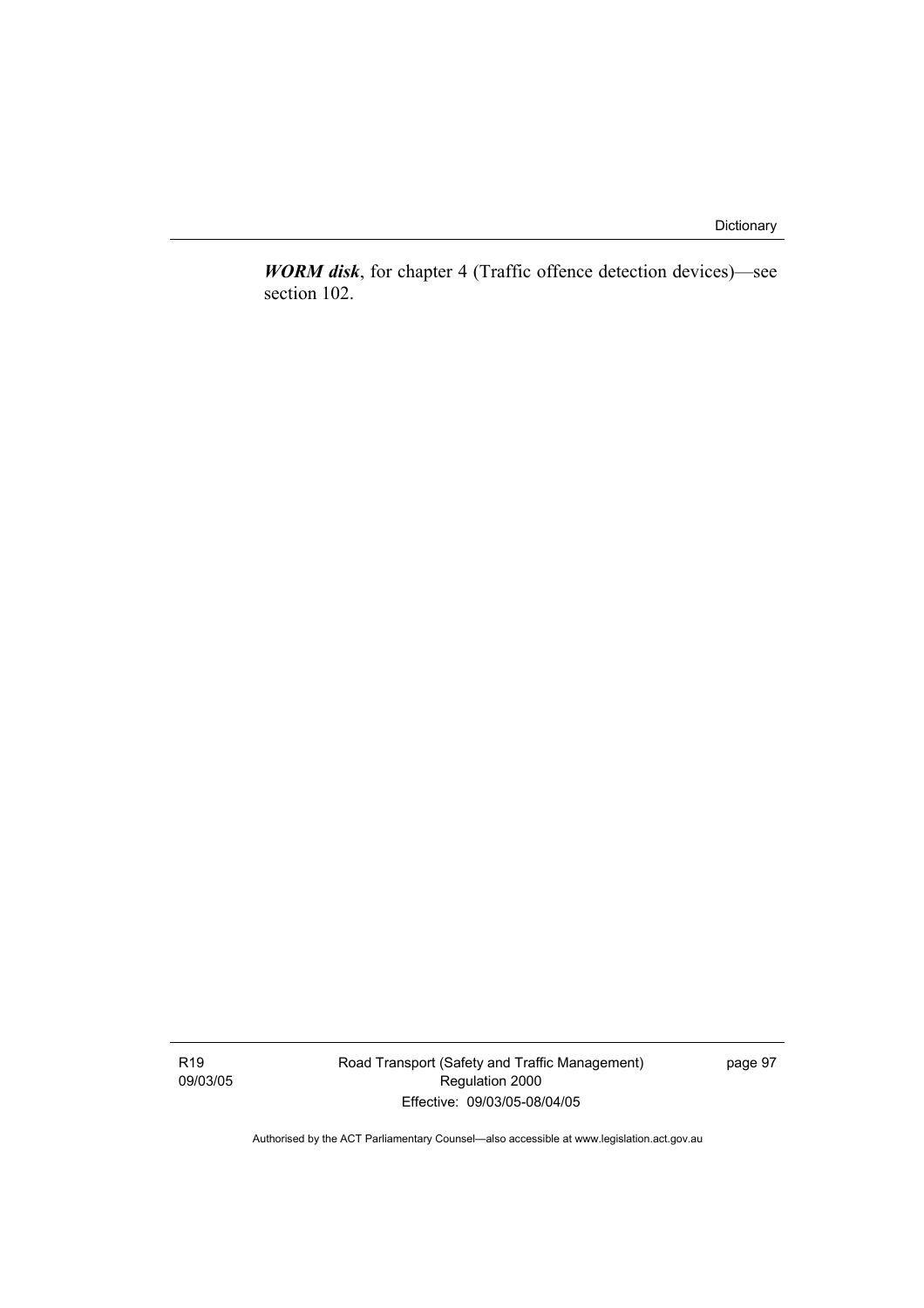***WORM disk***, for chapter 4 (Traffic offence detection devices)—see section 102.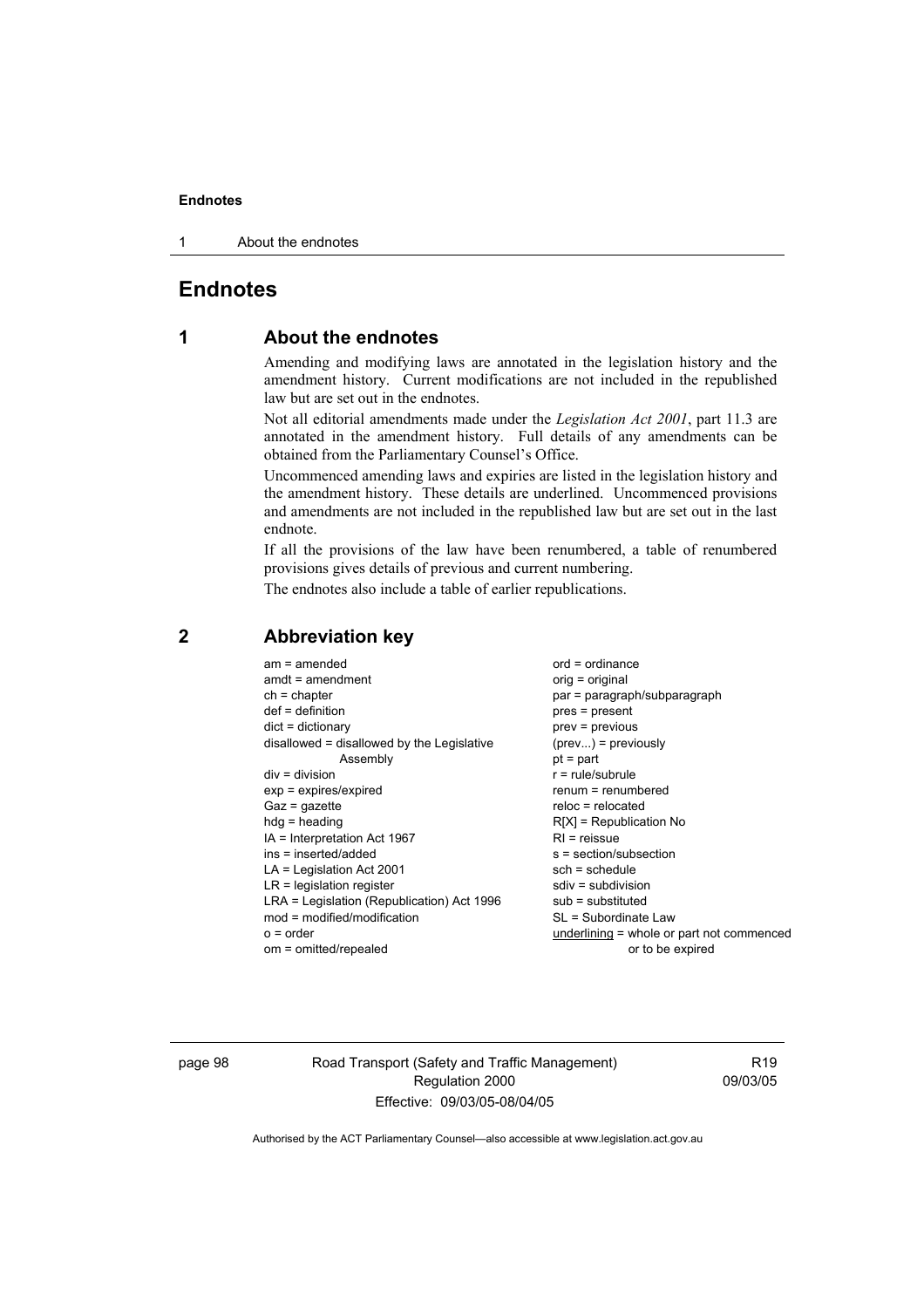# Endnotes

## 1 About the endnotes

Amending and modifying laws are annotated in the legislation history and the amendment history. Current modifications are not included in the republished law but are set out in the endnotes.

Not all editorial amendments made under the *Legislation Act 2001*, part 11.3 are annotated in the amendment history. Full details of any amendments can be obtained from the Parliamentary Counsel's Office.

Uncommenced amending laws and expiries are listed in the legislation history and the amendment history. These details are underlined. Uncommenced provisions and amendments are not included in the republished law but are set out in the last endnote.

If all the provisions of the law have been renumbered, a table of renumbered provisions gives details of previous and current numbering.

The endnotes also include a table of earlier republications.

## 2 Abbreviation key

am = amended
amdt = amendment
ch = chapter
def = definition
dict = dictionary
disallowed = disallowed by the Legislative Assembly
div = division
exp = expires/expired
Gaz = gazette
hdg = heading
IA = Interpretation Act 1967
ins = inserted/added
LA = Legislation Act 2001
LR = legislation register
LRA = Legislation (Republication) Act 1996
mod = modified/modification
o = order
om = omitted/repealed
ord = ordinance
orig = original
par = paragraph/subparagraph
pres = present
prev = previous
(prev...) = previously
pt = part
r = rule/subrule
renum = renumbered
reloc = relocated
R[X] = Republication No
RI = reissue
s = section/subsection
sch = schedule
sdiv = subdivision
sub = substituted
SL = Subordinate Law
underlining = whole or part not commenced or to be expired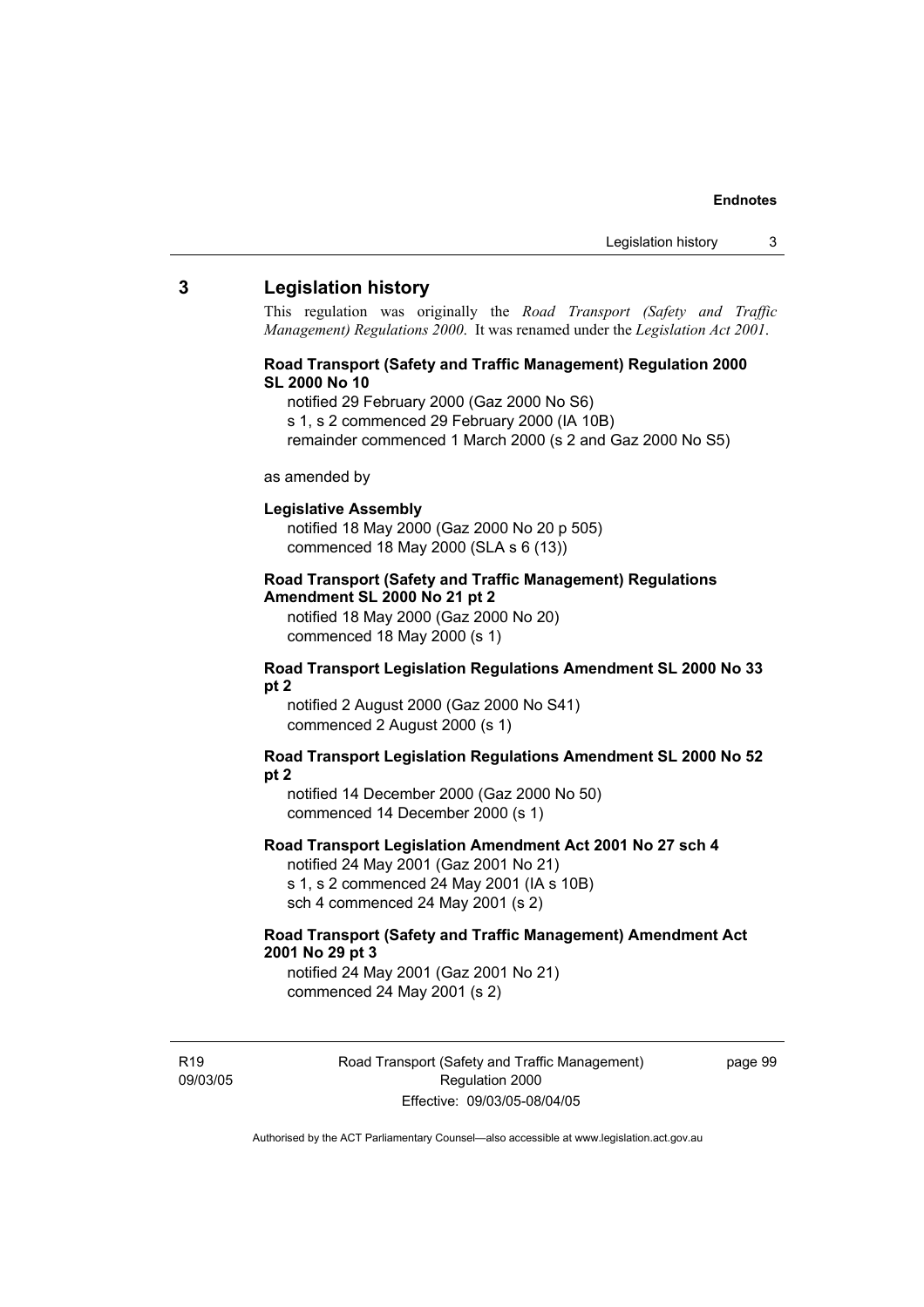## 3 Legislation history

This regulation was originally the *Road Transport (Safety and Traffic Management) Regulations 2000*. It was renamed under the *Legislation Act 2001*.

**Road Transport (Safety and Traffic Management) Regulation 2000 SL 2000 No 10**

notified 29 February 2000 (Gaz 2000 No S6)
s 1, s 2 commenced 29 February 2000 (IA 10B)
remainder commenced 1 March 2000 (s 2 and Gaz 2000 No S5)

as amended by

**Legislative Assembly**

notified 18 May 2000 (Gaz 2000 No 20 p 505)
commenced 18 May 2000 (SLA s 6 (13))

**Road Transport (Safety and Traffic Management) Regulations Amendment SL 2000 No 21 pt 2**

notified 18 May 2000 (Gaz 2000 No 20)
commenced 18 May 2000 (s 1)

**Road Transport Legislation Regulations Amendment SL 2000 No 33 pt 2**

notified 2 August 2000 (Gaz 2000 No S41)
commenced 2 August 2000 (s 1)

**Road Transport Legislation Regulations Amendment SL 2000 No 52 pt 2**

notified 14 December 2000 (Gaz 2000 No 50)
commenced 14 December 2000 (s 1)

**Road Transport Legislation Amendment Act 2001 No 27 sch 4**

notified 24 May 2001 (Gaz 2001 No 21)
s 1, s 2 commenced 24 May 2001 (IA s 10B)
sch 4 commenced 24 May 2001 (s 2)

**Road Transport (Safety and Traffic Management) Amendment Act 2001 No 29 pt 3**

notified 24 May 2001 (Gaz 2001 No 21)
commenced 24 May 2001 (s 2)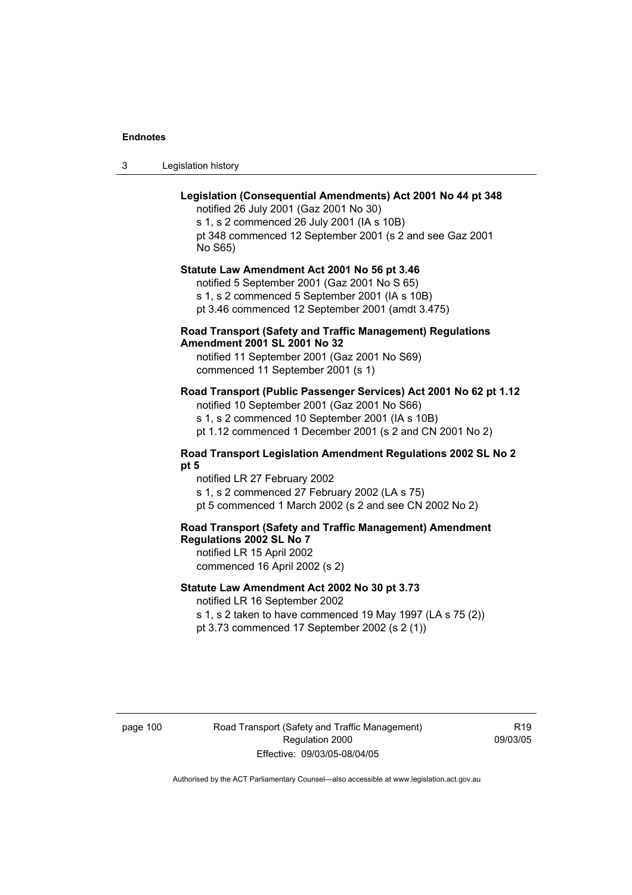**Legislation (Consequential Amendments) Act 2001 No 44 pt 348**

notified 26 July 2001 (Gaz 2001 No 30)
s 1, s 2 commenced 26 July 2001 (IA s 10B)
pt 348 commenced 12 September 2001 (s 2 and see Gaz 2001 No S65)

**Statute Law Amendment Act 2001 No 56 pt 3.46**

notified 5 September 2001 (Gaz 2001 No S 65)
s 1, s 2 commenced 5 September 2001 (IA s 10B)
pt 3.46 commenced 12 September 2001 (amdt 3.475)

**Road Transport (Safety and Traffic Management) Regulations Amendment 2001 SL 2001 No 32**

notified 11 September 2001 (Gaz 2001 No S69)
commenced 11 September 2001 (s 1)

**Road Transport (Public Passenger Services) Act 2001 No 62 pt 1.12**

notified 10 September 2001 (Gaz 2001 No S66)
s 1, s 2 commenced 10 September 2001 (IA s 10B)
pt 1.12 commenced 1 December 2001 (s 2 and CN 2001 No 2)

**Road Transport Legislation Amendment Regulations 2002 SL No 2 pt 5**

notified LR 27 February 2002
s 1, s 2 commenced 27 February 2002 (LA s 75)
pt 5 commenced 1 March 2002 (s 2 and see CN 2002 No 2)

**Road Transport (Safety and Traffic Management) Amendment Regulations 2002 SL No 7**

notified LR 15 April 2002
commenced 16 April 2002 (s 2)

**Statute Law Amendment Act 2002 No 30 pt 3.73**

notified LR 16 September 2002
s 1, s 2 taken to have commenced 19 May 1997 (LA s 75 (2))
pt 3.73 commenced 17 September 2002 (s 2 (1))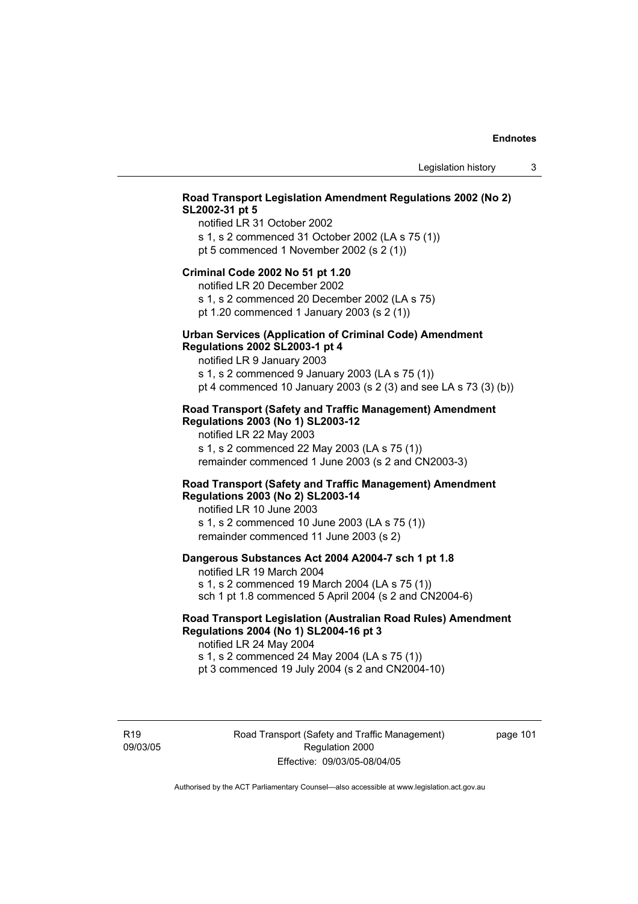**Road Transport Legislation Amendment Regulations 2002 (No 2) SL2002-31 pt 5**

notified LR 31 October 2002
s 1, s 2 commenced 31 October 2002 (LA s 75 (1))
pt 5 commenced 1 November 2002 (s 2 (1))

**Criminal Code 2002 No 51 pt 1.20**

notified LR 20 December 2002
s 1, s 2 commenced 20 December 2002 (LA s 75)
pt 1.20 commenced 1 January 2003 (s 2 (1))

**Urban Services (Application of Criminal Code) Amendment Regulations 2002 SL2003-1 pt 4**

notified LR 9 January 2003
s 1, s 2 commenced 9 January 2003 (LA s 75 (1))
pt 4 commenced 10 January 2003 (s 2 (3) and see LA s 73 (3) (b))

**Road Transport (Safety and Traffic Management) Amendment Regulations 2003 (No 1) SL2003-12**

notified LR 22 May 2003
s 1, s 2 commenced 22 May 2003 (LA s 75 (1))
remainder commenced 1 June 2003 (s 2 and CN2003-3)

**Road Transport (Safety and Traffic Management) Amendment Regulations 2003 (No 2) SL2003-14**

notified LR 10 June 2003
s 1, s 2 commenced 10 June 2003 (LA s 75 (1))
remainder commenced 11 June 2003 (s 2)

**Dangerous Substances Act 2004 A2004-7 sch 1 pt 1.8**

notified LR 19 March 2004
s 1, s 2 commenced 19 March 2004 (LA s 75 (1))
sch 1 pt 1.8 commenced 5 April 2004 (s 2 and CN2004-6)

**Road Transport Legislation (Australian Road Rules) Amendment Regulations 2004 (No 1) SL2004-16 pt 3**

notified LR 24 May 2004
s 1, s 2 commenced 24 May 2004 (LA s 75 (1))
pt 3 commenced 19 July 2004 (s 2 and CN2004-10)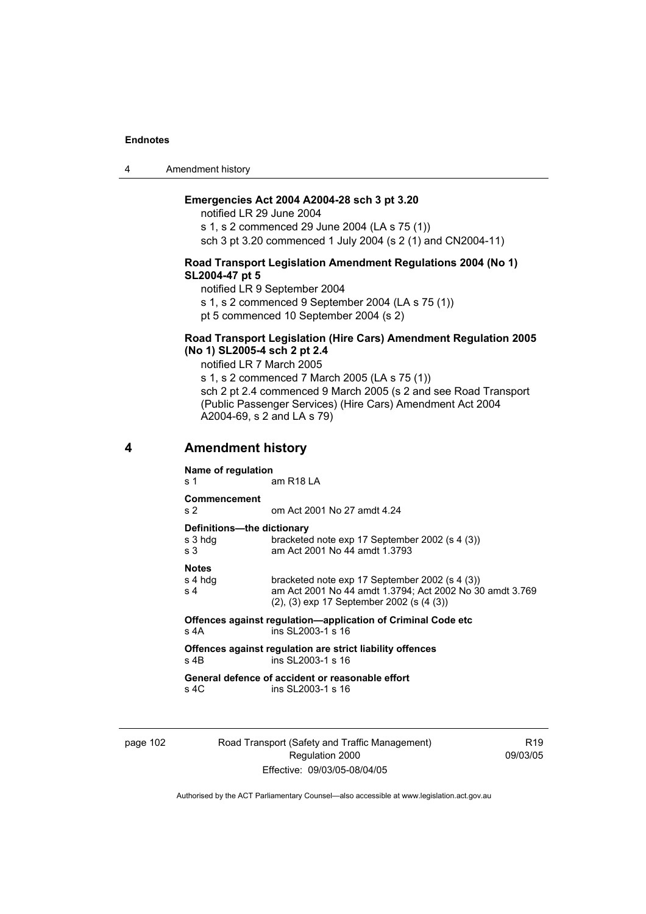**Emergencies Act 2004 A2004-28 sch 3 pt 3.20**

notified LR 29 June 2004

s 1, s 2 commenced 29 June 2004 (LA s 75 (1))

sch 3 pt 3.20 commenced 1 July 2004 (s 2 (1) and CN2004-11)

**Road Transport Legislation Amendment Regulations 2004 (No 1) SL2004-47 pt 5**

notified LR 9 September 2004

s 1, s 2 commenced 9 September 2004 (LA s 75 (1))

pt 5 commenced 10 September 2004 (s 2)

**Road Transport Legislation (Hire Cars) Amendment Regulation 2005 (No 1) SL2005-4 sch 2 pt 2.4**

notified LR 7 March 2005

s 1, s 2 commenced 7 March 2005 (LA s 75 (1))

sch 2 pt 2.4 commenced 9 March 2005 (s 2 and see Road Transport (Public Passenger Services) (Hire Cars) Amendment Act 2004 A2004-69, s 2 and LA s 79)

## 4 Amendment history

**Name of regulation**

s 1 — am R18 LA

**Commencement**

s 2 — om Act 2001 No 27 amdt 4.24

**Definitions—the dictionary**

s 3 hdg — bracketed note exp 17 September 2002 (s 4 (3))

s 3 — am Act 2001 No 44 amdt 1.3793

**Notes**

s 4 hdg — bracketed note exp 17 September 2002 (s 4 (3))

s 4 — am Act 2001 No 44 amdt 1.3794; Act 2002 No 30 amdt 3.769
(2), (3) exp 17 September 2002 (s (4 (3))

**Offences against regulation—application of Criminal Code etc**

s 4A — ins SL2003-1 s 16

**Offences against regulation are strict liability offences**

s 4B — ins SL2003-1 s 16

**General defence of accident or reasonable effort**

s 4C — ins SL2003-1 s 16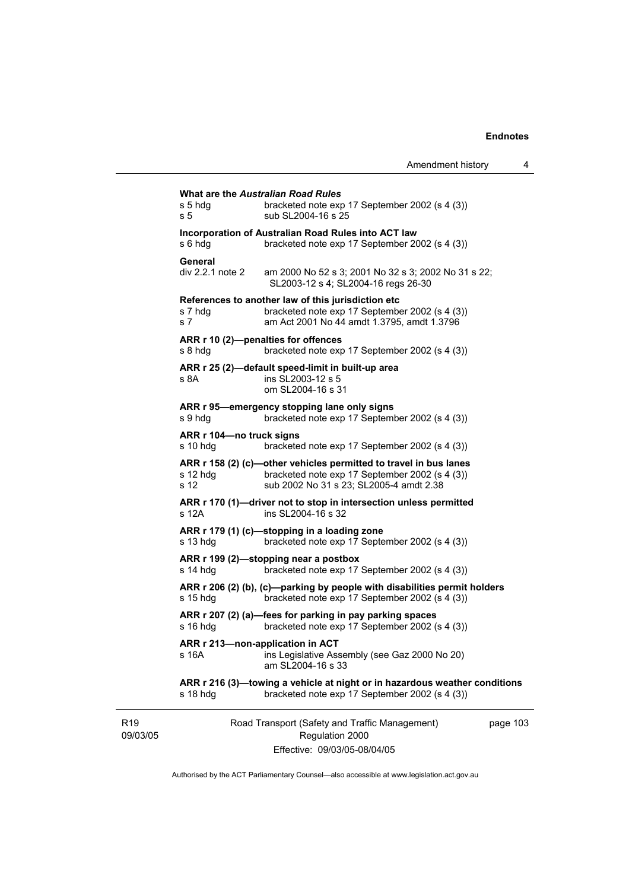**What are the *Australian Road Rules***

s 5 hdg bracketed note exp 17 September 2002 (s 4 (3))
s 5 sub SL2004-16 s 25

**Incorporation of Australian Road Rules into ACT law**

s 6 hdg bracketed note exp 17 September 2002 (s 4 (3))

**General**

div 2.2.1 note 2 am 2000 No 52 s 3; 2001 No 32 s 3; 2002 No 31 s 22; SL2003-12 s 4; SL2004-16 regs 26-30

**References to another law of this jurisdiction etc**

s 7 hdg bracketed note exp 17 September 2002 (s 4 (3))
s 7 am Act 2001 No 44 amdt 1.3795, amdt 1.3796

**ARR r 10 (2)—penalties for offences**

s 8 hdg bracketed note exp 17 September 2002 (s 4 (3))

**ARR r 25 (2)—default speed-limit in built-up area**

s 8A ins SL2003-12 s 5
om SL2004-16 s 31

**ARR r 95—emergency stopping lane only signs**

s 9 hdg bracketed note exp 17 September 2002 (s 4 (3))

**ARR r 104—no truck signs**

s 10 hdg bracketed note exp 17 September 2002 (s 4 (3))

**ARR r 158 (2) (c)—other vehicles permitted to travel in bus lanes**

s 12 hdg bracketed note exp 17 September 2002 (s 4 (3))
s 12 sub 2002 No 31 s 23; SL2005-4 amdt 2.38

**ARR r 170 (1)—driver not to stop in intersection unless permitted**

s 12A ins SL2004-16 s 32

**ARR r 179 (1) (c)—stopping in a loading zone**

s 13 hdg bracketed note exp 17 September 2002 (s 4 (3))

**ARR r 199 (2)—stopping near a postbox**

s 14 hdg bracketed note exp 17 September 2002 (s 4 (3))

**ARR r 206 (2) (b), (c)—parking by people with disabilities permit holders**

s 15 hdg bracketed note exp 17 September 2002 (s 4 (3))

**ARR r 207 (2) (a)—fees for parking in pay parking spaces**

s 16 hdg bracketed note exp 17 September 2002 (s 4 (3))

**ARR r 213—non-application in ACT**

s 16A ins Legislative Assembly (see Gaz 2000 No 20)
am SL2004-16 s 33

**ARR r 216 (3)—towing a vehicle at night or in hazardous weather conditions**

s 18 hdg bracketed note exp 17 September 2002 (s 4 (3))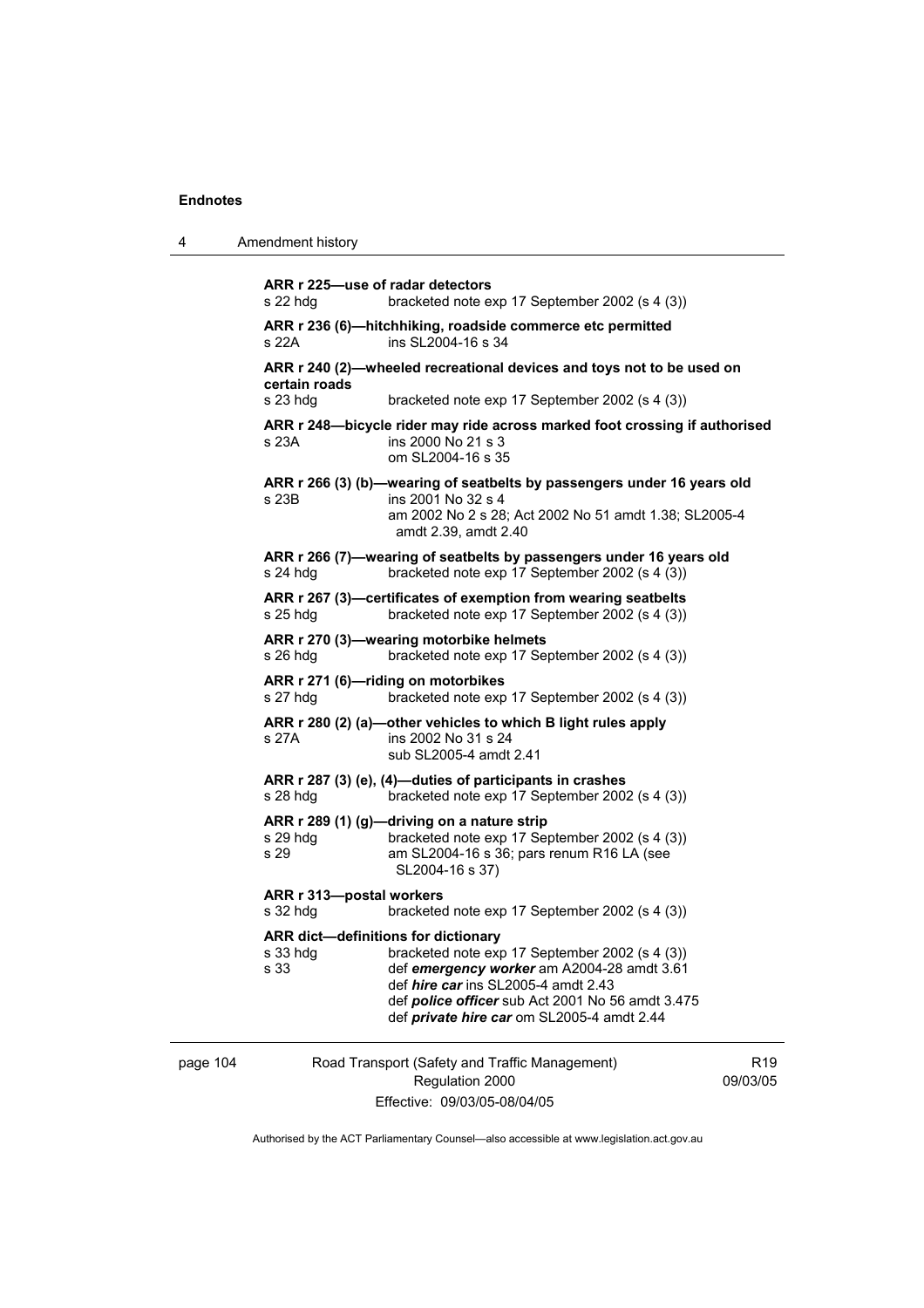**ARR r 225—use of radar detectors**
s 22 hdg bracketed note exp 17 September 2002 (s 4 (3))

**ARR r 236 (6)—hitchhiking, roadside commerce etc permitted**
s 22A ins SL2004-16 s 34

**ARR r 240 (2)—wheeled recreational devices and toys not to be used on certain roads**
s 23 hdg bracketed note exp 17 September 2002 (s 4 (3))

**ARR r 248—bicycle rider may ride across marked foot crossing if authorised**
s 23A ins 2000 No 21 s 3
om SL2004-16 s 35

**ARR r 266 (3) (b)—wearing of seatbelts by passengers under 16 years old**
s 23B ins 2001 No 32 s 4
am 2002 No 2 s 28; Act 2002 No 51 amdt 1.38; SL2005-4 amdt 2.39, amdt 2.40

**ARR r 266 (7)—wearing of seatbelts by passengers under 16 years old**
s 24 hdg bracketed note exp 17 September 2002 (s 4 (3))

**ARR r 267 (3)—certificates of exemption from wearing seatbelts**
s 25 hdg bracketed note exp 17 September 2002 (s 4 (3))

**ARR r 270 (3)—wearing motorbike helmets**
s 26 hdg bracketed note exp 17 September 2002 (s 4 (3))

**ARR r 271 (6)—riding on motorbikes**
s 27 hdg bracketed note exp 17 September 2002 (s 4 (3))

**ARR r 280 (2) (a)—other vehicles to which B light rules apply**
s 27A ins 2002 No 31 s 24
sub SL2005-4 amdt 2.41

**ARR r 287 (3) (e), (4)—duties of participants in crashes**
s 28 hdg bracketed note exp 17 September 2002 (s 4 (3))

**ARR r 289 (1) (g)—driving on a nature strip**
s 29 hdg bracketed note exp 17 September 2002 (s 4 (3))
s 29 am SL2004-16 s 36; pars renum R16 LA (see SL2004-16 s 37)

**ARR r 313—postal workers**
s 32 hdg bracketed note exp 17 September 2002 (s 4 (3))

**ARR dict—definitions for dictionary**
s 33 hdg bracketed note exp 17 September 2002 (s 4 (3))
s 33 def ***emergency worker*** am A2004-28 amdt 3.61
def ***hire car*** ins SL2005-4 amdt 2.43
def ***police officer*** sub Act 2001 No 56 amdt 3.475
def ***private hire car*** om SL2005-4 amdt 2.44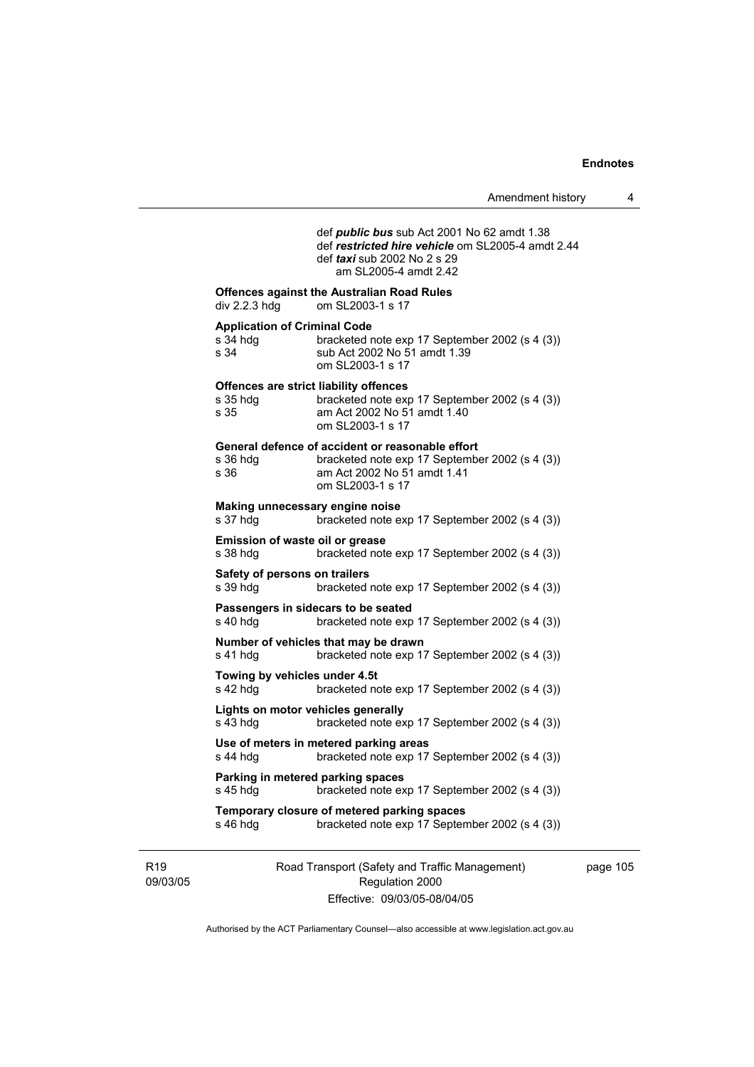def ***public bus*** sub Act 2001 No 62 amdt 1.38
def ***restricted hire vehicle*** om SL2005-4 amdt 2.44
def ***taxi*** sub 2002 No 2 s 29
am SL2005-4 amdt 2.42

**Offences against the Australian Road Rules**
div 2.2.3 hdg om SL2003-1 s 17

**Application of Criminal Code**
s 34 hdg bracketed note exp 17 September 2002 (s 4 (3))
s 34 sub Act 2002 No 51 amdt 1.39
om SL2003-1 s 17

**Offences are strict liability offences**
s 35 hdg bracketed note exp 17 September 2002 (s 4 (3))
s 35 am Act 2002 No 51 amdt 1.40
om SL2003-1 s 17

**General defence of accident or reasonable effort**
s 36 hdg bracketed note exp 17 September 2002 (s 4 (3))
s 36 am Act 2002 No 51 amdt 1.41
om SL2003-1 s 17

**Making unnecessary engine noise**
s 37 hdg bracketed note exp 17 September 2002 (s 4 (3))

**Emission of waste oil or grease**
s 38 hdg bracketed note exp 17 September 2002 (s 4 (3))

**Safety of persons on trailers**
s 39 hdg bracketed note exp 17 September 2002 (s 4 (3))

**Passengers in sidecars to be seated**
s 40 hdg bracketed note exp 17 September 2002 (s 4 (3))

**Number of vehicles that may be drawn**
s 41 hdg bracketed note exp 17 September 2002 (s 4 (3))

**Towing by vehicles under 4.5t**
s 42 hdg bracketed note exp 17 September 2002 (s 4 (3))

**Lights on motor vehicles generally**
s 43 hdg bracketed note exp 17 September 2002 (s 4 (3))

**Use of meters in metered parking areas**
s 44 hdg bracketed note exp 17 September 2002 (s 4 (3))

**Parking in metered parking spaces**
s 45 hdg bracketed note exp 17 September 2002 (s 4 (3))

**Temporary closure of metered parking spaces**
s 46 hdg bracketed note exp 17 September 2002 (s 4 (3))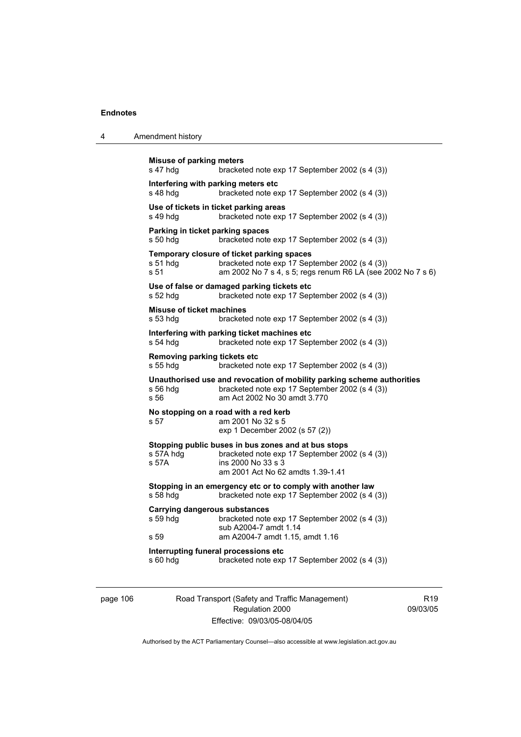**Misuse of parking meters**
s 47 hdg bracketed note exp 17 September 2002 (s 4 (3))

**Interfering with parking meters etc**
s 48 hdg bracketed note exp 17 September 2002 (s 4 (3))

**Use of tickets in ticket parking areas**
s 49 hdg bracketed note exp 17 September 2002 (s 4 (3))

**Parking in ticket parking spaces**
s 50 hdg bracketed note exp 17 September 2002 (s 4 (3))

**Temporary closure of ticket parking spaces**
s 51 hdg bracketed note exp 17 September 2002 (s 4 (3))
s 51 am 2002 No 7 s 4, s 5; regs renum R6 LA (see 2002 No 7 s 6)

**Use of false or damaged parking tickets etc**
s 52 hdg bracketed note exp 17 September 2002 (s 4 (3))

**Misuse of ticket machines**
s 53 hdg bracketed note exp 17 September 2002 (s 4 (3))

**Interfering with parking ticket machines etc**
s 54 hdg bracketed note exp 17 September 2002 (s 4 (3))

**Removing parking tickets etc**
s 55 hdg bracketed note exp 17 September 2002 (s 4 (3))

**Unauthorised use and revocation of mobility parking scheme authorities**
s 56 hdg bracketed note exp 17 September 2002 (s 4 (3))
s 56 am Act 2002 No 30 amdt 3.770

**No stopping on a road with a red kerb**
s 57 am 2001 No 32 s 5
exp 1 December 2002 (s 57 (2))

**Stopping public buses in bus zones and at bus stops**
s 57A hdg bracketed note exp 17 September 2002 (s 4 (3))
s 57A ins 2000 No 33 s 3
am 2001 Act No 62 amdts 1.39-1.41

**Stopping in an emergency etc or to comply with another law**
s 58 hdg bracketed note exp 17 September 2002 (s 4 (3))

**Carrying dangerous substances**
s 59 hdg bracketed note exp 17 September 2002 (s 4 (3))
sub A2004-7 amdt 1.14
s 59 am A2004-7 amdt 1.15, amdt 1.16

**Interrupting funeral processions etc**
s 60 hdg bracketed note exp 17 September 2002 (s 4 (3))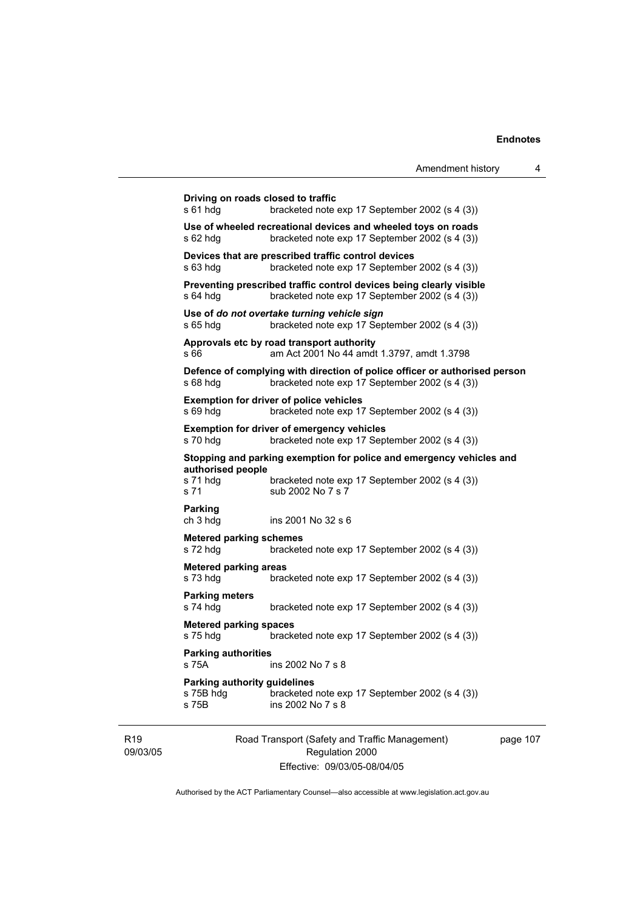**Driving on roads closed to traffic**
s 61 hdg bracketed note exp 17 September 2002 (s 4 (3))

**Use of wheeled recreational devices and wheeled toys on roads**
s 62 hdg bracketed note exp 17 September 2002 (s 4 (3))

**Devices that are prescribed traffic control devices**
s 63 hdg bracketed note exp 17 September 2002 (s 4 (3))

**Preventing prescribed traffic control devices being clearly visible**
s 64 hdg bracketed note exp 17 September 2002 (s 4 (3))

**Use of *do not overtake turning vehicle sign***
s 65 hdg bracketed note exp 17 September 2002 (s 4 (3))

**Approvals etc by road transport authority**
s 66 am Act 2001 No 44 amdt 1.3797, amdt 1.3798

**Defence of complying with direction of police officer or authorised person**
s 68 hdg bracketed note exp 17 September 2002 (s 4 (3))

**Exemption for driver of police vehicles**
s 69 hdg bracketed note exp 17 September 2002 (s 4 (3))

**Exemption for driver of emergency vehicles**
s 70 hdg bracketed note exp 17 September 2002 (s 4 (3))

**Stopping and parking exemption for police and emergency vehicles and authorised people**
s 71 hdg bracketed note exp 17 September 2002 (s 4 (3))
s 71 sub 2002 No 7 s 7

**Parking**
ch 3 hdg ins 2001 No 32 s 6

**Metered parking schemes**
s 72 hdg bracketed note exp 17 September 2002 (s 4 (3))

**Metered parking areas**
s 73 hdg bracketed note exp 17 September 2002 (s 4 (3))

**Parking meters**
s 74 hdg bracketed note exp 17 September 2002 (s 4 (3))

**Metered parking spaces**
s 75 hdg bracketed note exp 17 September 2002 (s 4 (3))

**Parking authorities**
s 75A ins 2002 No 7 s 8

**Parking authority guidelines**
s 75B hdg bracketed note exp 17 September 2002 (s 4 (3))
s 75B ins 2002 No 7 s 8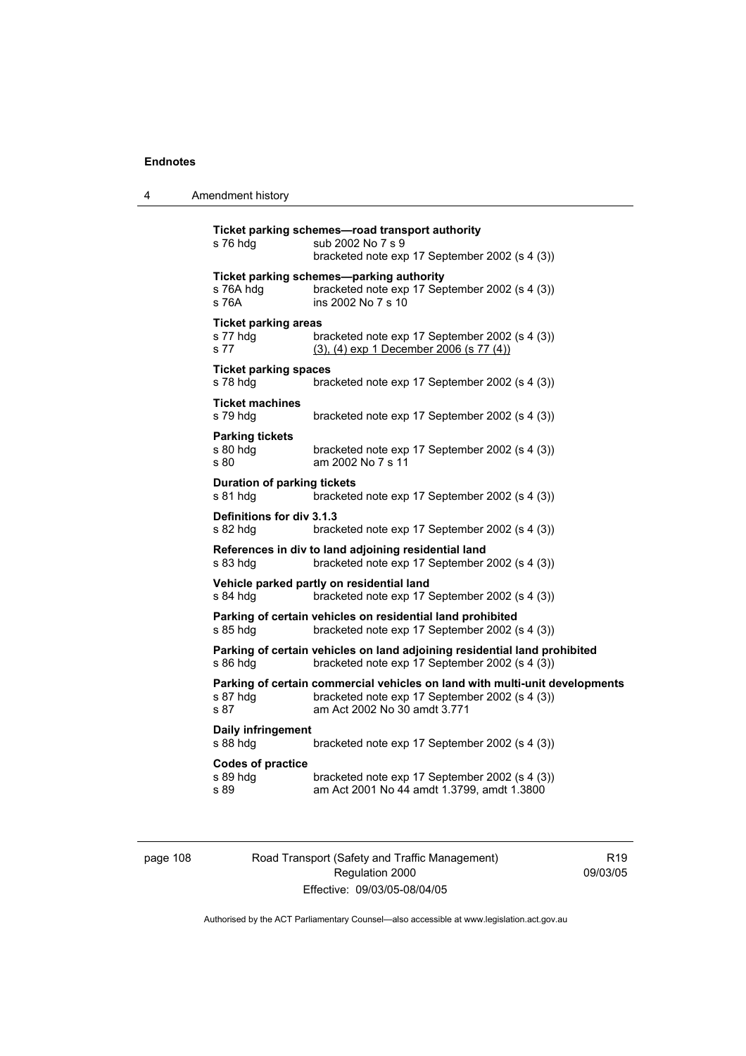**Ticket parking schemes—road transport authority**

s 76 hdg sub 2002 No 7 s 9
bracketed note exp 17 September 2002 (s 4 (3))

**Ticket parking schemes—parking authority**

s 76A hdg bracketed note exp 17 September 2002 (s 4 (3))
s 76A ins 2002 No 7 s 10

**Ticket parking areas**

s 77 hdg bracketed note exp 17 September 2002 (s 4 (3))
s 77 (3), (4) exp 1 December 2006 (s 77 (4))

**Ticket parking spaces**

s 78 hdg bracketed note exp 17 September 2002 (s 4 (3))

**Ticket machines**

s 79 hdg bracketed note exp 17 September 2002 (s 4 (3))

**Parking tickets**

s 80 hdg bracketed note exp 17 September 2002 (s 4 (3))
s 80 am 2002 No 7 s 11

**Duration of parking tickets**

s 81 hdg bracketed note exp 17 September 2002 (s 4 (3))

**Definitions for div 3.1.3**

s 82 hdg bracketed note exp 17 September 2002 (s 4 (3))

**References in div to land adjoining residential land**

s 83 hdg bracketed note exp 17 September 2002 (s 4 (3))

**Vehicle parked partly on residential land**

s 84 hdg bracketed note exp 17 September 2002 (s 4 (3))

**Parking of certain vehicles on residential land prohibited**

s 85 hdg bracketed note exp 17 September 2002 (s 4 (3))

**Parking of certain vehicles on land adjoining residential land prohibited**

s 86 hdg bracketed note exp 17 September 2002 (s 4 (3))

**Parking of certain commercial vehicles on land with multi-unit developments**

s 87 hdg bracketed note exp 17 September 2002 (s 4 (3))
s 87 am Act 2002 No 30 amdt 3.771

**Daily infringement**

s 88 hdg bracketed note exp 17 September 2002 (s 4 (3))

**Codes of practice**

s 89 hdg bracketed note exp 17 September 2002 (s 4 (3))
s 89 am Act 2001 No 44 amdt 1.3799, amdt 1.3800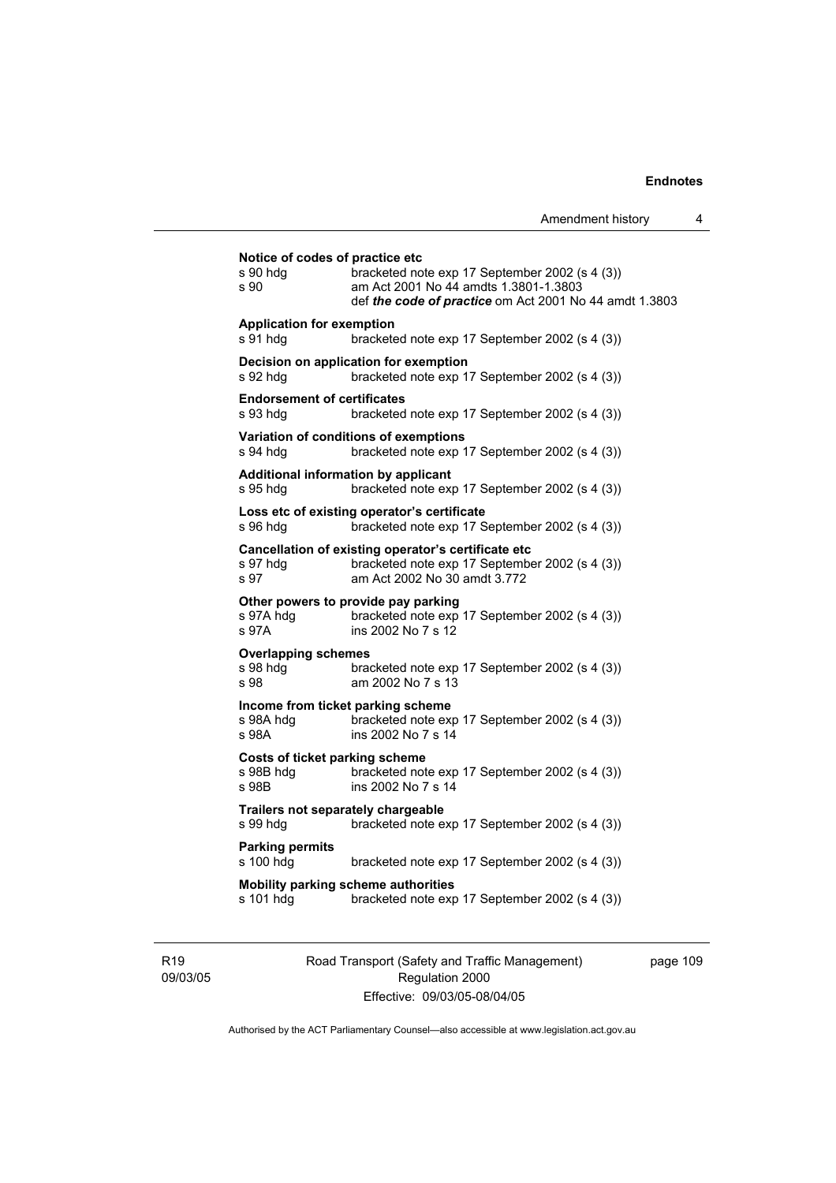**Notice of codes of practice etc**

s 90 hdg bracketed note exp 17 September 2002 (s 4 (3))
s 90 am Act 2001 No 44 amdts 1.3801-1.3803
def ***the code of practice*** om Act 2001 No 44 amdt 1.3803

**Application for exemption**

s 91 hdg bracketed note exp 17 September 2002 (s 4 (3))

**Decision on application for exemption**

s 92 hdg bracketed note exp 17 September 2002 (s 4 (3))

**Endorsement of certificates**

s 93 hdg bracketed note exp 17 September 2002 (s 4 (3))

**Variation of conditions of exemptions**

s 94 hdg bracketed note exp 17 September 2002 (s 4 (3))

**Additional information by applicant**

s 95 hdg bracketed note exp 17 September 2002 (s 4 (3))

**Loss etc of existing operator's certificate**

s 96 hdg bracketed note exp 17 September 2002 (s 4 (3))

**Cancellation of existing operator's certificate etc**

s 97 hdg bracketed note exp 17 September 2002 (s 4 (3))
s 97 am Act 2002 No 30 amdt 3.772

**Other powers to provide pay parking**

s 97A hdg bracketed note exp 17 September 2002 (s 4 (3))
s 97A ins 2002 No 7 s 12

**Overlapping schemes**

s 98 hdg bracketed note exp 17 September 2002 (s 4 (3))
s 98 am 2002 No 7 s 13

**Income from ticket parking scheme**

s 98A hdg bracketed note exp 17 September 2002 (s 4 (3))
s 98A ins 2002 No 7 s 14

**Costs of ticket parking scheme**

s 98B hdg bracketed note exp 17 September 2002 (s 4 (3))
s 98B ins 2002 No 7 s 14

**Trailers not separately chargeable**

s 99 hdg bracketed note exp 17 September 2002 (s 4 (3))

**Parking permits**

s 100 hdg bracketed note exp 17 September 2002 (s 4 (3))

**Mobility parking scheme authorities**

s 101 hdg bracketed note exp 17 September 2002 (s 4 (3))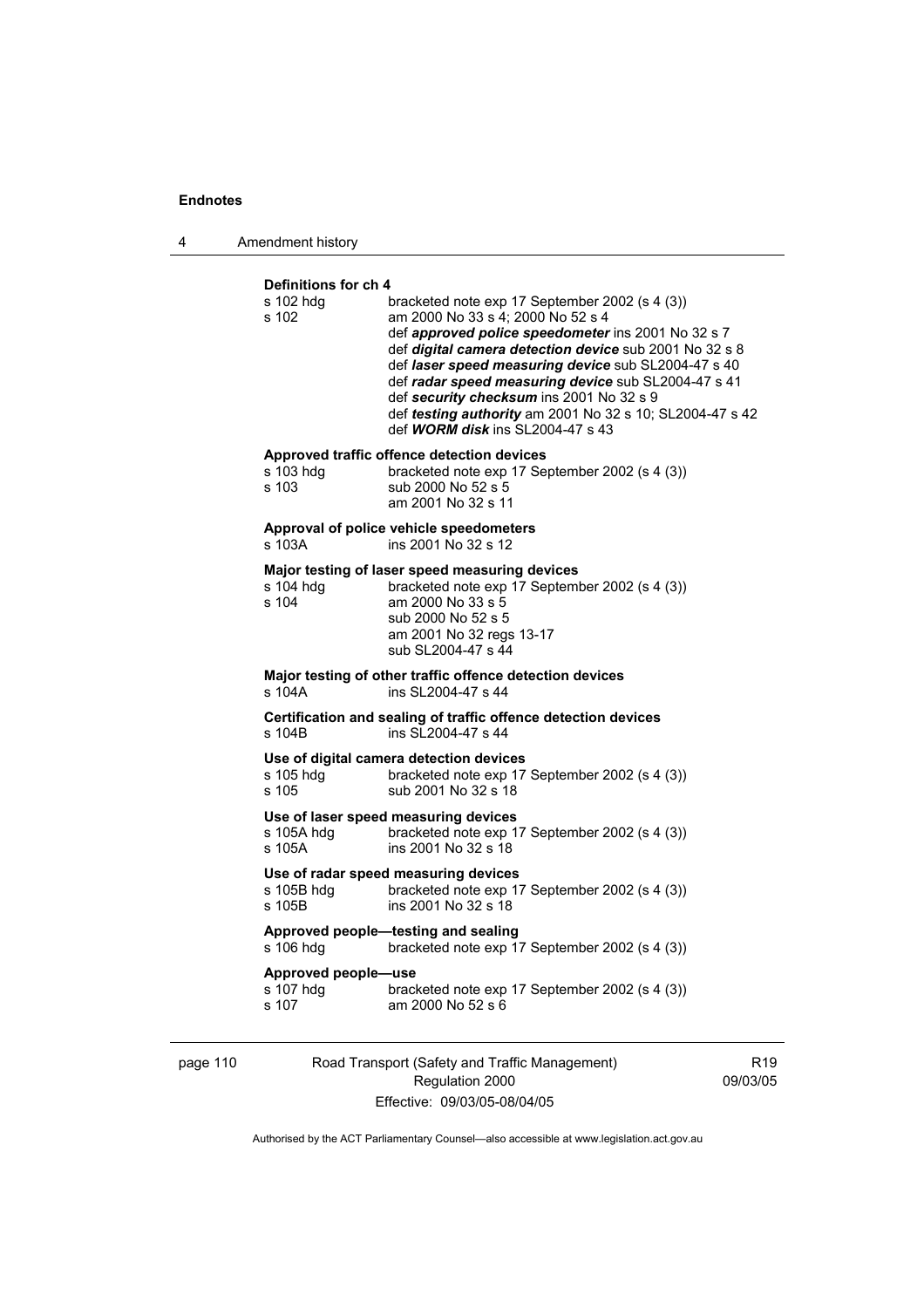**Definitions for ch 4**

| | |
|---|---|
| s 102 hdg | bracketed note exp 17 September 2002 (s 4 (3)) |
| s 102 | am 2000 No 33 s 4; 2000 No 52 s 4 |
| | def ***approved police speedometer*** ins 2001 No 32 s 7 |
| | def ***digital camera detection device*** sub 2001 No 32 s 8 |
| | def ***laser speed measuring device*** sub SL2004-47 s 40 |
| | def ***radar speed measuring device*** sub SL2004-47 s 41 |
| | def ***security checksum*** ins 2001 No 32 s 9 |
| | def ***testing authority*** am 2001 No 32 s 10; SL2004-47 s 42 |
| | def ***WORM disk*** ins SL2004-47 s 43 |

**Approved traffic offence detection devices**

| | |
|---|---|
| s 103 hdg | bracketed note exp 17 September 2002 (s 4 (3)) |
| s 103 | sub 2000 No 52 s 5 |
| | am 2001 No 32 s 11 |

**Approval of police vehicle speedometers**

| | |
|---|---|
| s 103A | ins 2001 No 32 s 12 |

**Major testing of laser speed measuring devices**

| | |
|---|---|
| s 104 hdg | bracketed note exp 17 September 2002 (s 4 (3)) |
| s 104 | am 2000 No 33 s 5 |
| | sub 2000 No 52 s 5 |
| | am 2001 No 32 regs 13-17 |
| | sub SL2004-47 s 44 |

**Major testing of other traffic offence detection devices**

| | |
|---|---|
| s 104A | ins SL2004-47 s 44 |

**Certification and sealing of traffic offence detection devices**

| | |
|---|---|
| s 104B | ins SL2004-47 s 44 |

**Use of digital camera detection devices**

| | |
|---|---|
| s 105 hdg | bracketed note exp 17 September 2002 (s 4 (3)) |
| s 105 | sub 2001 No 32 s 18 |

**Use of laser speed measuring devices**

| | |
|---|---|
| s 105A hdg | bracketed note exp 17 September 2002 (s 4 (3)) |
| s 105A | ins 2001 No 32 s 18 |

**Use of radar speed measuring devices**

| | |
|---|---|
| s 105B hdg | bracketed note exp 17 September 2002 (s 4 (3)) |
| s 105B | ins 2001 No 32 s 18 |

**Approved people—testing and sealing**

| | |
|---|---|
| s 106 hdg | bracketed note exp 17 September 2002 (s 4 (3)) |

**Approved people—use**

| | |
|---|---|
| s 107 hdg | bracketed note exp 17 September 2002 (s 4 (3)) |
| s 107 | am 2000 No 52 s 6 |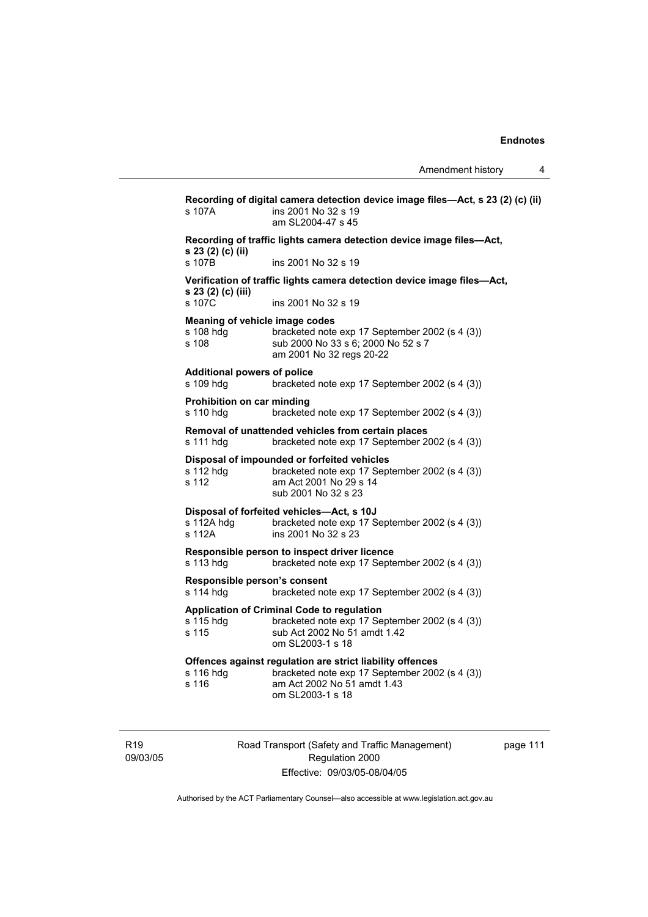**Recording of digital camera detection device image files—Act, s 23 (2) (c) (ii)**
s 107A ins 2001 No 32 s 19
am SL2004-47 s 45

**Recording of traffic lights camera detection device image files—Act, s 23 (2) (c) (ii)**
s 107B ins 2001 No 32 s 19

**Verification of traffic lights camera detection device image files—Act, s 23 (2) (c) (iii)**
s 107C ins 2001 No 32 s 19

**Meaning of vehicle image codes**
s 108 hdg bracketed note exp 17 September 2002 (s 4 (3))
s 108 sub 2000 No 33 s 6; 2000 No 52 s 7
am 2001 No 32 regs 20-22

**Additional powers of police**
s 109 hdg bracketed note exp 17 September 2002 (s 4 (3))

**Prohibition on car minding**
s 110 hdg bracketed note exp 17 September 2002 (s 4 (3))

**Removal of unattended vehicles from certain places**
s 111 hdg bracketed note exp 17 September 2002 (s 4 (3))

**Disposal of impounded or forfeited vehicles**
s 112 hdg bracketed note exp 17 September 2002 (s 4 (3))
s 112 am Act 2001 No 29 s 14
sub 2001 No 32 s 23

**Disposal of forfeited vehicles—Act, s 10J**
s 112A hdg bracketed note exp 17 September 2002 (s 4 (3))
s 112A ins 2001 No 32 s 23

**Responsible person to inspect driver licence**
s 113 hdg bracketed note exp 17 September 2002 (s 4 (3))

**Responsible person's consent**
s 114 hdg bracketed note exp 17 September 2002 (s 4 (3))

**Application of Criminal Code to regulation**
s 115 hdg bracketed note exp 17 September 2002 (s 4 (3))
s 115 sub Act 2002 No 51 amdt 1.42
om SL2003-1 s 18

**Offences against regulation are strict liability offences**
s 116 hdg bracketed note exp 17 September 2002 (s 4 (3))
s 116 am Act 2002 No 51 amdt 1.43
om SL2003-1 s 18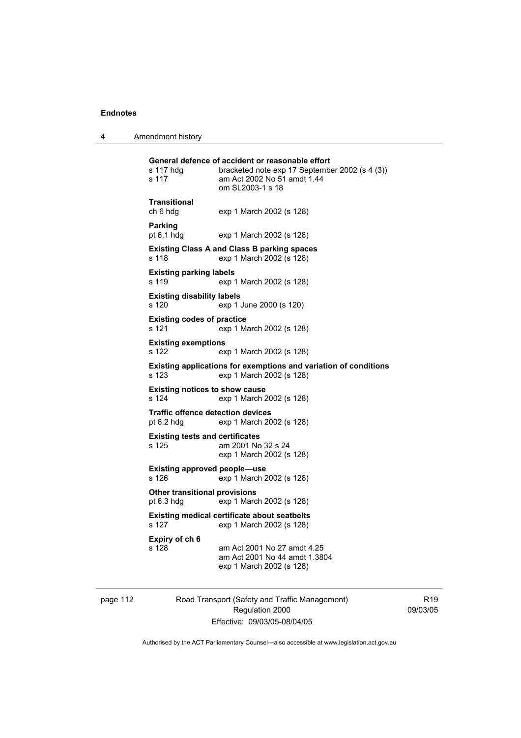**General defence of accident or reasonable effort**

s 117 hdg — bracketed note exp 17 September 2002 (s 4 (3))
s 117 — am Act 2002 No 51 amdt 1.44
om SL2003-1 s 18

**Transitional**

ch 6 hdg — exp 1 March 2002 (s 128)

**Parking**

pt 6.1 hdg — exp 1 March 2002 (s 128)

**Existing Class A and Class B parking spaces**

s 118 — exp 1 March 2002 (s 128)

**Existing parking labels**

s 119 — exp 1 March 2002 (s 128)

**Existing disability labels**

s 120 — exp 1 June 2000 (s 120)

**Existing codes of practice**

s 121 — exp 1 March 2002 (s 128)

**Existing exemptions**

s 122 — exp 1 March 2002 (s 128)

**Existing applications for exemptions and variation of conditions**

s 123 — exp 1 March 2002 (s 128)

**Existing notices to show cause**

s 124 — exp 1 March 2002 (s 128)

**Traffic offence detection devices**

pt 6.2 hdg — exp 1 March 2002 (s 128)

**Existing tests and certificates**

s 125 — am 2001 No 32 s 24
exp 1 March 2002 (s 128)

**Existing approved people—use**

s 126 — exp 1 March 2002 (s 128)

**Other transitional provisions**

pt 6.3 hdg — exp 1 March 2002 (s 128)

**Existing medical certificate about seatbelts**

s 127 — exp 1 March 2002 (s 128)

**Expiry of ch 6**

s 128 — am Act 2001 No 27 amdt 4.25
am Act 2001 No 44 amdt 1.3804
exp 1 March 2002 (s 128)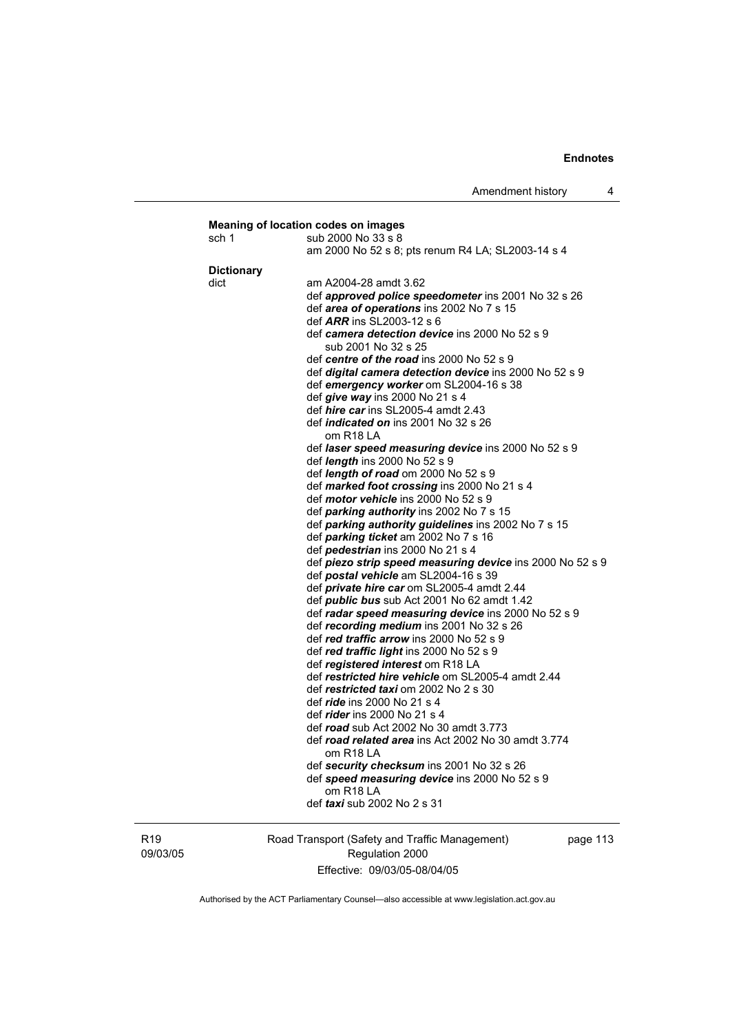**Meaning of location codes on images**

sch 1 sub 2000 No 33 s 8
am 2000 No 52 s 8; pts renum R4 LA; SL2003-14 s 4

**Dictionary**

dict am A2004-28 amdt 3.62
def ***approved police speedometer*** ins 2001 No 32 s 26
def ***area of operations*** ins 2002 No 7 s 15
def ***ARR*** ins SL2003-12 s 6
def ***camera detection device*** ins 2000 No 52 s 9
sub 2001 No 32 s 25
def ***centre of the road*** ins 2000 No 52 s 9
def ***digital camera detection device*** ins 2000 No 52 s 9
def ***emergency worker*** om SL2004-16 s 38
def ***give way*** ins 2000 No 21 s 4
def ***hire car*** ins SL2005-4 amdt 2.43
def ***indicated on*** ins 2001 No 32 s 26
om R18 LA
def ***laser speed measuring device*** ins 2000 No 52 s 9
def ***length*** ins 2000 No 52 s 9
def ***length of road*** om 2000 No 52 s 9
def ***marked foot crossing*** ins 2000 No 21 s 4
def ***motor vehicle*** ins 2000 No 52 s 9
def ***parking authority*** ins 2002 No 7 s 15
def ***parking authority guidelines*** ins 2002 No 7 s 15
def ***parking ticket*** am 2002 No 7 s 16
def ***pedestrian*** ins 2000 No 21 s 4
def ***piezo strip speed measuring device*** ins 2000 No 52 s 9
def ***postal vehicle*** am SL2004-16 s 39
def ***private hire car*** om SL2005-4 amdt 2.44
def ***public bus*** sub Act 2001 No 62 amdt 1.42
def ***radar speed measuring device*** ins 2000 No 52 s 9
def ***recording medium*** ins 2001 No 32 s 26
def ***red traffic arrow*** ins 2000 No 52 s 9
def ***red traffic light*** ins 2000 No 52 s 9
def ***registered interest*** om R18 LA
def ***restricted hire vehicle*** om SL2005-4 amdt 2.44
def ***restricted taxi*** om 2002 No 2 s 30
def ***ride*** ins 2000 No 21 s 4
def ***rider*** ins 2000 No 21 s 4
def ***road*** sub Act 2002 No 30 amdt 3.773
def ***road related area*** ins Act 2002 No 30 amdt 3.774
om R18 LA
def ***security checksum*** ins 2001 No 32 s 26
def ***speed measuring device*** ins 2000 No 52 s 9
om R18 LA
def ***taxi*** sub 2002 No 2 s 31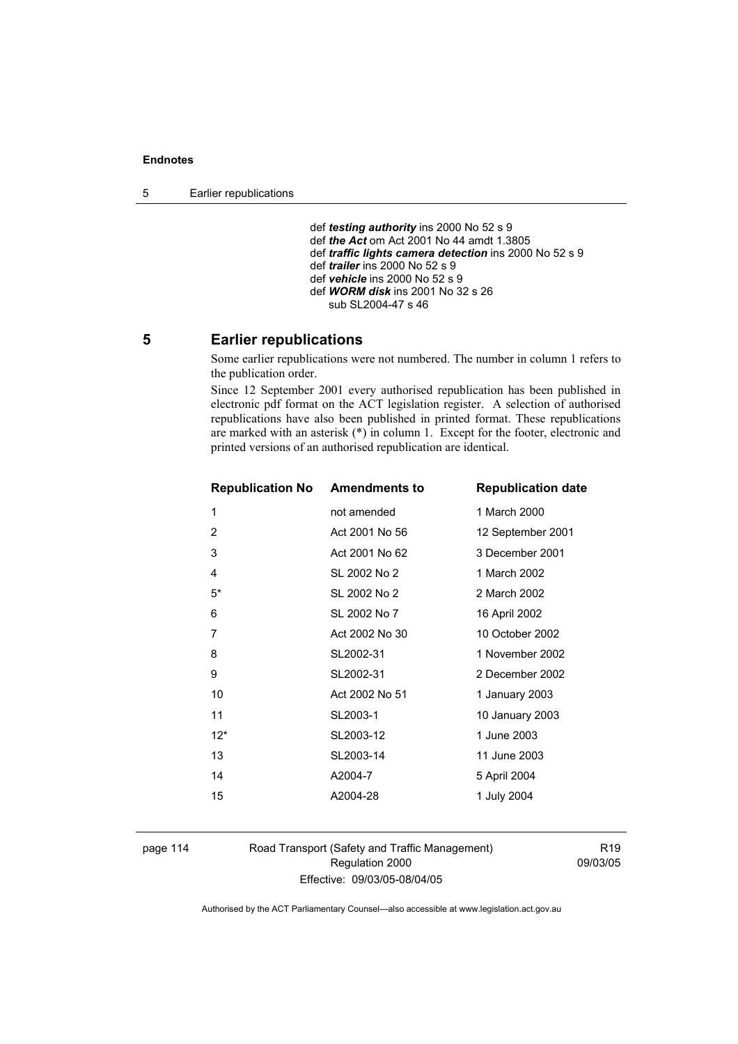def ***testing authority*** ins 2000 No 52 s 9
def ***the Act*** om Act 2001 No 44 amdt 1.3805
def ***traffic lights camera detection*** ins 2000 No 52 s 9
def ***trailer*** ins 2000 No 52 s 9
def ***vehicle*** ins 2000 No 52 s 9
def ***WORM disk*** ins 2001 No 32 s 26
sub SL2004-47 s 46

## 5 Earlier republications

Some earlier republications were not numbered. The number in column 1 refers to the publication order.

Since 12 September 2001 every authorised republication has been published in electronic pdf format on the ACT legislation register. A selection of authorised republications have also been published in printed format. These republications are marked with an asterisk (*) in column 1. Except for the footer, electronic and printed versions of an authorised republication are identical.

| Republication No | Amendments to | Republication date |
|---|---|---|
| 1 | not amended | 1 March 2000 |
| 2 | Act 2001 No 56 | 12 September 2001 |
| 3 | Act 2001 No 62 | 3 December 2001 |
| 4 | SL 2002 No 2 | 1 March 2002 |
| 5* | SL 2002 No 2 | 2 March 2002 |
| 6 | SL 2002 No 7 | 16 April 2002 |
| 7 | Act 2002 No 30 | 10 October 2002 |
| 8 | SL2002-31 | 1 November 2002 |
| 9 | SL2002-31 | 2 December 2002 |
| 10 | Act 2002 No 51 | 1 January 2003 |
| 11 | SL2003-1 | 10 January 2003 |
| 12* | SL2003-12 | 1 June 2003 |
| 13 | SL2003-14 | 11 June 2003 |
| 14 | A2004-7 | 5 April 2004 |
| 15 | A2004-28 | 1 July 2004 |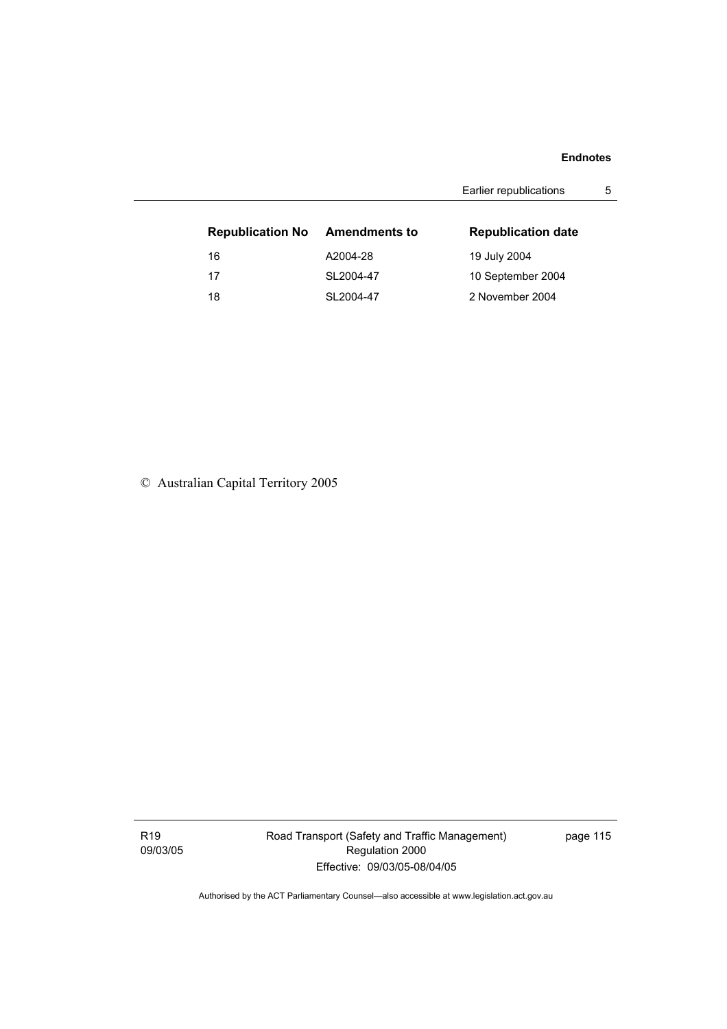| Republication No | Amendments to | Republication date |
| --- | --- | --- |
| 16 | A2004-28 | 19 July 2004 |
| 17 | SL2004-47 | 10 September 2004 |
| 18 | SL2004-47 | 2 November 2004 |

© Australian Capital Territory 2005